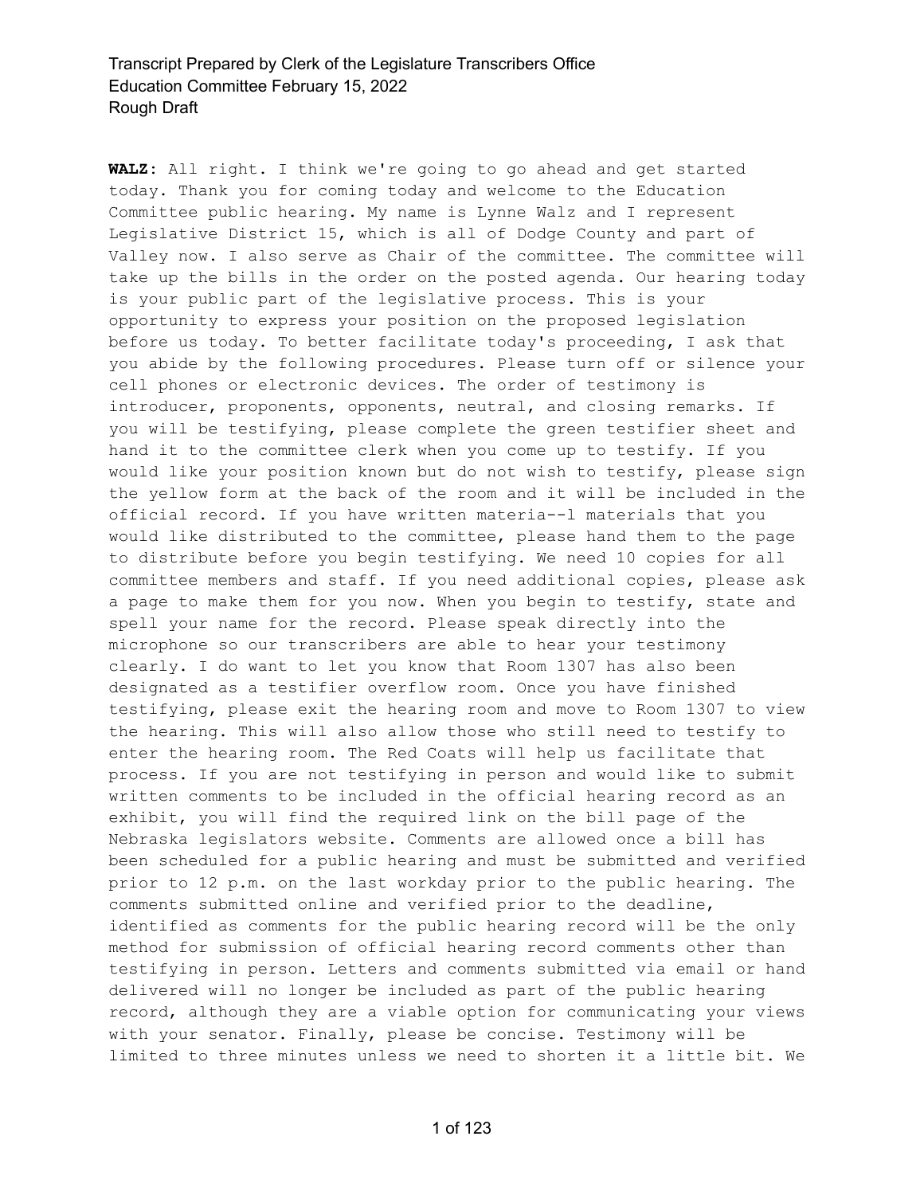**WALZ:** All right. I think we're going to go ahead and get started today. Thank you for coming today and welcome to the Education Committee public hearing. My name is Lynne Walz and I represent Legislative District 15, which is all of Dodge County and part of Valley now. I also serve as Chair of the committee. The committee will take up the bills in the order on the posted agenda. Our hearing today is your public part of the legislative process. This is your opportunity to express your position on the proposed legislation before us today. To better facilitate today's proceeding, I ask that you abide by the following procedures. Please turn off or silence your cell phones or electronic devices. The order of testimony is introducer, proponents, opponents, neutral, and closing remarks. If you will be testifying, please complete the green testifier sheet and hand it to the committee clerk when you come up to testify. If you would like your position known but do not wish to testify, please sign the yellow form at the back of the room and it will be included in the official record. If you have written materia--l materials that you would like distributed to the committee, please hand them to the page to distribute before you begin testifying. We need 10 copies for all committee members and staff. If you need additional copies, please ask a page to make them for you now. When you begin to testify, state and spell your name for the record. Please speak directly into the microphone so our transcribers are able to hear your testimony clearly. I do want to let you know that Room 1307 has also been designated as a testifier overflow room. Once you have finished testifying, please exit the hearing room and move to Room 1307 to view the hearing. This will also allow those who still need to testify to enter the hearing room. The Red Coats will help us facilitate that process. If you are not testifying in person and would like to submit written comments to be included in the official hearing record as an exhibit, you will find the required link on the bill page of the Nebraska legislators website. Comments are allowed once a bill has been scheduled for a public hearing and must be submitted and verified prior to 12 p.m. on the last workday prior to the public hearing. The comments submitted online and verified prior to the deadline, identified as comments for the public hearing record will be the only method for submission of official hearing record comments other than testifying in person. Letters and comments submitted via email or hand delivered will no longer be included as part of the public hearing record, although they are a viable option for communicating your views with your senator. Finally, please be concise. Testimony will be limited to three minutes unless we need to shorten it a little bit. We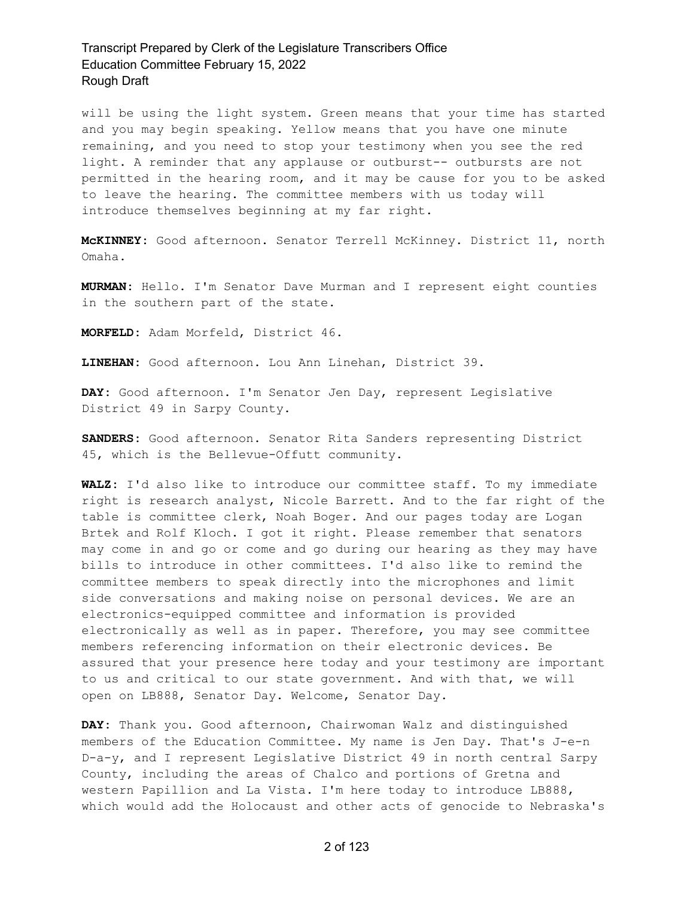will be using the light system. Green means that your time has started and you may begin speaking. Yellow means that you have one minute remaining, and you need to stop your testimony when you see the red light. A reminder that any applause or outburst-- outbursts are not permitted in the hearing room, and it may be cause for you to be asked to leave the hearing. The committee members with us today will introduce themselves beginning at my far right.

**McKINNEY:** Good afternoon. Senator Terrell McKinney. District 11, north Omaha.

**MURMAN:** Hello. I'm Senator Dave Murman and I represent eight counties in the southern part of the state.

**MORFELD:** Adam Morfeld, District 46.

**LINEHAN:** Good afternoon. Lou Ann Linehan, District 39.

**DAY:** Good afternoon. I'm Senator Jen Day, represent Legislative District 49 in Sarpy County.

**SANDERS:** Good afternoon. Senator Rita Sanders representing District 45, which is the Bellevue-Offutt community.

**WALZ:** I'd also like to introduce our committee staff. To my immediate right is research analyst, Nicole Barrett. And to the far right of the table is committee clerk, Noah Boger. And our pages today are Logan Brtek and Rolf Kloch. I got it right. Please remember that senators may come in and go or come and go during our hearing as they may have bills to introduce in other committees. I'd also like to remind the committee members to speak directly into the microphones and limit side conversations and making noise on personal devices. We are an electronics-equipped committee and information is provided electronically as well as in paper. Therefore, you may see committee members referencing information on their electronic devices. Be assured that your presence here today and your testimony are important to us and critical to our state government. And with that, we will open on LB888, Senator Day. Welcome, Senator Day.

**DAY:** Thank you. Good afternoon, Chairwoman Walz and distinguished members of the Education Committee. My name is Jen Day. That's J-e-n D-a-y, and I represent Legislative District 49 in north central Sarpy County, including the areas of Chalco and portions of Gretna and western Papillion and La Vista. I'm here today to introduce LB888, which would add the Holocaust and other acts of genocide to Nebraska's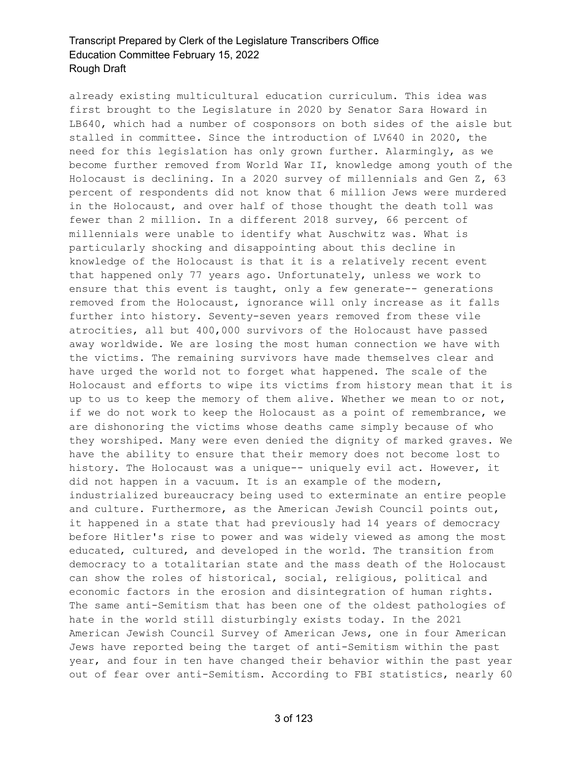already existing multicultural education curriculum. This idea was first brought to the Legislature in 2020 by Senator Sara Howard in LB640, which had a number of cosponsors on both sides of the aisle but stalled in committee. Since the introduction of LV640 in 2020, the need for this legislation has only grown further. Alarmingly, as we become further removed from World War II, knowledge among youth of the Holocaust is declining. In a 2020 survey of millennials and Gen Z, 63 percent of respondents did not know that 6 million Jews were murdered in the Holocaust, and over half of those thought the death toll was fewer than 2 million. In a different 2018 survey, 66 percent of millennials were unable to identify what Auschwitz was. What is particularly shocking and disappointing about this decline in knowledge of the Holocaust is that it is a relatively recent event that happened only 77 years ago. Unfortunately, unless we work to ensure that this event is taught, only a few generate-- generations removed from the Holocaust, ignorance will only increase as it falls further into history. Seventy-seven years removed from these vile atrocities, all but 400,000 survivors of the Holocaust have passed away worldwide. We are losing the most human connection we have with the victims. The remaining survivors have made themselves clear and have urged the world not to forget what happened. The scale of the Holocaust and efforts to wipe its victims from history mean that it is up to us to keep the memory of them alive. Whether we mean to or not, if we do not work to keep the Holocaust as a point of remembrance, we are dishonoring the victims whose deaths came simply because of who they worshiped. Many were even denied the dignity of marked graves. We have the ability to ensure that their memory does not become lost to history. The Holocaust was a unique-- uniquely evil act. However, it did not happen in a vacuum. It is an example of the modern, industrialized bureaucracy being used to exterminate an entire people and culture. Furthermore, as the American Jewish Council points out, it happened in a state that had previously had 14 years of democracy before Hitler's rise to power and was widely viewed as among the most educated, cultured, and developed in the world. The transition from democracy to a totalitarian state and the mass death of the Holocaust can show the roles of historical, social, religious, political and economic factors in the erosion and disintegration of human rights. The same anti-Semitism that has been one of the oldest pathologies of hate in the world still disturbingly exists today. In the 2021 American Jewish Council Survey of American Jews, one in four American Jews have reported being the target of anti-Semitism within the past year, and four in ten have changed their behavior within the past year out of fear over anti-Semitism. According to FBI statistics, nearly 60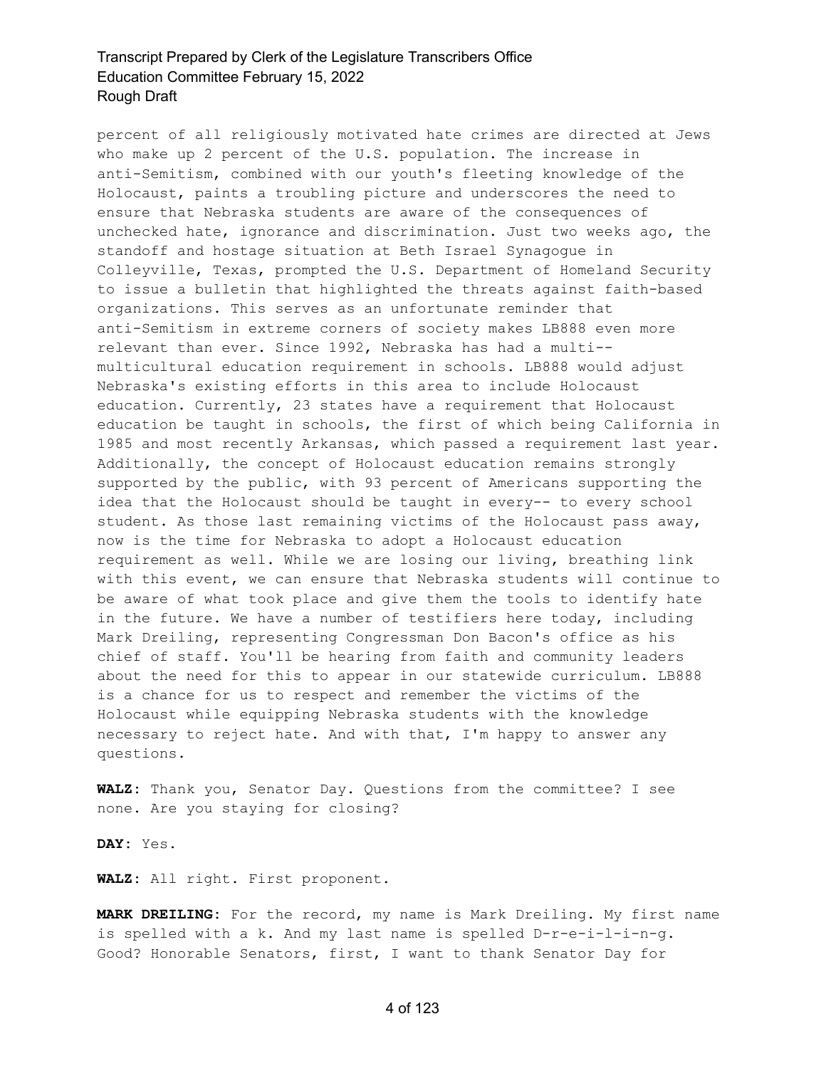percent of all religiously motivated hate crimes are directed at Jews who make up 2 percent of the U.S. population. The increase in anti-Semitism, combined with our youth's fleeting knowledge of the Holocaust, paints a troubling picture and underscores the need to ensure that Nebraska students are aware of the consequences of unchecked hate, ignorance and discrimination. Just two weeks ago, the standoff and hostage situation at Beth Israel Synagogue in Colleyville, Texas, prompted the U.S. Department of Homeland Security to issue a bulletin that highlighted the threats against faith-based organizations. This serves as an unfortunate reminder that anti-Semitism in extreme corners of society makes LB888 even more relevant than ever. Since 1992, Nebraska has had a multi-- multicultural education requirement in schools. LB888 would adjust Nebraska's existing efforts in this area to include Holocaust education. Currently, 23 states have a requirement that Holocaust education be taught in schools, the first of which being California in 1985 and most recently Arkansas, which passed a requirement last year. Additionally, the concept of Holocaust education remains strongly supported by the public, with 93 percent of Americans supporting the idea that the Holocaust should be taught in every-- to every school student. As those last remaining victims of the Holocaust pass away, now is the time for Nebraska to adopt a Holocaust education requirement as well. While we are losing our living, breathing link with this event, we can ensure that Nebraska students will continue to be aware of what took place and give them the tools to identify hate in the future. We have a number of testifiers here today, including Mark Dreiling, representing Congressman Don Bacon's office as his chief of staff. You'll be hearing from faith and community leaders about the need for this to appear in our statewide curriculum. LB888 is a chance for us to respect and remember the victims of the Holocaust while equipping Nebraska students with the knowledge necessary to reject hate. And with that, I'm happy to answer any questions.

**WALZ:** Thank you, Senator Day. Questions from the committee? I see none. Are you staying for closing?

**DAY:** Yes.

**WALZ:** All right. First proponent.

**MARK DREILING:** For the record, my name is Mark Dreiling. My first name is spelled with a k. And my last name is spelled D-r-e-i-l-i-n-g. Good? Honorable Senators, first, I want to thank Senator Day for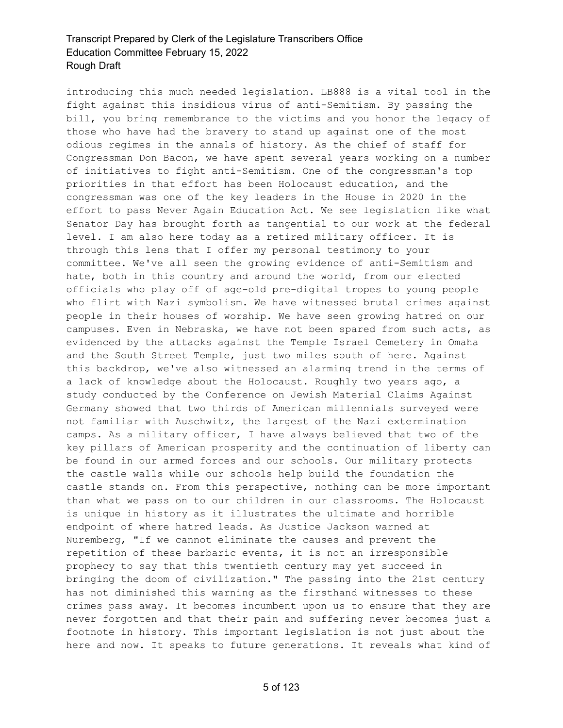introducing this much needed legislation. LB888 is a vital tool in the fight against this insidious virus of anti-Semitism. By passing the bill, you bring remembrance to the victims and you honor the legacy of those who have had the bravery to stand up against one of the most odious regimes in the annals of history. As the chief of staff for Congressman Don Bacon, we have spent several years working on a number of initiatives to fight anti-Semitism. One of the congressman's top priorities in that effort has been Holocaust education, and the congressman was one of the key leaders in the House in 2020 in the effort to pass Never Again Education Act. We see legislation like what Senator Day has brought forth as tangential to our work at the federal level. I am also here today as a retired military officer. It is through this lens that I offer my personal testimony to your committee. We've all seen the growing evidence of anti-Semitism and hate, both in this country and around the world, from our elected officials who play off of age-old pre-digital tropes to young people who flirt with Nazi symbolism. We have witnessed brutal crimes against people in their houses of worship. We have seen growing hatred on our campuses. Even in Nebraska, we have not been spared from such acts, as evidenced by the attacks against the Temple Israel Cemetery in Omaha and the South Street Temple, just two miles south of here. Against this backdrop, we've also witnessed an alarming trend in the terms of a lack of knowledge about the Holocaust. Roughly two years ago, a study conducted by the Conference on Jewish Material Claims Against Germany showed that two thirds of American millennials surveyed were not familiar with Auschwitz, the largest of the Nazi extermination camps. As a military officer, I have always believed that two of the key pillars of American prosperity and the continuation of liberty can be found in our armed forces and our schools. Our military protects the castle walls while our schools help build the foundation the castle stands on. From this perspective, nothing can be more important than what we pass on to our children in our classrooms. The Holocaust is unique in history as it illustrates the ultimate and horrible endpoint of where hatred leads. As Justice Jackson warned at Nuremberg, "If we cannot eliminate the causes and prevent the repetition of these barbaric events, it is not an irresponsible prophecy to say that this twentieth century may yet succeed in bringing the doom of civilization." The passing into the 21st century has not diminished this warning as the firsthand witnesses to these crimes pass away. It becomes incumbent upon us to ensure that they are never forgotten and that their pain and suffering never becomes just a footnote in history. This important legislation is not just about the here and now. It speaks to future generations. It reveals what kind of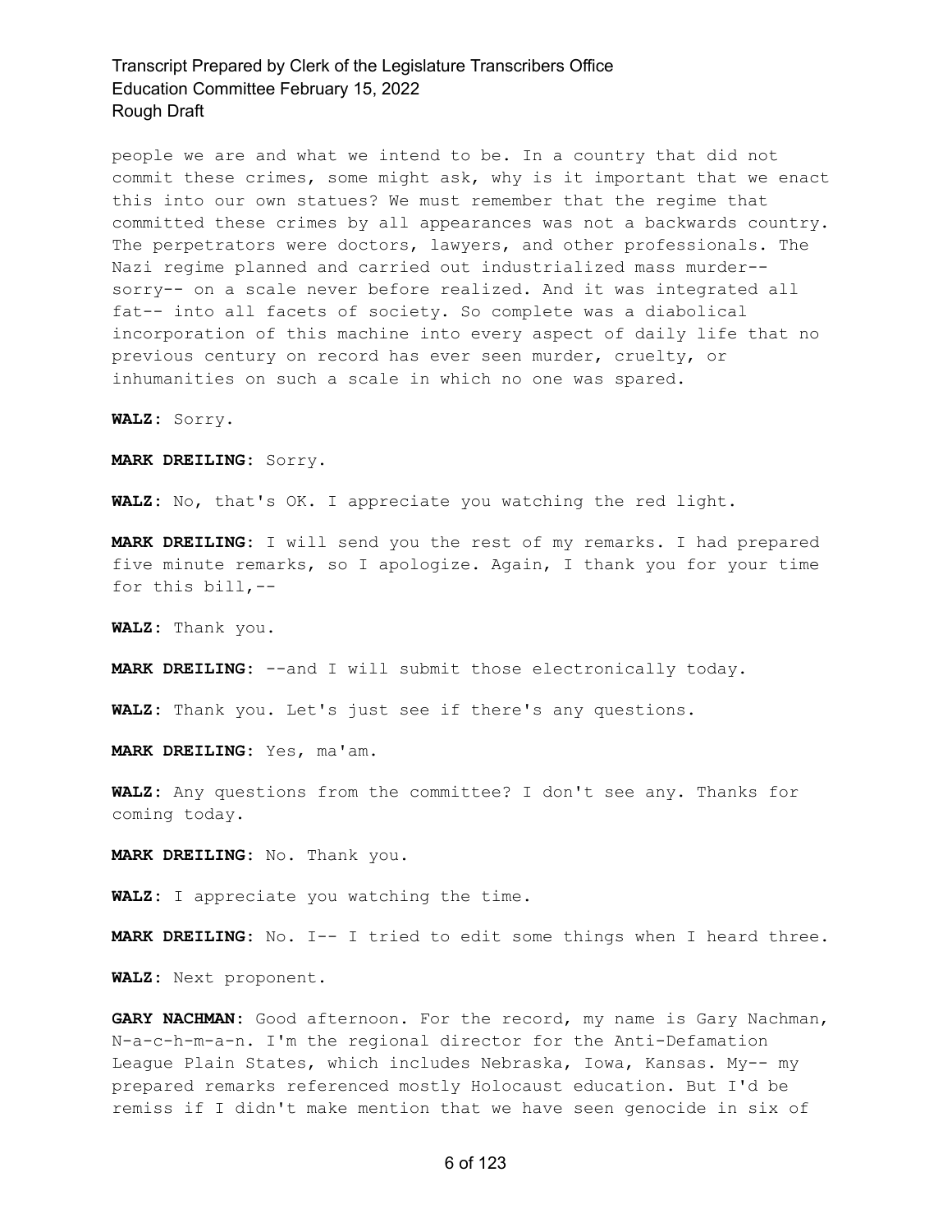people we are and what we intend to be. In a country that did not commit these crimes, some might ask, why is it important that we enact this into our own statues? We must remember that the regime that committed these crimes by all appearances was not a backwards country. The perpetrators were doctors, lawyers, and other professionals. The Nazi regime planned and carried out industrialized mass murder-- sorry-- on a scale never before realized. And it was integrated all fat-- into all facets of society. So complete was a diabolical incorporation of this machine into every aspect of daily life that no previous century on record has ever seen murder, cruelty, or inhumanities on such a scale in which no one was spared.

**WALZ:** Sorry.

**MARK DREILING:** Sorry.

**WALZ:** No, that's OK. I appreciate you watching the red light.

**MARK DREILING:** I will send you the rest of my remarks. I had prepared five minute remarks, so I apologize. Again, I thank you for your time for this bill,--

**WALZ:** Thank you.

**MARK DREILING:** --and I will submit those electronically today.

**WALZ:** Thank you. Let's just see if there's any questions.

**MARK DREILING:** Yes, ma'am.

**WALZ:** Any questions from the committee? I don't see any. Thanks for coming today.

**MARK DREILING:** No. Thank you.

**WALZ:** I appreciate you watching the time.

**MARK DREILING:** No. I-- I tried to edit some things when I heard three.

**WALZ:** Next proponent.

**GARY NACHMAN:** Good afternoon. For the record, my name is Gary Nachman, N-a-c-h-m-a-n. I'm the regional director for the Anti-Defamation League Plain States, which includes Nebraska, Iowa, Kansas. My-- my prepared remarks referenced mostly Holocaust education. But I'd be remiss if I didn't make mention that we have seen genocide in six of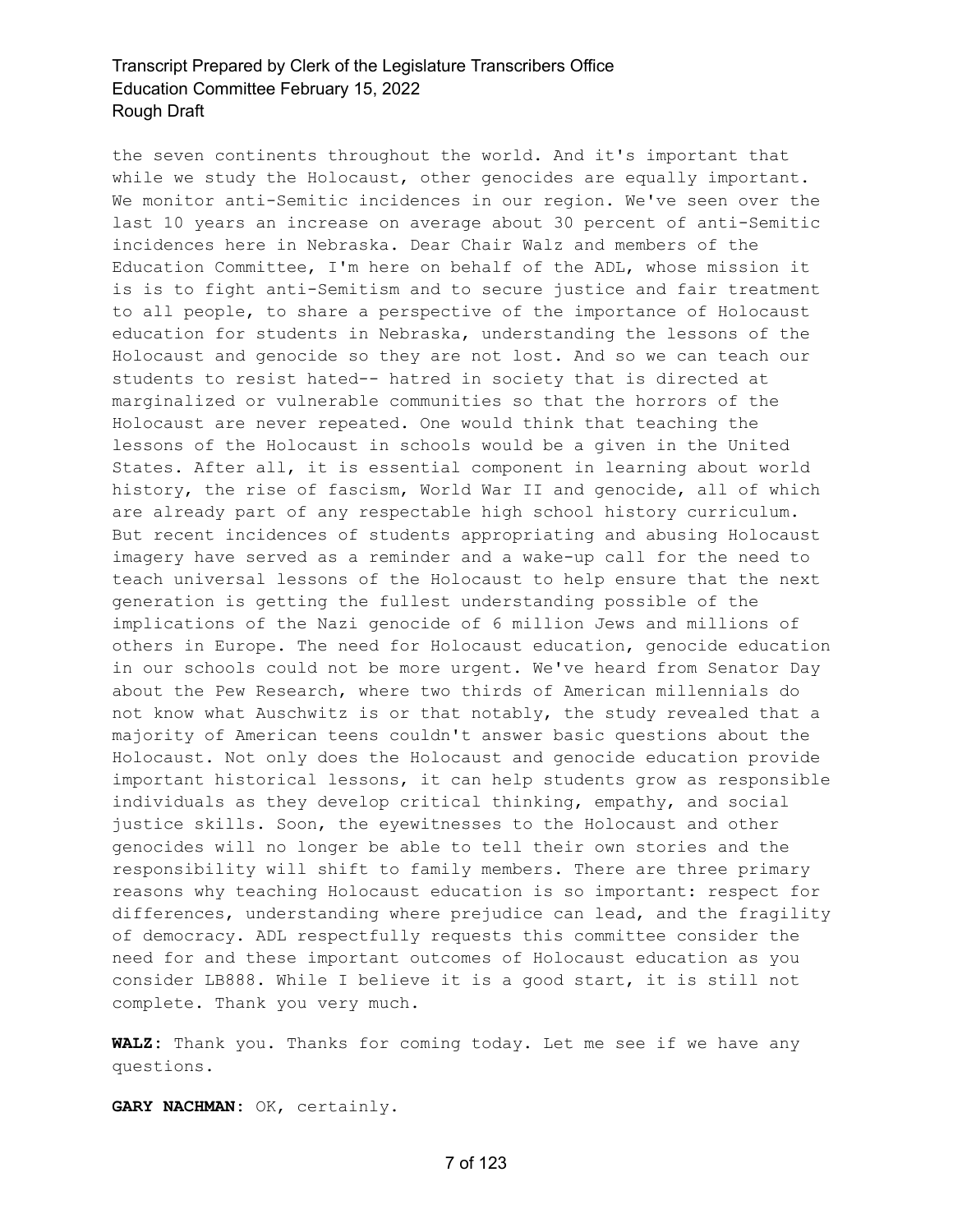the seven continents throughout the world. And it's important that while we study the Holocaust, other genocides are equally important. We monitor anti-Semitic incidences in our region. We've seen over the last 10 years an increase on average about 30 percent of anti-Semitic incidences here in Nebraska. Dear Chair Walz and members of the Education Committee, I'm here on behalf of the ADL, whose mission it is is to fight anti-Semitism and to secure justice and fair treatment to all people, to share a perspective of the importance of Holocaust education for students in Nebraska, understanding the lessons of the Holocaust and genocide so they are not lost. And so we can teach our students to resist hated-- hatred in society that is directed at marginalized or vulnerable communities so that the horrors of the Holocaust are never repeated. One would think that teaching the lessons of the Holocaust in schools would be a given in the United States. After all, it is essential component in learning about world history, the rise of fascism, World War II and genocide, all of which are already part of any respectable high school history curriculum. But recent incidences of students appropriating and abusing Holocaust imagery have served as a reminder and a wake-up call for the need to teach universal lessons of the Holocaust to help ensure that the next generation is getting the fullest understanding possible of the implications of the Nazi genocide of 6 million Jews and millions of others in Europe. The need for Holocaust education, genocide education in our schools could not be more urgent. We've heard from Senator Day about the Pew Research, where two thirds of American millennials do not know what Auschwitz is or that notably, the study revealed that a majority of American teens couldn't answer basic questions about the Holocaust. Not only does the Holocaust and genocide education provide important historical lessons, it can help students grow as responsible individuals as they develop critical thinking, empathy, and social justice skills. Soon, the eyewitnesses to the Holocaust and other genocides will no longer be able to tell their own stories and the responsibility will shift to family members. There are three primary reasons why teaching Holocaust education is so important: respect for differences, understanding where prejudice can lead, and the fragility of democracy. ADL respectfully requests this committee consider the need for and these important outcomes of Holocaust education as you consider LB888. While I believe it is a good start, it is still not complete. Thank you very much.

**WALZ:** Thank you. Thanks for coming today. Let me see if we have any questions.

**GARY NACHMAN:** OK, certainly.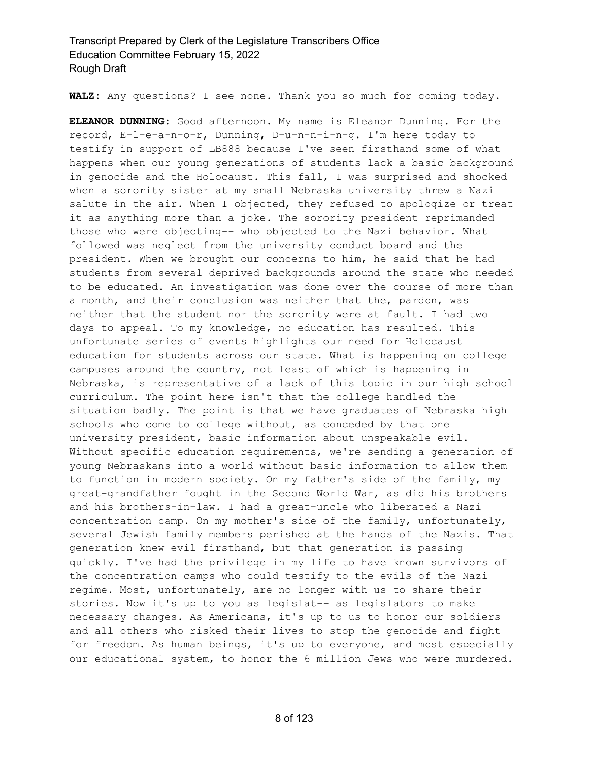**WALZ:** Any questions? I see none. Thank you so much for coming today.

**ELEANOR DUNNING:** Good afternoon. My name is Eleanor Dunning. For the record, E-l-e-a-n-o-r, Dunning, D-u-n-n-i-n-g. I'm here today to testify in support of LB888 because I've seen firsthand some of what happens when our young generations of students lack a basic background in genocide and the Holocaust. This fall, I was surprised and shocked when a sorority sister at my small Nebraska university threw a Nazi salute in the air. When I objected, they refused to apologize or treat it as anything more than a joke. The sorority president reprimanded those who were objecting-- who objected to the Nazi behavior. What followed was neglect from the university conduct board and the president. When we brought our concerns to him, he said that he had students from several deprived backgrounds around the state who needed to be educated. An investigation was done over the course of more than a month, and their conclusion was neither that the, pardon, was neither that the student nor the sorority were at fault. I had two days to appeal. To my knowledge, no education has resulted. This unfortunate series of events highlights our need for Holocaust education for students across our state. What is happening on college campuses around the country, not least of which is happening in Nebraska, is representative of a lack of this topic in our high school curriculum. The point here isn't that the college handled the situation badly. The point is that we have graduates of Nebraska high schools who come to college without, as conceded by that one university president, basic information about unspeakable evil. Without specific education requirements, we're sending a generation of young Nebraskans into a world without basic information to allow them to function in modern society. On my father's side of the family, my great-grandfather fought in the Second World War, as did his brothers and his brothers-in-law. I had a great-uncle who liberated a Nazi concentration camp. On my mother's side of the family, unfortunately, several Jewish family members perished at the hands of the Nazis. That generation knew evil firsthand, but that generation is passing quickly. I've had the privilege in my life to have known survivors of the concentration camps who could testify to the evils of the Nazi regime. Most, unfortunately, are no longer with us to share their stories. Now it's up to you as legislat-- as legislators to make necessary changes. As Americans, it's up to us to honor our soldiers and all others who risked their lives to stop the genocide and fight for freedom. As human beings, it's up to everyone, and most especially our educational system, to honor the 6 million Jews who were murdered.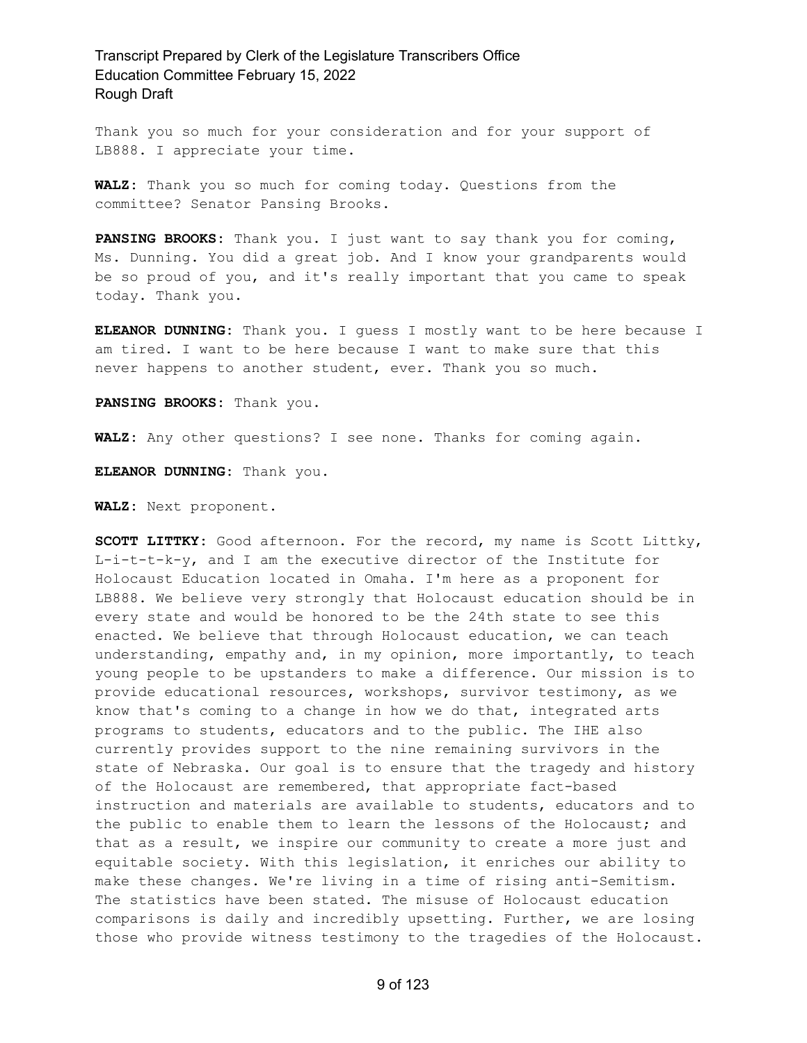Thank you so much for your consideration and for your support of LB888. I appreciate your time.

**WALZ:** Thank you so much for coming today. Questions from the committee? Senator Pansing Brooks.

**PANSING BROOKS:** Thank you. I just want to say thank you for coming, Ms. Dunning. You did a great job. And I know your grandparents would be so proud of you, and it's really important that you came to speak today. Thank you.

**ELEANOR DUNNING:** Thank you. I guess I mostly want to be here because I am tired. I want to be here because I want to make sure that this never happens to another student, ever. Thank you so much.

**PANSING BROOKS:** Thank you.

**WALZ:** Any other questions? I see none. Thanks for coming again.

**ELEANOR DUNNING:** Thank you.

**WALZ:** Next proponent.

**SCOTT LITTKY:** Good afternoon. For the record, my name is Scott Littky, L-i-t-t-k-y, and I am the executive director of the Institute for Holocaust Education located in Omaha. I'm here as a proponent for LB888. We believe very strongly that Holocaust education should be in every state and would be honored to be the 24th state to see this enacted. We believe that through Holocaust education, we can teach understanding, empathy and, in my opinion, more importantly, to teach young people to be upstanders to make a difference. Our mission is to provide educational resources, workshops, survivor testimony, as we know that's coming to a change in how we do that, integrated arts programs to students, educators and to the public. The IHE also currently provides support to the nine remaining survivors in the state of Nebraska. Our goal is to ensure that the tragedy and history of the Holocaust are remembered, that appropriate fact-based instruction and materials are available to students, educators and to the public to enable them to learn the lessons of the Holocaust; and that as a result, we inspire our community to create a more just and equitable society. With this legislation, it enriches our ability to make these changes. We're living in a time of rising anti-Semitism. The statistics have been stated. The misuse of Holocaust education comparisons is daily and incredibly upsetting. Further, we are losing those who provide witness testimony to the tragedies of the Holocaust.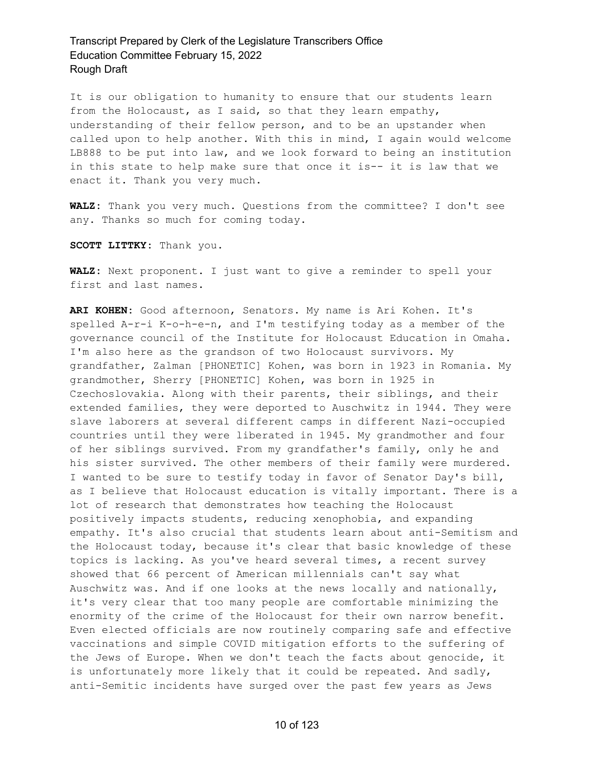It is our obligation to humanity to ensure that our students learn from the Holocaust, as I said, so that they learn empathy, understanding of their fellow person, and to be an upstander when called upon to help another. With this in mind, I again would welcome LB888 to be put into law, and we look forward to being an institution in this state to help make sure that once it is-- it is law that we enact it. Thank you very much.

**WALZ:** Thank you very much. Questions from the committee? I don't see any. Thanks so much for coming today.

**SCOTT LITTKY:** Thank you.

**WALZ:** Next proponent. I just want to give a reminder to spell your first and last names.

**ARI KOHEN:** Good afternoon, Senators. My name is Ari Kohen. It's spelled A-r-i K-o-h-e-n, and I'm testifying today as a member of the governance council of the Institute for Holocaust Education in Omaha. I'm also here as the grandson of two Holocaust survivors. My grandfather, Zalman [PHONETIC] Kohen, was born in 1923 in Romania. My grandmother, Sherry [PHONETIC] Kohen, was born in 1925 in Czechoslovakia. Along with their parents, their siblings, and their extended families, they were deported to Auschwitz in 1944. They were slave laborers at several different camps in different Nazi-occupied countries until they were liberated in 1945. My grandmother and four of her siblings survived. From my grandfather's family, only he and his sister survived. The other members of their family were murdered. I wanted to be sure to testify today in favor of Senator Day's bill, as I believe that Holocaust education is vitally important. There is a lot of research that demonstrates how teaching the Holocaust positively impacts students, reducing xenophobia, and expanding empathy. It's also crucial that students learn about anti-Semitism and the Holocaust today, because it's clear that basic knowledge of these topics is lacking. As you've heard several times, a recent survey showed that 66 percent of American millennials can't say what Auschwitz was. And if one looks at the news locally and nationally, it's very clear that too many people are comfortable minimizing the enormity of the crime of the Holocaust for their own narrow benefit. Even elected officials are now routinely comparing safe and effective vaccinations and simple COVID mitigation efforts to the suffering of the Jews of Europe. When we don't teach the facts about genocide, it is unfortunately more likely that it could be repeated. And sadly, anti-Semitic incidents have surged over the past few years as Jews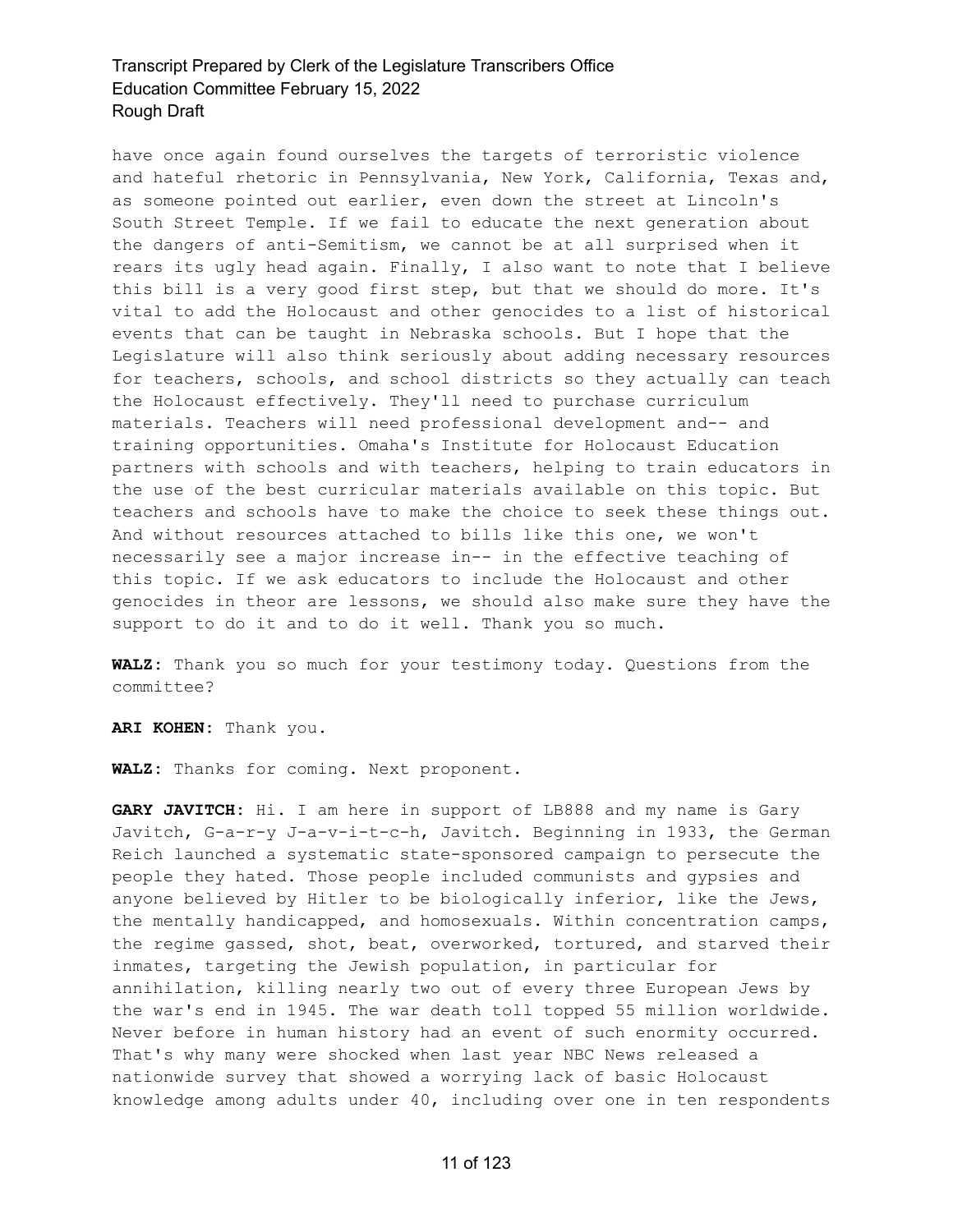have once again found ourselves the targets of terroristic violence and hateful rhetoric in Pennsylvania, New York, California, Texas and, as someone pointed out earlier, even down the street at Lincoln's South Street Temple. If we fail to educate the next generation about the dangers of anti-Semitism, we cannot be at all surprised when it rears its ugly head again. Finally, I also want to note that I believe this bill is a very good first step, but that we should do more. It's vital to add the Holocaust and other genocides to a list of historical events that can be taught in Nebraska schools. But I hope that the Legislature will also think seriously about adding necessary resources for teachers, schools, and school districts so they actually can teach the Holocaust effectively. They'll need to purchase curriculum materials. Teachers will need professional development and-- and training opportunities. Omaha's Institute for Holocaust Education partners with schools and with teachers, helping to train educators in the use of the best curricular materials available on this topic. But teachers and schools have to make the choice to seek these things out. And without resources attached to bills like this one, we won't necessarily see a major increase in-- in the effective teaching of this topic. If we ask educators to include the Holocaust and other genocides in theor are lessons, we should also make sure they have the support to do it and to do it well. Thank you so much.

**WALZ:** Thank you so much for your testimony today. Questions from the committee?

**ARI KOHEN:** Thank you.

**WALZ:** Thanks for coming. Next proponent.

**GARY JAVITCH:** Hi. I am here in support of LB888 and my name is Gary Javitch, G-a-r-y J-a-v-i-t-c-h, Javitch. Beginning in 1933, the German Reich launched a systematic state-sponsored campaign to persecute the people they hated. Those people included communists and gypsies and anyone believed by Hitler to be biologically inferior, like the Jews, the mentally handicapped, and homosexuals. Within concentration camps, the regime gassed, shot, beat, overworked, tortured, and starved their inmates, targeting the Jewish population, in particular for annihilation, killing nearly two out of every three European Jews by the war's end in 1945. The war death toll topped 55 million worldwide. Never before in human history had an event of such enormity occurred. That's why many were shocked when last year NBC News released a nationwide survey that showed a worrying lack of basic Holocaust knowledge among adults under 40, including over one in ten respondents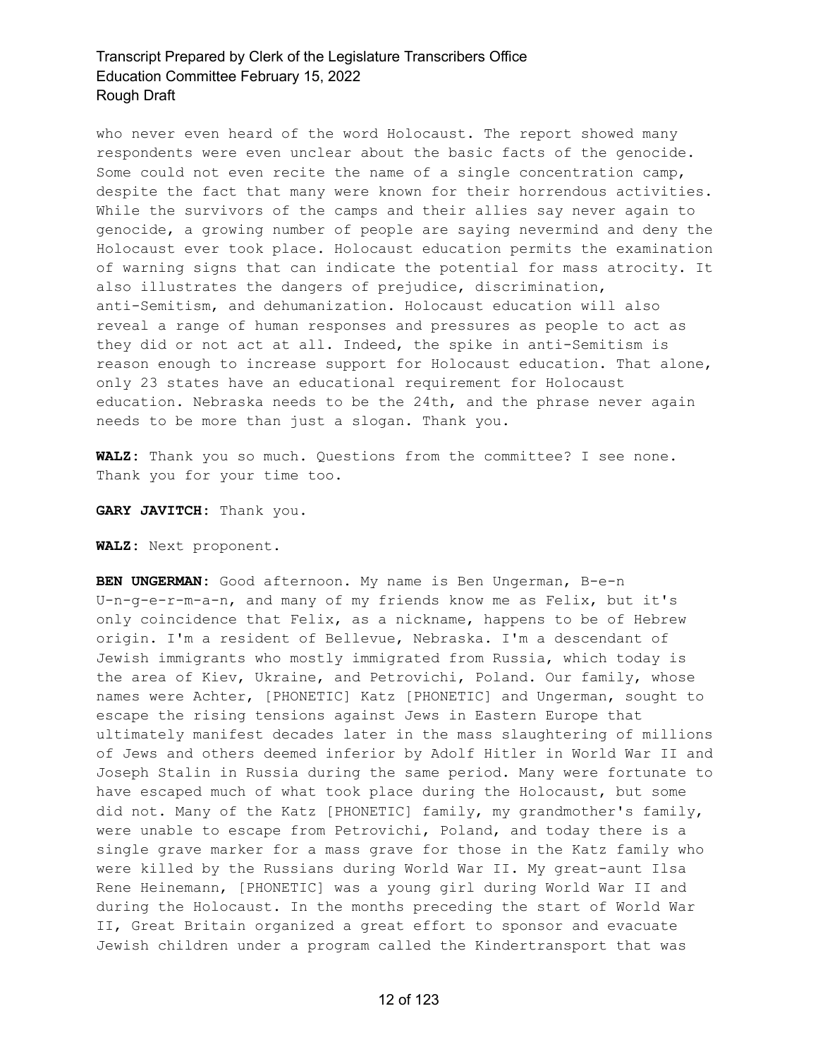who never even heard of the word Holocaust. The report showed many respondents were even unclear about the basic facts of the genocide. Some could not even recite the name of a single concentration camp, despite the fact that many were known for their horrendous activities. While the survivors of the camps and their allies say never again to genocide, a growing number of people are saying nevermind and deny the Holocaust ever took place. Holocaust education permits the examination of warning signs that can indicate the potential for mass atrocity. It also illustrates the dangers of prejudice, discrimination, anti-Semitism, and dehumanization. Holocaust education will also reveal a range of human responses and pressures as people to act as they did or not act at all. Indeed, the spike in anti-Semitism is reason enough to increase support for Holocaust education. That alone, only 23 states have an educational requirement for Holocaust education. Nebraska needs to be the 24th, and the phrase never again needs to be more than just a slogan. Thank you.

**WALZ:** Thank you so much. Questions from the committee? I see none. Thank you for your time too.

**GARY JAVITCH:** Thank you.

**WALZ:** Next proponent.

**BEN UNGERMAN:** Good afternoon. My name is Ben Ungerman, B-e-n U-n-g-e-r-m-a-n, and many of my friends know me as Felix, but it's only coincidence that Felix, as a nickname, happens to be of Hebrew origin. I'm a resident of Bellevue, Nebraska. I'm a descendant of Jewish immigrants who mostly immigrated from Russia, which today is the area of Kiev, Ukraine, and Petrovichi, Poland. Our family, whose names were Achter, [PHONETIC] Katz [PHONETIC] and Ungerman, sought to escape the rising tensions against Jews in Eastern Europe that ultimately manifest decades later in the mass slaughtering of millions of Jews and others deemed inferior by Adolf Hitler in World War II and Joseph Stalin in Russia during the same period. Many were fortunate to have escaped much of what took place during the Holocaust, but some did not. Many of the Katz [PHONETIC] family, my grandmother's family, were unable to escape from Petrovichi, Poland, and today there is a single grave marker for a mass grave for those in the Katz family who were killed by the Russians during World War II. My great-aunt Ilsa Rene Heinemann, [PHONETIC] was a young girl during World War II and during the Holocaust. In the months preceding the start of World War II, Great Britain organized a great effort to sponsor and evacuate Jewish children under a program called the Kindertransport that was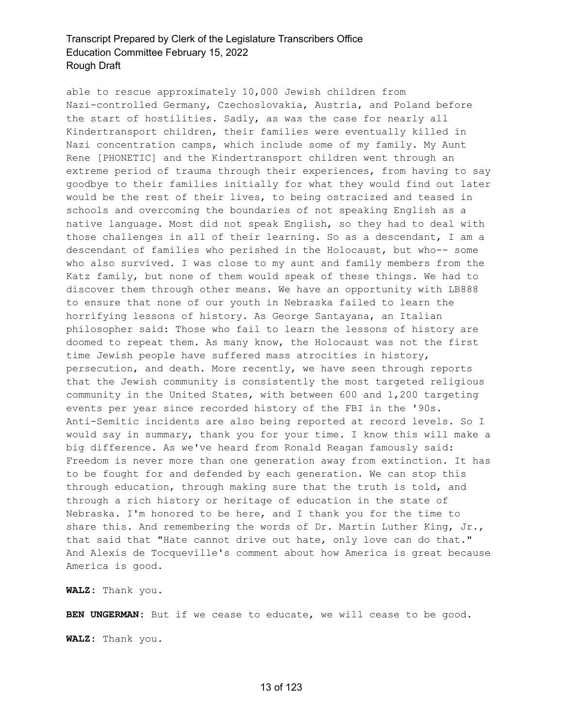able to rescue approximately 10,000 Jewish children from Nazi-controlled Germany, Czechoslovakia, Austria, and Poland before the start of hostilities. Sadly, as was the case for nearly all Kindertransport children, their families were eventually killed in Nazi concentration camps, which include some of my family. My Aunt Rene [PHONETIC] and the Kindertransport children went through an extreme period of trauma through their experiences, from having to say goodbye to their families initially for what they would find out later would be the rest of their lives, to being ostracized and teased in schools and overcoming the boundaries of not speaking English as a native language. Most did not speak English, so they had to deal with those challenges in all of their learning. So as a descendant, I am a descendant of families who perished in the Holocaust, but who-- some who also survived. I was close to my aunt and family members from the Katz family, but none of them would speak of these things. We had to discover them through other means. We have an opportunity with LB888 to ensure that none of our youth in Nebraska failed to learn the horrifying lessons of history. As George Santayana, an Italian philosopher said: Those who fail to learn the lessons of history are doomed to repeat them. As many know, the Holocaust was not the first time Jewish people have suffered mass atrocities in history, persecution, and death. More recently, we have seen through reports that the Jewish community is consistently the most targeted religious community in the United States, with between 600 and 1,200 targeting events per year since recorded history of the FBI in the '90s. Anti-Semitic incidents are also being reported at record levels. So I would say in summary, thank you for your time. I know this will make a big difference. As we've heard from Ronald Reagan famously said: Freedom is never more than one generation away from extinction. It has to be fought for and defended by each generation. We can stop this through education, through making sure that the truth is told, and through a rich history or heritage of education in the state of Nebraska. I'm honored to be here, and I thank you for the time to share this. And remembering the words of Dr. Martin Luther King, Jr., that said that "Hate cannot drive out hate, only love can do that." And Alexis de Tocqueville's comment about how America is great because America is good.

**WALZ:** Thank you.

**BEN UNGERMAN:** But if we cease to educate, we will cease to be good.

**WALZ:** Thank you.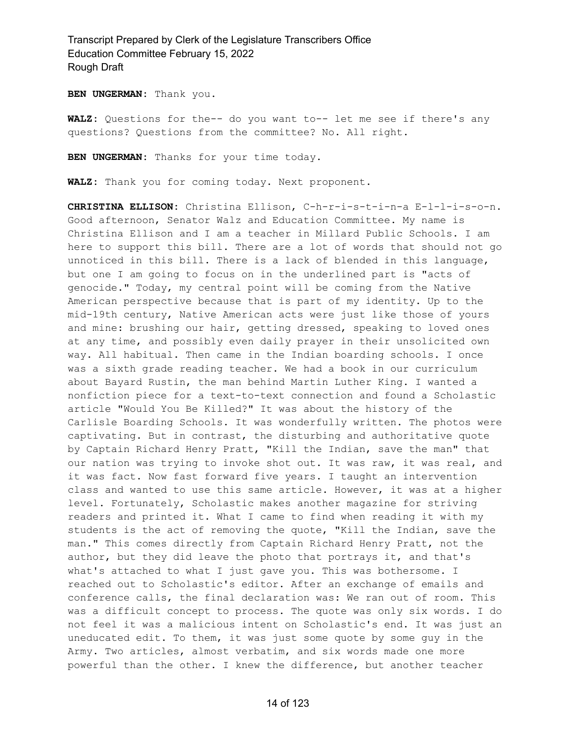**BEN UNGERMAN:** Thank you.

**WALZ:** Questions for the-- do you want to-- let me see if there's any questions? Questions from the committee? No. All right.

**BEN UNGERMAN:** Thanks for your time today.

**WALZ:** Thank you for coming today. Next proponent.

**CHRISTINA ELLISON:** Christina Ellison, C-h-r-i-s-t-i-n-a E-l-l-i-s-o-n. Good afternoon, Senator Walz and Education Committee. My name is Christina Ellison and I am a teacher in Millard Public Schools. I am here to support this bill. There are a lot of words that should not go unnoticed in this bill. There is a lack of blended in this language, but one I am going to focus on in the underlined part is "acts of genocide." Today, my central point will be coming from the Native American perspective because that is part of my identity. Up to the mid-19th century, Native American acts were just like those of yours and mine: brushing our hair, getting dressed, speaking to loved ones at any time, and possibly even daily prayer in their unsolicited own way. All habitual. Then came in the Indian boarding schools. I once was a sixth grade reading teacher. We had a book in our curriculum about Bayard Rustin, the man behind Martin Luther King. I wanted a nonfiction piece for a text-to-text connection and found a Scholastic article "Would You Be Killed?" It was about the history of the Carlisle Boarding Schools. It was wonderfully written. The photos were captivating. But in contrast, the disturbing and authoritative quote by Captain Richard Henry Pratt, "Kill the Indian, save the man" that our nation was trying to invoke shot out. It was raw, it was real, and it was fact. Now fast forward five years. I taught an intervention class and wanted to use this same article. However, it was at a higher level. Fortunately, Scholastic makes another magazine for striving readers and printed it. What I came to find when reading it with my students is the act of removing the quote, "Kill the Indian, save the man." This comes directly from Captain Richard Henry Pratt, not the author, but they did leave the photo that portrays it, and that's what's attached to what I just gave you. This was bothersome. I reached out to Scholastic's editor. After an exchange of emails and conference calls, the final declaration was: We ran out of room. This was a difficult concept to process. The quote was only six words. I do not feel it was a malicious intent on Scholastic's end. It was just an uneducated edit. To them, it was just some quote by some guy in the Army. Two articles, almost verbatim, and six words made one more powerful than the other. I knew the difference, but another teacher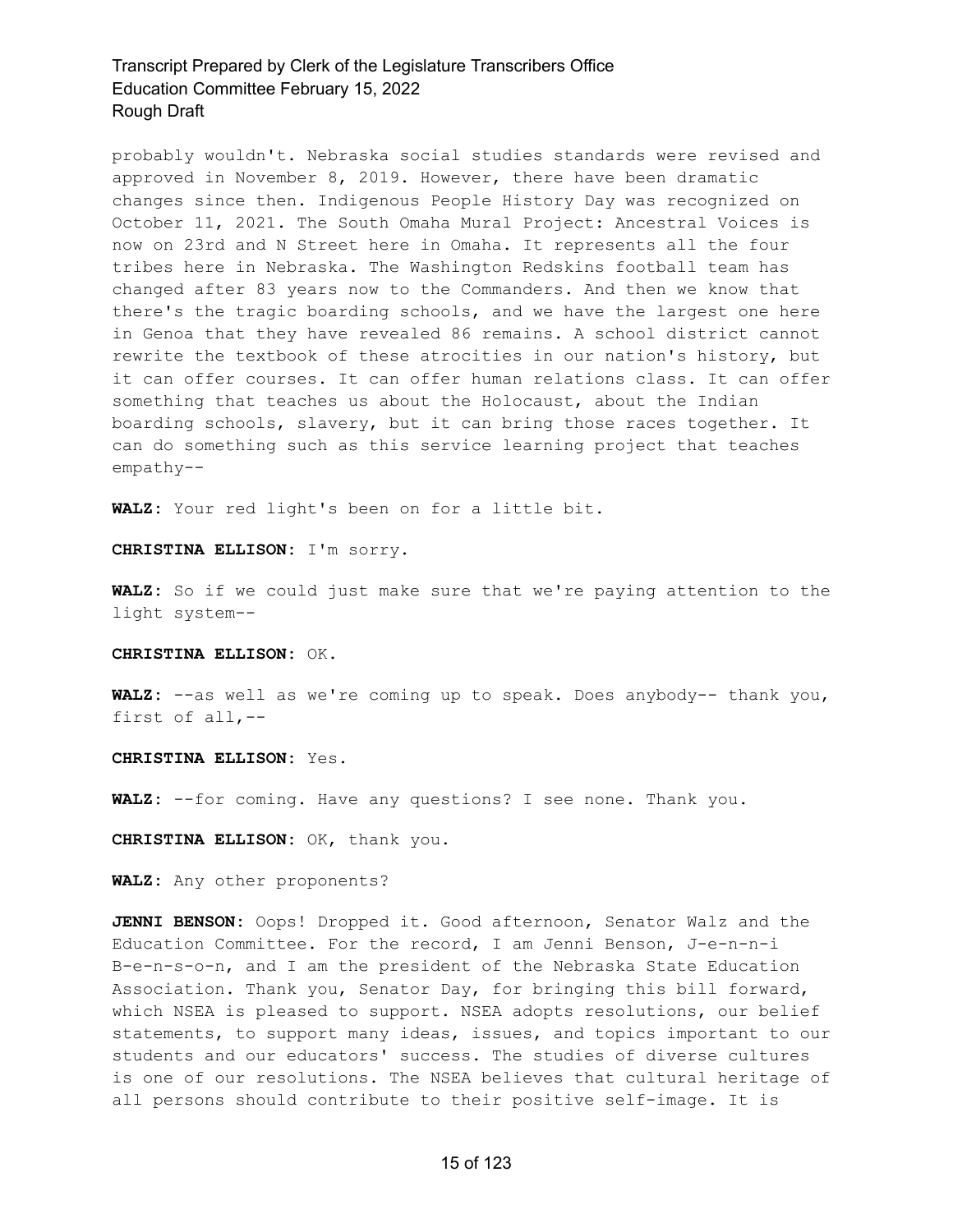probably wouldn't. Nebraska social studies standards were revised and approved in November 8, 2019. However, there have been dramatic changes since then. Indigenous People History Day was recognized on October 11, 2021. The South Omaha Mural Project: Ancestral Voices is now on 23rd and N Street here in Omaha. It represents all the four tribes here in Nebraska. The Washington Redskins football team has changed after 83 years now to the Commanders. And then we know that there's the tragic boarding schools, and we have the largest one here in Genoa that they have revealed 86 remains. A school district cannot rewrite the textbook of these atrocities in our nation's history, but it can offer courses. It can offer human relations class. It can offer something that teaches us about the Holocaust, about the Indian boarding schools, slavery, but it can bring those races together. It can do something such as this service learning project that teaches empathy--

**WALZ:** Your red light's been on for a little bit.

**CHRISTINA ELLISON:** I'm sorry.

**WALZ:** So if we could just make sure that we're paying attention to the light system--

**CHRISTINA ELLISON:** OK.

**WALZ:** --as well as we're coming up to speak. Does anybody-- thank you, first of all,--

**CHRISTINA ELLISON:** Yes.

**WALZ:** --for coming. Have any questions? I see none. Thank you.

**CHRISTINA ELLISON:** OK, thank you.

**WALZ:** Any other proponents?

**JENNI BENSON:** Oops! Dropped it. Good afternoon, Senator Walz and the Education Committee. For the record, I am Jenni Benson, J-e-n-n-i B-e-n-s-o-n, and I am the president of the Nebraska State Education Association. Thank you, Senator Day, for bringing this bill forward, which NSEA is pleased to support. NSEA adopts resolutions, our belief statements, to support many ideas, issues, and topics important to our students and our educators' success. The studies of diverse cultures is one of our resolutions. The NSEA believes that cultural heritage of all persons should contribute to their positive self-image. It is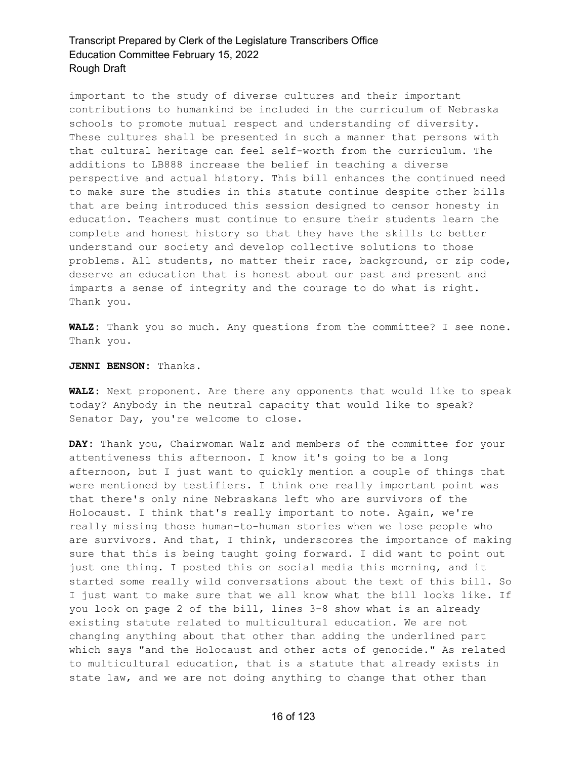important to the study of diverse cultures and their important contributions to humankind be included in the curriculum of Nebraska schools to promote mutual respect and understanding of diversity. These cultures shall be presented in such a manner that persons with that cultural heritage can feel self-worth from the curriculum. The additions to LB888 increase the belief in teaching a diverse perspective and actual history. This bill enhances the continued need to make sure the studies in this statute continue despite other bills that are being introduced this session designed to censor honesty in education. Teachers must continue to ensure their students learn the complete and honest history so that they have the skills to better understand our society and develop collective solutions to those problems. All students, no matter their race, background, or zip code, deserve an education that is honest about our past and present and imparts a sense of integrity and the courage to do what is right. Thank you.

**WALZ:** Thank you so much. Any questions from the committee? I see none. Thank you.

**JENNI BENSON:** Thanks.

**WALZ:** Next proponent. Are there any opponents that would like to speak today? Anybody in the neutral capacity that would like to speak? Senator Day, you're welcome to close.

**DAY:** Thank you, Chairwoman Walz and members of the committee for your attentiveness this afternoon. I know it's going to be a long afternoon, but I just want to quickly mention a couple of things that were mentioned by testifiers. I think one really important point was that there's only nine Nebraskans left who are survivors of the Holocaust. I think that's really important to note. Again, we're really missing those human-to-human stories when we lose people who are survivors. And that, I think, underscores the importance of making sure that this is being taught going forward. I did want to point out just one thing. I posted this on social media this morning, and it started some really wild conversations about the text of this bill. So I just want to make sure that we all know what the bill looks like. If you look on page 2 of the bill, lines 3-8 show what is an already existing statute related to multicultural education. We are not changing anything about that other than adding the underlined part which says "and the Holocaust and other acts of genocide." As related to multicultural education, that is a statute that already exists in state law, and we are not doing anything to change that other than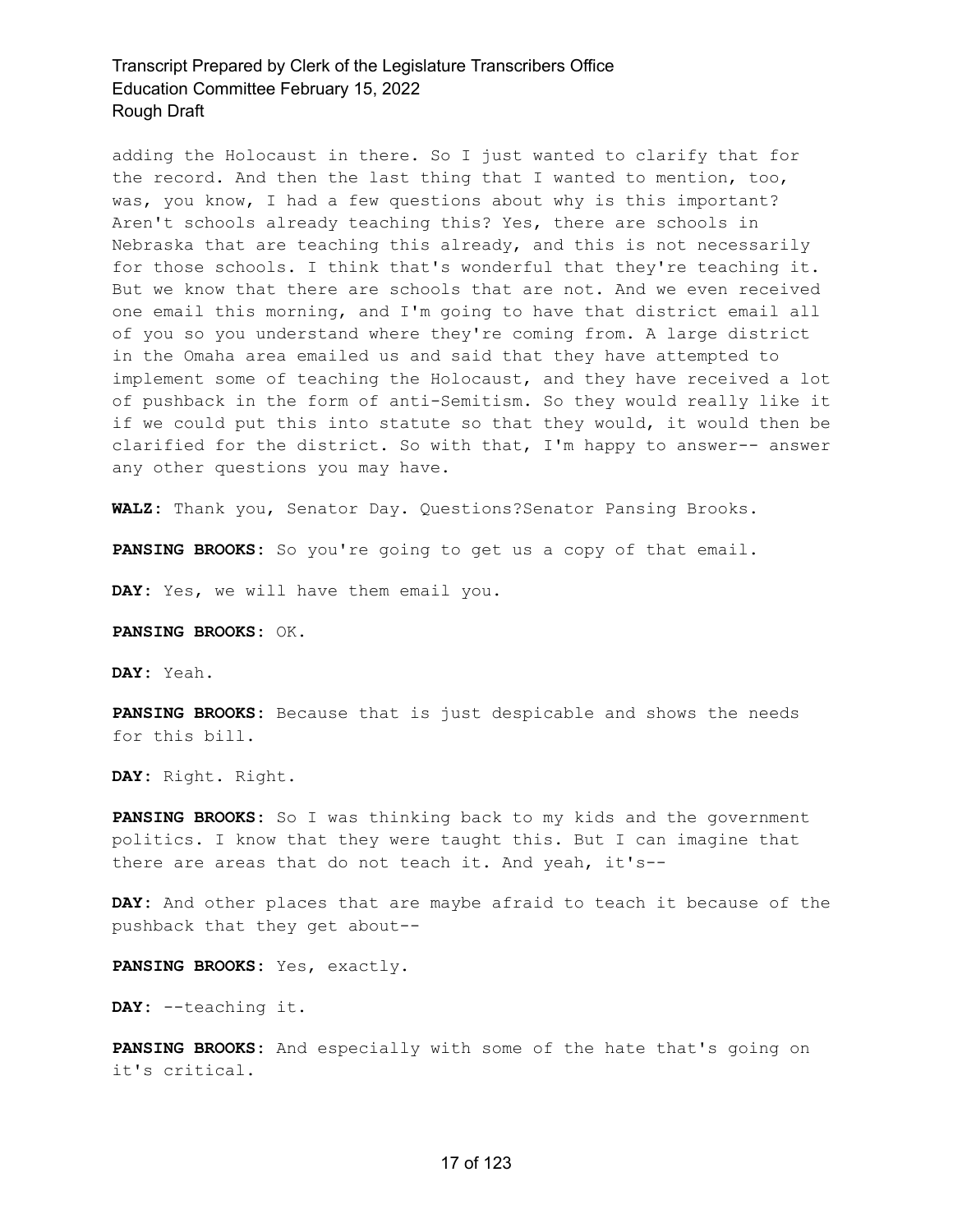adding the Holocaust in there. So I just wanted to clarify that for the record. And then the last thing that I wanted to mention, too, was, you know, I had a few questions about why is this important? Aren't schools already teaching this? Yes, there are schools in Nebraska that are teaching this already, and this is not necessarily for those schools. I think that's wonderful that they're teaching it. But we know that there are schools that are not. And we even received one email this morning, and I'm going to have that district email all of you so you understand where they're coming from. A large district in the Omaha area emailed us and said that they have attempted to implement some of teaching the Holocaust, and they have received a lot of pushback in the form of anti-Semitism. So they would really like it if we could put this into statute so that they would, it would then be clarified for the district. So with that, I'm happy to answer-- answer any other questions you may have.

**WALZ:** Thank you, Senator Day. Questions?Senator Pansing Brooks.

**PANSING BROOKS:** So you're going to get us a copy of that email.

**DAY:** Yes, we will have them email you.

**PANSING BROOKS:** OK.

**DAY:** Yeah.

**PANSING BROOKS:** Because that is just despicable and shows the needs for this bill.

**DAY:** Right. Right.

**PANSING BROOKS:** So I was thinking back to my kids and the government politics. I know that they were taught this. But I can imagine that there are areas that do not teach it. And yeah, it's--

**DAY:** And other places that are maybe afraid to teach it because of the pushback that they get about--

**PANSING BROOKS:** Yes, exactly.

**DAY:** --teaching it.

**PANSING BROOKS:** And especially with some of the hate that's going on it's critical.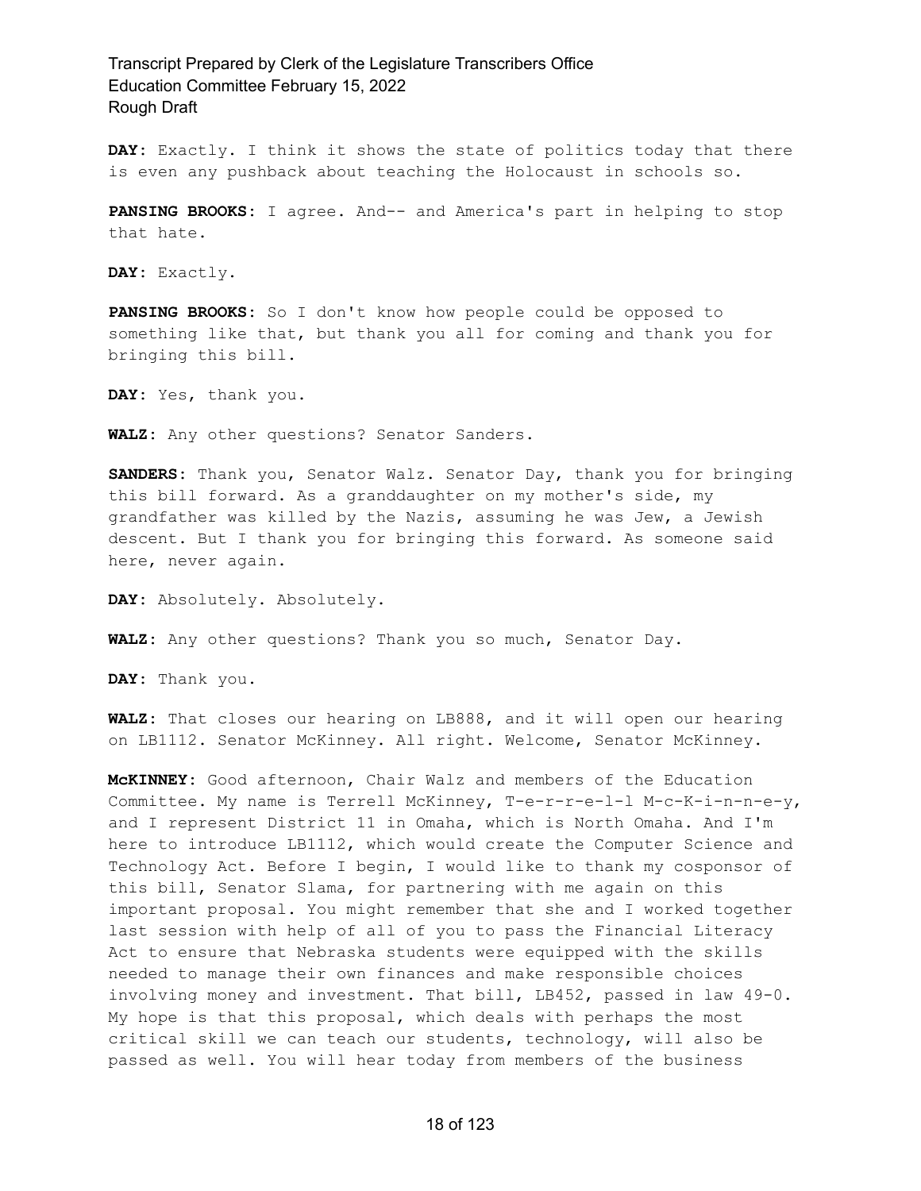**DAY:** Exactly. I think it shows the state of politics today that there is even any pushback about teaching the Holocaust in schools so.

**PANSING BROOKS:** I agree. And-- and America's part in helping to stop that hate.

**DAY:** Exactly.

**PANSING BROOKS:** So I don't know how people could be opposed to something like that, but thank you all for coming and thank you for bringing this bill.

**DAY:** Yes, thank you.

**WALZ:** Any other questions? Senator Sanders.

**SANDERS:** Thank you, Senator Walz. Senator Day, thank you for bringing this bill forward. As a granddaughter on my mother's side, my grandfather was killed by the Nazis, assuming he was Jew, a Jewish descent. But I thank you for bringing this forward. As someone said here, never again.

**DAY:** Absolutely. Absolutely.

**WALZ:** Any other questions? Thank you so much, Senator Day.

**DAY:** Thank you.

**WALZ:** That closes our hearing on LB888, and it will open our hearing on LB1112. Senator McKinney. All right. Welcome, Senator McKinney.

**McKINNEY:** Good afternoon, Chair Walz and members of the Education Committee. My name is Terrell McKinney, T-e-r-r-e-l-l M-c-K-i-n-n-e-y, and I represent District 11 in Omaha, which is North Omaha. And I'm here to introduce LB1112, which would create the Computer Science and Technology Act. Before I begin, I would like to thank my cosponsor of this bill, Senator Slama, for partnering with me again on this important proposal. You might remember that she and I worked together last session with help of all of you to pass the Financial Literacy Act to ensure that Nebraska students were equipped with the skills needed to manage their own finances and make responsible choices involving money and investment. That bill, LB452, passed in law 49-0. My hope is that this proposal, which deals with perhaps the most critical skill we can teach our students, technology, will also be passed as well. You will hear today from members of the business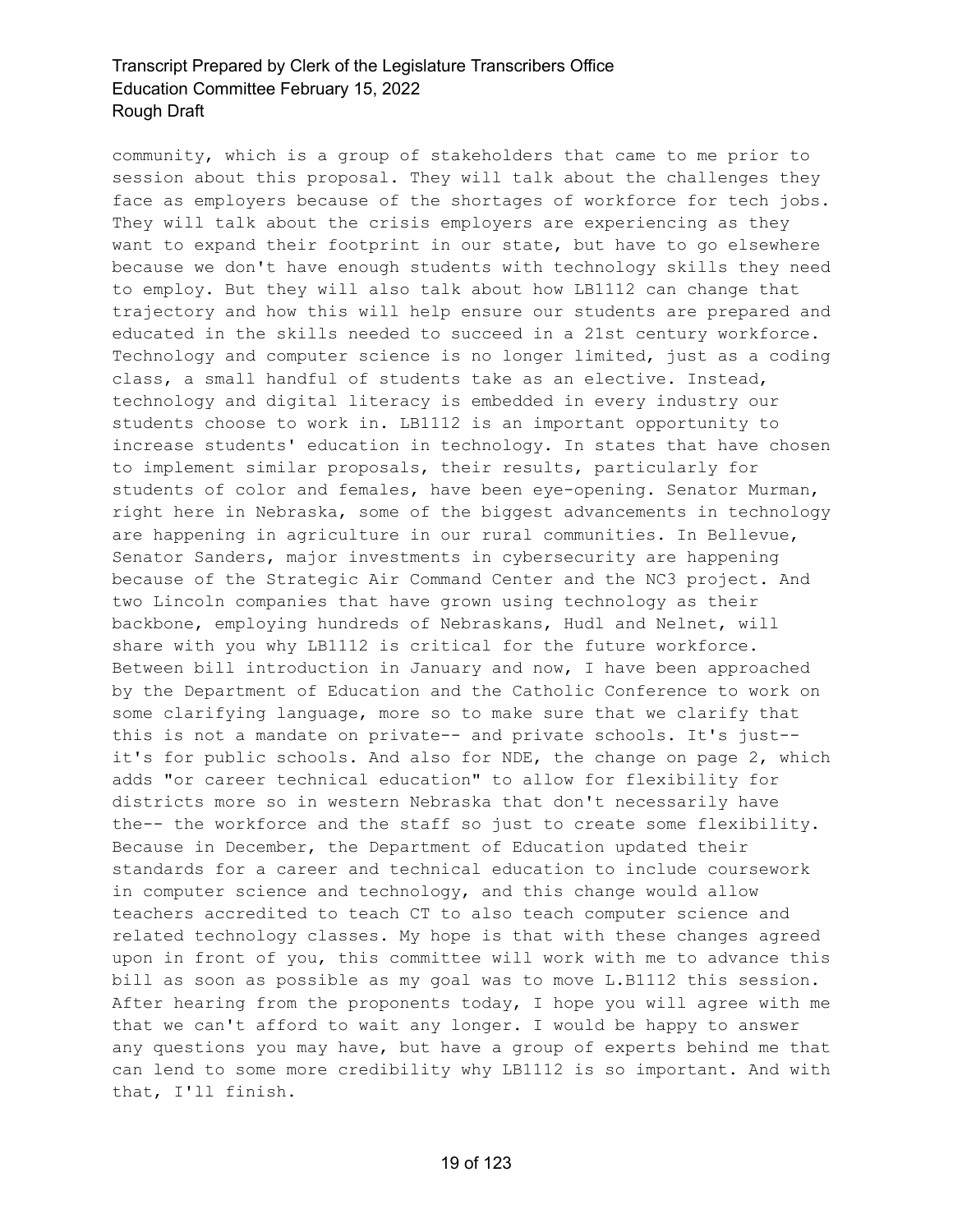community, which is a group of stakeholders that came to me prior to session about this proposal. They will talk about the challenges they face as employers because of the shortages of workforce for tech jobs. They will talk about the crisis employers are experiencing as they want to expand their footprint in our state, but have to go elsewhere because we don't have enough students with technology skills they need to employ. But they will also talk about how LB1112 can change that trajectory and how this will help ensure our students are prepared and educated in the skills needed to succeed in a 21st century workforce. Technology and computer science is no longer limited, just as a coding class, a small handful of students take as an elective. Instead, technology and digital literacy is embedded in every industry our students choose to work in. LB1112 is an important opportunity to increase students' education in technology. In states that have chosen to implement similar proposals, their results, particularly for students of color and females, have been eye-opening. Senator Murman, right here in Nebraska, some of the biggest advancements in technology are happening in agriculture in our rural communities. In Bellevue, Senator Sanders, major investments in cybersecurity are happening because of the Strategic Air Command Center and the NC3 project. And two Lincoln companies that have grown using technology as their backbone, employing hundreds of Nebraskans, Hudl and Nelnet, will share with you why LB1112 is critical for the future workforce. Between bill introduction in January and now, I have been approached by the Department of Education and the Catholic Conference to work on some clarifying language, more so to make sure that we clarify that this is not a mandate on private-- and private schools. It's just-- it's for public schools. And also for NDE, the change on page 2, which adds "or career technical education" to allow for flexibility for districts more so in western Nebraska that don't necessarily have the-- the workforce and the staff so just to create some flexibility. Because in December, the Department of Education updated their standards for a career and technical education to include coursework in computer science and technology, and this change would allow teachers accredited to teach CT to also teach computer science and related technology classes. My hope is that with these changes agreed upon in front of you, this committee will work with me to advance this bill as soon as possible as my goal was to move L.B1112 this session. After hearing from the proponents today, I hope you will agree with me that we can't afford to wait any longer. I would be happy to answer any questions you may have, but have a group of experts behind me that can lend to some more credibility why LB1112 is so important. And with that, I'll finish.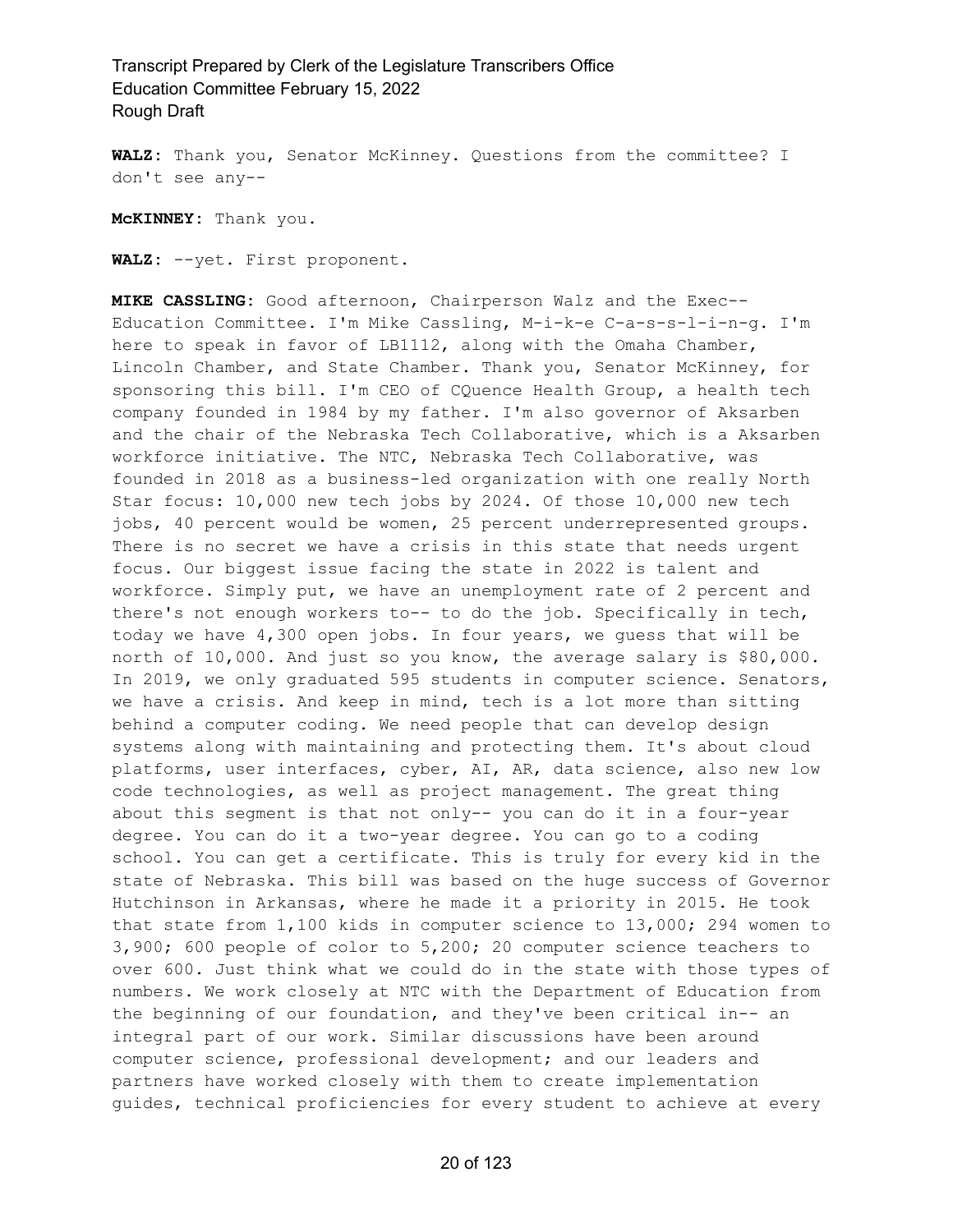**WALZ:** Thank you, Senator McKinney. Questions from the committee? I don't see any--

**McKINNEY:** Thank you.

**WALZ:** --yet. First proponent.

**MIKE CASSLING:** Good afternoon, Chairperson Walz and the Exec-- Education Committee. I'm Mike Cassling, M-i-k-e C-a-s-s-l-i-n-g. I'm here to speak in favor of LB1112, along with the Omaha Chamber, Lincoln Chamber, and State Chamber. Thank you, Senator McKinney, for sponsoring this bill. I'm CEO of CQuence Health Group, a health tech company founded in 1984 by my father. I'm also governor of Aksarben and the chair of the Nebraska Tech Collaborative, which is a Aksarben workforce initiative. The NTC, Nebraska Tech Collaborative, was founded in 2018 as a business-led organization with one really North Star focus: 10,000 new tech jobs by 2024. Of those 10,000 new tech jobs, 40 percent would be women, 25 percent underrepresented groups. There is no secret we have a crisis in this state that needs urgent focus. Our biggest issue facing the state in 2022 is talent and workforce. Simply put, we have an unemployment rate of 2 percent and there's not enough workers to-- to do the job. Specifically in tech, today we have 4,300 open jobs. In four years, we guess that will be north of 10,000. And just so you know, the average salary is $80,000. In 2019, we only graduated 595 students in computer science. Senators, we have a crisis. And keep in mind, tech is a lot more than sitting behind a computer coding. We need people that can develop design systems along with maintaining and protecting them. It's about cloud platforms, user interfaces, cyber, AI, AR, data science, also new low code technologies, as well as project management. The great thing about this segment is that not only-- you can do it in a four-year degree. You can do it a two-year degree. You can go to a coding school. You can get a certificate. This is truly for every kid in the state of Nebraska. This bill was based on the huge success of Governor Hutchinson in Arkansas, where he made it a priority in 2015. He took that state from 1,100 kids in computer science to 13,000; 294 women to 3,900; 600 people of color to 5,200; 20 computer science teachers to over 600. Just think what we could do in the state with those types of numbers. We work closely at NTC with the Department of Education from the beginning of our foundation, and they've been critical in-- an integral part of our work. Similar discussions have been around computer science, professional development; and our leaders and partners have worked closely with them to create implementation guides, technical proficiencies for every student to achieve at every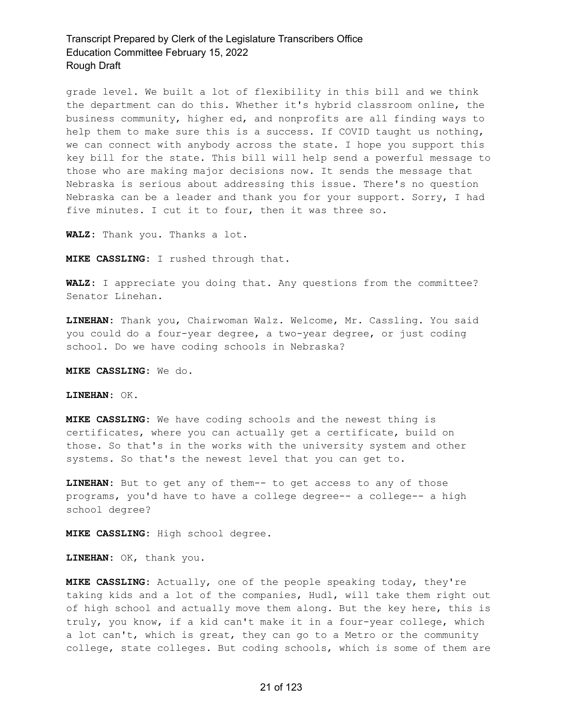grade level. We built a lot of flexibility in this bill and we think the department can do this. Whether it's hybrid classroom online, the business community, higher ed, and nonprofits are all finding ways to help them to make sure this is a success. If COVID taught us nothing, we can connect with anybody across the state. I hope you support this key bill for the state. This bill will help send a powerful message to those who are making major decisions now. It sends the message that Nebraska is serious about addressing this issue. There's no question Nebraska can be a leader and thank you for your support. Sorry, I had five minutes. I cut it to four, then it was three so.

**WALZ:** Thank you. Thanks a lot.

**MIKE CASSLING:** I rushed through that.

**WALZ:** I appreciate you doing that. Any questions from the committee? Senator Linehan.

**LINEHAN:** Thank you, Chairwoman Walz. Welcome, Mr. Cassling. You said you could do a four-year degree, a two-year degree, or just coding school. Do we have coding schools in Nebraska?

**MIKE CASSLING:** We do.

**LINEHAN:** OK.

**MIKE CASSLING:** We have coding schools and the newest thing is certificates, where you can actually get a certificate, build on those. So that's in the works with the university system and other systems. So that's the newest level that you can get to.

**LINEHAN:** But to get any of them-- to get access to any of those programs, you'd have to have a college degree-- a college-- a high school degree?

**MIKE CASSLING:** High school degree.

**LINEHAN:** OK, thank you.

**MIKE CASSLING:** Actually, one of the people speaking today, they're taking kids and a lot of the companies, Hudl, will take them right out of high school and actually move them along. But the key here, this is truly, you know, if a kid can't make it in a four-year college, which a lot can't, which is great, they can go to a Metro or the community college, state colleges. But coding schools, which is some of them are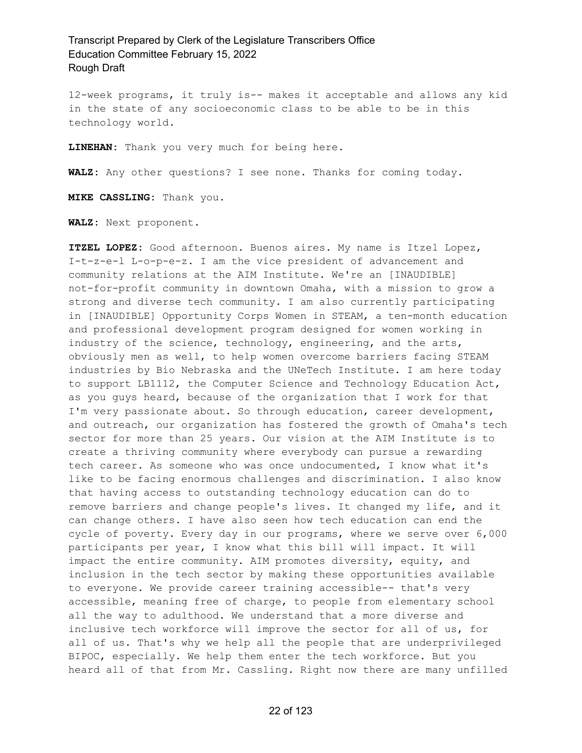12-week programs, it truly is-- makes it acceptable and allows any kid in the state of any socioeconomic class to be able to be in this technology world.

**LINEHAN:** Thank you very much for being here.

**WALZ:** Any other questions? I see none. Thanks for coming today.

**MIKE CASSLING:** Thank you.

**WALZ:** Next proponent.

**ITZEL LOPEZ:** Good afternoon. Buenos aires. My name is Itzel Lopez, I-t-z-e-l L-o-p-e-z. I am the vice president of advancement and community relations at the AIM Institute. We're an [INAUDIBLE] not-for-profit community in downtown Omaha, with a mission to grow a strong and diverse tech community. I am also currently participating in [INAUDIBLE] Opportunity Corps Women in STEAM, a ten-month education and professional development program designed for women working in industry of the science, technology, engineering, and the arts, obviously men as well, to help women overcome barriers facing STEAM industries by Bio Nebraska and the UNeTech Institute. I am here today to support LB1112, the Computer Science and Technology Education Act, as you guys heard, because of the organization that I work for that I'm very passionate about. So through education, career development, and outreach, our organization has fostered the growth of Omaha's tech sector for more than 25 years. Our vision at the AIM Institute is to create a thriving community where everybody can pursue a rewarding tech career. As someone who was once undocumented, I know what it's like to be facing enormous challenges and discrimination. I also know that having access to outstanding technology education can do to remove barriers and change people's lives. It changed my life, and it can change others. I have also seen how tech education can end the cycle of poverty. Every day in our programs, where we serve over 6,000 participants per year, I know what this bill will impact. It will impact the entire community. AIM promotes diversity, equity, and inclusion in the tech sector by making these opportunities available to everyone. We provide career training accessible-- that's very accessible, meaning free of charge, to people from elementary school all the way to adulthood. We understand that a more diverse and inclusive tech workforce will improve the sector for all of us, for all of us. That's why we help all the people that are underprivileged BIPOC, especially. We help them enter the tech workforce. But you heard all of that from Mr. Cassling. Right now there are many unfilled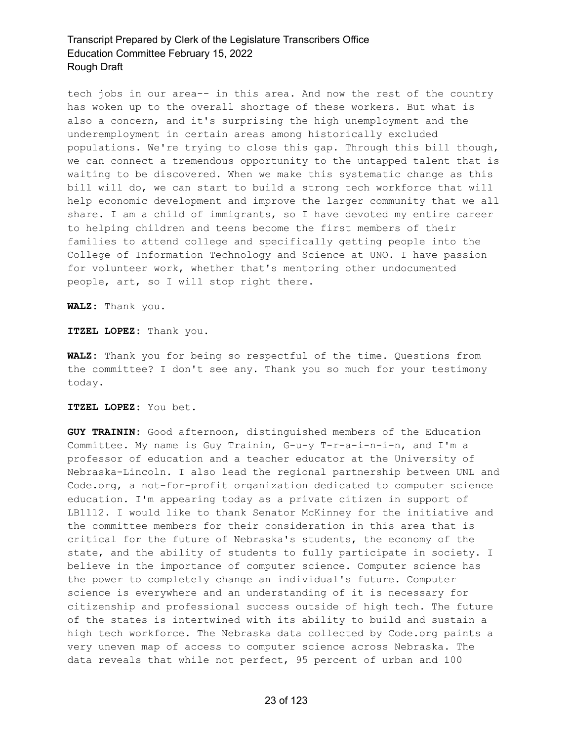tech jobs in our area-- in this area. And now the rest of the country has woken up to the overall shortage of these workers. But what is also a concern, and it's surprising the high unemployment and the underemployment in certain areas among historically excluded populations. We're trying to close this gap. Through this bill though, we can connect a tremendous opportunity to the untapped talent that is waiting to be discovered. When we make this systematic change as this bill will do, we can start to build a strong tech workforce that will help economic development and improve the larger community that we all share. I am a child of immigrants, so I have devoted my entire career to helping children and teens become the first members of their families to attend college and specifically getting people into the College of Information Technology and Science at UNO. I have passion for volunteer work, whether that's mentoring other undocumented people, art, so I will stop right there.

**WALZ:** Thank you.

**ITZEL LOPEZ:** Thank you.

**WALZ:** Thank you for being so respectful of the time. Questions from the committee? I don't see any. Thank you so much for your testimony today.

**ITZEL LOPEZ:** You bet.

**GUY TRAININ:** Good afternoon, distinguished members of the Education Committee. My name is Guy Trainin, G-u-y T-r-a-i-n-i-n, and I'm a professor of education and a teacher educator at the University of Nebraska-Lincoln. I also lead the regional partnership between UNL and Code.org, a not-for-profit organization dedicated to computer science education. I'm appearing today as a private citizen in support of LB1112. I would like to thank Senator McKinney for the initiative and the committee members for their consideration in this area that is critical for the future of Nebraska's students, the economy of the state, and the ability of students to fully participate in society. I believe in the importance of computer science. Computer science has the power to completely change an individual's future. Computer science is everywhere and an understanding of it is necessary for citizenship and professional success outside of high tech. The future of the states is intertwined with its ability to build and sustain a high tech workforce. The Nebraska data collected by Code.org paints a very uneven map of access to computer science across Nebraska. The data reveals that while not perfect, 95 percent of urban and 100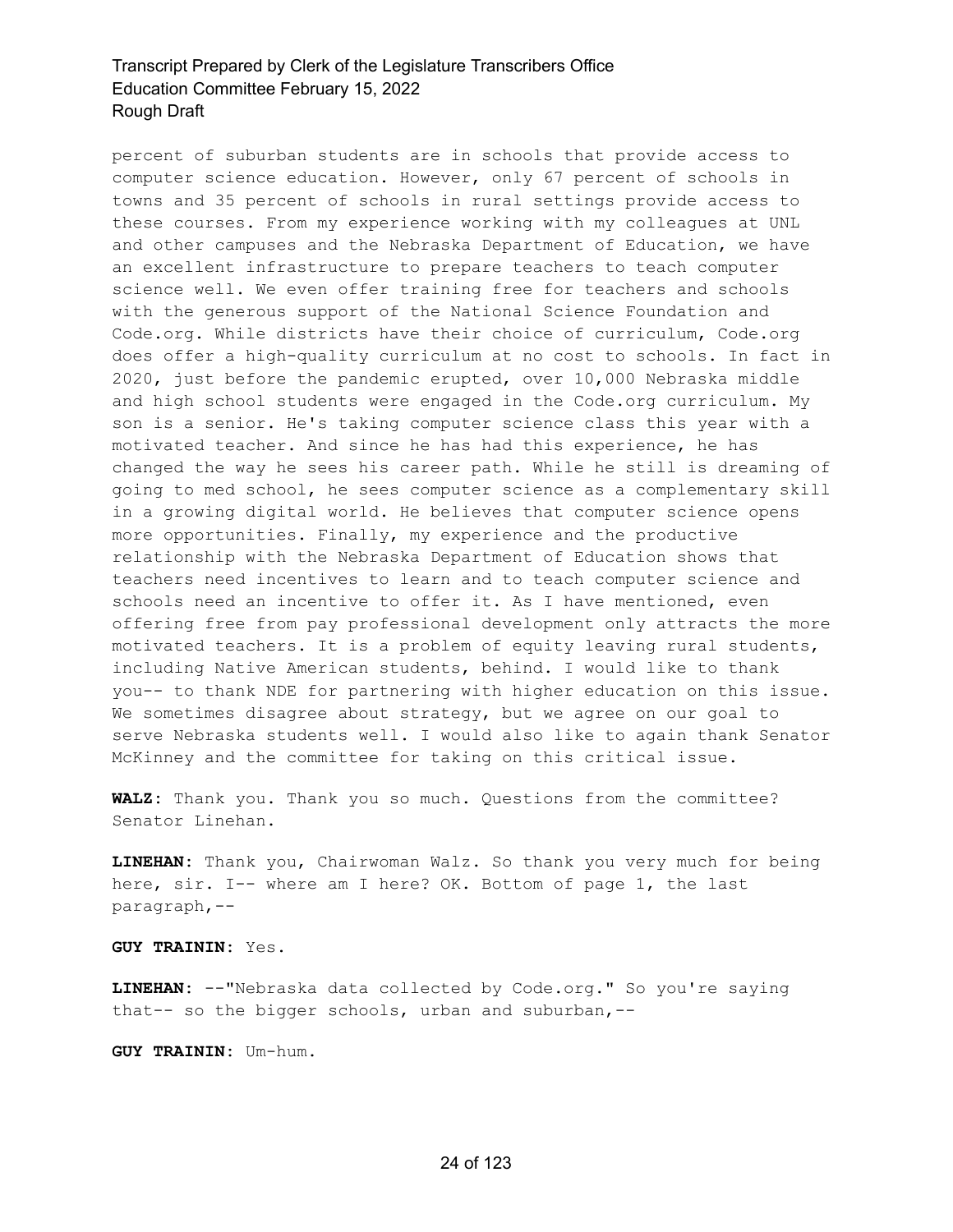percent of suburban students are in schools that provide access to computer science education. However, only 67 percent of schools in towns and 35 percent of schools in rural settings provide access to these courses. From my experience working with my colleagues at UNL and other campuses and the Nebraska Department of Education, we have an excellent infrastructure to prepare teachers to teach computer science well. We even offer training free for teachers and schools with the generous support of the National Science Foundation and Code.org. While districts have their choice of curriculum, Code.org does offer a high-quality curriculum at no cost to schools. In fact in 2020, just before the pandemic erupted, over 10,000 Nebraska middle and high school students were engaged in the Code.org curriculum. My son is a senior. He's taking computer science class this year with a motivated teacher. And since he has had this experience, he has changed the way he sees his career path. While he still is dreaming of going to med school, he sees computer science as a complementary skill in a growing digital world. He believes that computer science opens more opportunities. Finally, my experience and the productive relationship with the Nebraska Department of Education shows that teachers need incentives to learn and to teach computer science and schools need an incentive to offer it. As I have mentioned, even offering free from pay professional development only attracts the more motivated teachers. It is a problem of equity leaving rural students, including Native American students, behind. I would like to thank you-- to thank NDE for partnering with higher education on this issue. We sometimes disagree about strategy, but we agree on our goal to serve Nebraska students well. I would also like to again thank Senator McKinney and the committee for taking on this critical issue.

**WALZ:** Thank you. Thank you so much. Questions from the committee? Senator Linehan.

**LINEHAN:** Thank you, Chairwoman Walz. So thank you very much for being here, sir. I-- where am I here? OK. Bottom of page 1, the last paragraph,--

**GUY TRAININ:** Yes.

**LINEHAN:** --"Nebraska data collected by Code.org." So you're saying that-- so the bigger schools, urban and suburban,--

**GUY TRAININ:** Um-hum.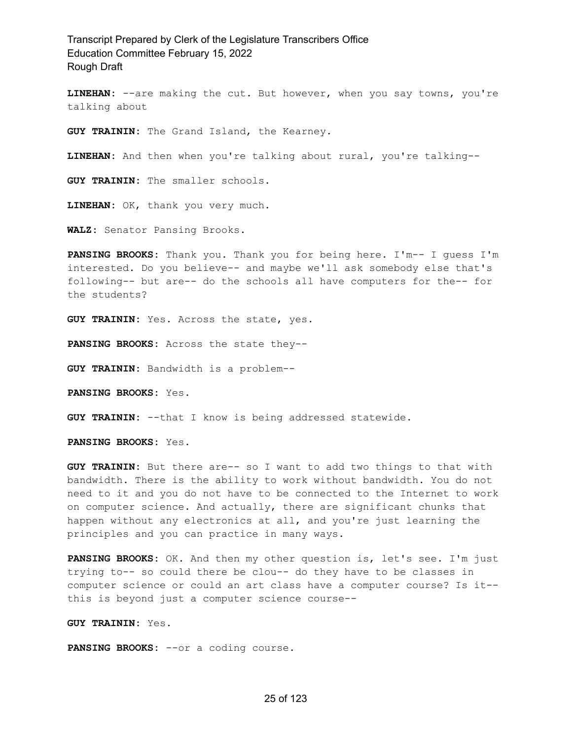**LINEHAN:** --are making the cut. But however, when you say towns, you're talking about

**GUY TRAININ:** The Grand Island, the Kearney.

**LINEHAN:** And then when you're talking about rural, you're talking--

**GUY TRAININ:** The smaller schools.

**LINEHAN:** OK, thank you very much.

**WALZ:** Senator Pansing Brooks.

**PANSING BROOKS:** Thank you. Thank you for being here. I'm-- I guess I'm interested. Do you believe-- and maybe we'll ask somebody else that's following-- but are-- do the schools all have computers for the-- for the students?

**GUY TRAININ:** Yes. Across the state, yes.

**PANSING BROOKS:** Across the state they--

**GUY TRAININ:** Bandwidth is a problem--

**PANSING BROOKS:** Yes.

**GUY TRAININ:** --that I know is being addressed statewide.

**PANSING BROOKS:** Yes.

**GUY TRAININ:** But there are-- so I want to add two things to that with bandwidth. There is the ability to work without bandwidth. You do not need to it and you do not have to be connected to the Internet to work on computer science. And actually, there are significant chunks that happen without any electronics at all, and you're just learning the principles and you can practice in many ways.

**PANSING BROOKS:** OK. And then my other question is, let's see. I'm just trying to-- so could there be clou-- do they have to be classes in computer science or could an art class have a computer course? Is it-- this is beyond just a computer science course--

**GUY TRAININ:** Yes.

**PANSING BROOKS:** --or a coding course.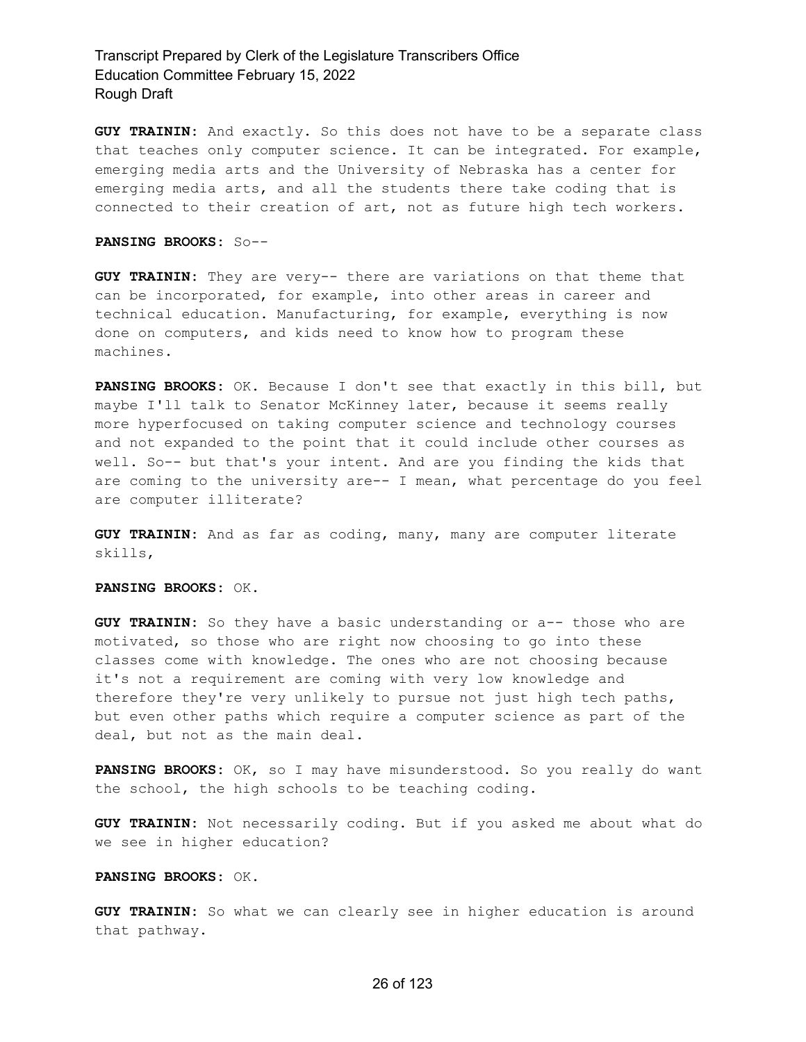**GUY TRAININ:** And exactly. So this does not have to be a separate class that teaches only computer science. It can be integrated. For example, emerging media arts and the University of Nebraska has a center for emerging media arts, and all the students there take coding that is connected to their creation of art, not as future high tech workers.

**PANSING BROOKS:** So--

**GUY TRAININ:** They are very-- there are variations on that theme that can be incorporated, for example, into other areas in career and technical education. Manufacturing, for example, everything is now done on computers, and kids need to know how to program these machines.

**PANSING BROOKS:** OK. Because I don't see that exactly in this bill, but maybe I'll talk to Senator McKinney later, because it seems really more hyperfocused on taking computer science and technology courses and not expanded to the point that it could include other courses as well. So-- but that's your intent. And are you finding the kids that are coming to the university are-- I mean, what percentage do you feel are computer illiterate?

**GUY TRAININ:** And as far as coding, many, many are computer literate skills,

**PANSING BROOKS:** OK.

**GUY TRAININ:** So they have a basic understanding or a-- those who are motivated, so those who are right now choosing to go into these classes come with knowledge. The ones who are not choosing because it's not a requirement are coming with very low knowledge and therefore they're very unlikely to pursue not just high tech paths, but even other paths which require a computer science as part of the deal, but not as the main deal.

**PANSING BROOKS:** OK, so I may have misunderstood. So you really do want the school, the high schools to be teaching coding.

**GUY TRAININ:** Not necessarily coding. But if you asked me about what do we see in higher education?

**PANSING BROOKS:** OK.

**GUY TRAININ:** So what we can clearly see in higher education is around that pathway.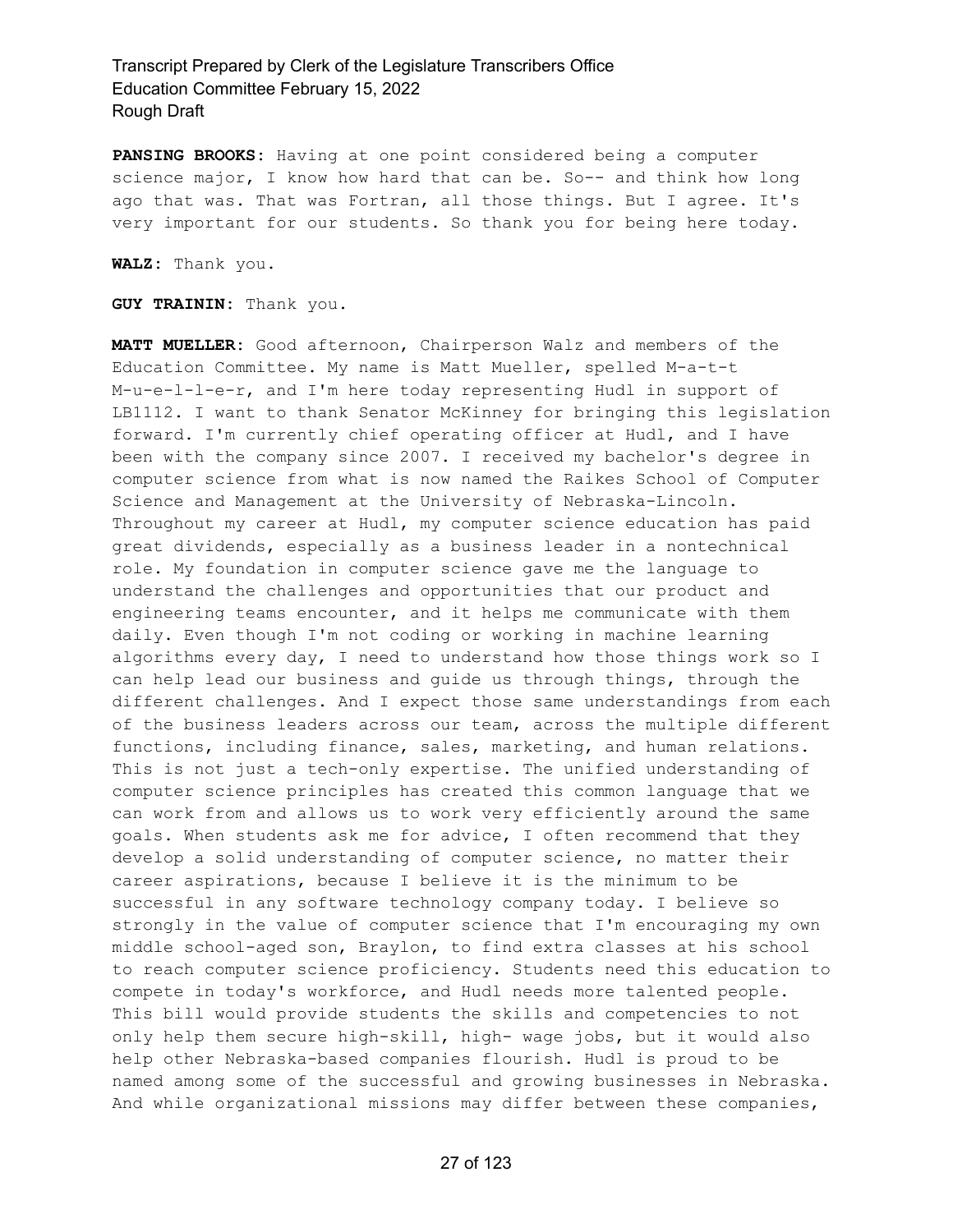**PANSING BROOKS:** Having at one point considered being a computer science major, I know how hard that can be. So-- and think how long ago that was. That was Fortran, all those things. But I agree. It's very important for our students. So thank you for being here today.

**WALZ:** Thank you.

**GUY TRAININ:** Thank you.

**MATT MUELLER:** Good afternoon, Chairperson Walz and members of the Education Committee. My name is Matt Mueller, spelled M-a-t-t M-u-e-l-l-e-r, and I'm here today representing Hudl in support of LB1112. I want to thank Senator McKinney for bringing this legislation forward. I'm currently chief operating officer at Hudl, and I have been with the company since 2007. I received my bachelor's degree in computer science from what is now named the Raikes School of Computer Science and Management at the University of Nebraska-Lincoln. Throughout my career at Hudl, my computer science education has paid great dividends, especially as a business leader in a nontechnical role. My foundation in computer science gave me the language to understand the challenges and opportunities that our product and engineering teams encounter, and it helps me communicate with them daily. Even though I'm not coding or working in machine learning algorithms every day, I need to understand how those things work so I can help lead our business and guide us through things, through the different challenges. And I expect those same understandings from each of the business leaders across our team, across the multiple different functions, including finance, sales, marketing, and human relations. This is not just a tech-only expertise. The unified understanding of computer science principles has created this common language that we can work from and allows us to work very efficiently around the same goals. When students ask me for advice, I often recommend that they develop a solid understanding of computer science, no matter their career aspirations, because I believe it is the minimum to be successful in any software technology company today. I believe so strongly in the value of computer science that I'm encouraging my own middle school-aged son, Braylon, to find extra classes at his school to reach computer science proficiency. Students need this education to compete in today's workforce, and Hudl needs more talented people. This bill would provide students the skills and competencies to not only help them secure high-skill, high- wage jobs, but it would also help other Nebraska-based companies flourish. Hudl is proud to be named among some of the successful and growing businesses in Nebraska. And while organizational missions may differ between these companies,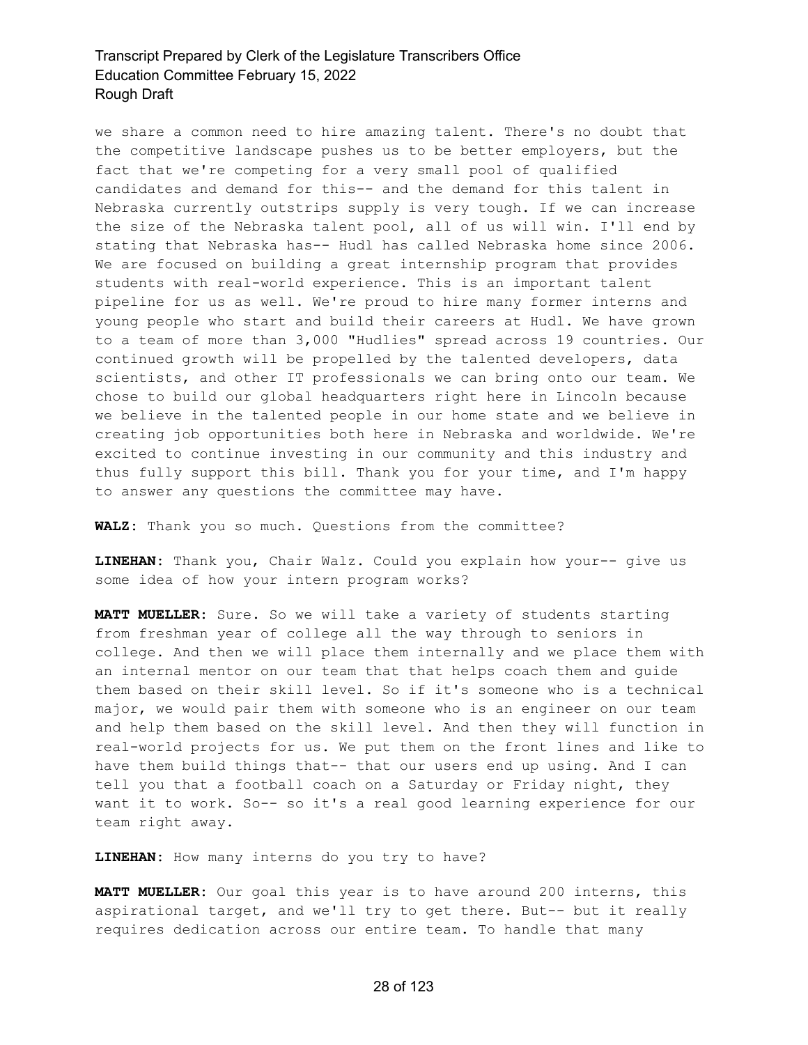we share a common need to hire amazing talent. There's no doubt that the competitive landscape pushes us to be better employers, but the fact that we're competing for a very small pool of qualified candidates and demand for this-- and the demand for this talent in Nebraska currently outstrips supply is very tough. If we can increase the size of the Nebraska talent pool, all of us will win. I'll end by stating that Nebraska has-- Hudl has called Nebraska home since 2006. We are focused on building a great internship program that provides students with real-world experience. This is an important talent pipeline for us as well. We're proud to hire many former interns and young people who start and build their careers at Hudl. We have grown to a team of more than 3,000 "Hudlies" spread across 19 countries. Our continued growth will be propelled by the talented developers, data scientists, and other IT professionals we can bring onto our team. We chose to build our global headquarters right here in Lincoln because we believe in the talented people in our home state and we believe in creating job opportunities both here in Nebraska and worldwide. We're excited to continue investing in our community and this industry and thus fully support this bill. Thank you for your time, and I'm happy to answer any questions the committee may have.

**WALZ:** Thank you so much. Questions from the committee?

**LINEHAN:** Thank you, Chair Walz. Could you explain how your-- give us some idea of how your intern program works?

**MATT MUELLER:** Sure. So we will take a variety of students starting from freshman year of college all the way through to seniors in college. And then we will place them internally and we place them with an internal mentor on our team that that helps coach them and guide them based on their skill level. So if it's someone who is a technical major, we would pair them with someone who is an engineer on our team and help them based on the skill level. And then they will function in real-world projects for us. We put them on the front lines and like to have them build things that-- that our users end up using. And I can tell you that a football coach on a Saturday or Friday night, they want it to work. So-- so it's a real good learning experience for our team right away.

**LINEHAN:** How many interns do you try to have?

**MATT MUELLER:** Our goal this year is to have around 200 interns, this aspirational target, and we'll try to get there. But-- but it really requires dedication across our entire team. To handle that many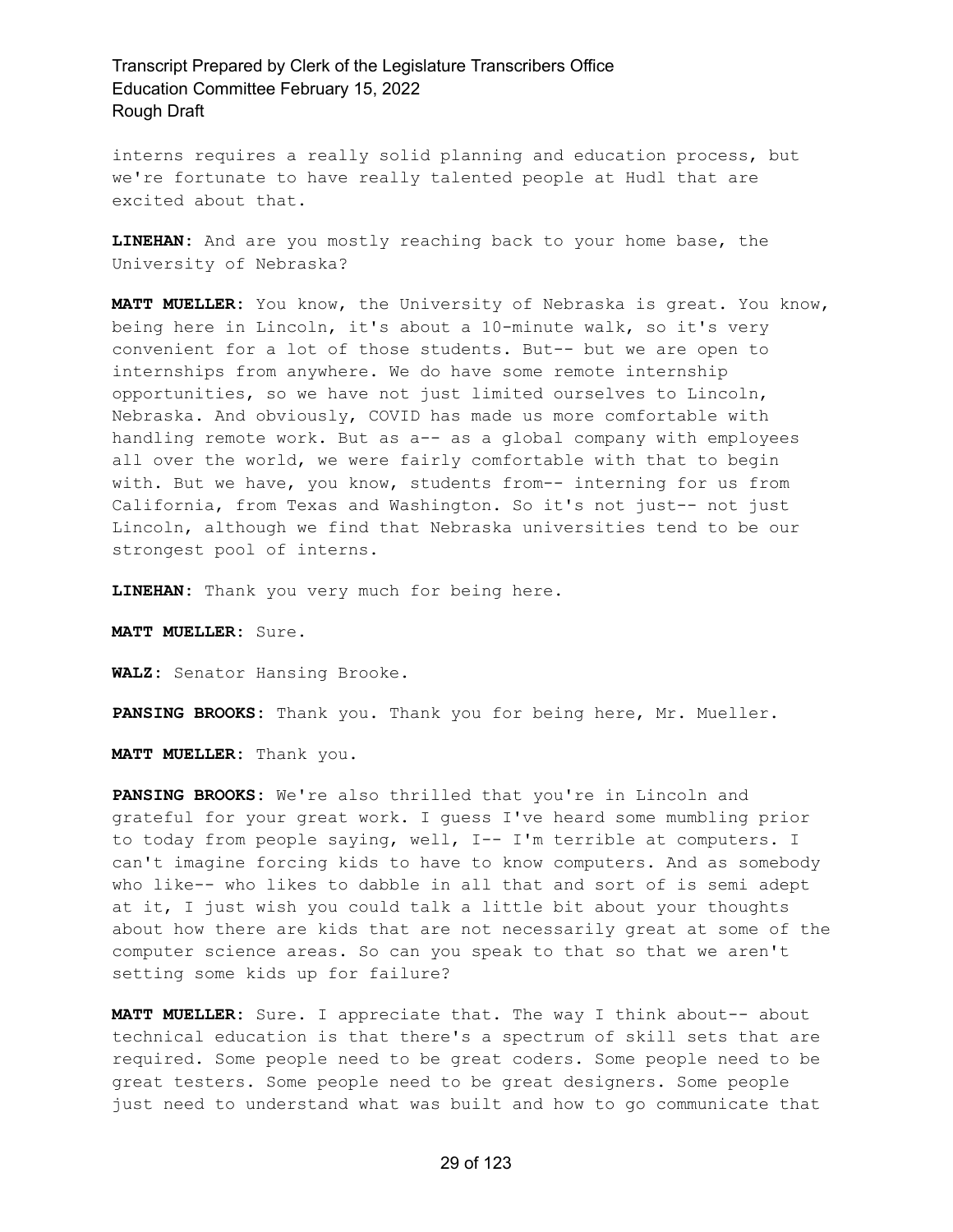interns requires a really solid planning and education process, but we're fortunate to have really talented people at Hudl that are excited about that.

**LINEHAN:** And are you mostly reaching back to your home base, the University of Nebraska?

**MATT MUELLER:** You know, the University of Nebraska is great. You know, being here in Lincoln, it's about a 10-minute walk, so it's very convenient for a lot of those students. But-- but we are open to internships from anywhere. We do have some remote internship opportunities, so we have not just limited ourselves to Lincoln, Nebraska. And obviously, COVID has made us more comfortable with handling remote work. But as a-- as a global company with employees all over the world, we were fairly comfortable with that to begin with. But we have, you know, students from-- interning for us from California, from Texas and Washington. So it's not just-- not just Lincoln, although we find that Nebraska universities tend to be our strongest pool of interns.

**LINEHAN:** Thank you very much for being here.

**MATT MUELLER:** Sure.

**WALZ:** Senator Hansing Brooke.

**PANSING BROOKS:** Thank you. Thank you for being here, Mr. Mueller.

**MATT MUELLER:** Thank you.

**PANSING BROOKS:** We're also thrilled that you're in Lincoln and grateful for your great work. I guess I've heard some mumbling prior to today from people saying, well, I-- I'm terrible at computers. I can't imagine forcing kids to have to know computers. And as somebody who like-- who likes to dabble in all that and sort of is semi adept at it, I just wish you could talk a little bit about your thoughts about how there are kids that are not necessarily great at some of the computer science areas. So can you speak to that so that we aren't setting some kids up for failure?

**MATT MUELLER:** Sure. I appreciate that. The way I think about-- about technical education is that there's a spectrum of skill sets that are required. Some people need to be great coders. Some people need to be great testers. Some people need to be great designers. Some people just need to understand what was built and how to go communicate that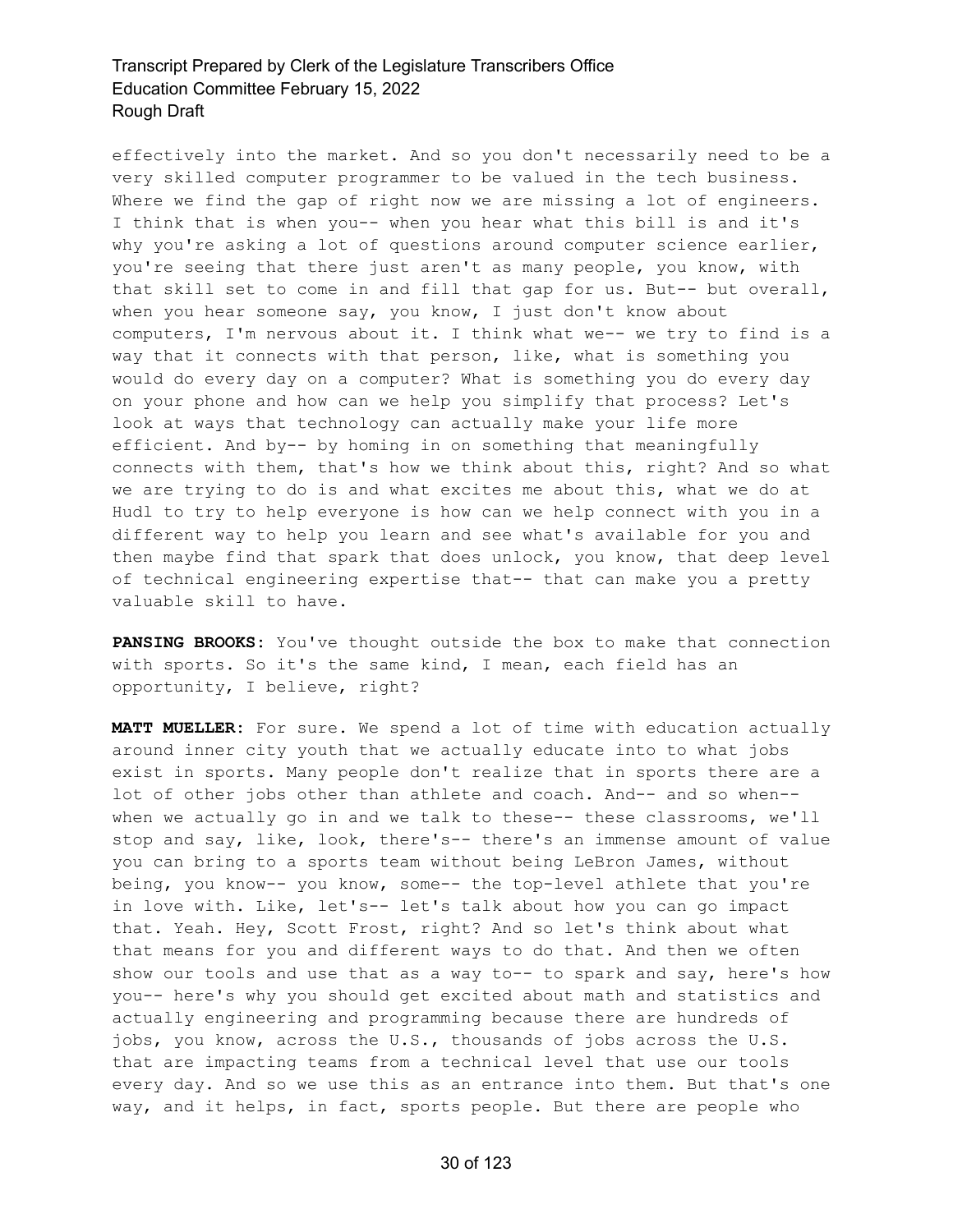effectively into the market. And so you don't necessarily need to be a very skilled computer programmer to be valued in the tech business. Where we find the gap of right now we are missing a lot of engineers. I think that is when you-- when you hear what this bill is and it's why you're asking a lot of questions around computer science earlier, you're seeing that there just aren't as many people, you know, with that skill set to come in and fill that gap for us. But-- but overall, when you hear someone say, you know, I just don't know about computers, I'm nervous about it. I think what we-- we try to find is a way that it connects with that person, like, what is something you would do every day on a computer? What is something you do every day on your phone and how can we help you simplify that process? Let's look at ways that technology can actually make your life more efficient. And by-- by homing in on something that meaningfully connects with them, that's how we think about this, right? And so what we are trying to do is and what excites me about this, what we do at Hudl to try to help everyone is how can we help connect with you in a different way to help you learn and see what's available for you and then maybe find that spark that does unlock, you know, that deep level of technical engineering expertise that-- that can make you a pretty valuable skill to have.

**PANSING BROOKS:** You've thought outside the box to make that connection with sports. So it's the same kind, I mean, each field has an opportunity, I believe, right?

**MATT MUELLER:** For sure. We spend a lot of time with education actually around inner city youth that we actually educate into to what jobs exist in sports. Many people don't realize that in sports there are a lot of other jobs other than athlete and coach. And-- and so when-- when we actually go in and we talk to these-- these classrooms, we'll stop and say, like, look, there's-- there's an immense amount of value you can bring to a sports team without being LeBron James, without being, you know-- you know, some-- the top-level athlete that you're in love with. Like, let's-- let's talk about how you can go impact that. Yeah. Hey, Scott Frost, right? And so let's think about what that means for you and different ways to do that. And then we often show our tools and use that as a way to-- to spark and say, here's how you-- here's why you should get excited about math and statistics and actually engineering and programming because there are hundreds of jobs, you know, across the U.S., thousands of jobs across the U.S. that are impacting teams from a technical level that use our tools every day. And so we use this as an entrance into them. But that's one way, and it helps, in fact, sports people. But there are people who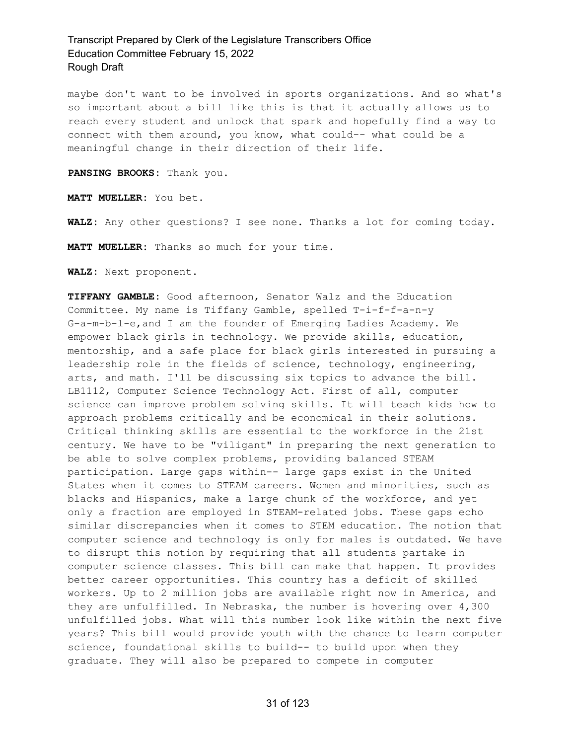maybe don't want to be involved in sports organizations. And so what's so important about a bill like this is that it actually allows us to reach every student and unlock that spark and hopefully find a way to connect with them around, you know, what could-- what could be a meaningful change in their direction of their life.

**PANSING BROOKS:** Thank you.

**MATT MUELLER:** You bet.

**WALZ:** Any other questions? I see none. Thanks a lot for coming today.

**MATT MUELLER:** Thanks so much for your time.

**WALZ:** Next proponent.

**TIFFANY GAMBLE:** Good afternoon, Senator Walz and the Education Committee. My name is Tiffany Gamble, spelled T-i-f-f-a-n-y G-a-m-b-l-e,and I am the founder of Emerging Ladies Academy. We empower black girls in technology. We provide skills, education, mentorship, and a safe place for black girls interested in pursuing a leadership role in the fields of science, technology, engineering, arts, and math. I'll be discussing six topics to advance the bill. LB1112, Computer Science Technology Act. First of all, computer science can improve problem solving skills. It will teach kids how to approach problems critically and be economical in their solutions. Critical thinking skills are essential to the workforce in the 21st century. We have to be "viligant" in preparing the next generation to be able to solve complex problems, providing balanced STEAM participation. Large gaps within-- large gaps exist in the United States when it comes to STEAM careers. Women and minorities, such as blacks and Hispanics, make a large chunk of the workforce, and yet only a fraction are employed in STEAM-related jobs. These gaps echo similar discrepancies when it comes to STEM education. The notion that computer science and technology is only for males is outdated. We have to disrupt this notion by requiring that all students partake in computer science classes. This bill can make that happen. It provides better career opportunities. This country has a deficit of skilled workers. Up to 2 million jobs are available right now in America, and they are unfulfilled. In Nebraska, the number is hovering over 4,300 unfulfilled jobs. What will this number look like within the next five years? This bill would provide youth with the chance to learn computer science, foundational skills to build-- to build upon when they graduate. They will also be prepared to compete in computer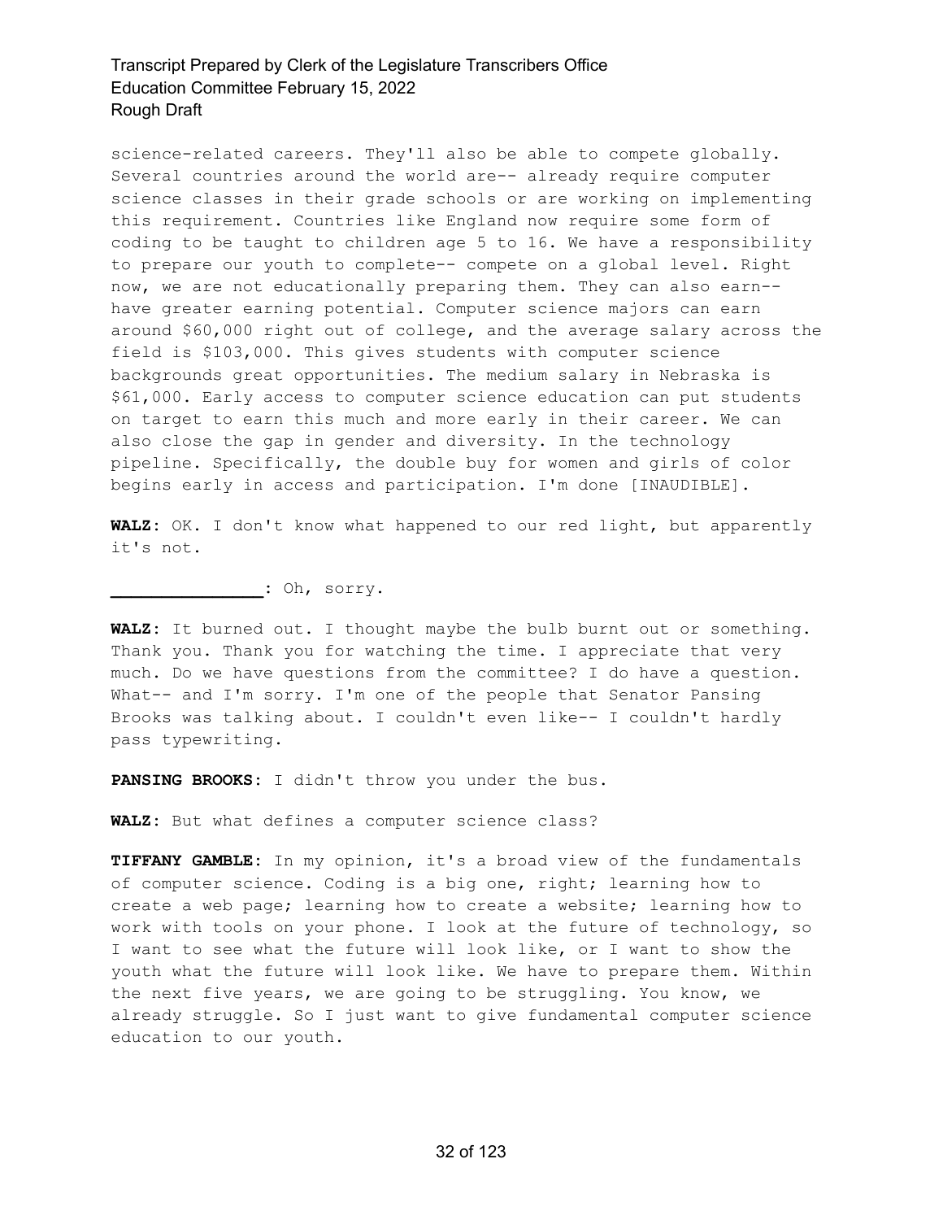science-related careers. They'll also be able to compete globally. Several countries around the world are-- already require computer science classes in their grade schools or are working on implementing this requirement. Countries like England now require some form of coding to be taught to children age 5 to 16. We have a responsibility to prepare our youth to complete-- compete on a global level. Right now, we are not educationally preparing them. They can also earn-- have greater earning potential. Computer science majors can earn around $60,000 right out of college, and the average salary across the field is $103,000. This gives students with computer science backgrounds great opportunities. The medium salary in Nebraska is $61,000. Early access to computer science education can put students on target to earn this much and more early in their career. We can also close the gap in gender and diversity. In the technology pipeline. Specifically, the double buy for women and girls of color begins early in access and participation. I'm done [INAUDIBLE].

**WALZ:** OK. I don't know what happened to our red light, but apparently it's not.

**_______________:** Oh, sorry.

**WALZ:** It burned out. I thought maybe the bulb burnt out or something. Thank you. Thank you for watching the time. I appreciate that very much. Do we have questions from the committee? I do have a question. What-- and I'm sorry. I'm one of the people that Senator Pansing Brooks was talking about. I couldn't even like-- I couldn't hardly pass typewriting.

**PANSING BROOKS:** I didn't throw you under the bus.

**WALZ:** But what defines a computer science class?

**TIFFANY GAMBLE:** In my opinion, it's a broad view of the fundamentals of computer science. Coding is a big one, right; learning how to create a web page; learning how to create a website; learning how to work with tools on your phone. I look at the future of technology, so I want to see what the future will look like, or I want to show the youth what the future will look like. We have to prepare them. Within the next five years, we are going to be struggling. You know, we already struggle. So I just want to give fundamental computer science education to our youth.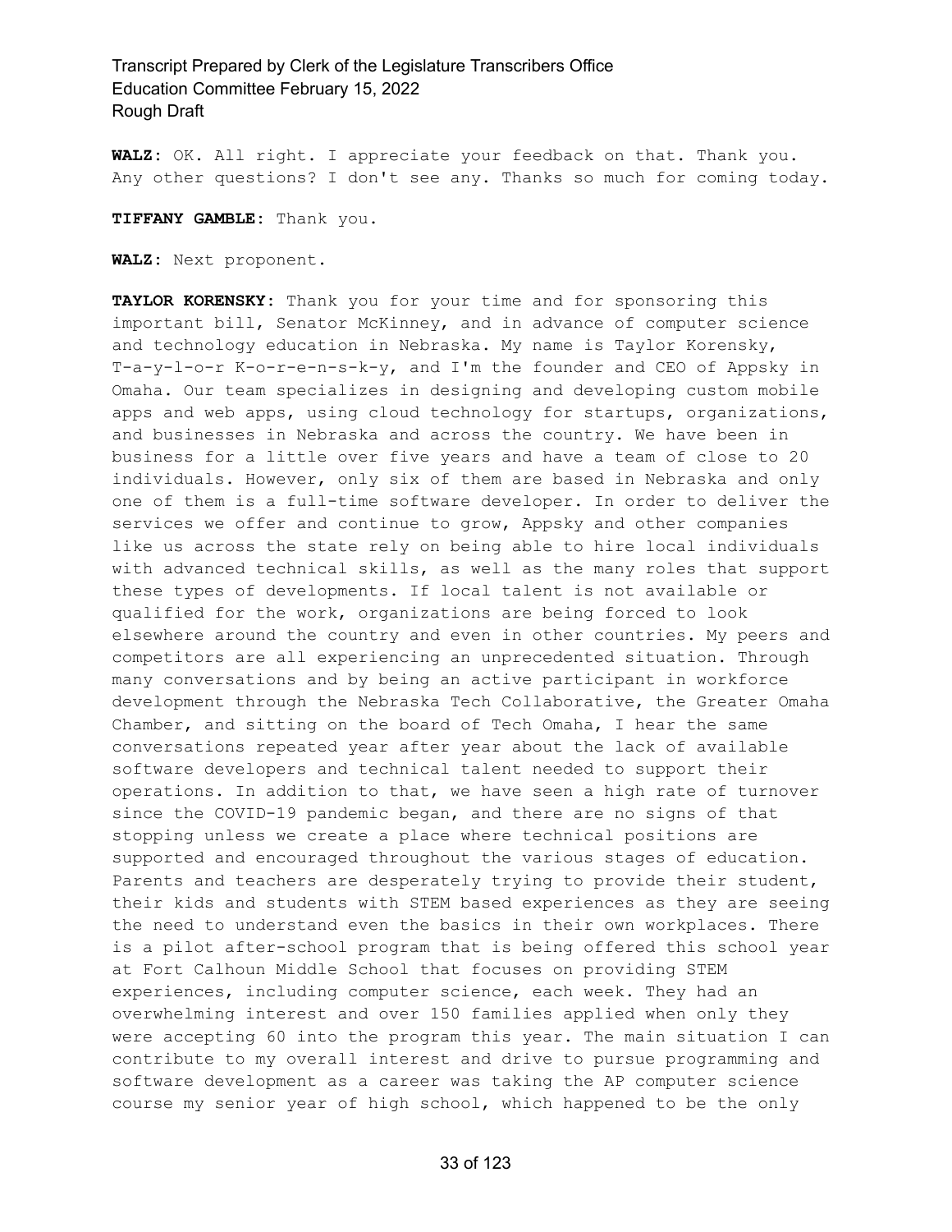**WALZ:** OK. All right. I appreciate your feedback on that. Thank you. Any other questions? I don't see any. Thanks so much for coming today.

**TIFFANY GAMBLE:** Thank you.

**WALZ:** Next proponent.

**TAYLOR KORENSKY:** Thank you for your time and for sponsoring this important bill, Senator McKinney, and in advance of computer science and technology education in Nebraska. My name is Taylor Korensky, T-a-y-l-o-r K-o-r-e-n-s-k-y, and I'm the founder and CEO of Appsky in Omaha. Our team specializes in designing and developing custom mobile apps and web apps, using cloud technology for startups, organizations, and businesses in Nebraska and across the country. We have been in business for a little over five years and have a team of close to 20 individuals. However, only six of them are based in Nebraska and only one of them is a full-time software developer. In order to deliver the services we offer and continue to grow, Appsky and other companies like us across the state rely on being able to hire local individuals with advanced technical skills, as well as the many roles that support these types of developments. If local talent is not available or qualified for the work, organizations are being forced to look elsewhere around the country and even in other countries. My peers and competitors are all experiencing an unprecedented situation. Through many conversations and by being an active participant in workforce development through the Nebraska Tech Collaborative, the Greater Omaha Chamber, and sitting on the board of Tech Omaha, I hear the same conversations repeated year after year about the lack of available software developers and technical talent needed to support their operations. In addition to that, we have seen a high rate of turnover since the COVID-19 pandemic began, and there are no signs of that stopping unless we create a place where technical positions are supported and encouraged throughout the various stages of education. Parents and teachers are desperately trying to provide their student, their kids and students with STEM based experiences as they are seeing the need to understand even the basics in their own workplaces. There is a pilot after-school program that is being offered this school year at Fort Calhoun Middle School that focuses on providing STEM experiences, including computer science, each week. They had an overwhelming interest and over 150 families applied when only they were accepting 60 into the program this year. The main situation I can contribute to my overall interest and drive to pursue programming and software development as a career was taking the AP computer science course my senior year of high school, which happened to be the only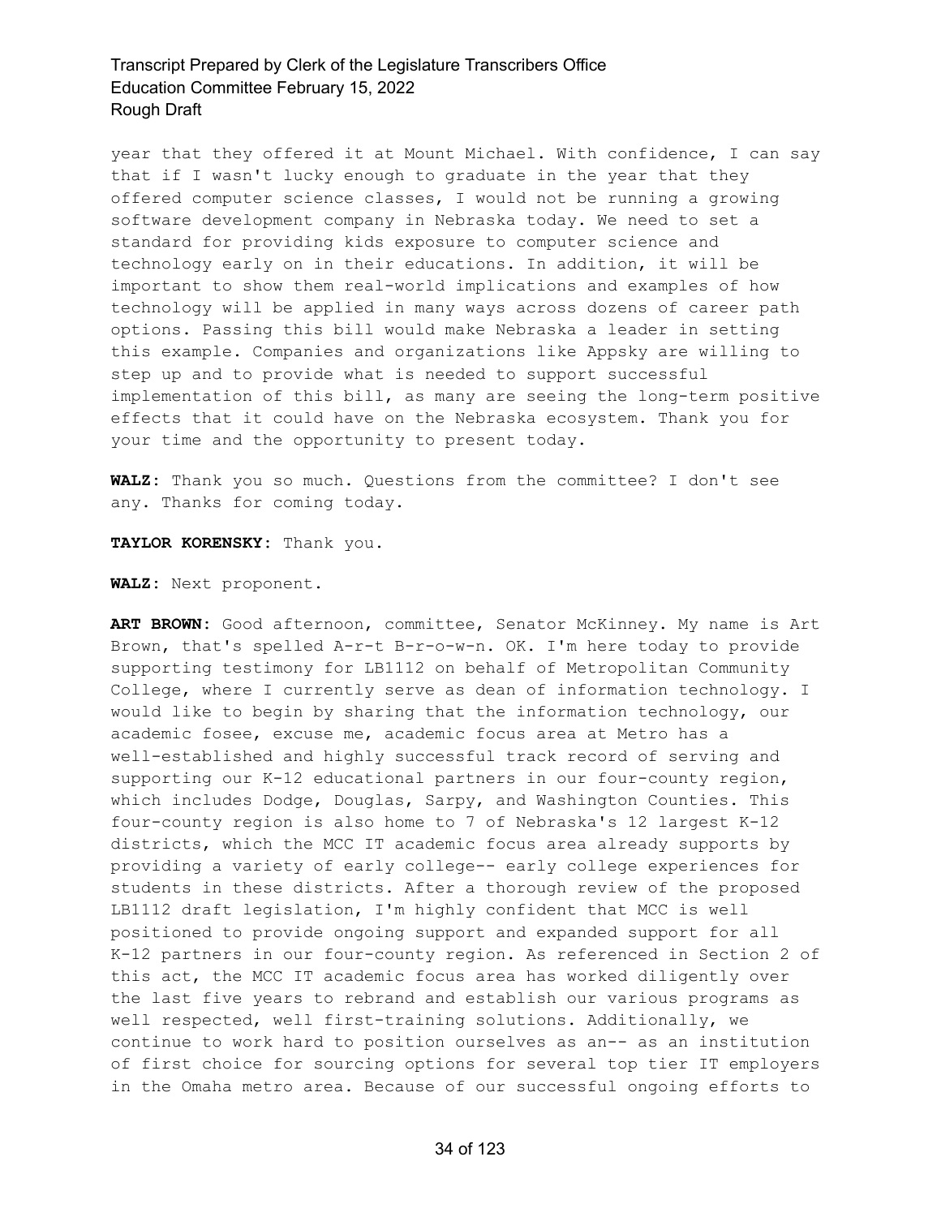year that they offered it at Mount Michael. With confidence, I can say that if I wasn't lucky enough to graduate in the year that they offered computer science classes, I would not be running a growing software development company in Nebraska today. We need to set a standard for providing kids exposure to computer science and technology early on in their educations. In addition, it will be important to show them real-world implications and examples of how technology will be applied in many ways across dozens of career path options. Passing this bill would make Nebraska a leader in setting this example. Companies and organizations like Appsky are willing to step up and to provide what is needed to support successful implementation of this bill, as many are seeing the long-term positive effects that it could have on the Nebraska ecosystem. Thank you for your time and the opportunity to present today.

**WALZ:** Thank you so much. Questions from the committee? I don't see any. Thanks for coming today.

**TAYLOR KORENSKY:** Thank you.

**WALZ:** Next proponent.

**ART BROWN:** Good afternoon, committee, Senator McKinney. My name is Art Brown, that's spelled A-r-t B-r-o-w-n. OK. I'm here today to provide supporting testimony for LB1112 on behalf of Metropolitan Community College, where I currently serve as dean of information technology. I would like to begin by sharing that the information technology, our academic fosee, excuse me, academic focus area at Metro has a well-established and highly successful track record of serving and supporting our K-12 educational partners in our four-county region, which includes Dodge, Douglas, Sarpy, and Washington Counties. This four-county region is also home to 7 of Nebraska's 12 largest K-12 districts, which the MCC IT academic focus area already supports by providing a variety of early college-- early college experiences for students in these districts. After a thorough review of the proposed LB1112 draft legislation, I'm highly confident that MCC is well positioned to provide ongoing support and expanded support for all K-12 partners in our four-county region. As referenced in Section 2 of this act, the MCC IT academic focus area has worked diligently over the last five years to rebrand and establish our various programs as well respected, well first-training solutions. Additionally, we continue to work hard to position ourselves as an-- as an institution of first choice for sourcing options for several top tier IT employers in the Omaha metro area. Because of our successful ongoing efforts to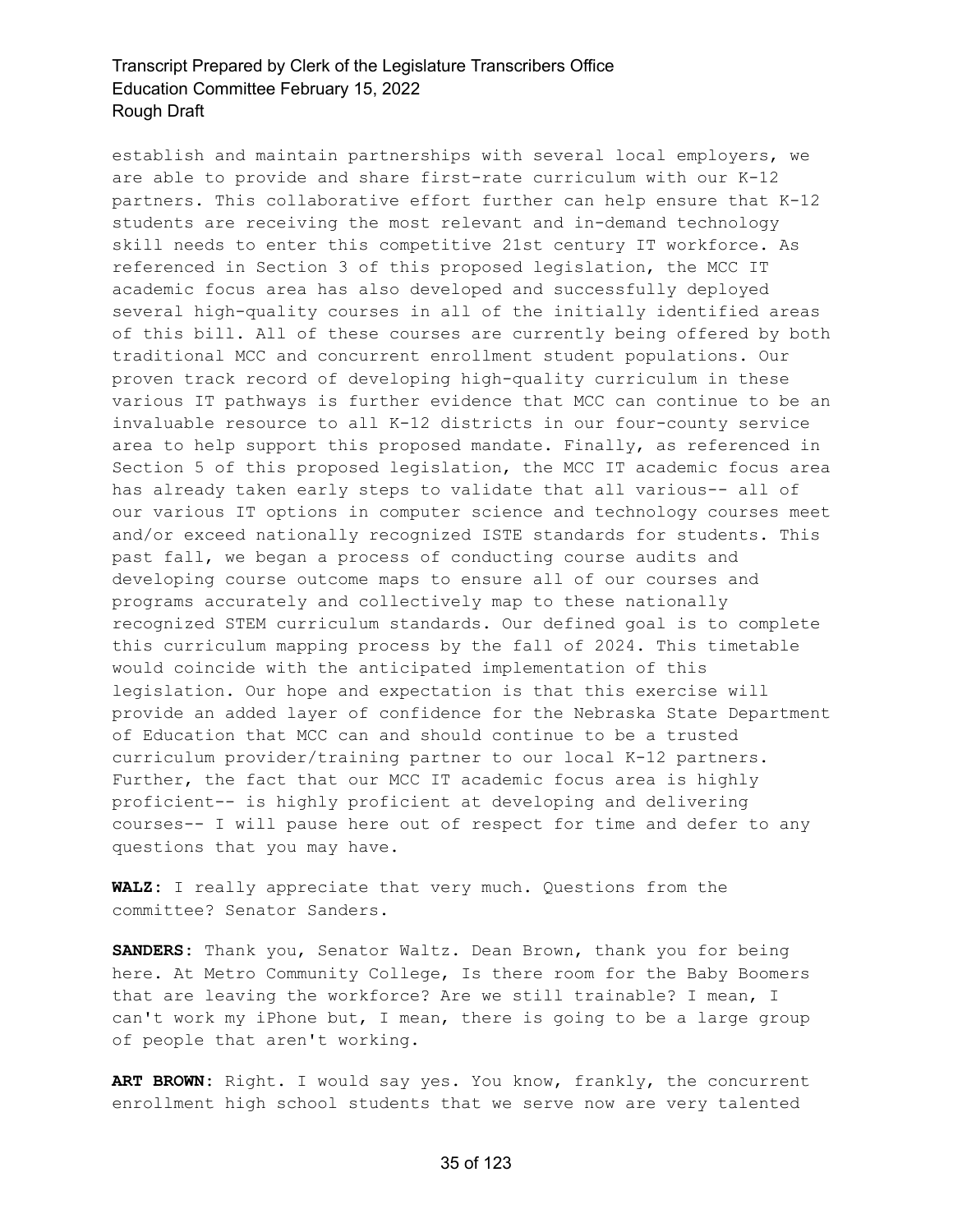establish and maintain partnerships with several local employers, we are able to provide and share first-rate curriculum with our K-12 partners. This collaborative effort further can help ensure that K-12 students are receiving the most relevant and in-demand technology skill needs to enter this competitive 21st century IT workforce. As referenced in Section 3 of this proposed legislation, the MCC IT academic focus area has also developed and successfully deployed several high-quality courses in all of the initially identified areas of this bill. All of these courses are currently being offered by both traditional MCC and concurrent enrollment student populations. Our proven track record of developing high-quality curriculum in these various IT pathways is further evidence that MCC can continue to be an invaluable resource to all K-12 districts in our four-county service area to help support this proposed mandate. Finally, as referenced in Section 5 of this proposed legislation, the MCC IT academic focus area has already taken early steps to validate that all various-- all of our various IT options in computer science and technology courses meet and/or exceed nationally recognized ISTE standards for students. This past fall, we began a process of conducting course audits and developing course outcome maps to ensure all of our courses and programs accurately and collectively map to these nationally recognized STEM curriculum standards. Our defined goal is to complete this curriculum mapping process by the fall of 2024. This timetable would coincide with the anticipated implementation of this legislation. Our hope and expectation is that this exercise will provide an added layer of confidence for the Nebraska State Department of Education that MCC can and should continue to be a trusted curriculum provider/training partner to our local K-12 partners. Further, the fact that our MCC IT academic focus area is highly proficient-- is highly proficient at developing and delivering courses-- I will pause here out of respect for time and defer to any questions that you may have.

**WALZ:** I really appreciate that very much. Questions from the committee? Senator Sanders.

**SANDERS:** Thank you, Senator Waltz. Dean Brown, thank you for being here. At Metro Community College, Is there room for the Baby Boomers that are leaving the workforce? Are we still trainable? I mean, I can't work my iPhone but, I mean, there is going to be a large group of people that aren't working.

**ART BROWN:** Right. I would say yes. You know, frankly, the concurrent enrollment high school students that we serve now are very talented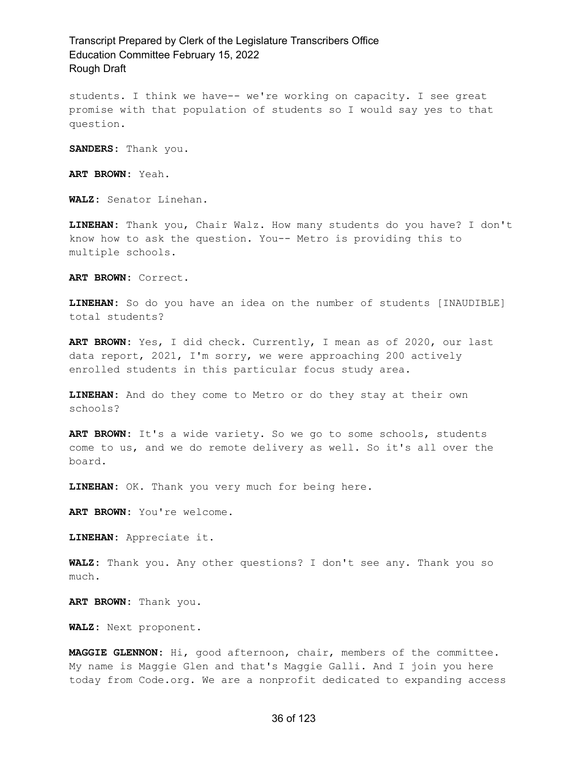students. I think we have-- we're working on capacity. I see great promise with that population of students so I would say yes to that question.

**SANDERS:** Thank you.

**ART BROWN:** Yeah.

**WALZ:** Senator Linehan.

**LINEHAN:** Thank you, Chair Walz. How many students do you have? I don't know how to ask the question. You-- Metro is providing this to multiple schools.

**ART BROWN:** Correct.

**LINEHAN:** So do you have an idea on the number of students [INAUDIBLE] total students?

**ART BROWN:** Yes, I did check. Currently, I mean as of 2020, our last data report, 2021, I'm sorry, we were approaching 200 actively enrolled students in this particular focus study area.

**LINEHAN:** And do they come to Metro or do they stay at their own schools?

**ART BROWN:** It's a wide variety. So we go to some schools, students come to us, and we do remote delivery as well. So it's all over the board.

**LINEHAN:** OK. Thank you very much for being here.

**ART BROWN:** You're welcome.

**LINEHAN:** Appreciate it.

**WALZ:** Thank you. Any other questions? I don't see any. Thank you so much.

**ART BROWN:** Thank you.

**WALZ:** Next proponent.

**MAGGIE GLENNON:** Hi, good afternoon, chair, members of the committee. My name is Maggie Glen and that's Maggie Galli. And I join you here today from Code.org. We are a nonprofit dedicated to expanding access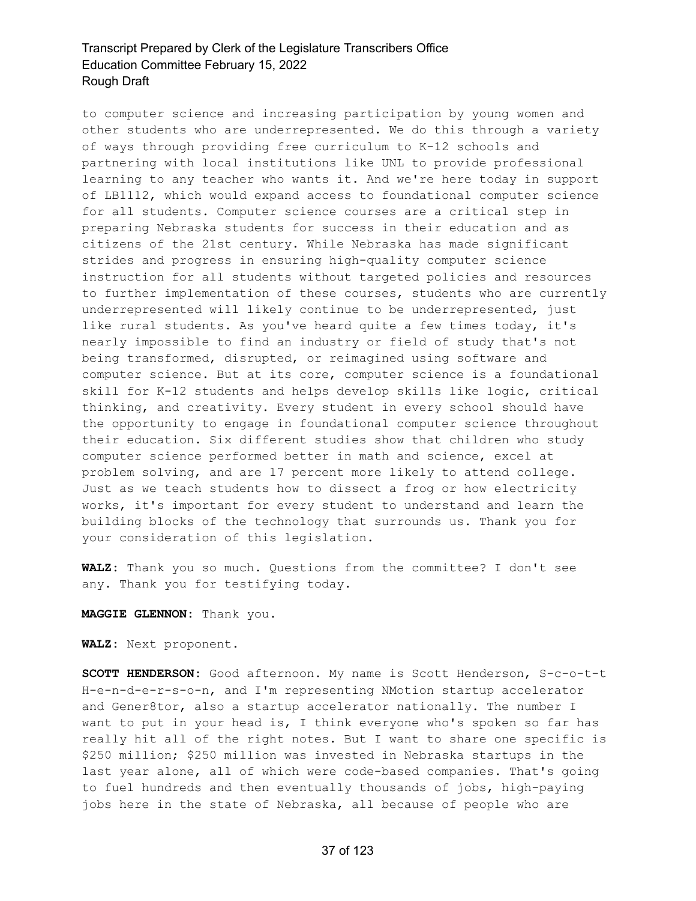to computer science and increasing participation by young women and other students who are underrepresented. We do this through a variety of ways through providing free curriculum to K-12 schools and partnering with local institutions like UNL to provide professional learning to any teacher who wants it. And we're here today in support of LB1112, which would expand access to foundational computer science for all students. Computer science courses are a critical step in preparing Nebraska students for success in their education and as citizens of the 21st century. While Nebraska has made significant strides and progress in ensuring high-quality computer science instruction for all students without targeted policies and resources to further implementation of these courses, students who are currently underrepresented will likely continue to be underrepresented, just like rural students. As you've heard quite a few times today, it's nearly impossible to find an industry or field of study that's not being transformed, disrupted, or reimagined using software and computer science. But at its core, computer science is a foundational skill for K-12 students and helps develop skills like logic, critical thinking, and creativity. Every student in every school should have the opportunity to engage in foundational computer science throughout their education. Six different studies show that children who study computer science performed better in math and science, excel at problem solving, and are 17 percent more likely to attend college. Just as we teach students how to dissect a frog or how electricity works, it's important for every student to understand and learn the building blocks of the technology that surrounds us. Thank you for your consideration of this legislation.

**WALZ:** Thank you so much. Questions from the committee? I don't see any. Thank you for testifying today.

**MAGGIE GLENNON:** Thank you.

**WALZ:** Next proponent.

**SCOTT HENDERSON:** Good afternoon. My name is Scott Henderson, S-c-o-t-t H-e-n-d-e-r-s-o-n, and I'm representing NMotion startup accelerator and Gener8tor, also a startup accelerator nationally. The number I want to put in your head is, I think everyone who's spoken so far has really hit all of the right notes. But I want to share one specific is $250 million; $250 million was invested in Nebraska startups in the last year alone, all of which were code-based companies. That's going to fuel hundreds and then eventually thousands of jobs, high-paying jobs here in the state of Nebraska, all because of people who are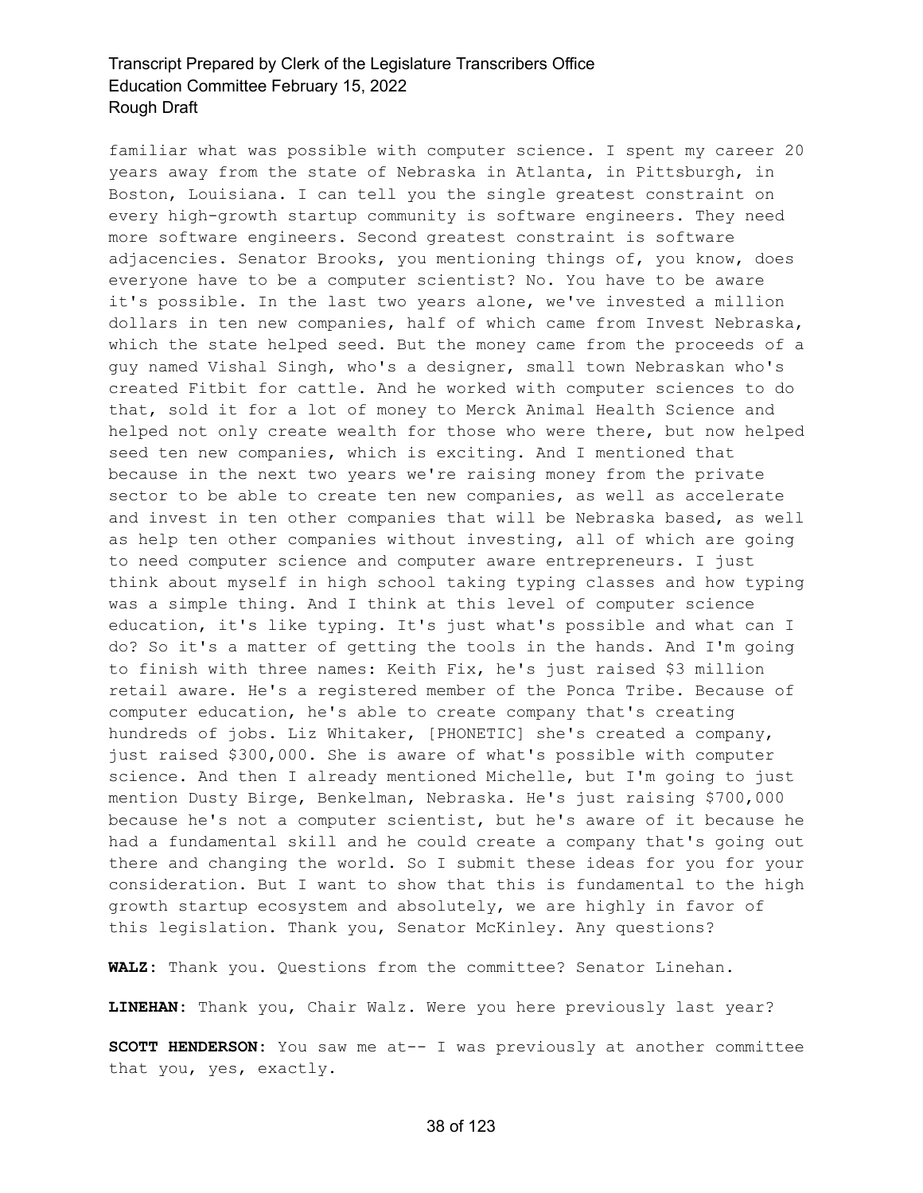familiar what was possible with computer science. I spent my career 20 years away from the state of Nebraska in Atlanta, in Pittsburgh, in Boston, Louisiana. I can tell you the single greatest constraint on every high-growth startup community is software engineers. They need more software engineers. Second greatest constraint is software adjacencies. Senator Brooks, you mentioning things of, you know, does everyone have to be a computer scientist? No. You have to be aware it's possible. In the last two years alone, we've invested a million dollars in ten new companies, half of which came from Invest Nebraska, which the state helped seed. But the money came from the proceeds of a guy named Vishal Singh, who's a designer, small town Nebraskan who's created Fitbit for cattle. And he worked with computer sciences to do that, sold it for a lot of money to Merck Animal Health Science and helped not only create wealth for those who were there, but now helped seed ten new companies, which is exciting. And I mentioned that because in the next two years we're raising money from the private sector to be able to create ten new companies, as well as accelerate and invest in ten other companies that will be Nebraska based, as well as help ten other companies without investing, all of which are going to need computer science and computer aware entrepreneurs. I just think about myself in high school taking typing classes and how typing was a simple thing. And I think at this level of computer science education, it's like typing. It's just what's possible and what can I do? So it's a matter of getting the tools in the hands. And I'm going to finish with three names: Keith Fix, he's just raised $3 million retail aware. He's a registered member of the Ponca Tribe. Because of computer education, he's able to create company that's creating hundreds of jobs. Liz Whitaker, [PHONETIC] she's created a company, just raised $300,000. She is aware of what's possible with computer science. And then I already mentioned Michelle, but I'm going to just mention Dusty Birge, Benkelman, Nebraska. He's just raising $700,000 because he's not a computer scientist, but he's aware of it because he had a fundamental skill and he could create a company that's going out there and changing the world. So I submit these ideas for you for your consideration. But I want to show that this is fundamental to the high growth startup ecosystem and absolutely, we are highly in favor of this legislation. Thank you, Senator McKinley. Any questions?

**WALZ:** Thank you. Questions from the committee? Senator Linehan.

**LINEHAN:** Thank you, Chair Walz. Were you here previously last year?

**SCOTT HENDERSON:** You saw me at-- I was previously at another committee that you, yes, exactly.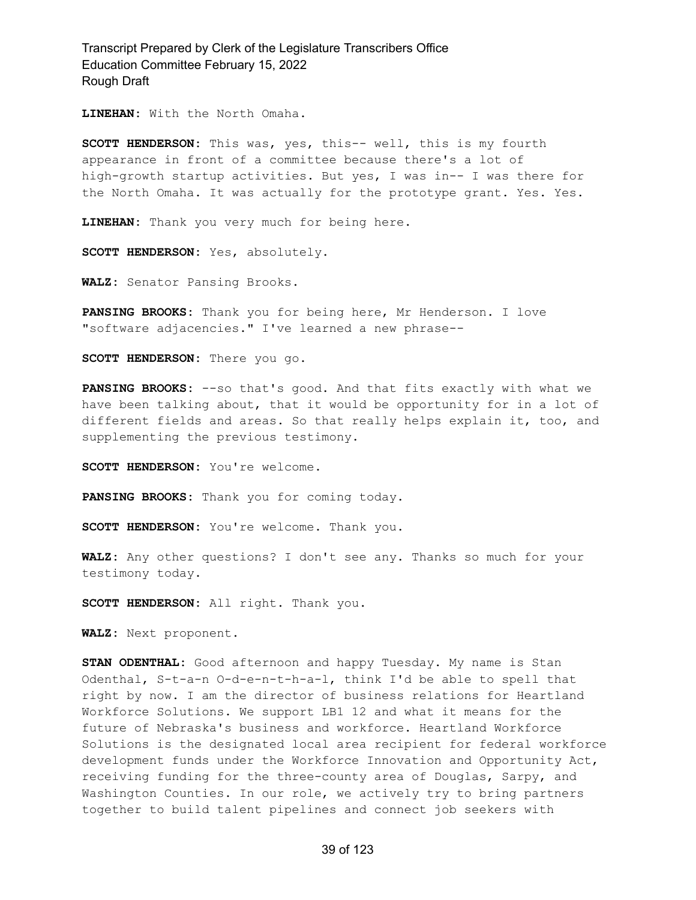**LINEHAN:** With the North Omaha.

**SCOTT HENDERSON:** This was, yes, this-- well, this is my fourth appearance in front of a committee because there's a lot of high-growth startup activities. But yes, I was in-- I was there for the North Omaha. It was actually for the prototype grant. Yes. Yes.

**LINEHAN:** Thank you very much for being here.

**SCOTT HENDERSON:** Yes, absolutely.

**WALZ:** Senator Pansing Brooks.

**PANSING BROOKS:** Thank you for being here, Mr Henderson. I love "software adjacencies." I've learned a new phrase--

**SCOTT HENDERSON:** There you go.

**PANSING BROOKS:** --so that's good. And that fits exactly with what we have been talking about, that it would be opportunity for in a lot of different fields and areas. So that really helps explain it, too, and supplementing the previous testimony.

**SCOTT HENDERSON:** You're welcome.

**PANSING BROOKS:** Thank you for coming today.

**SCOTT HENDERSON:** You're welcome. Thank you.

**WALZ:** Any other questions? I don't see any. Thanks so much for your testimony today.

**SCOTT HENDERSON:** All right. Thank you.

**WALZ:** Next proponent.

**STAN ODENTHAL:** Good afternoon and happy Tuesday. My name is Stan Odenthal, S-t-a-n O-d-e-n-t-h-a-l, think I'd be able to spell that right by now. I am the director of business relations for Heartland Workforce Solutions. We support LB1 12 and what it means for the future of Nebraska's business and workforce. Heartland Workforce Solutions is the designated local area recipient for federal workforce development funds under the Workforce Innovation and Opportunity Act, receiving funding for the three-county area of Douglas, Sarpy, and Washington Counties. In our role, we actively try to bring partners together to build talent pipelines and connect job seekers with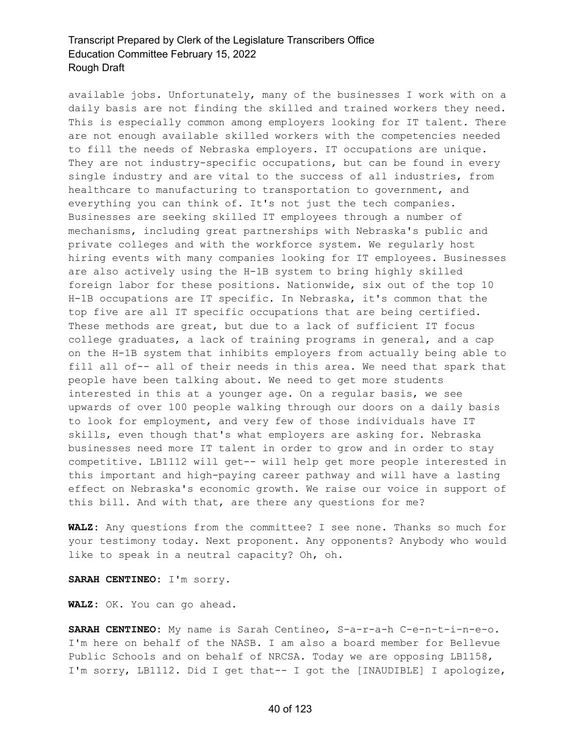available jobs. Unfortunately, many of the businesses I work with on a daily basis are not finding the skilled and trained workers they need. This is especially common among employers looking for IT talent. There are not enough available skilled workers with the competencies needed to fill the needs of Nebraska employers. IT occupations are unique. They are not industry-specific occupations, but can be found in every single industry and are vital to the success of all industries, from healthcare to manufacturing to transportation to government, and everything you can think of. It's not just the tech companies. Businesses are seeking skilled IT employees through a number of mechanisms, including great partnerships with Nebraska's public and private colleges and with the workforce system. We regularly host hiring events with many companies looking for IT employees. Businesses are also actively using the H-1B system to bring highly skilled foreign labor for these positions. Nationwide, six out of the top 10 H-1B occupations are IT specific. In Nebraska, it's common that the top five are all IT specific occupations that are being certified. These methods are great, but due to a lack of sufficient IT focus college graduates, a lack of training programs in general, and a cap on the H-1B system that inhibits employers from actually being able to fill all of-- all of their needs in this area. We need that spark that people have been talking about. We need to get more students interested in this at a younger age. On a regular basis, we see upwards of over 100 people walking through our doors on a daily basis to look for employment, and very few of those individuals have IT skills, even though that's what employers are asking for. Nebraska businesses need more IT talent in order to grow and in order to stay competitive. LB1112 will get-- will help get more people interested in this important and high-paying career pathway and will have a lasting effect on Nebraska's economic growth. We raise our voice in support of this bill. And with that, are there any questions for me?

**WALZ:** Any questions from the committee? I see none. Thanks so much for your testimony today. Next proponent. Any opponents? Anybody who would like to speak in a neutral capacity? Oh, oh.

**SARAH CENTINEO:** I'm sorry.

**WALZ:** OK. You can go ahead.

**SARAH CENTINEO:** My name is Sarah Centineo, S-a-r-a-h C-e-n-t-i-n-e-o. I'm here on behalf of the NASB. I am also a board member for Bellevue Public Schools and on behalf of NRCSA. Today we are opposing LB1158, I'm sorry, LB1112. Did I get that-- I got the [INAUDIBLE] I apologize,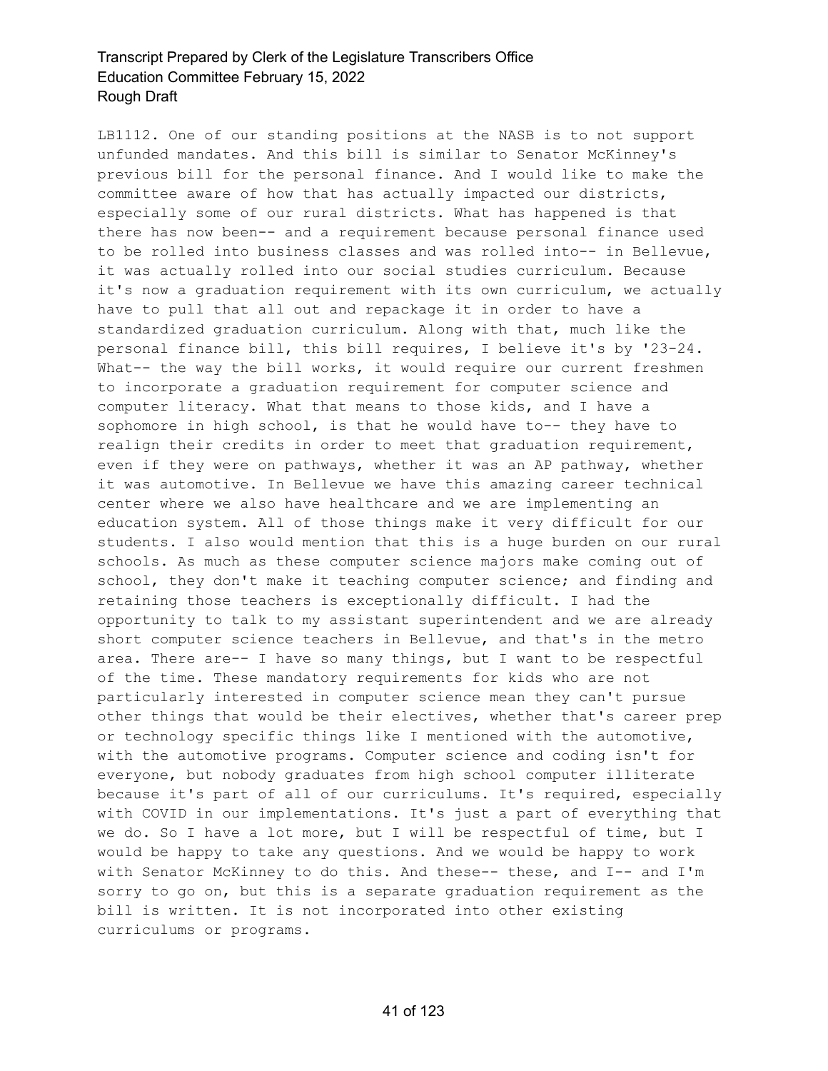LB1112. One of our standing positions at the NASB is to not support unfunded mandates. And this bill is similar to Senator McKinney's previous bill for the personal finance. And I would like to make the committee aware of how that has actually impacted our districts, especially some of our rural districts. What has happened is that there has now been-- and a requirement because personal finance used to be rolled into business classes and was rolled into-- in Bellevue, it was actually rolled into our social studies curriculum. Because it's now a graduation requirement with its own curriculum, we actually have to pull that all out and repackage it in order to have a standardized graduation curriculum. Along with that, much like the personal finance bill, this bill requires, I believe it's by '23-24. What-- the way the bill works, it would require our current freshmen to incorporate a graduation requirement for computer science and computer literacy. What that means to those kids, and I have a sophomore in high school, is that he would have to-- they have to realign their credits in order to meet that graduation requirement, even if they were on pathways, whether it was an AP pathway, whether it was automotive. In Bellevue we have this amazing career technical center where we also have healthcare and we are implementing an education system. All of those things make it very difficult for our students. I also would mention that this is a huge burden on our rural schools. As much as these computer science majors make coming out of school, they don't make it teaching computer science; and finding and retaining those teachers is exceptionally difficult. I had the opportunity to talk to my assistant superintendent and we are already short computer science teachers in Bellevue, and that's in the metro area. There are-- I have so many things, but I want to be respectful of the time. These mandatory requirements for kids who are not particularly interested in computer science mean they can't pursue other things that would be their electives, whether that's career prep or technology specific things like I mentioned with the automotive, with the automotive programs. Computer science and coding isn't for everyone, but nobody graduates from high school computer illiterate because it's part of all of our curriculums. It's required, especially with COVID in our implementations. It's just a part of everything that we do. So I have a lot more, but I will be respectful of time, but I would be happy to take any questions. And we would be happy to work with Senator McKinney to do this. And these-- these, and I-- and I'm sorry to go on, but this is a separate graduation requirement as the bill is written. It is not incorporated into other existing curriculums or programs.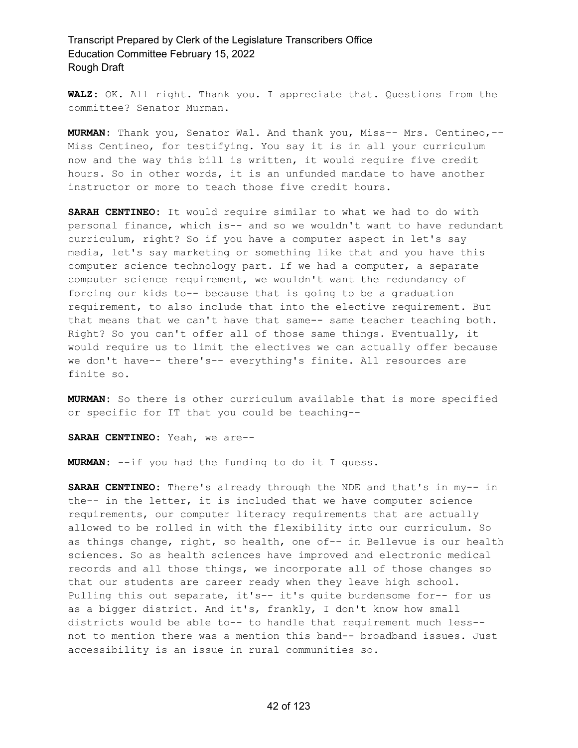**WALZ:** OK. All right. Thank you. I appreciate that. Questions from the committee? Senator Murman.

**MURMAN:** Thank you, Senator Wal. And thank you, Miss-- Mrs. Centineo,-- Miss Centineo, for testifying. You say it is in all your curriculum now and the way this bill is written, it would require five credit hours. So in other words, it is an unfunded mandate to have another instructor or more to teach those five credit hours.

**SARAH CENTINEO:** It would require similar to what we had to do with personal finance, which is-- and so we wouldn't want to have redundant curriculum, right? So if you have a computer aspect in let's say media, let's say marketing or something like that and you have this computer science technology part. If we had a computer, a separate computer science requirement, we wouldn't want the redundancy of forcing our kids to-- because that is going to be a graduation requirement, to also include that into the elective requirement. But that means that we can't have that same-- same teacher teaching both. Right? So you can't offer all of those same things. Eventually, it would require us to limit the electives we can actually offer because we don't have-- there's-- everything's finite. All resources are finite so.

**MURMAN:** So there is other curriculum available that is more specified or specific for IT that you could be teaching--

**SARAH CENTINEO:** Yeah, we are--

**MURMAN:** --if you had the funding to do it I guess.

**SARAH CENTINEO:** There's already through the NDE and that's in my-- in the-- in the letter, it is included that we have computer science requirements, our computer literacy requirements that are actually allowed to be rolled in with the flexibility into our curriculum. So as things change, right, so health, one of-- in Bellevue is our health sciences. So as health sciences have improved and electronic medical records and all those things, we incorporate all of those changes so that our students are career ready when they leave high school. Pulling this out separate, it's-- it's quite burdensome for-- for us as a bigger district. And it's, frankly, I don't know how small districts would be able to-- to handle that requirement much less-- not to mention there was a mention this band-- broadband issues. Just accessibility is an issue in rural communities so.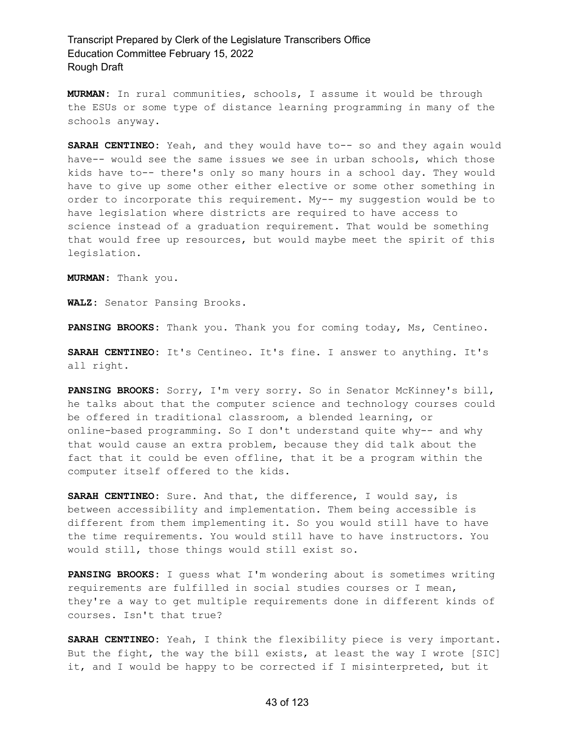**MURMAN:** In rural communities, schools, I assume it would be through the ESUs or some type of distance learning programming in many of the schools anyway.

**SARAH CENTINEO:** Yeah, and they would have to-- so and they again would have-- would see the same issues we see in urban schools, which those kids have to-- there's only so many hours in a school day. They would have to give up some other either elective or some other something in order to incorporate this requirement. My-- my suggestion would be to have legislation where districts are required to have access to science instead of a graduation requirement. That would be something that would free up resources, but would maybe meet the spirit of this legislation.

**MURMAN:** Thank you.

**WALZ:** Senator Pansing Brooks.

**PANSING BROOKS:** Thank you. Thank you for coming today, Ms, Centineo.

**SARAH CENTINEO:** It's Centineo. It's fine. I answer to anything. It's all right.

**PANSING BROOKS:** Sorry, I'm very sorry. So in Senator McKinney's bill, he talks about that the computer science and technology courses could be offered in traditional classroom, a blended learning, or online-based programming. So I don't understand quite why-- and why that would cause an extra problem, because they did talk about the fact that it could be even offline, that it be a program within the computer itself offered to the kids.

**SARAH CENTINEO:** Sure. And that, the difference, I would say, is between accessibility and implementation. Them being accessible is different from them implementing it. So you would still have to have the time requirements. You would still have to have instructors. You would still, those things would still exist so.

**PANSING BROOKS:** I guess what I'm wondering about is sometimes writing requirements are fulfilled in social studies courses or I mean, they're a way to get multiple requirements done in different kinds of courses. Isn't that true?

**SARAH CENTINEO:** Yeah, I think the flexibility piece is very important. But the fight, the way the bill exists, at least the way I wrote [SIC] it, and I would be happy to be corrected if I misinterpreted, but it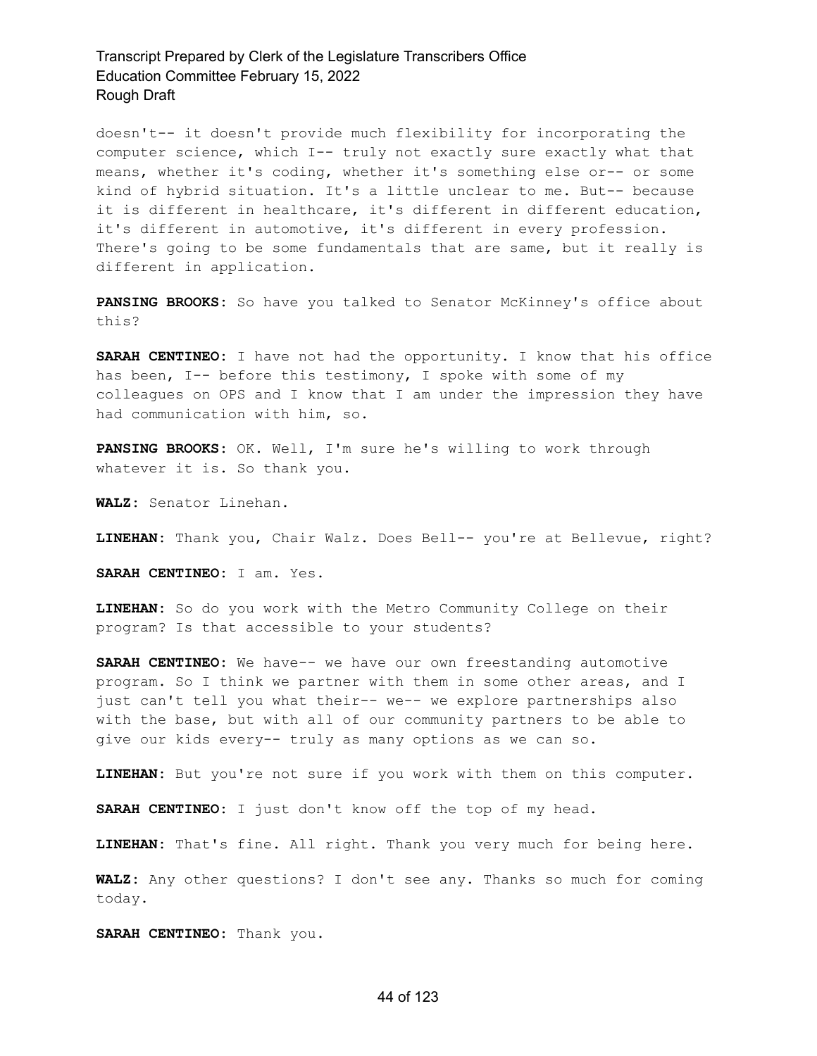doesn't-- it doesn't provide much flexibility for incorporating the computer science, which I-- truly not exactly sure exactly what that means, whether it's coding, whether it's something else or-- or some kind of hybrid situation. It's a little unclear to me. But-- because it is different in healthcare, it's different in different education, it's different in automotive, it's different in every profession. There's going to be some fundamentals that are same, but it really is different in application.

**PANSING BROOKS:** So have you talked to Senator McKinney's office about this?

**SARAH CENTINEO:** I have not had the opportunity. I know that his office has been, I-- before this testimony, I spoke with some of my colleagues on OPS and I know that I am under the impression they have had communication with him, so.

**PANSING BROOKS:** OK. Well, I'm sure he's willing to work through whatever it is. So thank you.

**WALZ:** Senator Linehan.

**LINEHAN:** Thank you, Chair Walz. Does Bell-- you're at Bellevue, right?

**SARAH CENTINEO:** I am. Yes.

**LINEHAN:** So do you work with the Metro Community College on their program? Is that accessible to your students?

**SARAH CENTINEO:** We have-- we have our own freestanding automotive program. So I think we partner with them in some other areas, and I just can't tell you what their-- we-- we explore partnerships also with the base, but with all of our community partners to be able to give our kids every-- truly as many options as we can so.

**LINEHAN:** But you're not sure if you work with them on this computer.

**SARAH CENTINEO:** I just don't know off the top of my head.

**LINEHAN:** That's fine. All right. Thank you very much for being here.

**WALZ:** Any other questions? I don't see any. Thanks so much for coming today.

**SARAH CENTINEO:** Thank you.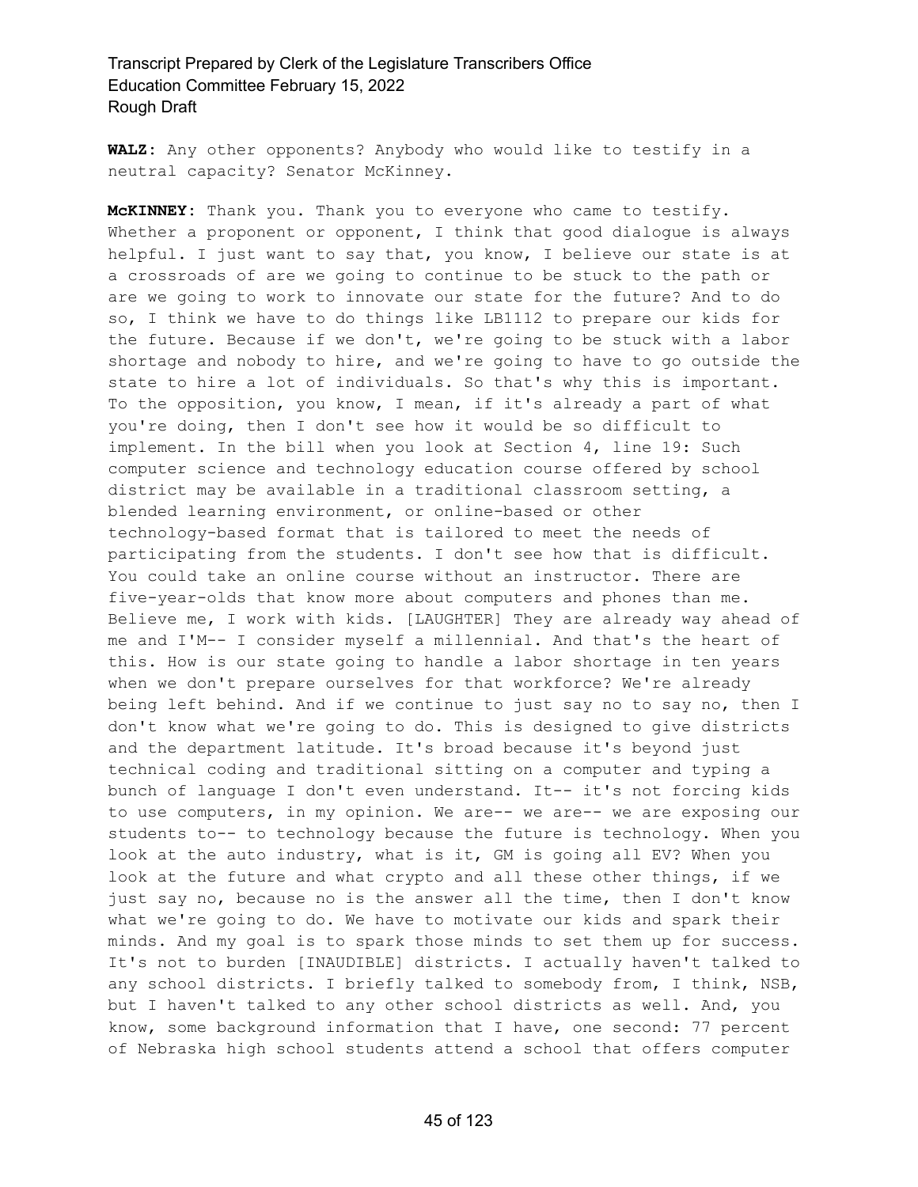**WALZ:** Any other opponents? Anybody who would like to testify in a neutral capacity? Senator McKinney.

**McKINNEY:** Thank you. Thank you to everyone who came to testify. Whether a proponent or opponent, I think that good dialogue is always helpful. I just want to say that, you know, I believe our state is at a crossroads of are we going to continue to be stuck to the path or are we going to work to innovate our state for the future? And to do so, I think we have to do things like LB1112 to prepare our kids for the future. Because if we don't, we're going to be stuck with a labor shortage and nobody to hire, and we're going to have to go outside the state to hire a lot of individuals. So that's why this is important. To the opposition, you know, I mean, if it's already a part of what you're doing, then I don't see how it would be so difficult to implement. In the bill when you look at Section 4, line 19: Such computer science and technology education course offered by school district may be available in a traditional classroom setting, a blended learning environment, or online-based or other technology-based format that is tailored to meet the needs of participating from the students. I don't see how that is difficult. You could take an online course without an instructor. There are five-year-olds that know more about computers and phones than me. Believe me, I work with kids. [LAUGHTER] They are already way ahead of me and I'M-- I consider myself a millennial. And that's the heart of this. How is our state going to handle a labor shortage in ten years when we don't prepare ourselves for that workforce? We're already being left behind. And if we continue to just say no to say no, then I don't know what we're going to do. This is designed to give districts and the department latitude. It's broad because it's beyond just technical coding and traditional sitting on a computer and typing a bunch of language I don't even understand. It-- it's not forcing kids to use computers, in my opinion. We are-- we are-- we are exposing our students to-- to technology because the future is technology. When you look at the auto industry, what is it, GM is going all EV? When you look at the future and what crypto and all these other things, if we just say no, because no is the answer all the time, then I don't know what we're going to do. We have to motivate our kids and spark their minds. And my goal is to spark those minds to set them up for success. It's not to burden [INAUDIBLE] districts. I actually haven't talked to any school districts. I briefly talked to somebody from, I think, NSB, but I haven't talked to any other school districts as well. And, you know, some background information that I have, one second: 77 percent of Nebraska high school students attend a school that offers computer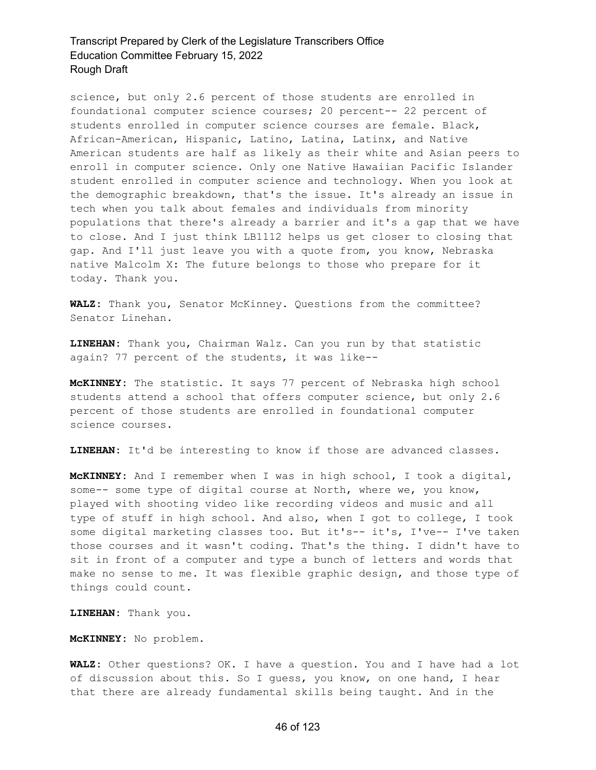science, but only 2.6 percent of those students are enrolled in foundational computer science courses; 20 percent-- 22 percent of students enrolled in computer science courses are female. Black, African-American, Hispanic, Latino, Latina, Latinx, and Native American students are half as likely as their white and Asian peers to enroll in computer science. Only one Native Hawaiian Pacific Islander student enrolled in computer science and technology. When you look at the demographic breakdown, that's the issue. It's already an issue in tech when you talk about females and individuals from minority populations that there's already a barrier and it's a gap that we have to close. And I just think LB1112 helps us get closer to closing that gap. And I'll just leave you with a quote from, you know, Nebraska native Malcolm X: The future belongs to those who prepare for it today. Thank you.

**WALZ:** Thank you, Senator McKinney. Questions from the committee? Senator Linehan.

**LINEHAN:** Thank you, Chairman Walz. Can you run by that statistic again? 77 percent of the students, it was like--

**McKINNEY:** The statistic. It says 77 percent of Nebraska high school students attend a school that offers computer science, but only 2.6 percent of those students are enrolled in foundational computer science courses.

**LINEHAN:** It'd be interesting to know if those are advanced classes.

**McKINNEY:** And I remember when I was in high school, I took a digital, some-- some type of digital course at North, where we, you know, played with shooting video like recording videos and music and all type of stuff in high school. And also, when I got to college, I took some digital marketing classes too. But it's-- it's, I've-- I've taken those courses and it wasn't coding. That's the thing. I didn't have to sit in front of a computer and type a bunch of letters and words that make no sense to me. It was flexible graphic design, and those type of things could count.

**LINEHAN:** Thank you.

**McKINNEY:** No problem.

**WALZ:** Other questions? OK. I have a question. You and I have had a lot of discussion about this. So I guess, you know, on one hand, I hear that there are already fundamental skills being taught. And in the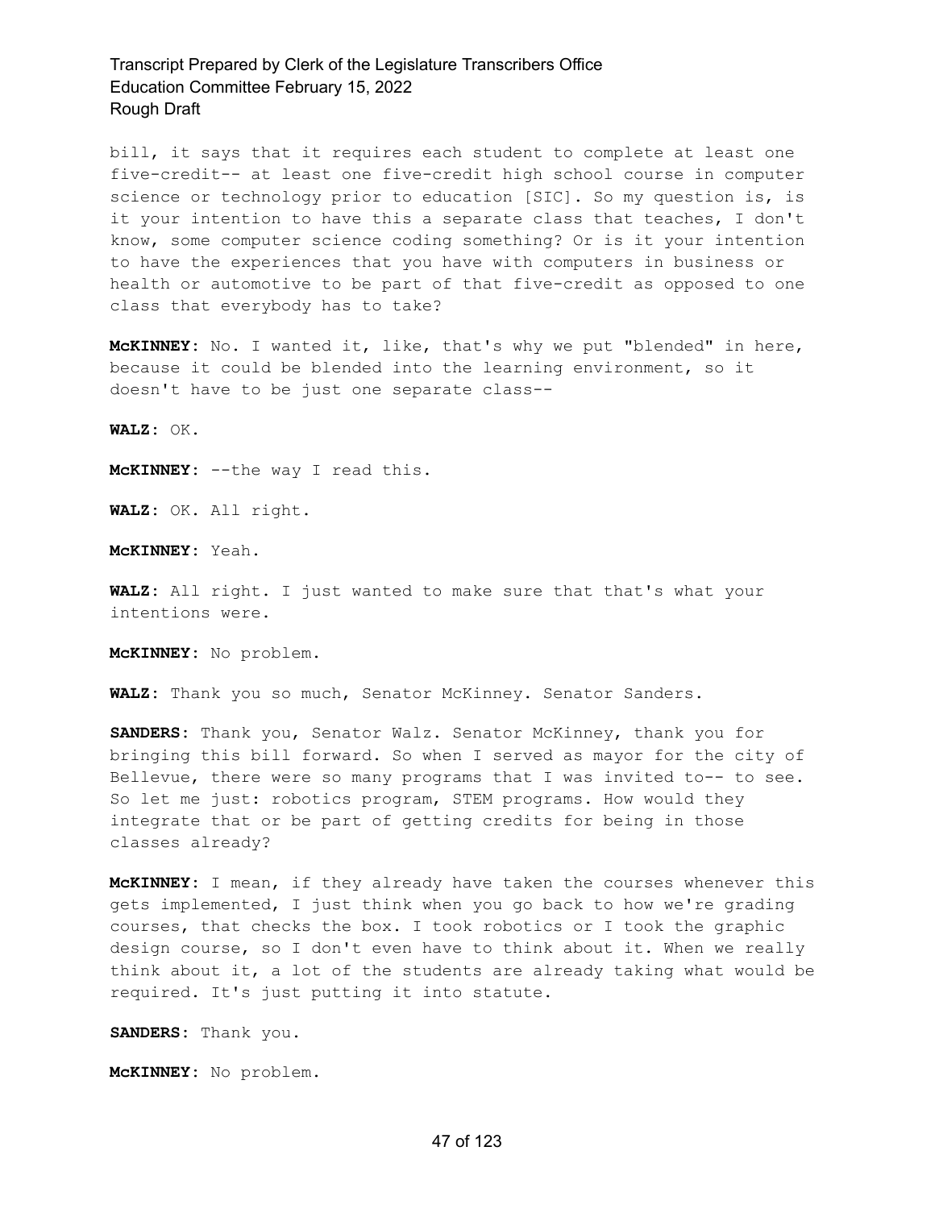bill, it says that it requires each student to complete at least one five-credit-- at least one five-credit high school course in computer science or technology prior to education [SIC]. So my question is, is it your intention to have this a separate class that teaches, I don't know, some computer science coding something? Or is it your intention to have the experiences that you have with computers in business or health or automotive to be part of that five-credit as opposed to one class that everybody has to take?

**McKINNEY:** No. I wanted it, like, that's why we put "blended" in here, because it could be blended into the learning environment, so it doesn't have to be just one separate class--

**WALZ:** OK.

**McKINNEY:** --the way I read this.

**WALZ:** OK. All right.

**McKINNEY:** Yeah.

**WALZ:** All right. I just wanted to make sure that that's what your intentions were.

**McKINNEY:** No problem.

**WALZ:** Thank you so much, Senator McKinney. Senator Sanders.

**SANDERS:** Thank you, Senator Walz. Senator McKinney, thank you for bringing this bill forward. So when I served as mayor for the city of Bellevue, there were so many programs that I was invited to-- to see. So let me just: robotics program, STEM programs. How would they integrate that or be part of getting credits for being in those classes already?

**McKINNEY:** I mean, if they already have taken the courses whenever this gets implemented, I just think when you go back to how we're grading courses, that checks the box. I took robotics or I took the graphic design course, so I don't even have to think about it. When we really think about it, a lot of the students are already taking what would be required. It's just putting it into statute.

**SANDERS:** Thank you.

**McKINNEY:** No problem.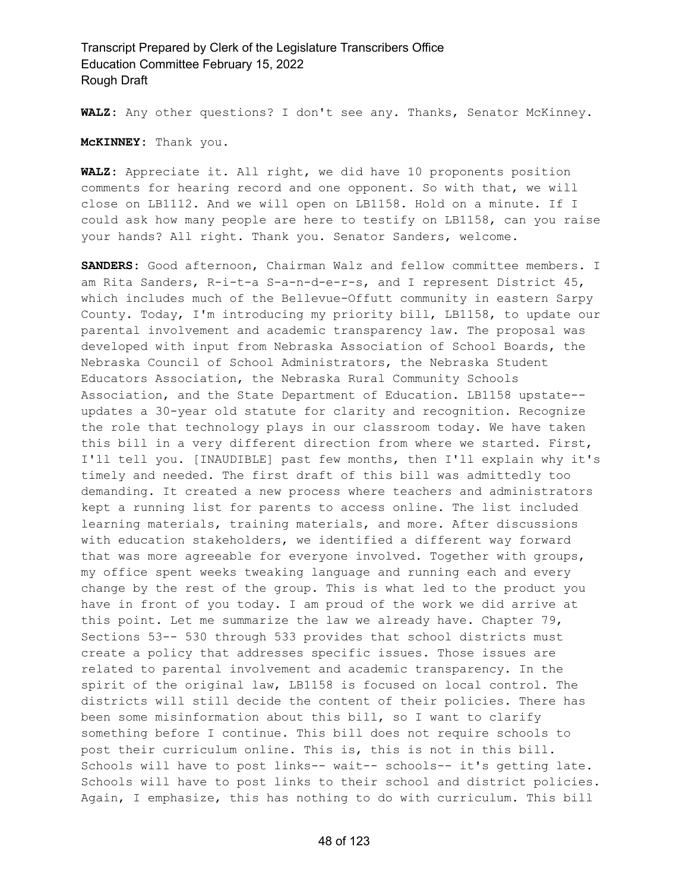**WALZ:** Any other questions? I don't see any. Thanks, Senator McKinney.

**McKINNEY:** Thank you.

**WALZ:** Appreciate it. All right, we did have 10 proponents position comments for hearing record and one opponent. So with that, we will close on LB1112. And we will open on LB1158. Hold on a minute. If I could ask how many people are here to testify on LB1158, can you raise your hands? All right. Thank you. Senator Sanders, welcome.

**SANDERS:** Good afternoon, Chairman Walz and fellow committee members. I am Rita Sanders, R-i-t-a S-a-n-d-e-r-s, and I represent District 45, which includes much of the Bellevue-Offutt community in eastern Sarpy County. Today, I'm introducing my priority bill, LB1158, to update our parental involvement and academic transparency law. The proposal was developed with input from Nebraska Association of School Boards, the Nebraska Council of School Administrators, the Nebraska Student Educators Association, the Nebraska Rural Community Schools Association, and the State Department of Education. LB1158 upstate-- updates a 30-year old statute for clarity and recognition. Recognize the role that technology plays in our classroom today. We have taken this bill in a very different direction from where we started. First, I'll tell you. [INAUDIBLE] past few months, then I'll explain why it's timely and needed. The first draft of this bill was admittedly too demanding. It created a new process where teachers and administrators kept a running list for parents to access online. The list included learning materials, training materials, and more. After discussions with education stakeholders, we identified a different way forward that was more agreeable for everyone involved. Together with groups, my office spent weeks tweaking language and running each and every change by the rest of the group. This is what led to the product you have in front of you today. I am proud of the work we did arrive at this point. Let me summarize the law we already have. Chapter 79, Sections 53-- 530 through 533 provides that school districts must create a policy that addresses specific issues. Those issues are related to parental involvement and academic transparency. In the spirit of the original law, LB1158 is focused on local control. The districts will still decide the content of their policies. There has been some misinformation about this bill, so I want to clarify something before I continue. This bill does not require schools to post their curriculum online. This is, this is not in this bill. Schools will have to post links-- wait-- schools-- it's getting late. Schools will have to post links to their school and district policies. Again, I emphasize, this has nothing to do with curriculum. This bill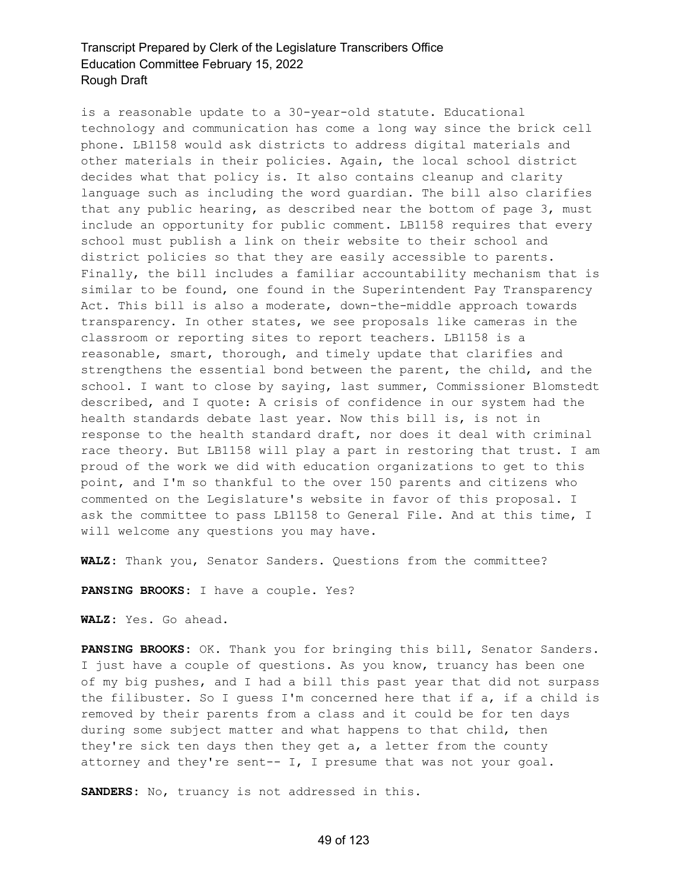is a reasonable update to a 30-year-old statute. Educational technology and communication has come a long way since the brick cell phone. LB1158 would ask districts to address digital materials and other materials in their policies. Again, the local school district decides what that policy is. It also contains cleanup and clarity language such as including the word guardian. The bill also clarifies that any public hearing, as described near the bottom of page 3, must include an opportunity for public comment. LB1158 requires that every school must publish a link on their website to their school and district policies so that they are easily accessible to parents. Finally, the bill includes a familiar accountability mechanism that is similar to be found, one found in the Superintendent Pay Transparency Act. This bill is also a moderate, down-the-middle approach towards transparency. In other states, we see proposals like cameras in the classroom or reporting sites to report teachers. LB1158 is a reasonable, smart, thorough, and timely update that clarifies and strengthens the essential bond between the parent, the child, and the school. I want to close by saying, last summer, Commissioner Blomstedt described, and I quote: A crisis of confidence in our system had the health standards debate last year. Now this bill is, is not in response to the health standard draft, nor does it deal with criminal race theory. But LB1158 will play a part in restoring that trust. I am proud of the work we did with education organizations to get to this point, and I'm so thankful to the over 150 parents and citizens who commented on the Legislature's website in favor of this proposal. I ask the committee to pass LB1158 to General File. And at this time, I will welcome any questions you may have.

**WALZ:** Thank you, Senator Sanders. Questions from the committee?

**PANSING BROOKS:** I have a couple. Yes?

**WALZ:** Yes. Go ahead.

**PANSING BROOKS:** OK. Thank you for bringing this bill, Senator Sanders. I just have a couple of questions. As you know, truancy has been one of my big pushes, and I had a bill this past year that did not surpass the filibuster. So I guess I'm concerned here that if a, if a child is removed by their parents from a class and it could be for ten days during some subject matter and what happens to that child, then they're sick ten days then they get a, a letter from the county attorney and they're sent-- I, I presume that was not your goal.

**SANDERS:** No, truancy is not addressed in this.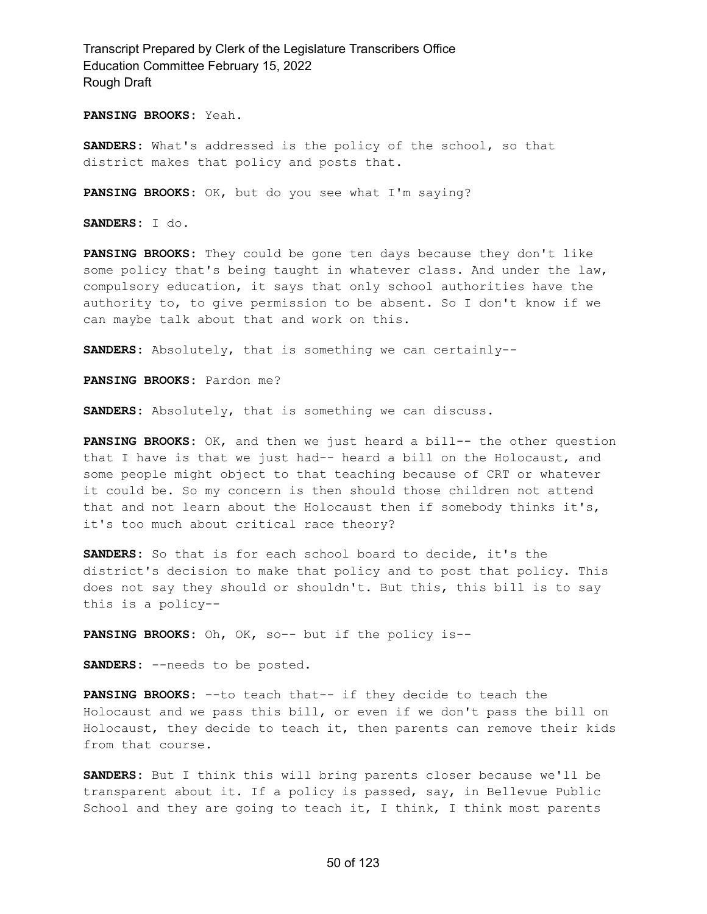**PANSING BROOKS:** Yeah.

**SANDERS:** What's addressed is the policy of the school, so that district makes that policy and posts that.

**PANSING BROOKS:** OK, but do you see what I'm saying?

**SANDERS:** I do.

**PANSING BROOKS:** They could be gone ten days because they don't like some policy that's being taught in whatever class. And under the law, compulsory education, it says that only school authorities have the authority to, to give permission to be absent. So I don't know if we can maybe talk about that and work on this.

**SANDERS:** Absolutely, that is something we can certainly--

**PANSING BROOKS:** Pardon me?

**SANDERS:** Absolutely, that is something we can discuss.

**PANSING BROOKS:** OK, and then we just heard a bill-- the other question that I have is that we just had-- heard a bill on the Holocaust, and some people might object to that teaching because of CRT or whatever it could be. So my concern is then should those children not attend that and not learn about the Holocaust then if somebody thinks it's, it's too much about critical race theory?

**SANDERS:** So that is for each school board to decide, it's the district's decision to make that policy and to post that policy. This does not say they should or shouldn't. But this, this bill is to say this is a policy--

**PANSING BROOKS:** Oh, OK, so-- but if the policy is--

**SANDERS:** --needs to be posted.

**PANSING BROOKS:** --to teach that-- if they decide to teach the Holocaust and we pass this bill, or even if we don't pass the bill on Holocaust, they decide to teach it, then parents can remove their kids from that course.

**SANDERS:** But I think this will bring parents closer because we'll be transparent about it. If a policy is passed, say, in Bellevue Public School and they are going to teach it, I think, I think most parents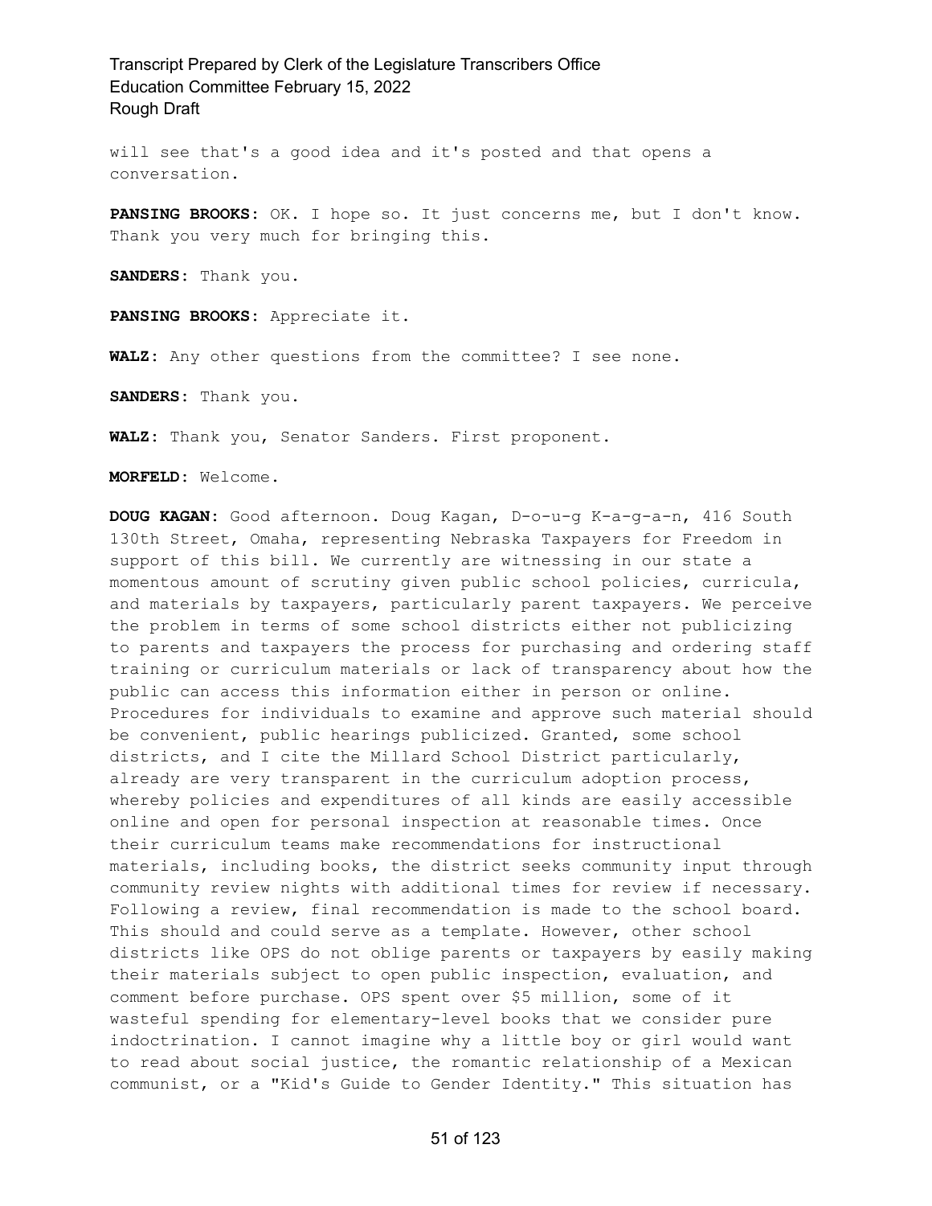will see that's a good idea and it's posted and that opens a conversation.

**PANSING BROOKS:** OK. I hope so. It just concerns me, but I don't know. Thank you very much for bringing this.

**SANDERS:** Thank you.

**PANSING BROOKS:** Appreciate it.

**WALZ:** Any other questions from the committee? I see none.

**SANDERS:** Thank you.

**WALZ:** Thank you, Senator Sanders. First proponent.

**MORFELD:** Welcome.

**DOUG KAGAN:** Good afternoon. Doug Kagan, D-o-u-g K-a-g-a-n, 416 South 130th Street, Omaha, representing Nebraska Taxpayers for Freedom in support of this bill. We currently are witnessing in our state a momentous amount of scrutiny given public school policies, curricula, and materials by taxpayers, particularly parent taxpayers. We perceive the problem in terms of some school districts either not publicizing to parents and taxpayers the process for purchasing and ordering staff training or curriculum materials or lack of transparency about how the public can access this information either in person or online. Procedures for individuals to examine and approve such material should be convenient, public hearings publicized. Granted, some school districts, and I cite the Millard School District particularly, already are very transparent in the curriculum adoption process, whereby policies and expenditures of all kinds are easily accessible online and open for personal inspection at reasonable times. Once their curriculum teams make recommendations for instructional materials, including books, the district seeks community input through community review nights with additional times for review if necessary. Following a review, final recommendation is made to the school board. This should and could serve as a template. However, other school districts like OPS do not oblige parents or taxpayers by easily making their materials subject to open public inspection, evaluation, and comment before purchase. OPS spent over $5 million, some of it wasteful spending for elementary-level books that we consider pure indoctrination. I cannot imagine why a little boy or girl would want to read about social justice, the romantic relationship of a Mexican communist, or a "Kid's Guide to Gender Identity." This situation has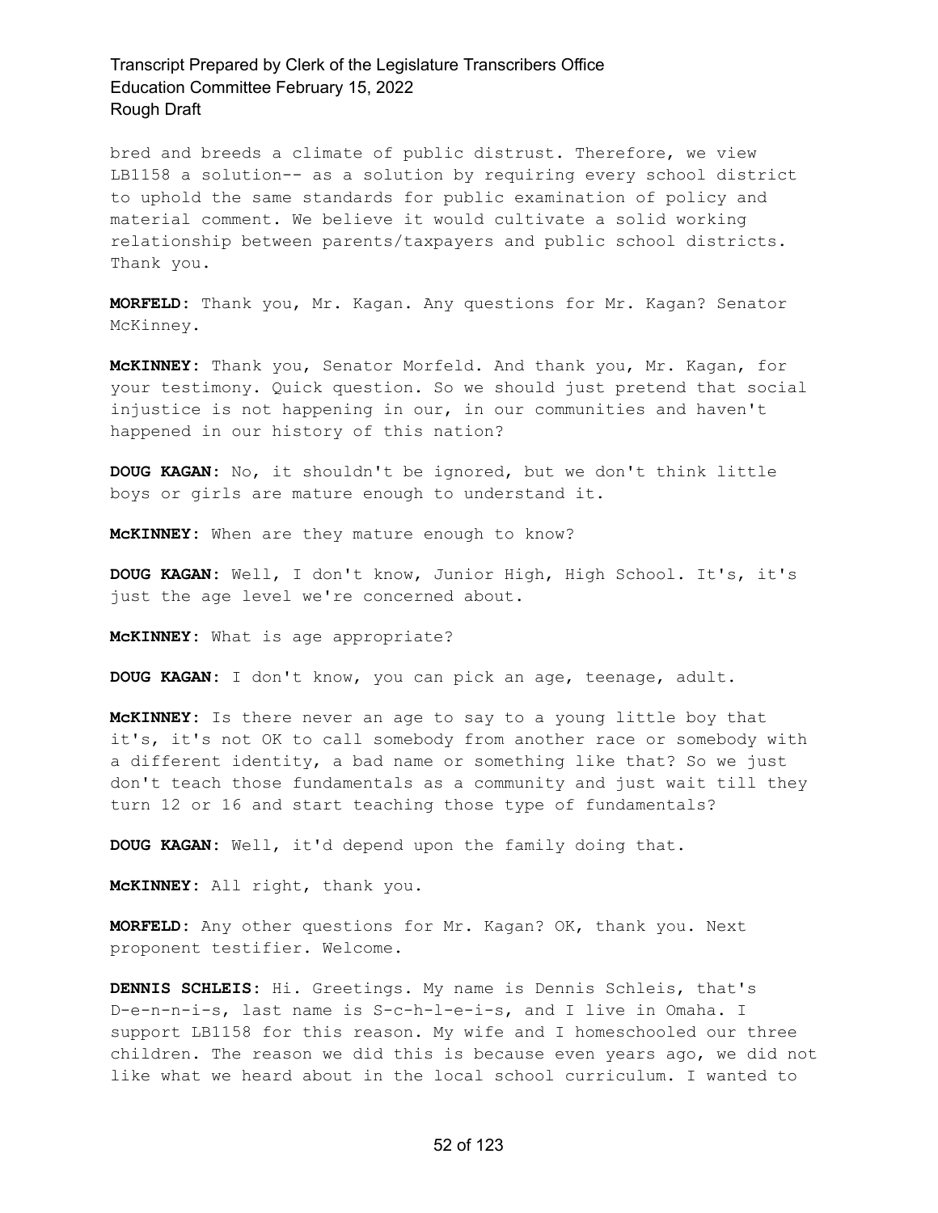bred and breeds a climate of public distrust. Therefore, we view LB1158 a solution-- as a solution by requiring every school district to uphold the same standards for public examination of policy and material comment. We believe it would cultivate a solid working relationship between parents/taxpayers and public school districts. Thank you.

**MORFELD:** Thank you, Mr. Kagan. Any questions for Mr. Kagan? Senator McKinney.

**McKINNEY:** Thank you, Senator Morfeld. And thank you, Mr. Kagan, for your testimony. Quick question. So we should just pretend that social injustice is not happening in our, in our communities and haven't happened in our history of this nation?

**DOUG KAGAN:** No, it shouldn't be ignored, but we don't think little boys or girls are mature enough to understand it.

**McKINNEY:** When are they mature enough to know?

**DOUG KAGAN:** Well, I don't know, Junior High, High School. It's, it's just the age level we're concerned about.

**McKINNEY:** What is age appropriate?

**DOUG KAGAN:** I don't know, you can pick an age, teenage, adult.

**McKINNEY:** Is there never an age to say to a young little boy that it's, it's not OK to call somebody from another race or somebody with a different identity, a bad name or something like that? So we just don't teach those fundamentals as a community and just wait till they turn 12 or 16 and start teaching those type of fundamentals?

**DOUG KAGAN:** Well, it'd depend upon the family doing that.

**McKINNEY:** All right, thank you.

**MORFELD:** Any other questions for Mr. Kagan? OK, thank you. Next proponent testifier. Welcome.

**DENNIS SCHLEIS:** Hi. Greetings. My name is Dennis Schleis, that's D-e-n-n-i-s, last name is S-c-h-l-e-i-s, and I live in Omaha. I support LB1158 for this reason. My wife and I homeschooled our three children. The reason we did this is because even years ago, we did not like what we heard about in the local school curriculum. I wanted to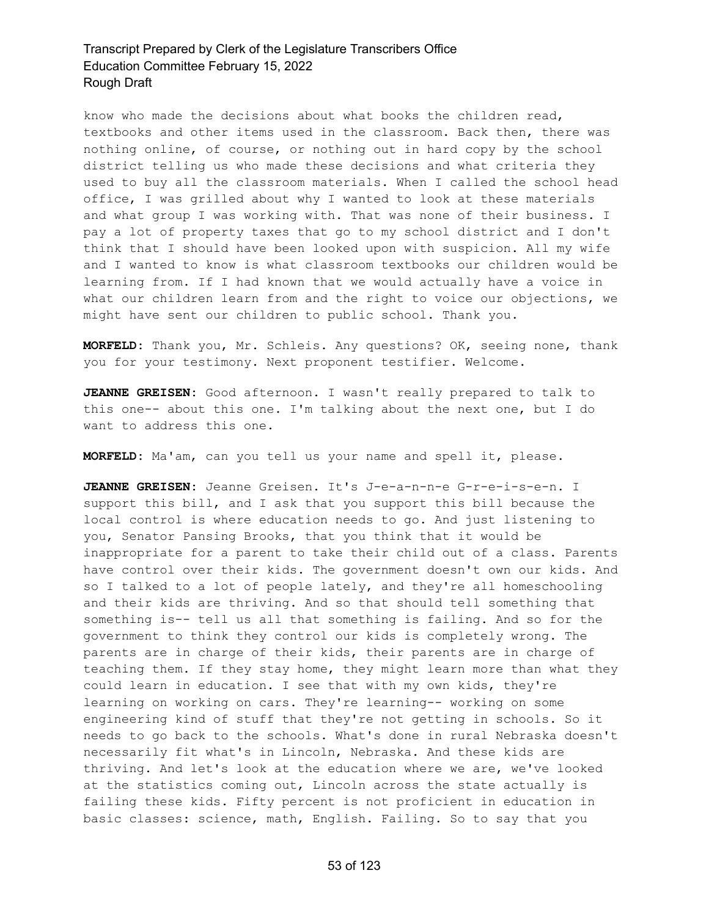know who made the decisions about what books the children read, textbooks and other items used in the classroom. Back then, there was nothing online, of course, or nothing out in hard copy by the school district telling us who made these decisions and what criteria they used to buy all the classroom materials. When I called the school head office, I was grilled about why I wanted to look at these materials and what group I was working with. That was none of their business. I pay a lot of property taxes that go to my school district and I don't think that I should have been looked upon with suspicion. All my wife and I wanted to know is what classroom textbooks our children would be learning from. If I had known that we would actually have a voice in what our children learn from and the right to voice our objections, we might have sent our children to public school. Thank you.

**MORFELD:** Thank you, Mr. Schleis. Any questions? OK, seeing none, thank you for your testimony. Next proponent testifier. Welcome.

**JEANNE GREISEN:** Good afternoon. I wasn't really prepared to talk to this one-- about this one. I'm talking about the next one, but I do want to address this one.

**MORFELD:** Ma'am, can you tell us your name and spell it, please.

**JEANNE GREISEN:** Jeanne Greisen. It's J-e-a-n-n-e G-r-e-i-s-e-n. I support this bill, and I ask that you support this bill because the local control is where education needs to go. And just listening to you, Senator Pansing Brooks, that you think that it would be inappropriate for a parent to take their child out of a class. Parents have control over their kids. The government doesn't own our kids. And so I talked to a lot of people lately, and they're all homeschooling and their kids are thriving. And so that should tell something that something is-- tell us all that something is failing. And so for the government to think they control our kids is completely wrong. The parents are in charge of their kids, their parents are in charge of teaching them. If they stay home, they might learn more than what they could learn in education. I see that with my own kids, they're learning on working on cars. They're learning-- working on some engineering kind of stuff that they're not getting in schools. So it needs to go back to the schools. What's done in rural Nebraska doesn't necessarily fit what's in Lincoln, Nebraska. And these kids are thriving. And let's look at the education where we are, we've looked at the statistics coming out, Lincoln across the state actually is failing these kids. Fifty percent is not proficient in education in basic classes: science, math, English. Failing. So to say that you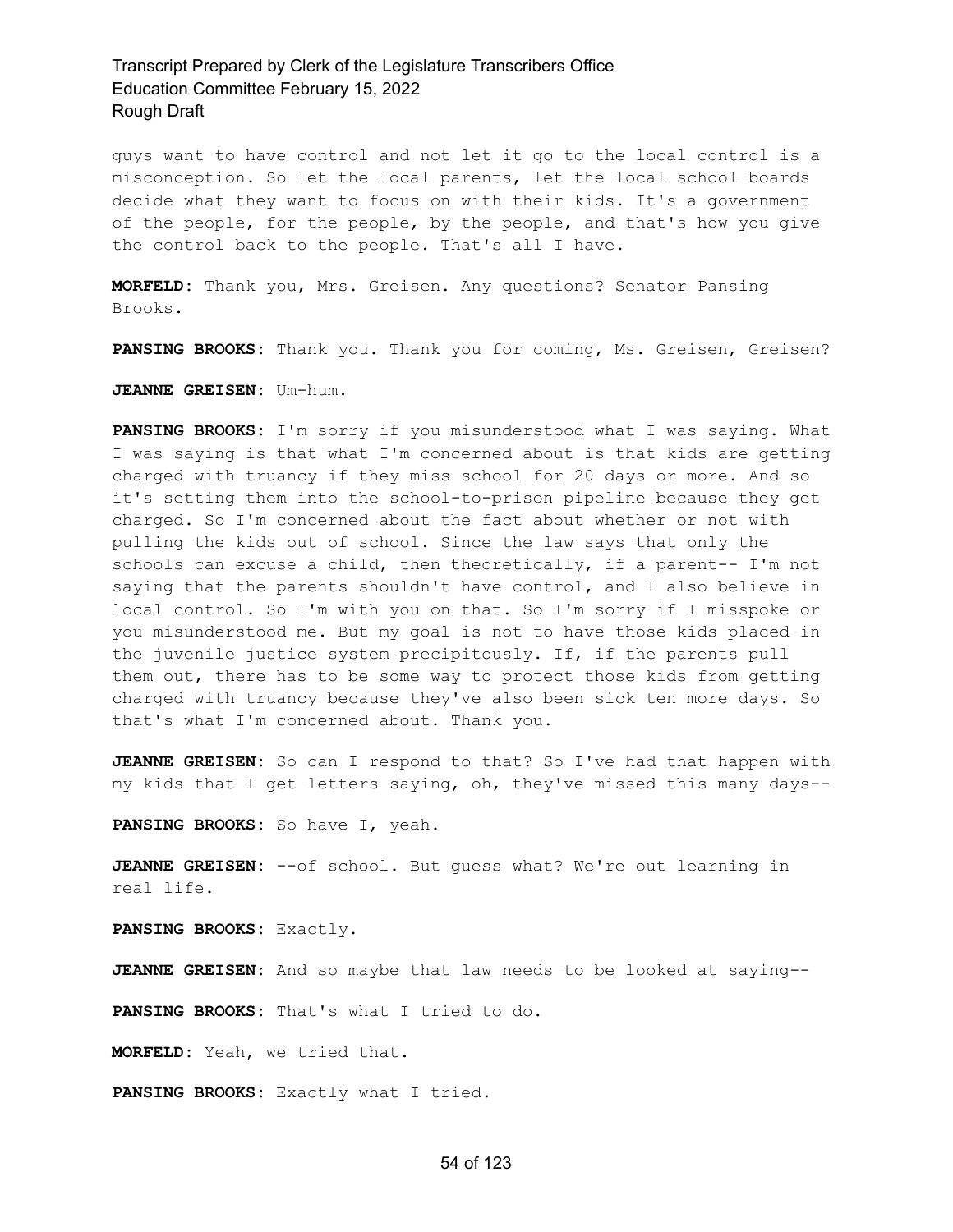guys want to have control and not let it go to the local control is a misconception. So let the local parents, let the local school boards decide what they want to focus on with their kids. It's a government of the people, for the people, by the people, and that's how you give the control back to the people. That's all I have.

**MORFELD:** Thank you, Mrs. Greisen. Any questions? Senator Pansing Brooks.

**PANSING BROOKS:** Thank you. Thank you for coming, Ms. Greisen, Greisen?

**JEANNE GREISEN:** Um-hum.

**PANSING BROOKS:** I'm sorry if you misunderstood what I was saying. What I was saying is that what I'm concerned about is that kids are getting charged with truancy if they miss school for 20 days or more. And so it's setting them into the school-to-prison pipeline because they get charged. So I'm concerned about the fact about whether or not with pulling the kids out of school. Since the law says that only the schools can excuse a child, then theoretically, if a parent-- I'm not saying that the parents shouldn't have control, and I also believe in local control. So I'm with you on that. So I'm sorry if I misspoke or you misunderstood me. But my goal is not to have those kids placed in the juvenile justice system precipitously. If, if the parents pull them out, there has to be some way to protect those kids from getting charged with truancy because they've also been sick ten more days. So that's what I'm concerned about. Thank you.

**JEANNE GREISEN:** So can I respond to that? So I've had that happen with my kids that I get letters saying, oh, they've missed this many days--

**PANSING BROOKS:** So have I, yeah.

**JEANNE GREISEN:** --of school. But guess what? We're out learning in real life.

**PANSING BROOKS:** Exactly.

**JEANNE GREISEN:** And so maybe that law needs to be looked at saying--

**PANSING BROOKS:** That's what I tried to do.

**MORFELD:** Yeah, we tried that.

**PANSING BROOKS:** Exactly what I tried.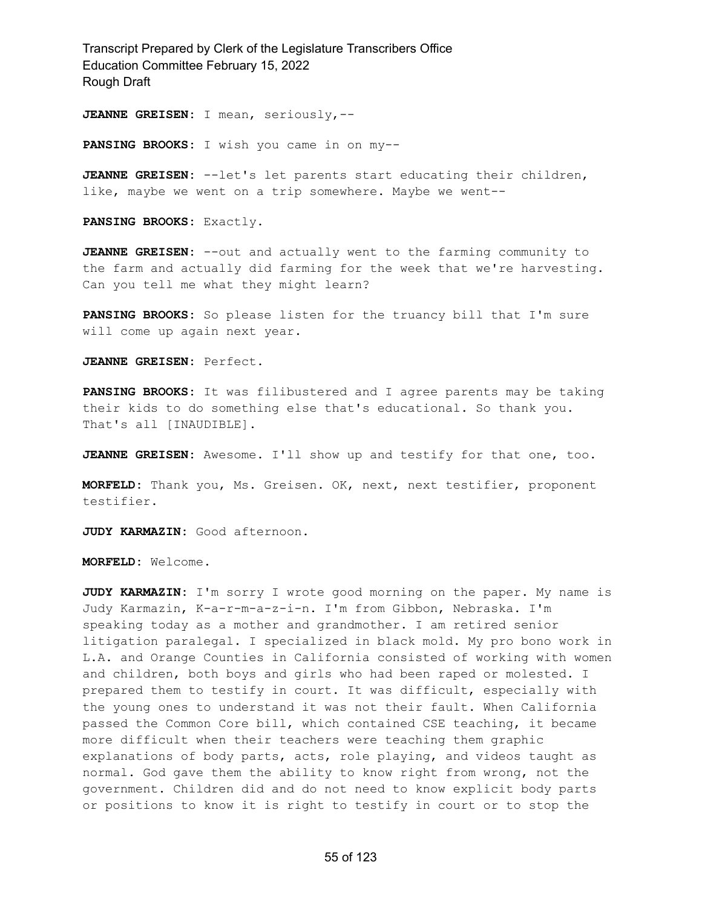**JEANNE GREISEN:** I mean, seriously,--

**PANSING BROOKS:** I wish you came in on my--

**JEANNE GREISEN:** --let's let parents start educating their children, like, maybe we went on a trip somewhere. Maybe we went--

**PANSING BROOKS:** Exactly.

**JEANNE GREISEN:** --out and actually went to the farming community to the farm and actually did farming for the week that we're harvesting. Can you tell me what they might learn?

**PANSING BROOKS:** So please listen for the truancy bill that I'm sure will come up again next year.

**JEANNE GREISEN:** Perfect.

**PANSING BROOKS:** It was filibustered and I agree parents may be taking their kids to do something else that's educational. So thank you. That's all [INAUDIBLE].

**JEANNE GREISEN:** Awesome. I'll show up and testify for that one, too.

**MORFELD:** Thank you, Ms. Greisen. OK, next, next testifier, proponent testifier.

**JUDY KARMAZIN:** Good afternoon.

**MORFELD:** Welcome.

**JUDY KARMAZIN:** I'm sorry I wrote good morning on the paper. My name is Judy Karmazin, K-a-r-m-a-z-i-n. I'm from Gibbon, Nebraska. I'm speaking today as a mother and grandmother. I am retired senior litigation paralegal. I specialized in black mold. My pro bono work in L.A. and Orange Counties in California consisted of working with women and children, both boys and girls who had been raped or molested. I prepared them to testify in court. It was difficult, especially with the young ones to understand it was not their fault. When California passed the Common Core bill, which contained CSE teaching, it became more difficult when their teachers were teaching them graphic explanations of body parts, acts, role playing, and videos taught as normal. God gave them the ability to know right from wrong, not the government. Children did and do not need to know explicit body parts or positions to know it is right to testify in court or to stop the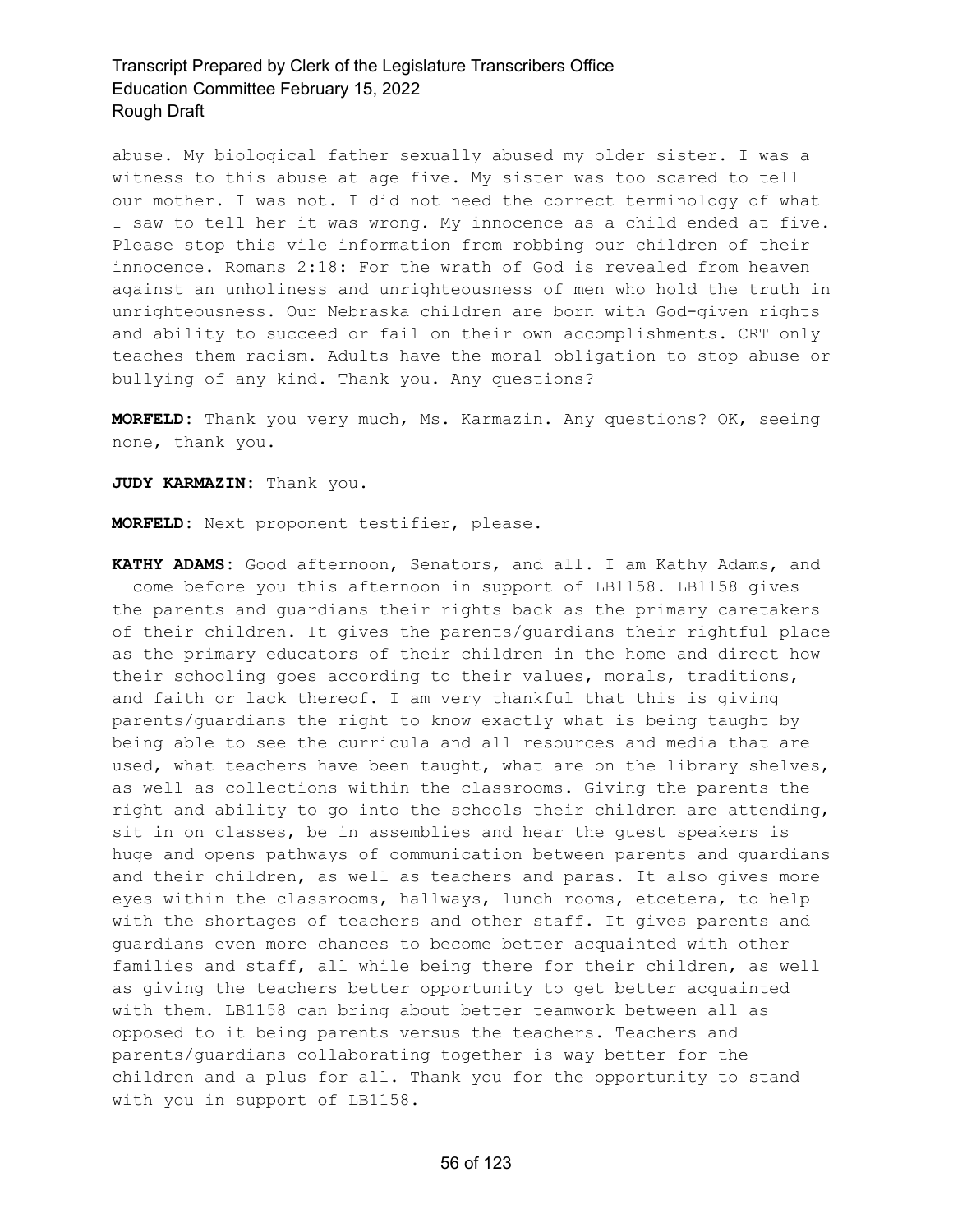abuse. My biological father sexually abused my older sister. I was a witness to this abuse at age five. My sister was too scared to tell our mother. I was not. I did not need the correct terminology of what I saw to tell her it was wrong. My innocence as a child ended at five. Please stop this vile information from robbing our children of their innocence. Romans 2:18: For the wrath of God is revealed from heaven against an unholiness and unrighteousness of men who hold the truth in unrighteousness. Our Nebraska children are born with God-given rights and ability to succeed or fail on their own accomplishments. CRT only teaches them racism. Adults have the moral obligation to stop abuse or bullying of any kind. Thank you. Any questions?

**MORFELD:** Thank you very much, Ms. Karmazin. Any questions? OK, seeing none, thank you.

**JUDY KARMAZIN:** Thank you.

**MORFELD:** Next proponent testifier, please.

**KATHY ADAMS:** Good afternoon, Senators, and all. I am Kathy Adams, and I come before you this afternoon in support of LB1158. LB1158 gives the parents and guardians their rights back as the primary caretakers of their children. It gives the parents/guardians their rightful place as the primary educators of their children in the home and direct how their schooling goes according to their values, morals, traditions, and faith or lack thereof. I am very thankful that this is giving parents/guardians the right to know exactly what is being taught by being able to see the curricula and all resources and media that are used, what teachers have been taught, what are on the library shelves, as well as collections within the classrooms. Giving the parents the right and ability to go into the schools their children are attending, sit in on classes, be in assemblies and hear the guest speakers is huge and opens pathways of communication between parents and guardians and their children, as well as teachers and paras. It also gives more eyes within the classrooms, hallways, lunch rooms, etcetera, to help with the shortages of teachers and other staff. It gives parents and guardians even more chances to become better acquainted with other families and staff, all while being there for their children, as well as giving the teachers better opportunity to get better acquainted with them. LB1158 can bring about better teamwork between all as opposed to it being parents versus the teachers. Teachers and parents/guardians collaborating together is way better for the children and a plus for all. Thank you for the opportunity to stand with you in support of LB1158.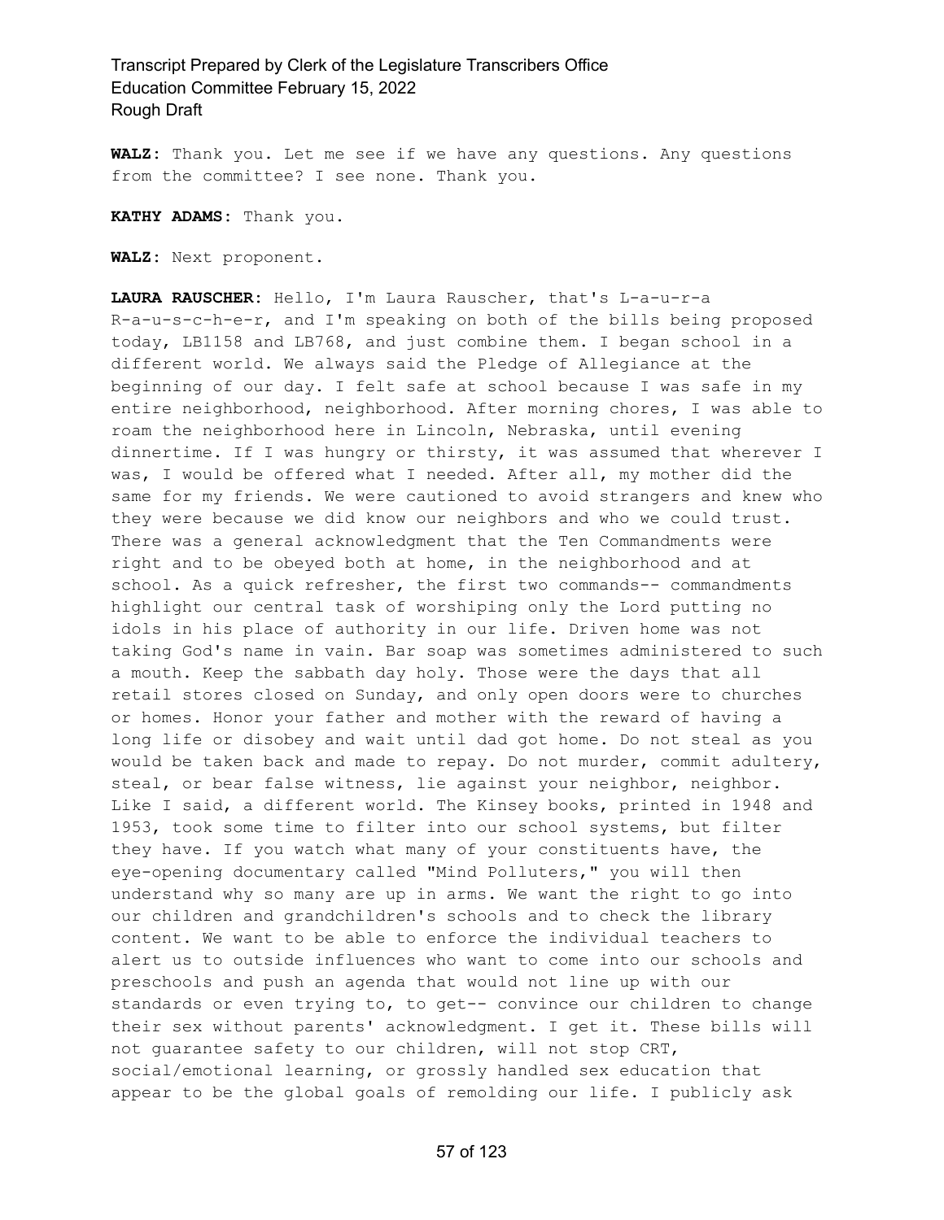**WALZ:** Thank you. Let me see if we have any questions. Any questions from the committee? I see none. Thank you.

**KATHY ADAMS:** Thank you.

**WALZ:** Next proponent.

**LAURA RAUSCHER:** Hello, I'm Laura Rauscher, that's L-a-u-r-a R-a-u-s-c-h-e-r, and I'm speaking on both of the bills being proposed today, LB1158 and LB768, and just combine them. I began school in a different world. We always said the Pledge of Allegiance at the beginning of our day. I felt safe at school because I was safe in my entire neighborhood, neighborhood. After morning chores, I was able to roam the neighborhood here in Lincoln, Nebraska, until evening dinnertime. If I was hungry or thirsty, it was assumed that wherever I was, I would be offered what I needed. After all, my mother did the same for my friends. We were cautioned to avoid strangers and knew who they were because we did know our neighbors and who we could trust. There was a general acknowledgment that the Ten Commandments were right and to be obeyed both at home, in the neighborhood and at school. As a quick refresher, the first two commands-- commandments highlight our central task of worshiping only the Lord putting no idols in his place of authority in our life. Driven home was not taking God's name in vain. Bar soap was sometimes administered to such a mouth. Keep the sabbath day holy. Those were the days that all retail stores closed on Sunday, and only open doors were to churches or homes. Honor your father and mother with the reward of having a long life or disobey and wait until dad got home. Do not steal as you would be taken back and made to repay. Do not murder, commit adultery, steal, or bear false witness, lie against your neighbor, neighbor. Like I said, a different world. The Kinsey books, printed in 1948 and 1953, took some time to filter into our school systems, but filter they have. If you watch what many of your constituents have, the eye-opening documentary called "Mind Polluters," you will then understand why so many are up in arms. We want the right to go into our children and grandchildren's schools and to check the library content. We want to be able to enforce the individual teachers to alert us to outside influences who want to come into our schools and preschools and push an agenda that would not line up with our standards or even trying to, to get-- convince our children to change their sex without parents' acknowledgment. I get it. These bills will not guarantee safety to our children, will not stop CRT, social/emotional learning, or grossly handled sex education that appear to be the global goals of remolding our life. I publicly ask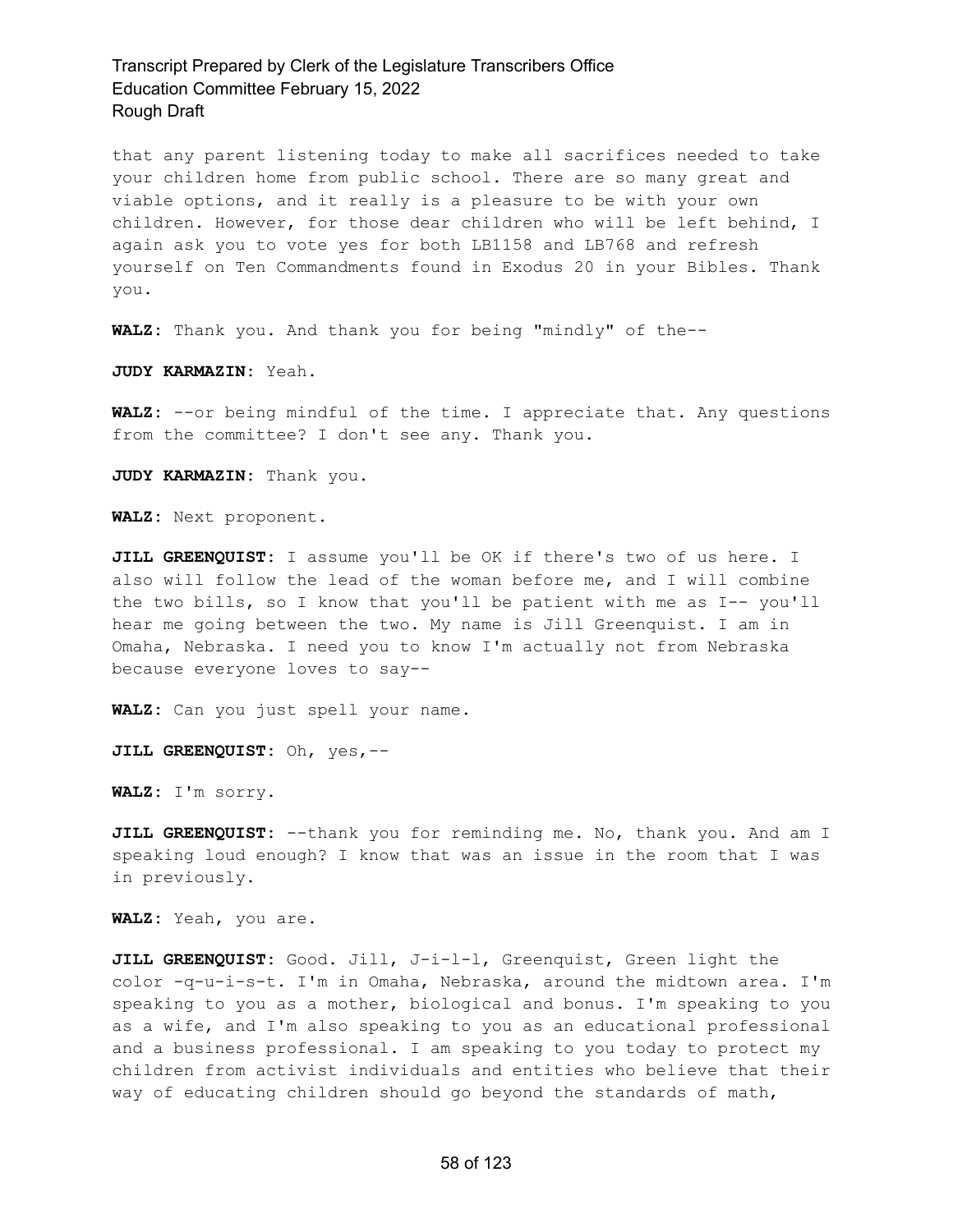that any parent listening today to make all sacrifices needed to take your children home from public school. There are so many great and viable options, and it really is a pleasure to be with your own children. However, for those dear children who will be left behind, I again ask you to vote yes for both LB1158 and LB768 and refresh yourself on Ten Commandments found in Exodus 20 in your Bibles. Thank you.

**WALZ:** Thank you. And thank you for being "mindly" of the--

**JUDY KARMAZIN:** Yeah.

**WALZ:** --or being mindful of the time. I appreciate that. Any questions from the committee? I don't see any. Thank you.

**JUDY KARMAZIN:** Thank you.

**WALZ:** Next proponent.

**JILL GREENQUIST:** I assume you'll be OK if there's two of us here. I also will follow the lead of the woman before me, and I will combine the two bills, so I know that you'll be patient with me as I-- you'll hear me going between the two. My name is Jill Greenquist. I am in Omaha, Nebraska. I need you to know I'm actually not from Nebraska because everyone loves to say--

**WALZ:** Can you just spell your name.

**JILL GREENQUIST:** Oh, yes,--

**WALZ:** I'm sorry.

**JILL GREENQUIST:** --thank you for reminding me. No, thank you. And am I speaking loud enough? I know that was an issue in the room that I was in previously.

**WALZ:** Yeah, you are.

**JILL GREENQUIST:** Good. Jill, J-i-l-l, Greenquist, Green light the color -q-u-i-s-t. I'm in Omaha, Nebraska, around the midtown area. I'm speaking to you as a mother, biological and bonus. I'm speaking to you as a wife, and I'm also speaking to you as an educational professional and a business professional. I am speaking to you today to protect my children from activist individuals and entities who believe that their way of educating children should go beyond the standards of math,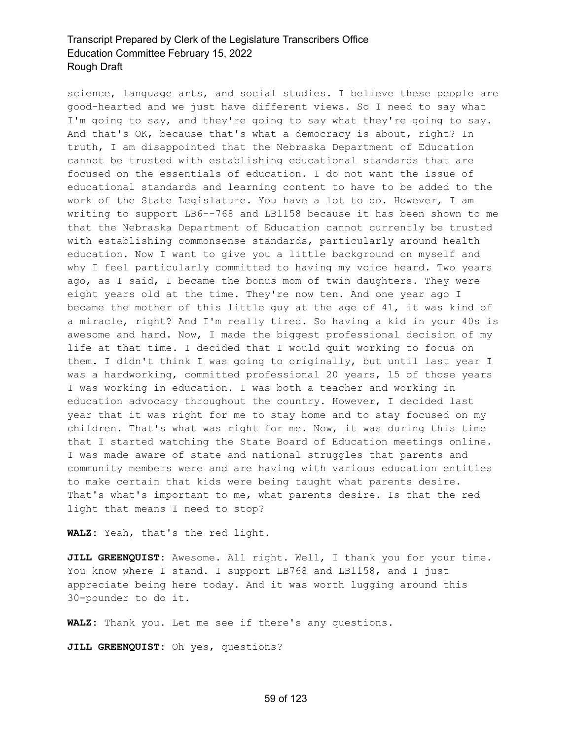science, language arts, and social studies. I believe these people are good-hearted and we just have different views. So I need to say what I'm going to say, and they're going to say what they're going to say. And that's OK, because that's what a democracy is about, right? In truth, I am disappointed that the Nebraska Department of Education cannot be trusted with establishing educational standards that are focused on the essentials of education. I do not want the issue of educational standards and learning content to have to be added to the work of the State Legislature. You have a lot to do. However, I am writing to support LB6--768 and LB1158 because it has been shown to me that the Nebraska Department of Education cannot currently be trusted with establishing commonsense standards, particularly around health education. Now I want to give you a little background on myself and why I feel particularly committed to having my voice heard. Two years ago, as I said, I became the bonus mom of twin daughters. They were eight years old at the time. They're now ten. And one year ago I became the mother of this little guy at the age of 41, it was kind of a miracle, right? And I'm really tired. So having a kid in your 40s is awesome and hard. Now, I made the biggest professional decision of my life at that time. I decided that I would quit working to focus on them. I didn't think I was going to originally, but until last year I was a hardworking, committed professional 20 years, 15 of those years I was working in education. I was both a teacher and working in education advocacy throughout the country. However, I decided last year that it was right for me to stay home and to stay focused on my children. That's what was right for me. Now, it was during this time that I started watching the State Board of Education meetings online. I was made aware of state and national struggles that parents and community members were and are having with various education entities to make certain that kids were being taught what parents desire. That's what's important to me, what parents desire. Is that the red light that means I need to stop?

**WALZ:** Yeah, that's the red light.

**JILL GREENQUIST:** Awesome. All right. Well, I thank you for your time. You know where I stand. I support LB768 and LB1158, and I just appreciate being here today. And it was worth lugging around this 30-pounder to do it.

**WALZ:** Thank you. Let me see if there's any questions.

**JILL GREENQUIST:** Oh yes, questions?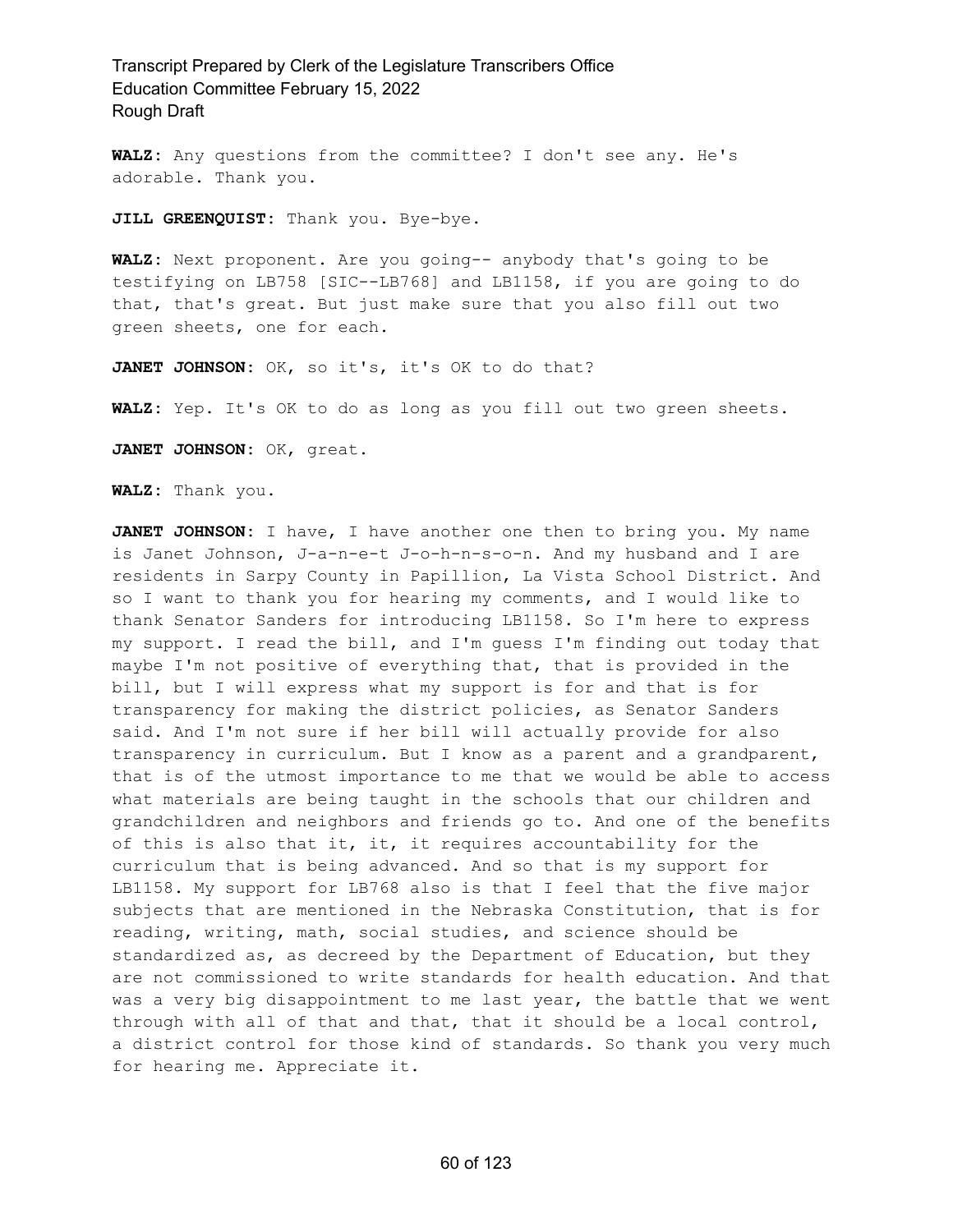**WALZ:** Any questions from the committee? I don't see any. He's adorable. Thank you.

**JILL GREENQUIST:** Thank you. Bye-bye.

**WALZ:** Next proponent. Are you going-- anybody that's going to be testifying on LB758 [SIC--LB768] and LB1158, if you are going to do that, that's great. But just make sure that you also fill out two green sheets, one for each.

**JANET JOHNSON:** OK, so it's, it's OK to do that?

**WALZ:** Yep. It's OK to do as long as you fill out two green sheets.

**JANET JOHNSON:** OK, great.

**WALZ:** Thank you.

**JANET JOHNSON:** I have, I have another one then to bring you. My name is Janet Johnson, J-a-n-e-t J-o-h-n-s-o-n. And my husband and I are residents in Sarpy County in Papillion, La Vista School District. And so I want to thank you for hearing my comments, and I would like to thank Senator Sanders for introducing LB1158. So I'm here to express my support. I read the bill, and I'm guess I'm finding out today that maybe I'm not positive of everything that, that is provided in the bill, but I will express what my support is for and that is for transparency for making the district policies, as Senator Sanders said. And I'm not sure if her bill will actually provide for also transparency in curriculum. But I know as a parent and a grandparent, that is of the utmost importance to me that we would be able to access what materials are being taught in the schools that our children and grandchildren and neighbors and friends go to. And one of the benefits of this is also that it, it, it requires accountability for the curriculum that is being advanced. And so that is my support for LB1158. My support for LB768 also is that I feel that the five major subjects that are mentioned in the Nebraska Constitution, that is for reading, writing, math, social studies, and science should be standardized as, as decreed by the Department of Education, but they are not commissioned to write standards for health education. And that was a very big disappointment to me last year, the battle that we went through with all of that and that, that it should be a local control, a district control for those kind of standards. So thank you very much for hearing me. Appreciate it.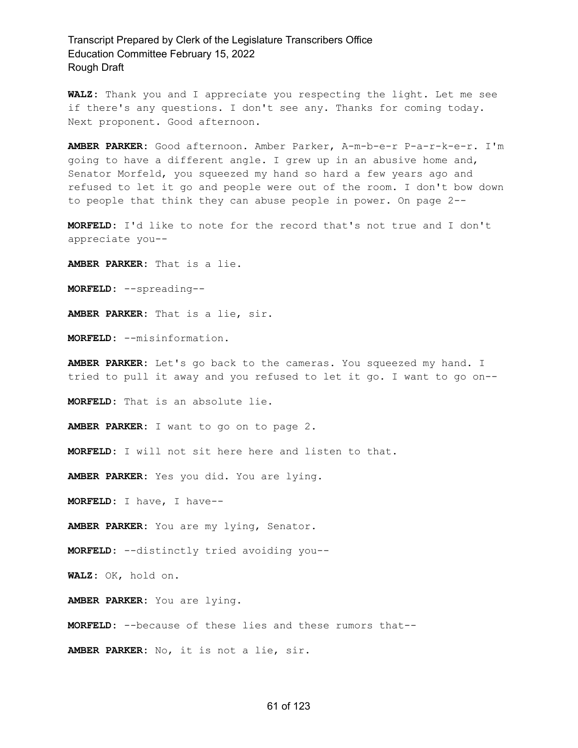**WALZ:** Thank you and I appreciate you respecting the light. Let me see if there's any questions. I don't see any. Thanks for coming today. Next proponent. Good afternoon.

**AMBER PARKER:** Good afternoon. Amber Parker, A-m-b-e-r P-a-r-k-e-r. I'm going to have a different angle. I grew up in an abusive home and, Senator Morfeld, you squeezed my hand so hard a few years ago and refused to let it go and people were out of the room. I don't bow down to people that think they can abuse people in power. On page 2--

**MORFELD:** I'd like to note for the record that's not true and I don't appreciate you--

**AMBER PARKER:** That is a lie.

**MORFELD:** --spreading--

**AMBER PARKER:** That is a lie, sir.

**MORFELD:** --misinformation.

**AMBER PARKER:** Let's go back to the cameras. You squeezed my hand. I tried to pull it away and you refused to let it go. I want to go on--

**MORFELD:** That is an absolute lie.

**AMBER PARKER:** I want to go on to page 2.

**MORFELD:** I will not sit here here and listen to that.

**AMBER PARKER:** Yes you did. You are lying.

**MORFELD:** I have, I have--

**AMBER PARKER:** You are my lying, Senator.

**MORFELD:** --distinctly tried avoiding you--

**WALZ:** OK, hold on.

**AMBER PARKER:** You are lying.

**MORFELD:** --because of these lies and these rumors that--

**AMBER PARKER:** No, it is not a lie, sir.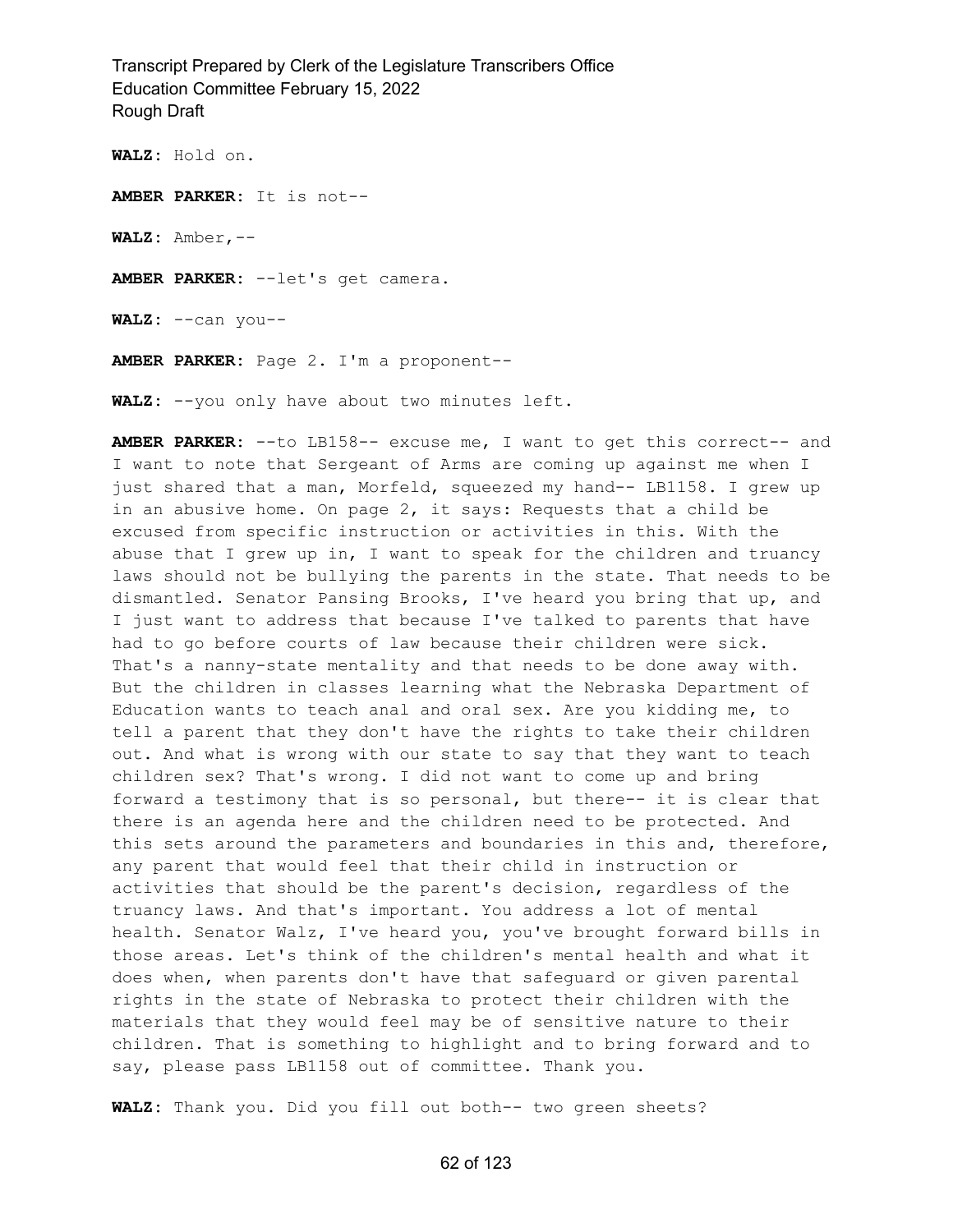**WALZ:** Hold on.

**AMBER PARKER:** It is not--

**WALZ:** Amber,--

**AMBER PARKER:** --let's get camera.

**WALZ:** --can you--

**AMBER PARKER:** Page 2. I'm a proponent--

**WALZ:** --you only have about two minutes left.

**AMBER PARKER:** --to LB158-- excuse me, I want to get this correct-- and I want to note that Sergeant of Arms are coming up against me when I just shared that a man, Morfeld, squeezed my hand-- LB1158. I grew up in an abusive home. On page 2, it says: Requests that a child be excused from specific instruction or activities in this. With the abuse that I grew up in, I want to speak for the children and truancy laws should not be bullying the parents in the state. That needs to be dismantled. Senator Pansing Brooks, I've heard you bring that up, and I just want to address that because I've talked to parents that have had to go before courts of law because their children were sick. That's a nanny-state mentality and that needs to be done away with. But the children in classes learning what the Nebraska Department of Education wants to teach anal and oral sex. Are you kidding me, to tell a parent that they don't have the rights to take their children out. And what is wrong with our state to say that they want to teach children sex? That's wrong. I did not want to come up and bring forward a testimony that is so personal, but there-- it is clear that there is an agenda here and the children need to be protected. And this sets around the parameters and boundaries in this and, therefore, any parent that would feel that their child in instruction or activities that should be the parent's decision, regardless of the truancy laws. And that's important. You address a lot of mental health. Senator Walz, I've heard you, you've brought forward bills in those areas. Let's think of the children's mental health and what it does when, when parents don't have that safeguard or given parental rights in the state of Nebraska to protect their children with the materials that they would feel may be of sensitive nature to their children. That is something to highlight and to bring forward and to say, please pass LB1158 out of committee. Thank you.

**WALZ:** Thank you. Did you fill out both-- two green sheets?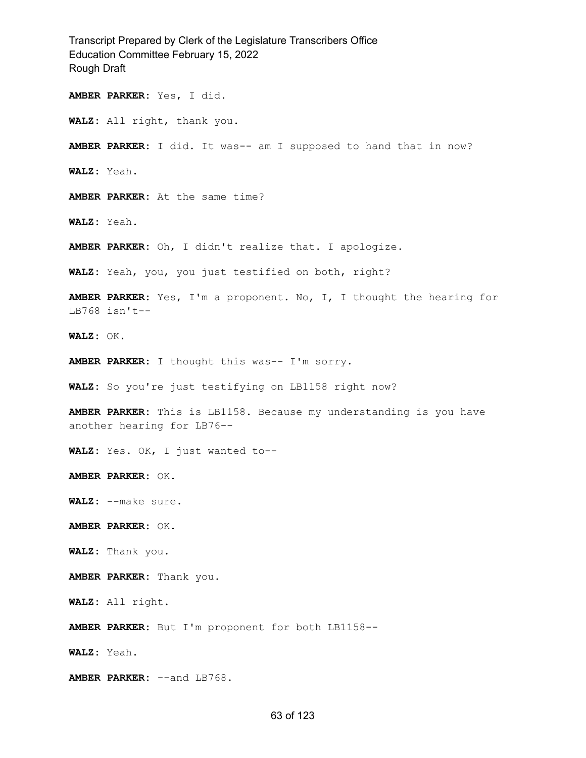**AMBER PARKER:** Yes, I did.

**WALZ:** All right, thank you.

**AMBER PARKER:** I did. It was-- am I supposed to hand that in now?

**WALZ:** Yeah.

**AMBER PARKER:** At the same time?

**WALZ:** Yeah.

**AMBER PARKER:** Oh, I didn't realize that. I apologize.

**WALZ:** Yeah, you, you just testified on both, right?

**AMBER PARKER:** Yes, I'm a proponent. No, I, I thought the hearing for LB768 isn't--

**WALZ:** OK.

**AMBER PARKER:** I thought this was-- I'm sorry.

**WALZ:** So you're just testifying on LB1158 right now?

**AMBER PARKER:** This is LB1158. Because my understanding is you have another hearing for LB76--

**WALZ:** Yes. OK, I just wanted to--

**AMBER PARKER:** OK.

**WALZ:** --make sure.

**AMBER PARKER:** OK.

**WALZ:** Thank you.

**AMBER PARKER:** Thank you.

**WALZ:** All right.

**AMBER PARKER:** But I'm proponent for both LB1158--

**WALZ:** Yeah.

**AMBER PARKER:** --and LB768.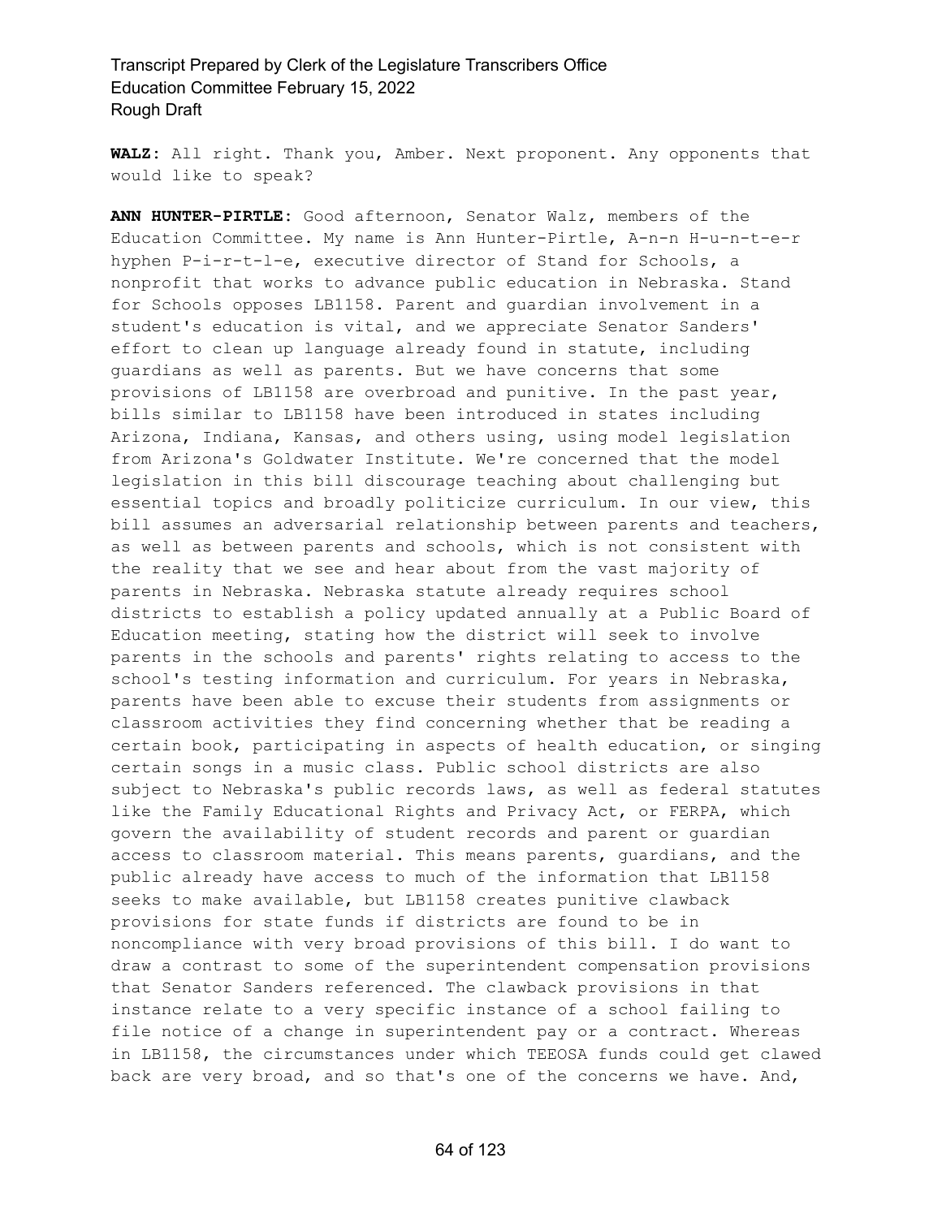**WALZ:** All right. Thank you, Amber. Next proponent. Any opponents that would like to speak?

**ANN HUNTER-PIRTLE:** Good afternoon, Senator Walz, members of the Education Committee. My name is Ann Hunter-Pirtle, A-n-n H-u-n-t-e-r hyphen P-i-r-t-l-e, executive director of Stand for Schools, a nonprofit that works to advance public education in Nebraska. Stand for Schools opposes LB1158. Parent and guardian involvement in a student's education is vital, and we appreciate Senator Sanders' effort to clean up language already found in statute, including guardians as well as parents. But we have concerns that some provisions of LB1158 are overbroad and punitive. In the past year, bills similar to LB1158 have been introduced in states including Arizona, Indiana, Kansas, and others using, using model legislation from Arizona's Goldwater Institute. We're concerned that the model legislation in this bill discourage teaching about challenging but essential topics and broadly politicize curriculum. In our view, this bill assumes an adversarial relationship between parents and teachers, as well as between parents and schools, which is not consistent with the reality that we see and hear about from the vast majority of parents in Nebraska. Nebraska statute already requires school districts to establish a policy updated annually at a Public Board of Education meeting, stating how the district will seek to involve parents in the schools and parents' rights relating to access to the school's testing information and curriculum. For years in Nebraska, parents have been able to excuse their students from assignments or classroom activities they find concerning whether that be reading a certain book, participating in aspects of health education, or singing certain songs in a music class. Public school districts are also subject to Nebraska's public records laws, as well as federal statutes like the Family Educational Rights and Privacy Act, or FERPA, which govern the availability of student records and parent or guardian access to classroom material. This means parents, guardians, and the public already have access to much of the information that LB1158 seeks to make available, but LB1158 creates punitive clawback provisions for state funds if districts are found to be in noncompliance with very broad provisions of this bill. I do want to draw a contrast to some of the superintendent compensation provisions that Senator Sanders referenced. The clawback provisions in that instance relate to a very specific instance of a school failing to file notice of a change in superintendent pay or a contract. Whereas in LB1158, the circumstances under which TEEOSA funds could get clawed back are very broad, and so that's one of the concerns we have. And,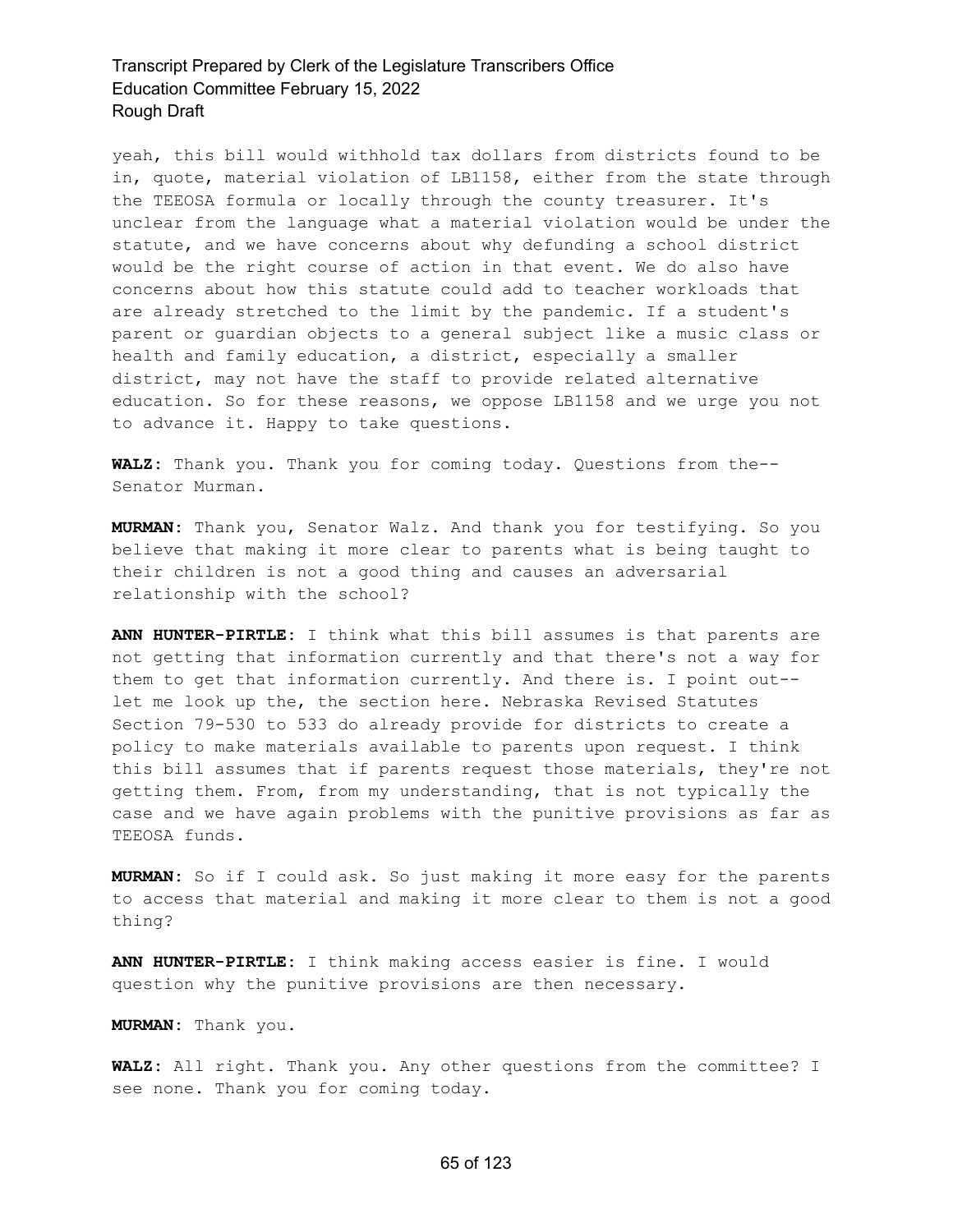yeah, this bill would withhold tax dollars from districts found to be in, quote, material violation of LB1158, either from the state through the TEEOSA formula or locally through the county treasurer. It's unclear from the language what a material violation would be under the statute, and we have concerns about why defunding a school district would be the right course of action in that event. We do also have concerns about how this statute could add to teacher workloads that are already stretched to the limit by the pandemic. If a student's parent or guardian objects to a general subject like a music class or health and family education, a district, especially a smaller district, may not have the staff to provide related alternative education. So for these reasons, we oppose LB1158 and we urge you not to advance it. Happy to take questions.

**WALZ:** Thank you. Thank you for coming today. Questions from the-- Senator Murman.

**MURMAN:** Thank you, Senator Walz. And thank you for testifying. So you believe that making it more clear to parents what is being taught to their children is not a good thing and causes an adversarial relationship with the school?

**ANN HUNTER-PIRTLE:** I think what this bill assumes is that parents are not getting that information currently and that there's not a way for them to get that information currently. And there is. I point out-- let me look up the, the section here. Nebraska Revised Statutes Section 79-530 to 533 do already provide for districts to create a policy to make materials available to parents upon request. I think this bill assumes that if parents request those materials, they're not getting them. From, from my understanding, that is not typically the case and we have again problems with the punitive provisions as far as TEEOSA funds.

**MURMAN:** So if I could ask. So just making it more easy for the parents to access that material and making it more clear to them is not a good thing?

**ANN HUNTER-PIRTLE:** I think making access easier is fine. I would question why the punitive provisions are then necessary.

**MURMAN:** Thank you.

**WALZ:** All right. Thank you. Any other questions from the committee? I see none. Thank you for coming today.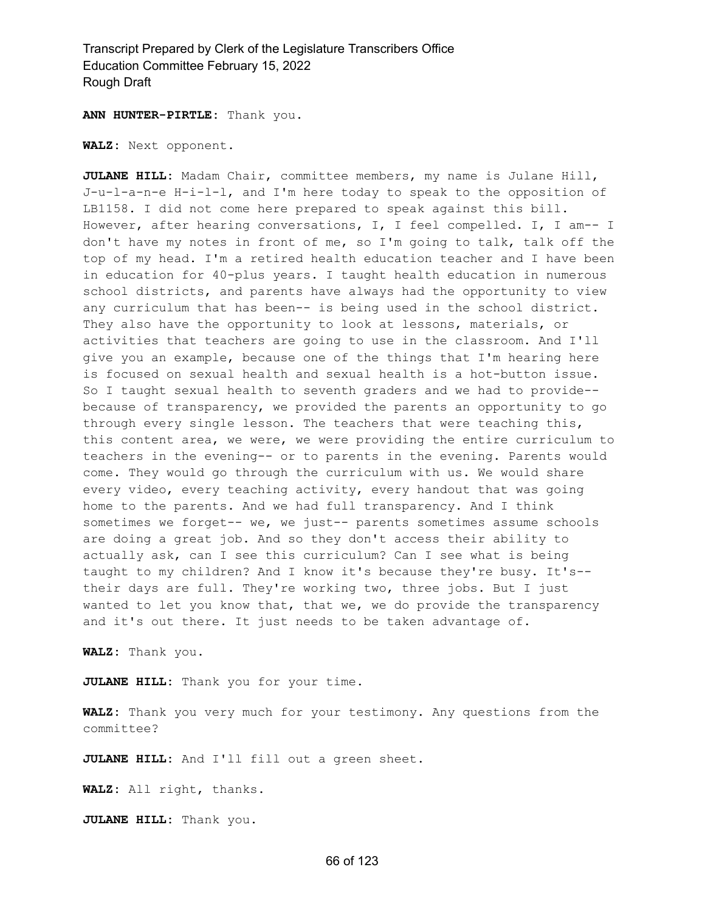**ANN HUNTER-PIRTLE:** Thank you.

**WALZ:** Next opponent.

**JULANE HILL:** Madam Chair, committee members, my name is Julane Hill, J-u-l-a-n-e H-i-l-l, and I'm here today to speak to the opposition of LB1158. I did not come here prepared to speak against this bill. However, after hearing conversations, I, I feel compelled. I, I am-- I don't have my notes in front of me, so I'm going to talk, talk off the top of my head. I'm a retired health education teacher and I have been in education for 40-plus years. I taught health education in numerous school districts, and parents have always had the opportunity to view any curriculum that has been-- is being used in the school district. They also have the opportunity to look at lessons, materials, or activities that teachers are going to use in the classroom. And I'll give you an example, because one of the things that I'm hearing here is focused on sexual health and sexual health is a hot-button issue. So I taught sexual health to seventh graders and we had to provide-- because of transparency, we provided the parents an opportunity to go through every single lesson. The teachers that were teaching this, this content area, we were, we were providing the entire curriculum to teachers in the evening-- or to parents in the evening. Parents would come. They would go through the curriculum with us. We would share every video, every teaching activity, every handout that was going home to the parents. And we had full transparency. And I think sometimes we forget-- we, we just-- parents sometimes assume schools are doing a great job. And so they don't access their ability to actually ask, can I see this curriculum? Can I see what is being taught to my children? And I know it's because they're busy. It's-- their days are full. They're working two, three jobs. But I just wanted to let you know that, that we, we do provide the transparency and it's out there. It just needs to be taken advantage of.

**WALZ:** Thank you.

**JULANE HILL:** Thank you for your time.

**WALZ:** Thank you very much for your testimony. Any questions from the committee?

**JULANE HILL:** And I'll fill out a green sheet.

**WALZ:** All right, thanks.

**JULANE HILL:** Thank you.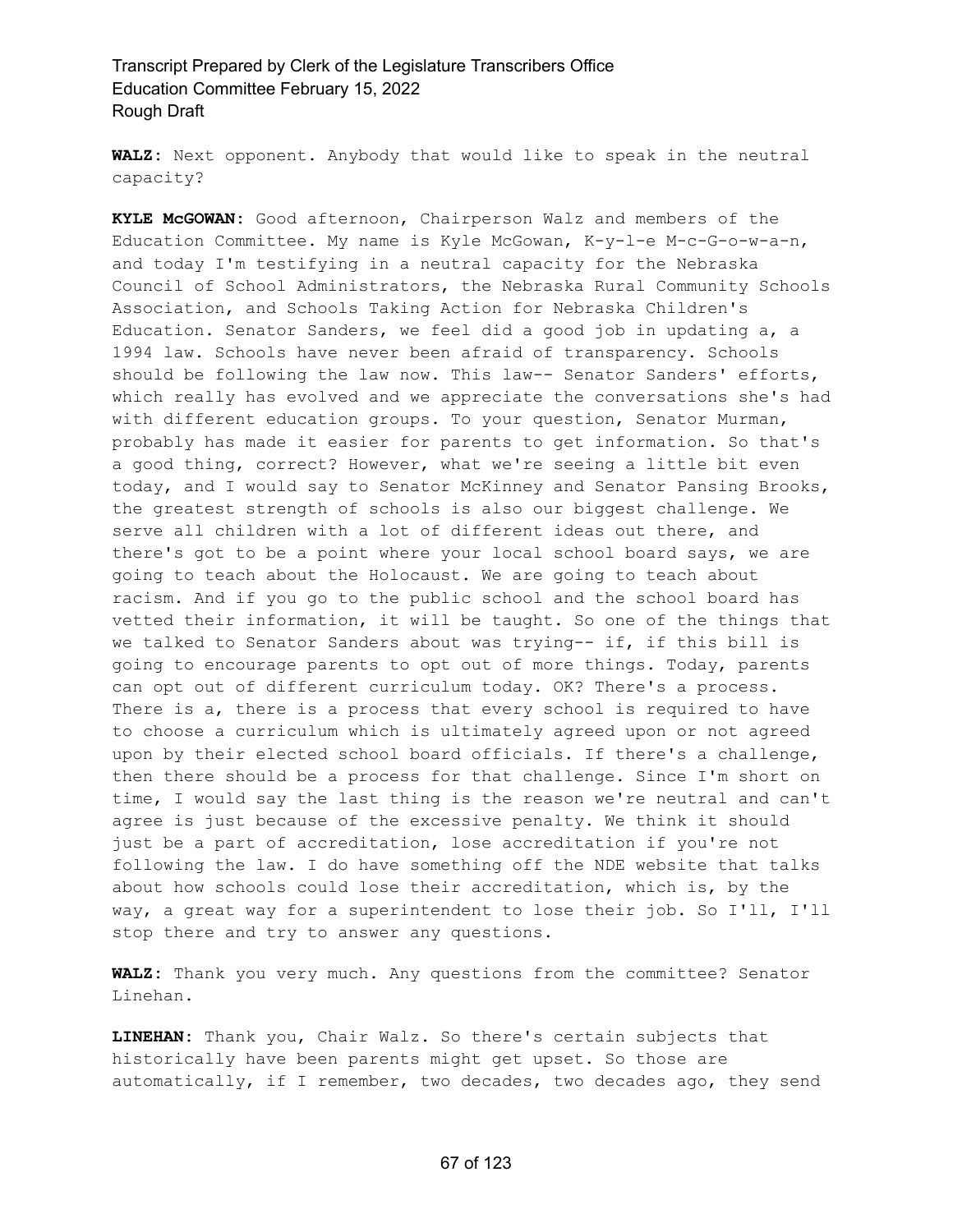**WALZ:** Next opponent. Anybody that would like to speak in the neutral capacity?

**KYLE McGOWAN:** Good afternoon, Chairperson Walz and members of the Education Committee. My name is Kyle McGowan, K-y-l-e M-c-G-o-w-a-n, and today I'm testifying in a neutral capacity for the Nebraska Council of School Administrators, the Nebraska Rural Community Schools Association, and Schools Taking Action for Nebraska Children's Education. Senator Sanders, we feel did a good job in updating a, a 1994 law. Schools have never been afraid of transparency. Schools should be following the law now. This law-- Senator Sanders' efforts, which really has evolved and we appreciate the conversations she's had with different education groups. To your question, Senator Murman, probably has made it easier for parents to get information. So that's a good thing, correct? However, what we're seeing a little bit even today, and I would say to Senator McKinney and Senator Pansing Brooks, the greatest strength of schools is also our biggest challenge. We serve all children with a lot of different ideas out there, and there's got to be a point where your local school board says, we are going to teach about the Holocaust. We are going to teach about racism. And if you go to the public school and the school board has vetted their information, it will be taught. So one of the things that we talked to Senator Sanders about was trying-- if, if this bill is going to encourage parents to opt out of more things. Today, parents can opt out of different curriculum today. OK? There's a process. There is a, there is a process that every school is required to have to choose a curriculum which is ultimately agreed upon or not agreed upon by their elected school board officials. If there's a challenge, then there should be a process for that challenge. Since I'm short on time, I would say the last thing is the reason we're neutral and can't agree is just because of the excessive penalty. We think it should just be a part of accreditation, lose accreditation if you're not following the law. I do have something off the NDE website that talks about how schools could lose their accreditation, which is, by the way, a great way for a superintendent to lose their job. So I'll, I'll stop there and try to answer any questions.

**WALZ:** Thank you very much. Any questions from the committee? Senator Linehan.

**LINEHAN:** Thank you, Chair Walz. So there's certain subjects that historically have been parents might get upset. So those are automatically, if I remember, two decades, two decades ago, they send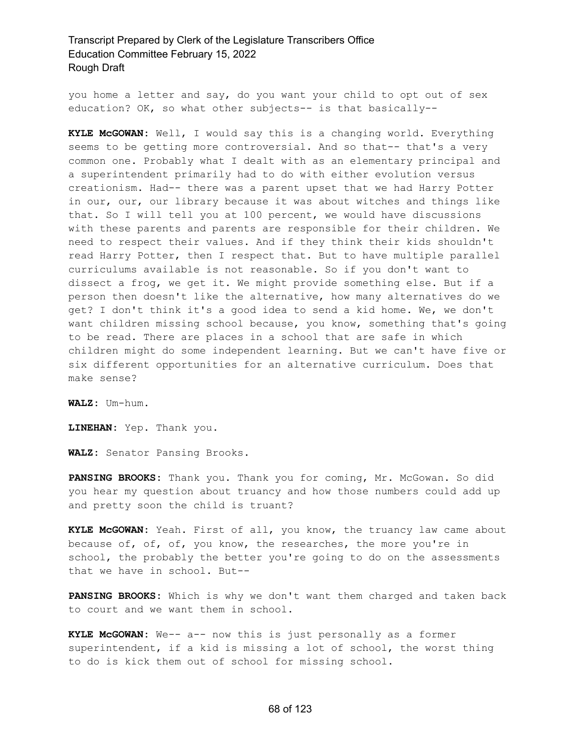you home a letter and say, do you want your child to opt out of sex education? OK, so what other subjects-- is that basically--

**KYLE McGOWAN:** Well, I would say this is a changing world. Everything seems to be getting more controversial. And so that-- that's a very common one. Probably what I dealt with as an elementary principal and a superintendent primarily had to do with either evolution versus creationism. Had-- there was a parent upset that we had Harry Potter in our, our, our library because it was about witches and things like that. So I will tell you at 100 percent, we would have discussions with these parents and parents are responsible for their children. We need to respect their values. And if they think their kids shouldn't read Harry Potter, then I respect that. But to have multiple parallel curriculums available is not reasonable. So if you don't want to dissect a frog, we get it. We might provide something else. But if a person then doesn't like the alternative, how many alternatives do we get? I don't think it's a good idea to send a kid home. We, we don't want children missing school because, you know, something that's going to be read. There are places in a school that are safe in which children might do some independent learning. But we can't have five or six different opportunities for an alternative curriculum. Does that make sense?

**WALZ:** Um-hum.

**LINEHAN:** Yep. Thank you.

**WALZ:** Senator Pansing Brooks.

**PANSING BROOKS:** Thank you. Thank you for coming, Mr. McGowan. So did you hear my question about truancy and how those numbers could add up and pretty soon the child is truant?

**KYLE McGOWAN:** Yeah. First of all, you know, the truancy law came about because of, of, of, you know, the researches, the more you're in school, the probably the better you're going to do on the assessments that we have in school. But--

**PANSING BROOKS:** Which is why we don't want them charged and taken back to court and we want them in school.

**KYLE McGOWAN:** We-- a-- now this is just personally as a former superintendent, if a kid is missing a lot of school, the worst thing to do is kick them out of school for missing school.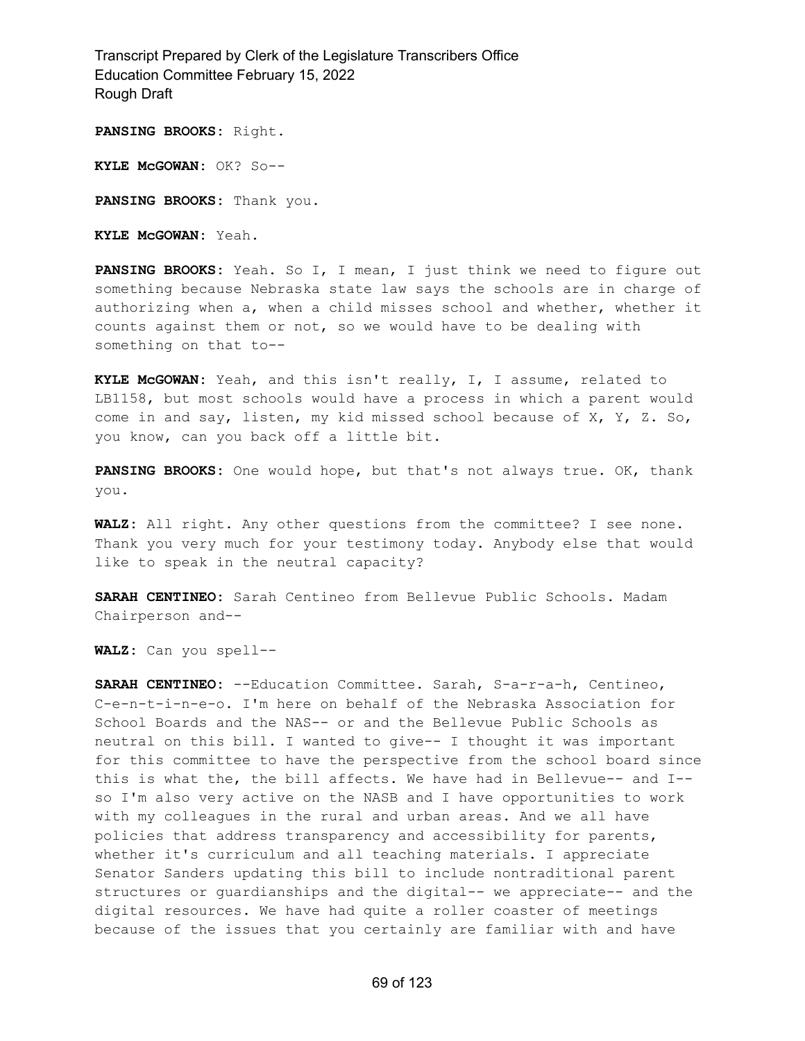**PANSING BROOKS:** Right.

**KYLE McGOWAN:** OK? So--

**PANSING BROOKS:** Thank you.

**KYLE McGOWAN:** Yeah.

**PANSING BROOKS:** Yeah. So I, I mean, I just think we need to figure out something because Nebraska state law says the schools are in charge of authorizing when a, when a child misses school and whether, whether it counts against them or not, so we would have to be dealing with something on that to--

**KYLE McGOWAN:** Yeah, and this isn't really, I, I assume, related to LB1158, but most schools would have a process in which a parent would come in and say, listen, my kid missed school because of X, Y, Z. So, you know, can you back off a little bit.

**PANSING BROOKS:** One would hope, but that's not always true. OK, thank you.

**WALZ:** All right. Any other questions from the committee? I see none. Thank you very much for your testimony today. Anybody else that would like to speak in the neutral capacity?

**SARAH CENTINEO:** Sarah Centineo from Bellevue Public Schools. Madam Chairperson and--

**WALZ:** Can you spell--

**SARAH CENTINEO:** --Education Committee. Sarah, S-a-r-a-h, Centineo, C-e-n-t-i-n-e-o. I'm here on behalf of the Nebraska Association for School Boards and the NAS-- or and the Bellevue Public Schools as neutral on this bill. I wanted to give-- I thought it was important for this committee to have the perspective from the school board since this is what the, the bill affects. We have had in Bellevue-- and I-- so I'm also very active on the NASB and I have opportunities to work with my colleagues in the rural and urban areas. And we all have policies that address transparency and accessibility for parents, whether it's curriculum and all teaching materials. I appreciate Senator Sanders updating this bill to include nontraditional parent structures or guardianships and the digital-- we appreciate-- and the digital resources. We have had quite a roller coaster of meetings because of the issues that you certainly are familiar with and have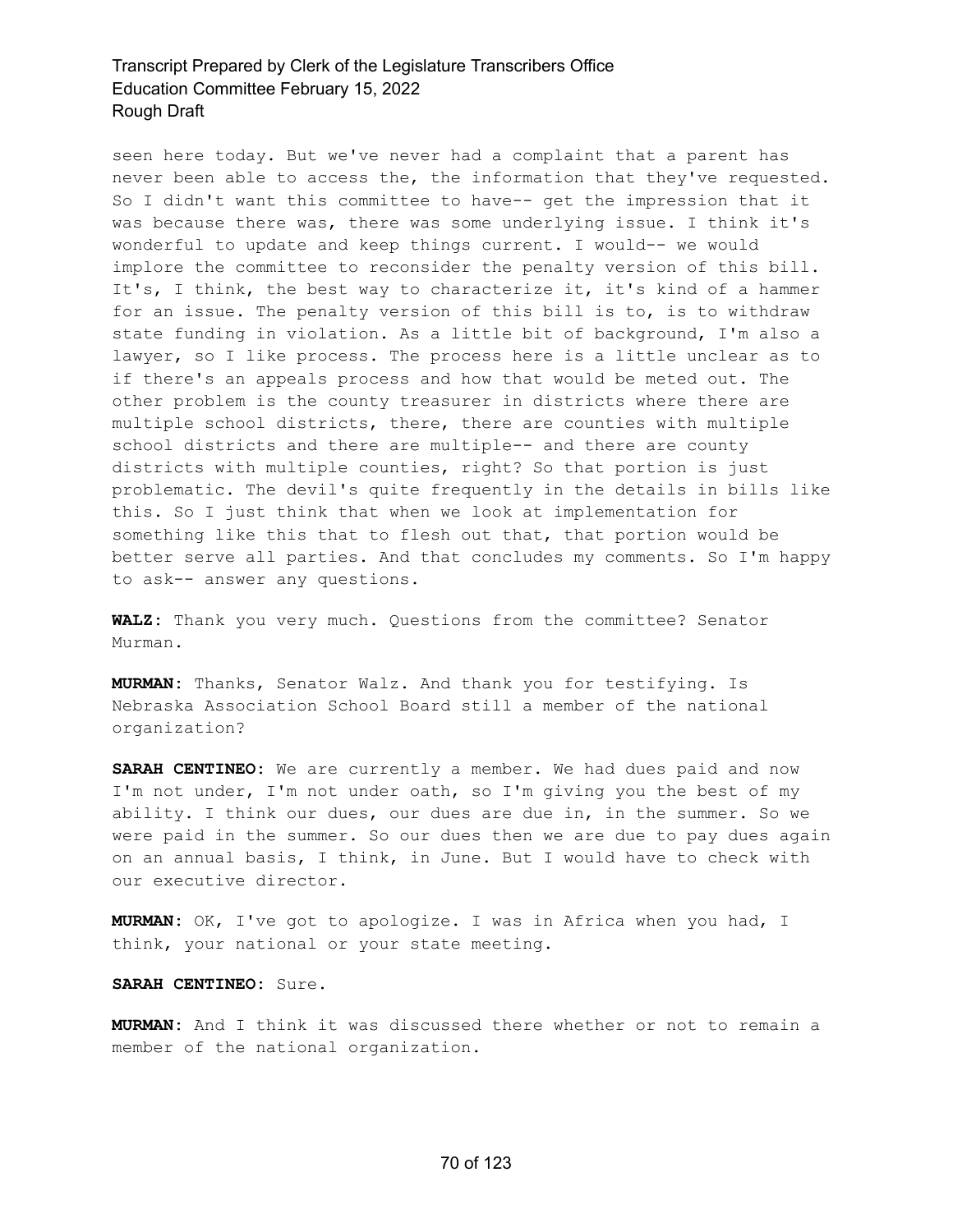seen here today. But we've never had a complaint that a parent has never been able to access the, the information that they've requested. So I didn't want this committee to have-- get the impression that it was because there was, there was some underlying issue. I think it's wonderful to update and keep things current. I would-- we would implore the committee to reconsider the penalty version of this bill. It's, I think, the best way to characterize it, it's kind of a hammer for an issue. The penalty version of this bill is to, is to withdraw state funding in violation. As a little bit of background, I'm also a lawyer, so I like process. The process here is a little unclear as to if there's an appeals process and how that would be meted out. The other problem is the county treasurer in districts where there are multiple school districts, there, there are counties with multiple school districts and there are multiple-- and there are county districts with multiple counties, right? So that portion is just problematic. The devil's quite frequently in the details in bills like this. So I just think that when we look at implementation for something like this that to flesh out that, that portion would be better serve all parties. And that concludes my comments. So I'm happy to ask-- answer any questions.

**WALZ:** Thank you very much. Questions from the committee? Senator Murman.

**MURMAN:** Thanks, Senator Walz. And thank you for testifying. Is Nebraska Association School Board still a member of the national organization?

**SARAH CENTINEO:** We are currently a member. We had dues paid and now I'm not under, I'm not under oath, so I'm giving you the best of my ability. I think our dues, our dues are due in, in the summer. So we were paid in the summer. So our dues then we are due to pay dues again on an annual basis, I think, in June. But I would have to check with our executive director.

**MURMAN:** OK, I've got to apologize. I was in Africa when you had, I think, your national or your state meeting.

**SARAH CENTINEO:** Sure.

**MURMAN:** And I think it was discussed there whether or not to remain a member of the national organization.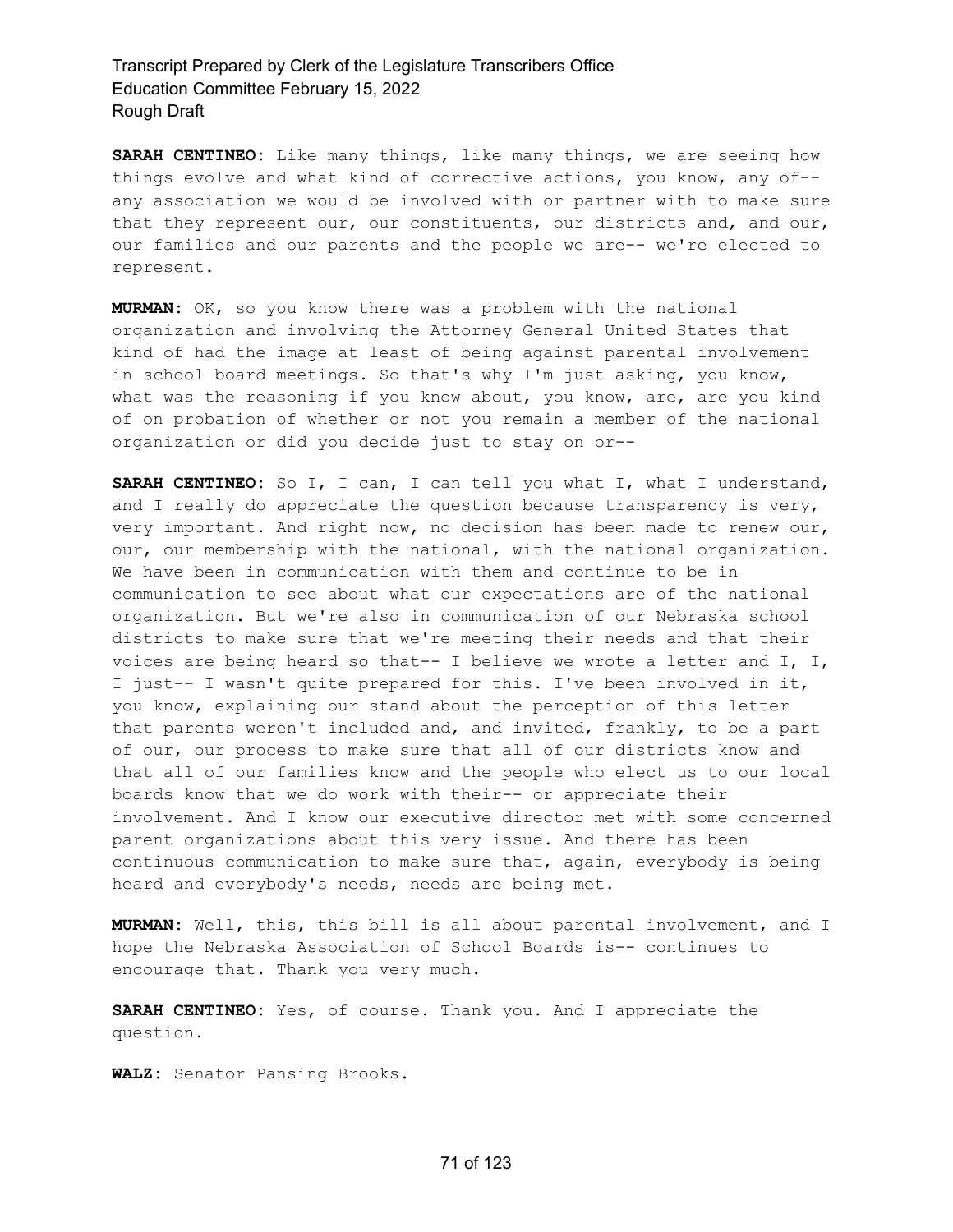**SARAH CENTINEO:** Like many things, like many things, we are seeing how things evolve and what kind of corrective actions, you know, any of-- any association we would be involved with or partner with to make sure that they represent our, our constituents, our districts and, and our, our families and our parents and the people we are-- we're elected to represent.

**MURMAN:** OK, so you know there was a problem with the national organization and involving the Attorney General United States that kind of had the image at least of being against parental involvement in school board meetings. So that's why I'm just asking, you know, what was the reasoning if you know about, you know, are, are you kind of on probation of whether or not you remain a member of the national organization or did you decide just to stay on or--

**SARAH CENTINEO:** So I, I can, I can tell you what I, what I understand, and I really do appreciate the question because transparency is very, very important. And right now, no decision has been made to renew our, our, our membership with the national, with the national organization. We have been in communication with them and continue to be in communication to see about what our expectations are of the national organization. But we're also in communication of our Nebraska school districts to make sure that we're meeting their needs and that their voices are being heard so that-- I believe we wrote a letter and I, I, I just-- I wasn't quite prepared for this. I've been involved in it, you know, explaining our stand about the perception of this letter that parents weren't included and, and invited, frankly, to be a part of our, our process to make sure that all of our districts know and that all of our families know and the people who elect us to our local boards know that we do work with their-- or appreciate their involvement. And I know our executive director met with some concerned parent organizations about this very issue. And there has been continuous communication to make sure that, again, everybody is being heard and everybody's needs, needs are being met.

**MURMAN:** Well, this, this bill is all about parental involvement, and I hope the Nebraska Association of School Boards is-- continues to encourage that. Thank you very much.

**SARAH CENTINEO:** Yes, of course. Thank you. And I appreciate the question.

**WALZ:** Senator Pansing Brooks.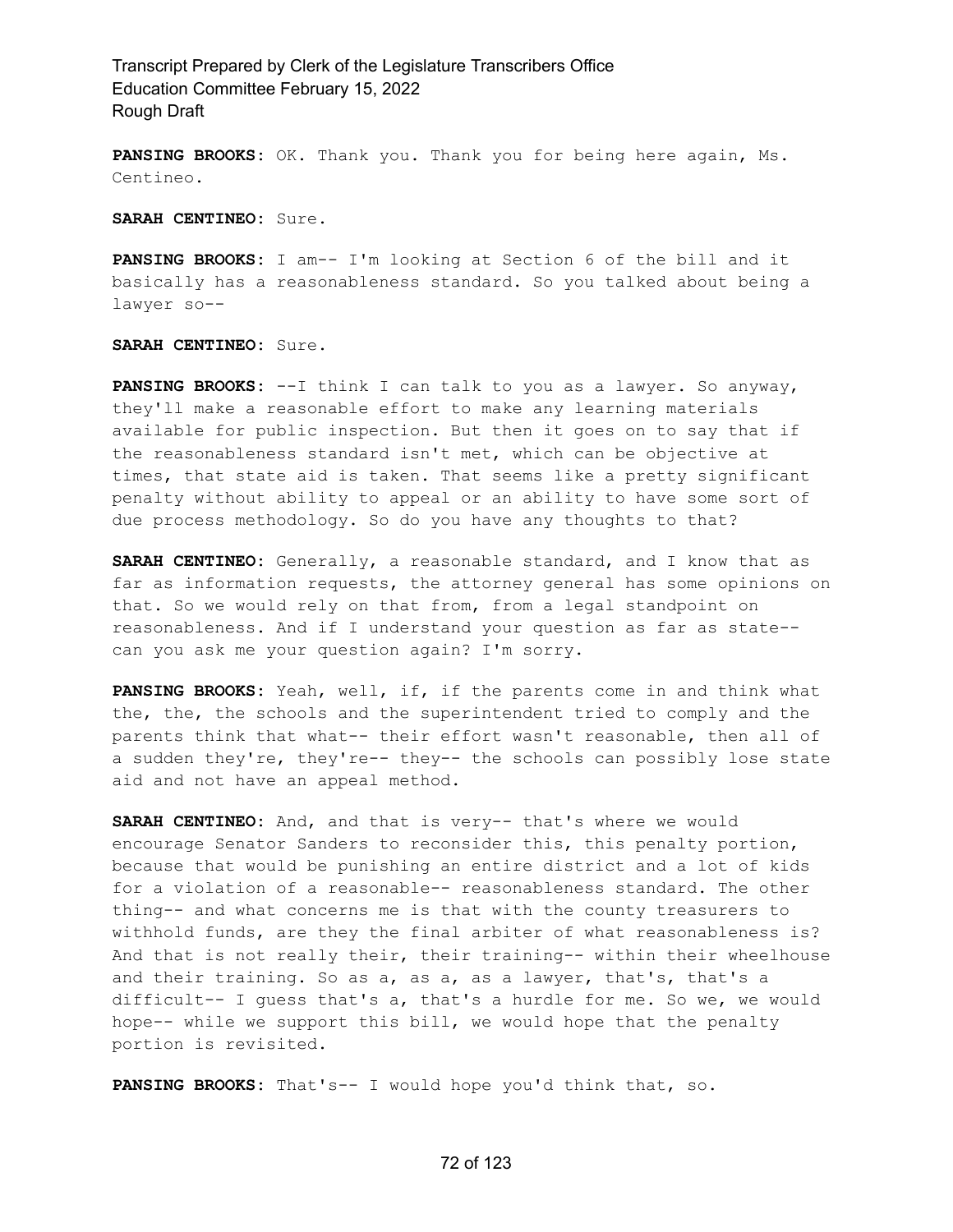**PANSING BROOKS:** OK. Thank you. Thank you for being here again, Ms. Centineo.

**SARAH CENTINEO:** Sure.

**PANSING BROOKS:** I am-- I'm looking at Section 6 of the bill and it basically has a reasonableness standard. So you talked about being a lawyer so--

**SARAH CENTINEO:** Sure.

**PANSING BROOKS:** --I think I can talk to you as a lawyer. So anyway, they'll make a reasonable effort to make any learning materials available for public inspection. But then it goes on to say that if the reasonableness standard isn't met, which can be objective at times, that state aid is taken. That seems like a pretty significant penalty without ability to appeal or an ability to have some sort of due process methodology. So do you have any thoughts to that?

**SARAH CENTINEO:** Generally, a reasonable standard, and I know that as far as information requests, the attorney general has some opinions on that. So we would rely on that from, from a legal standpoint on reasonableness. And if I understand your question as far as state-- can you ask me your question again? I'm sorry.

**PANSING BROOKS:** Yeah, well, if, if the parents come in and think what the, the, the schools and the superintendent tried to comply and the parents think that what-- their effort wasn't reasonable, then all of a sudden they're, they're-- they-- the schools can possibly lose state aid and not have an appeal method.

**SARAH CENTINEO:** And, and that is very-- that's where we would encourage Senator Sanders to reconsider this, this penalty portion, because that would be punishing an entire district and a lot of kids for a violation of a reasonable-- reasonableness standard. The other thing-- and what concerns me is that with the county treasurers to withhold funds, are they the final arbiter of what reasonableness is? And that is not really their, their training-- within their wheelhouse and their training. So as a, as a, as a lawyer, that's, that's a difficult-- I guess that's a, that's a hurdle for me. So we, we would hope-- while we support this bill, we would hope that the penalty portion is revisited.

**PANSING BROOKS:** That's-- I would hope you'd think that, so.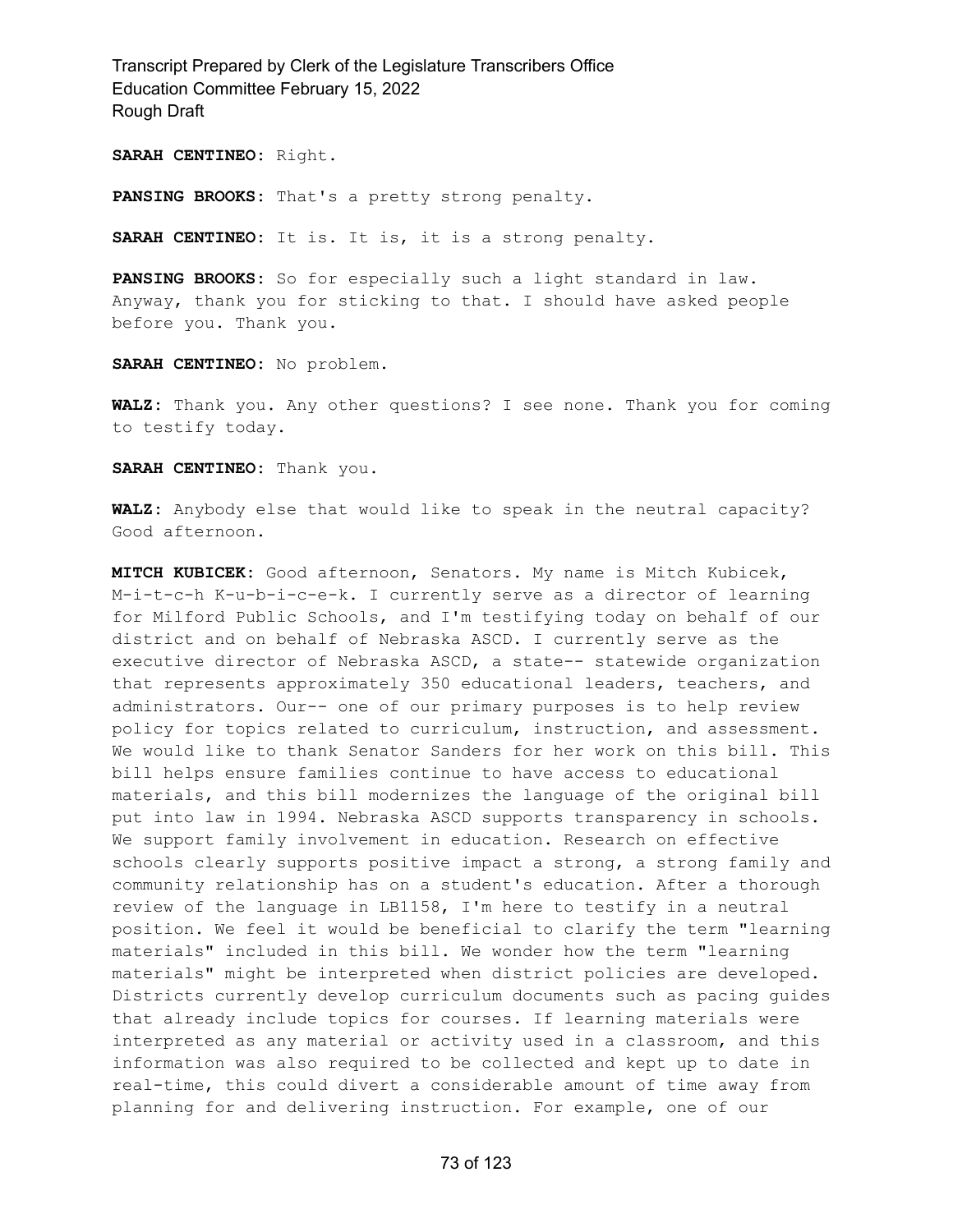**SARAH CENTINEO:** Right.

**PANSING BROOKS:** That's a pretty strong penalty.

**SARAH CENTINEO:** It is. It is, it is a strong penalty.

**PANSING BROOKS:** So for especially such a light standard in law. Anyway, thank you for sticking to that. I should have asked people before you. Thank you.

**SARAH CENTINEO:** No problem.

**WALZ:** Thank you. Any other questions? I see none. Thank you for coming to testify today.

**SARAH CENTINEO:** Thank you.

**WALZ:** Anybody else that would like to speak in the neutral capacity? Good afternoon.

**MITCH KUBICEK:** Good afternoon, Senators. My name is Mitch Kubicek, M-i-t-c-h K-u-b-i-c-e-k. I currently serve as a director of learning for Milford Public Schools, and I'm testifying today on behalf of our district and on behalf of Nebraska ASCD. I currently serve as the executive director of Nebraska ASCD, a state-- statewide organization that represents approximately 350 educational leaders, teachers, and administrators. Our-- one of our primary purposes is to help review policy for topics related to curriculum, instruction, and assessment. We would like to thank Senator Sanders for her work on this bill. This bill helps ensure families continue to have access to educational materials, and this bill modernizes the language of the original bill put into law in 1994. Nebraska ASCD supports transparency in schools. We support family involvement in education. Research on effective schools clearly supports positive impact a strong, a strong family and community relationship has on a student's education. After a thorough review of the language in LB1158, I'm here to testify in a neutral position. We feel it would be beneficial to clarify the term "learning materials" included in this bill. We wonder how the term "learning materials" might be interpreted when district policies are developed. Districts currently develop curriculum documents such as pacing guides that already include topics for courses. If learning materials were interpreted as any material or activity used in a classroom, and this information was also required to be collected and kept up to date in real-time, this could divert a considerable amount of time away from planning for and delivering instruction. For example, one of our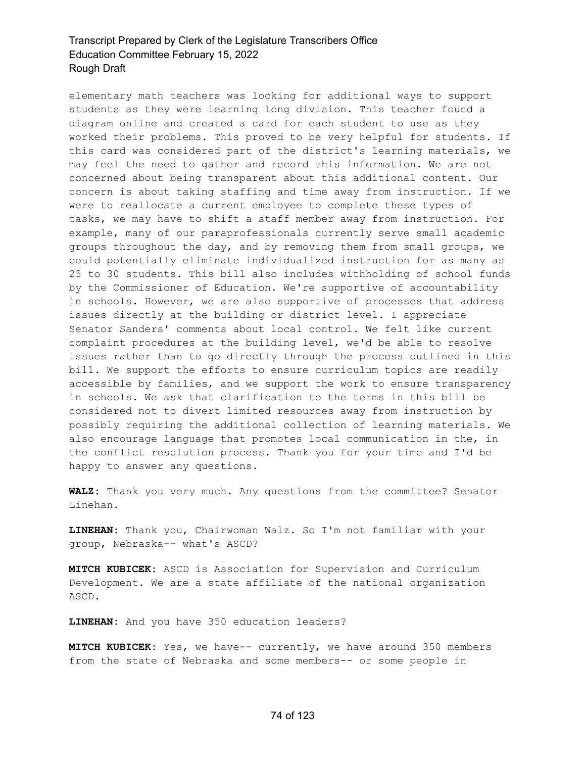elementary math teachers was looking for additional ways to support students as they were learning long division. This teacher found a diagram online and created a card for each student to use as they worked their problems. This proved to be very helpful for students. If this card was considered part of the district's learning materials, we may feel the need to gather and record this information. We are not concerned about being transparent about this additional content. Our concern is about taking staffing and time away from instruction. If we were to reallocate a current employee to complete these types of tasks, we may have to shift a staff member away from instruction. For example, many of our paraprofessionals currently serve small academic groups throughout the day, and by removing them from small groups, we could potentially eliminate individualized instruction for as many as 25 to 30 students. This bill also includes withholding of school funds by the Commissioner of Education. We're supportive of accountability in schools. However, we are also supportive of processes that address issues directly at the building or district level. I appreciate Senator Sanders' comments about local control. We felt like current complaint procedures at the building level, we'd be able to resolve issues rather than to go directly through the process outlined in this bill. We support the efforts to ensure curriculum topics are readily accessible by families, and we support the work to ensure transparency in schools. We ask that clarification to the terms in this bill be considered not to divert limited resources away from instruction by possibly requiring the additional collection of learning materials. We also encourage language that promotes local communication in the, in the conflict resolution process. Thank you for your time and I'd be happy to answer any questions.

**WALZ:** Thank you very much. Any questions from the committee? Senator Linehan.

**LINEHAN:** Thank you, Chairwoman Walz. So I'm not familiar with your group, Nebraska-- what's ASCD?

**MITCH KUBICEK:** ASCD is Association for Supervision and Curriculum Development. We are a state affiliate of the national organization ASCD.

**LINEHAN:** And you have 350 education leaders?

**MITCH KUBICEK:** Yes, we have-- currently, we have around 350 members from the state of Nebraska and some members-- or some people in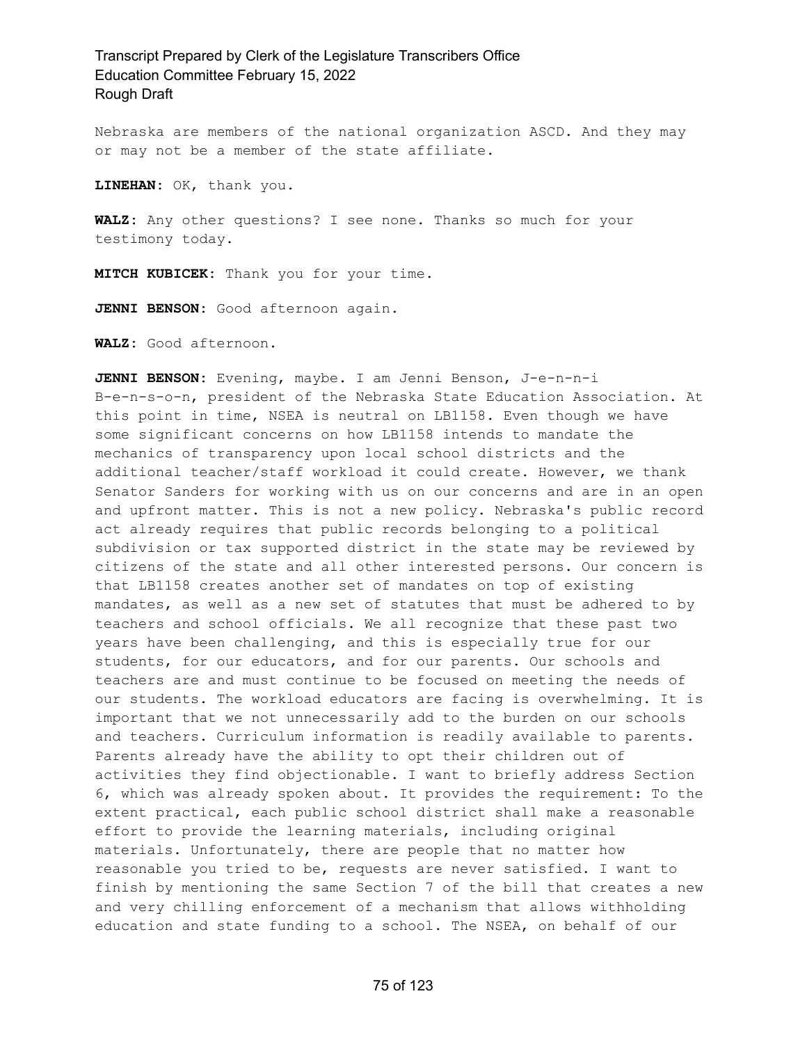Nebraska are members of the national organization ASCD. And they may or may not be a member of the state affiliate.

**LINEHAN:** OK, thank you.

**WALZ:** Any other questions? I see none. Thanks so much for your testimony today.

**MITCH KUBICEK:** Thank you for your time.

**JENNI BENSON:** Good afternoon again.

**WALZ:** Good afternoon.

**JENNI BENSON:** Evening, maybe. I am Jenni Benson, J-e-n-n-i B-e-n-s-o-n, president of the Nebraska State Education Association. At this point in time, NSEA is neutral on LB1158. Even though we have some significant concerns on how LB1158 intends to mandate the mechanics of transparency upon local school districts and the additional teacher/staff workload it could create. However, we thank Senator Sanders for working with us on our concerns and are in an open and upfront matter. This is not a new policy. Nebraska's public record act already requires that public records belonging to a political subdivision or tax supported district in the state may be reviewed by citizens of the state and all other interested persons. Our concern is that LB1158 creates another set of mandates on top of existing mandates, as well as a new set of statutes that must be adhered to by teachers and school officials. We all recognize that these past two years have been challenging, and this is especially true for our students, for our educators, and for our parents. Our schools and teachers are and must continue to be focused on meeting the needs of our students. The workload educators are facing is overwhelming. It is important that we not unnecessarily add to the burden on our schools and teachers. Curriculum information is readily available to parents. Parents already have the ability to opt their children out of activities they find objectionable. I want to briefly address Section 6, which was already spoken about. It provides the requirement: To the extent practical, each public school district shall make a reasonable effort to provide the learning materials, including original materials. Unfortunately, there are people that no matter how reasonable you tried to be, requests are never satisfied. I want to finish by mentioning the same Section 7 of the bill that creates a new and very chilling enforcement of a mechanism that allows withholding education and state funding to a school. The NSEA, on behalf of our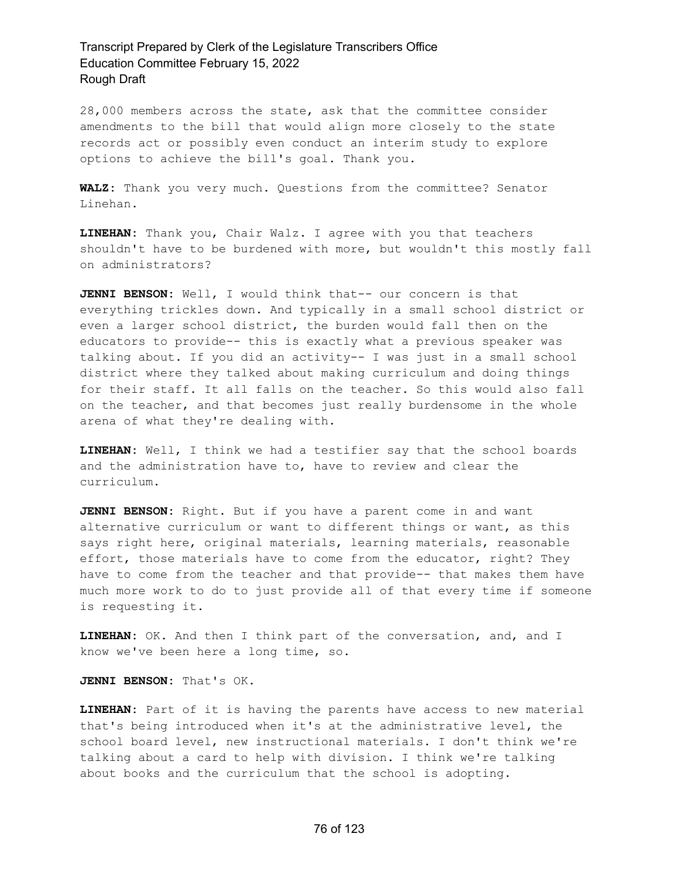28,000 members across the state, ask that the committee consider amendments to the bill that would align more closely to the state records act or possibly even conduct an interim study to explore options to achieve the bill's goal. Thank you.

**WALZ:** Thank you very much. Questions from the committee? Senator Linehan.

**LINEHAN:** Thank you, Chair Walz. I agree with you that teachers shouldn't have to be burdened with more, but wouldn't this mostly fall on administrators?

**JENNI BENSON:** Well, I would think that-- our concern is that everything trickles down. And typically in a small school district or even a larger school district, the burden would fall then on the educators to provide-- this is exactly what a previous speaker was talking about. If you did an activity-- I was just in a small school district where they talked about making curriculum and doing things for their staff. It all falls on the teacher. So this would also fall on the teacher, and that becomes just really burdensome in the whole arena of what they're dealing with.

**LINEHAN:** Well, I think we had a testifier say that the school boards and the administration have to, have to review and clear the curriculum.

**JENNI BENSON:** Right. But if you have a parent come in and want alternative curriculum or want to different things or want, as this says right here, original materials, learning materials, reasonable effort, those materials have to come from the educator, right? They have to come from the teacher and that provide-- that makes them have much more work to do to just provide all of that every time if someone is requesting it.

**LINEHAN:** OK. And then I think part of the conversation, and, and I know we've been here a long time, so.

**JENNI BENSON:** That's OK.

**LINEHAN:** Part of it is having the parents have access to new material that's being introduced when it's at the administrative level, the school board level, new instructional materials. I don't think we're talking about a card to help with division. I think we're talking about books and the curriculum that the school is adopting.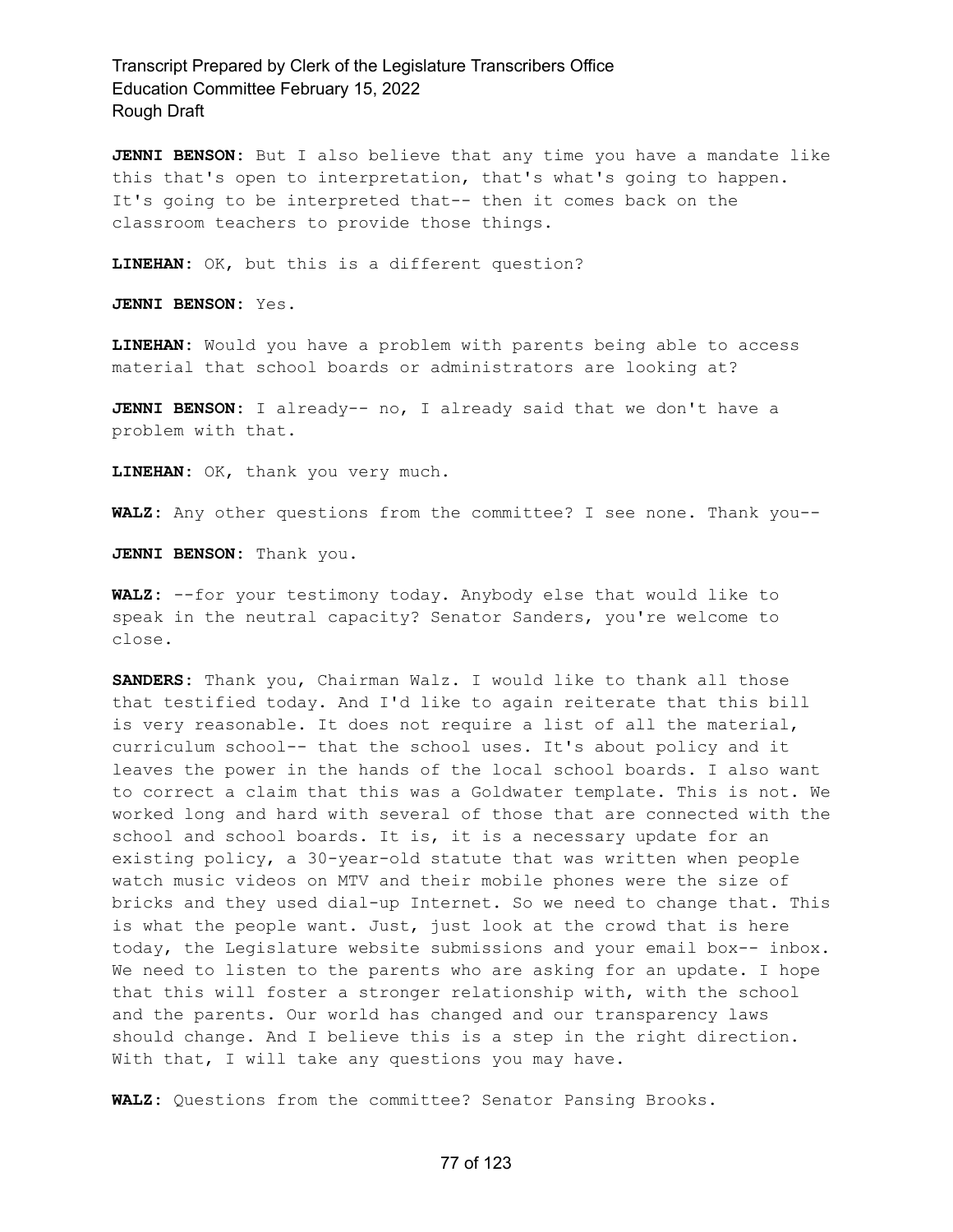**JENNI BENSON:** But I also believe that any time you have a mandate like this that's open to interpretation, that's what's going to happen. It's going to be interpreted that-- then it comes back on the classroom teachers to provide those things.

**LINEHAN:** OK, but this is a different question?

**JENNI BENSON:** Yes.

**LINEHAN:** Would you have a problem with parents being able to access material that school boards or administrators are looking at?

**JENNI BENSON:** I already-- no, I already said that we don't have a problem with that.

**LINEHAN:** OK, thank you very much.

**WALZ:** Any other questions from the committee? I see none. Thank you--

**JENNI BENSON:** Thank you.

**WALZ:** --for your testimony today. Anybody else that would like to speak in the neutral capacity? Senator Sanders, you're welcome to close.

**SANDERS:** Thank you, Chairman Walz. I would like to thank all those that testified today. And I'd like to again reiterate that this bill is very reasonable. It does not require a list of all the material, curriculum school-- that the school uses. It's about policy and it leaves the power in the hands of the local school boards. I also want to correct a claim that this was a Goldwater template. This is not. We worked long and hard with several of those that are connected with the school and school boards. It is, it is a necessary update for an existing policy, a 30-year-old statute that was written when people watch music videos on MTV and their mobile phones were the size of bricks and they used dial-up Internet. So we need to change that. This is what the people want. Just, just look at the crowd that is here today, the Legislature website submissions and your email box-- inbox. We need to listen to the parents who are asking for an update. I hope that this will foster a stronger relationship with, with the school and the parents. Our world has changed and our transparency laws should change. And I believe this is a step in the right direction. With that, I will take any questions you may have.

**WALZ:** Questions from the committee? Senator Pansing Brooks.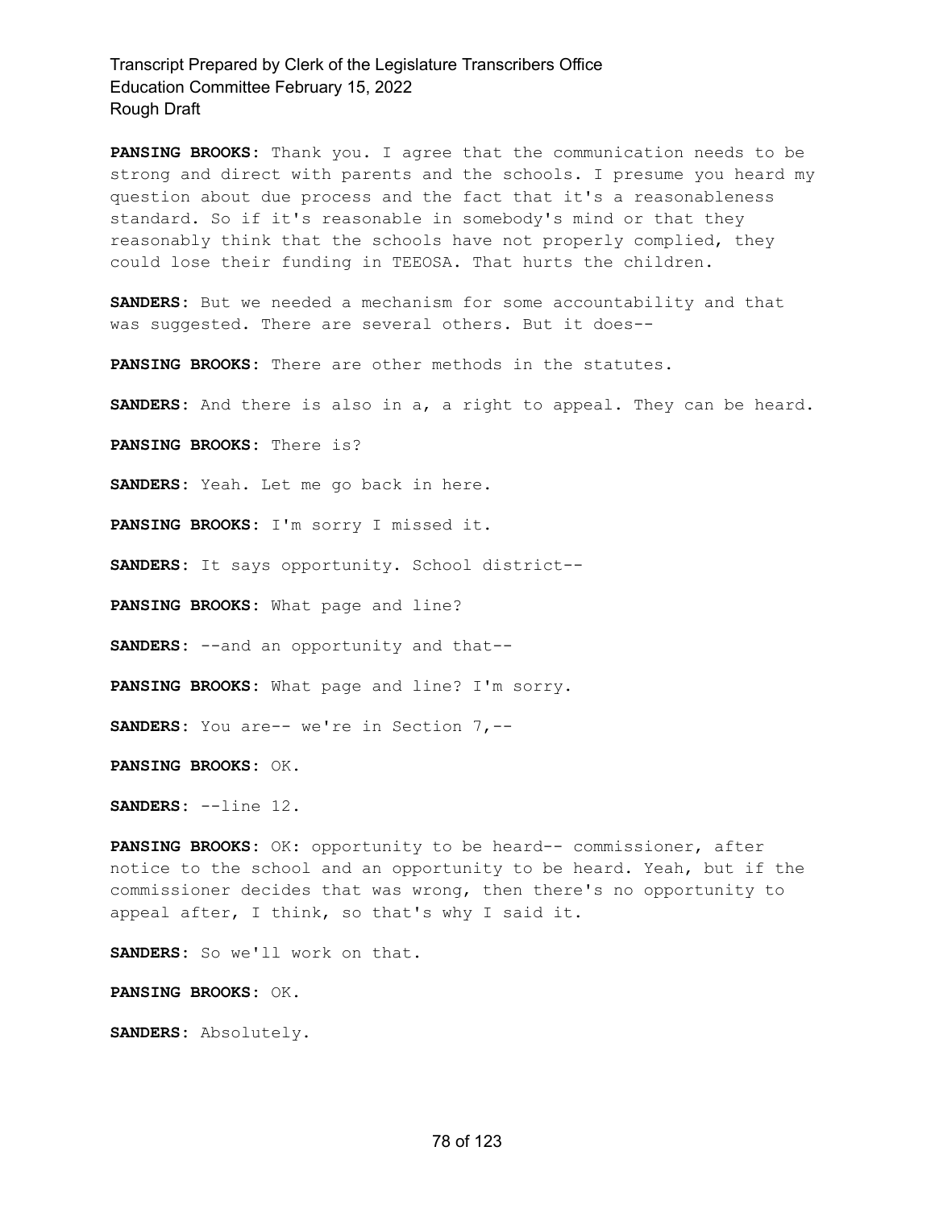**PANSING BROOKS:** Thank you. I agree that the communication needs to be strong and direct with parents and the schools. I presume you heard my question about due process and the fact that it's a reasonableness standard. So if it's reasonable in somebody's mind or that they reasonably think that the schools have not properly complied, they could lose their funding in TEEOSA. That hurts the children.

**SANDERS:** But we needed a mechanism for some accountability and that was suggested. There are several others. But it does--

**PANSING BROOKS:** There are other methods in the statutes.

**SANDERS:** And there is also in a, a right to appeal. They can be heard.

**PANSING BROOKS:** There is?

**SANDERS:** Yeah. Let me go back in here.

**PANSING BROOKS:** I'm sorry I missed it.

**SANDERS:** It says opportunity. School district--

**PANSING BROOKS:** What page and line?

**SANDERS:** --and an opportunity and that--

**PANSING BROOKS:** What page and line? I'm sorry.

**SANDERS:** You are-- we're in Section 7,--

**PANSING BROOKS:** OK.

**SANDERS:** --line 12.

**PANSING BROOKS:** OK: opportunity to be heard-- commissioner, after notice to the school and an opportunity to be heard. Yeah, but if the commissioner decides that was wrong, then there's no opportunity to appeal after, I think, so that's why I said it.

**SANDERS:** So we'll work on that.

**PANSING BROOKS:** OK.

**SANDERS:** Absolutely.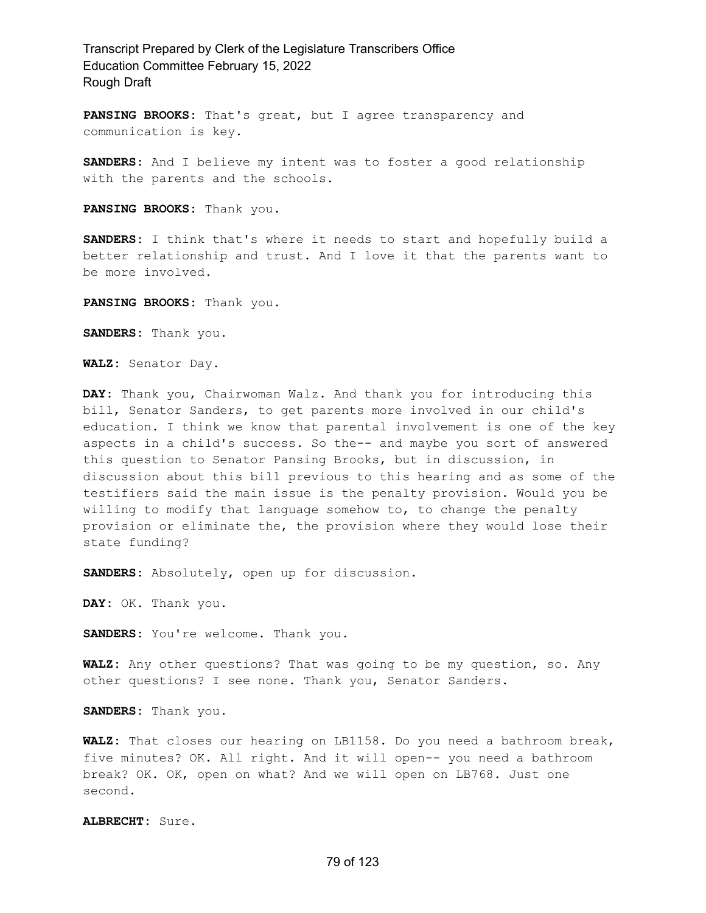**PANSING BROOKS:** That's great, but I agree transparency and communication is key.

**SANDERS:** And I believe my intent was to foster a good relationship with the parents and the schools.

**PANSING BROOKS:** Thank you.

**SANDERS:** I think that's where it needs to start and hopefully build a better relationship and trust. And I love it that the parents want to be more involved.

**PANSING BROOKS:** Thank you.

**SANDERS:** Thank you.

**WALZ:** Senator Day.

**DAY:** Thank you, Chairwoman Walz. And thank you for introducing this bill, Senator Sanders, to get parents more involved in our child's education. I think we know that parental involvement is one of the key aspects in a child's success. So the-- and maybe you sort of answered this question to Senator Pansing Brooks, but in discussion, in discussion about this bill previous to this hearing and as some of the testifiers said the main issue is the penalty provision. Would you be willing to modify that language somehow to, to change the penalty provision or eliminate the, the provision where they would lose their state funding?

**SANDERS:** Absolutely, open up for discussion.

**DAY:** OK. Thank you.

**SANDERS:** You're welcome. Thank you.

**WALZ:** Any other questions? That was going to be my question, so. Any other questions? I see none. Thank you, Senator Sanders.

**SANDERS:** Thank you.

**WALZ:** That closes our hearing on LB1158. Do you need a bathroom break, five minutes? OK. All right. And it will open-- you need a bathroom break? OK. OK, open on what? And we will open on LB768. Just one second.

**ALBRECHT:** Sure.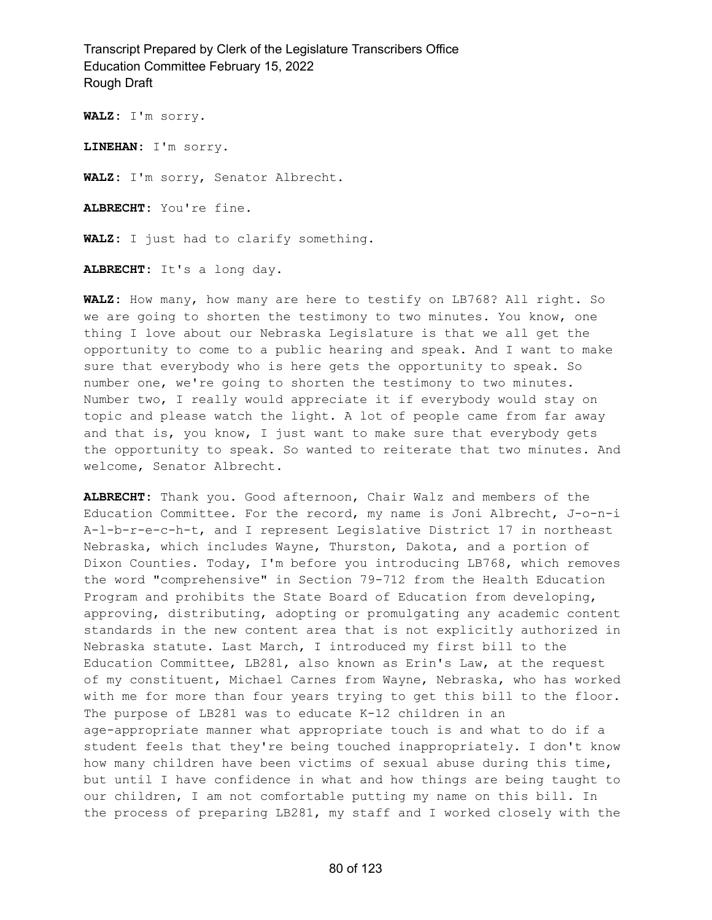**WALZ:** I'm sorry.

**LINEHAN:** I'm sorry.

**WALZ:** I'm sorry, Senator Albrecht.

**ALBRECHT:** You're fine.

**WALZ:** I just had to clarify something.

**ALBRECHT:** It's a long day.

**WALZ:** How many, how many are here to testify on LB768? All right. So we are going to shorten the testimony to two minutes. You know, one thing I love about our Nebraska Legislature is that we all get the opportunity to come to a public hearing and speak. And I want to make sure that everybody who is here gets the opportunity to speak. So number one, we're going to shorten the testimony to two minutes. Number two, I really would appreciate it if everybody would stay on topic and please watch the light. A lot of people came from far away and that is, you know, I just want to make sure that everybody gets the opportunity to speak. So wanted to reiterate that two minutes. And welcome, Senator Albrecht.

**ALBRECHT:** Thank you. Good afternoon, Chair Walz and members of the Education Committee. For the record, my name is Joni Albrecht, J-o-n-i A-l-b-r-e-c-h-t, and I represent Legislative District 17 in northeast Nebraska, which includes Wayne, Thurston, Dakota, and a portion of Dixon Counties. Today, I'm before you introducing LB768, which removes the word "comprehensive" in Section 79-712 from the Health Education Program and prohibits the State Board of Education from developing, approving, distributing, adopting or promulgating any academic content standards in the new content area that is not explicitly authorized in Nebraska statute. Last March, I introduced my first bill to the Education Committee, LB281, also known as Erin's Law, at the request of my constituent, Michael Carnes from Wayne, Nebraska, who has worked with me for more than four years trying to get this bill to the floor. The purpose of LB281 was to educate K-12 children in an age-appropriate manner what appropriate touch is and what to do if a student feels that they're being touched inappropriately. I don't know how many children have been victims of sexual abuse during this time, but until I have confidence in what and how things are being taught to our children, I am not comfortable putting my name on this bill. In the process of preparing LB281, my staff and I worked closely with the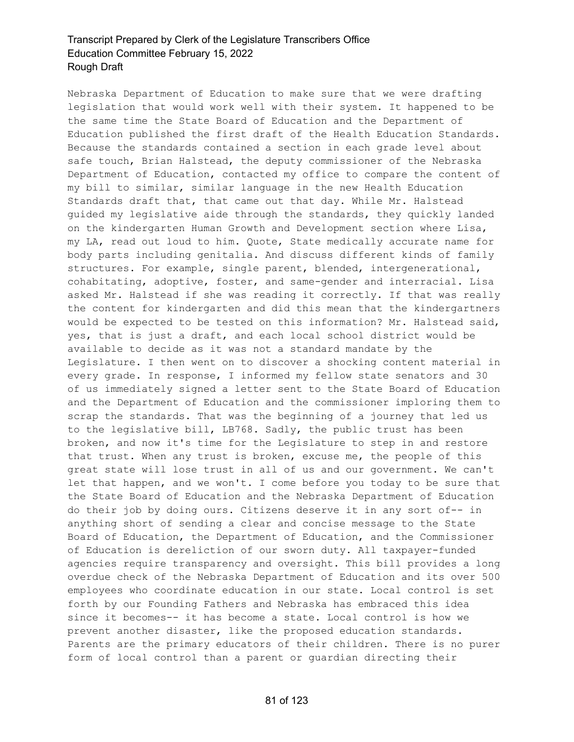Nebraska Department of Education to make sure that we were drafting legislation that would work well with their system. It happened to be the same time the State Board of Education and the Department of Education published the first draft of the Health Education Standards. Because the standards contained a section in each grade level about safe touch, Brian Halstead, the deputy commissioner of the Nebraska Department of Education, contacted my office to compare the content of my bill to similar, similar language in the new Health Education Standards draft that, that came out that day. While Mr. Halstead guided my legislative aide through the standards, they quickly landed on the kindergarten Human Growth and Development section where Lisa, my LA, read out loud to him. Quote, State medically accurate name for body parts including genitalia. And discuss different kinds of family structures. For example, single parent, blended, intergenerational, cohabitating, adoptive, foster, and same-gender and interracial. Lisa asked Mr. Halstead if she was reading it correctly. If that was really the content for kindergarten and did this mean that the kindergartners would be expected to be tested on this information? Mr. Halstead said, yes, that is just a draft, and each local school district would be available to decide as it was not a standard mandate by the Legislature. I then went on to discover a shocking content material in every grade. In response, I informed my fellow state senators and 30 of us immediately signed a letter sent to the State Board of Education and the Department of Education and the commissioner imploring them to scrap the standards. That was the beginning of a journey that led us to the legislative bill, LB768. Sadly, the public trust has been broken, and now it's time for the Legislature to step in and restore that trust. When any trust is broken, excuse me, the people of this great state will lose trust in all of us and our government. We can't let that happen, and we won't. I come before you today to be sure that the State Board of Education and the Nebraska Department of Education do their job by doing ours. Citizens deserve it in any sort of-- in anything short of sending a clear and concise message to the State Board of Education, the Department of Education, and the Commissioner of Education is dereliction of our sworn duty. All taxpayer-funded agencies require transparency and oversight. This bill provides a long overdue check of the Nebraska Department of Education and its over 500 employees who coordinate education in our state. Local control is set forth by our Founding Fathers and Nebraska has embraced this idea since it becomes-- it has become a state. Local control is how we prevent another disaster, like the proposed education standards. Parents are the primary educators of their children. There is no purer form of local control than a parent or guardian directing their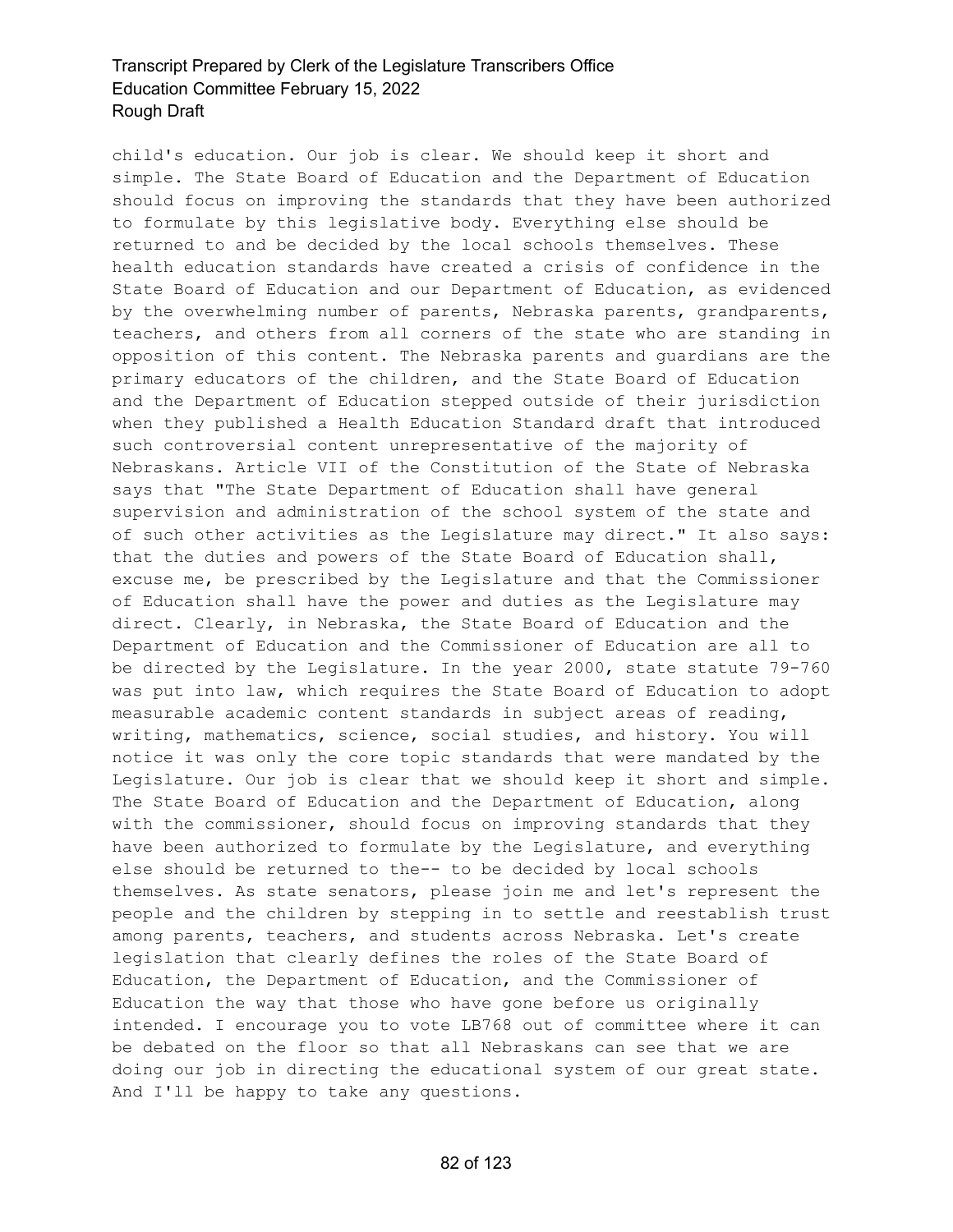child's education. Our job is clear. We should keep it short and simple. The State Board of Education and the Department of Education should focus on improving the standards that they have been authorized to formulate by this legislative body. Everything else should be returned to and be decided by the local schools themselves. These health education standards have created a crisis of confidence in the State Board of Education and our Department of Education, as evidenced by the overwhelming number of parents, Nebraska parents, grandparents, teachers, and others from all corners of the state who are standing in opposition of this content. The Nebraska parents and guardians are the primary educators of the children, and the State Board of Education and the Department of Education stepped outside of their jurisdiction when they published a Health Education Standard draft that introduced such controversial content unrepresentative of the majority of Nebraskans. Article VII of the Constitution of the State of Nebraska says that "The State Department of Education shall have general supervision and administration of the school system of the state and of such other activities as the Legislature may direct." It also says: that the duties and powers of the State Board of Education shall, excuse me, be prescribed by the Legislature and that the Commissioner of Education shall have the power and duties as the Legislature may direct. Clearly, in Nebraska, the State Board of Education and the Department of Education and the Commissioner of Education are all to be directed by the Legislature. In the year 2000, state statute 79-760 was put into law, which requires the State Board of Education to adopt measurable academic content standards in subject areas of reading, writing, mathematics, science, social studies, and history. You will notice it was only the core topic standards that were mandated by the Legislature. Our job is clear that we should keep it short and simple. The State Board of Education and the Department of Education, along with the commissioner, should focus on improving standards that they have been authorized to formulate by the Legislature, and everything else should be returned to the-- to be decided by local schools themselves. As state senators, please join me and let's represent the people and the children by stepping in to settle and reestablish trust among parents, teachers, and students across Nebraska. Let's create legislation that clearly defines the roles of the State Board of Education, the Department of Education, and the Commissioner of Education the way that those who have gone before us originally intended. I encourage you to vote LB768 out of committee where it can be debated on the floor so that all Nebraskans can see that we are doing our job in directing the educational system of our great state. And I'll be happy to take any questions.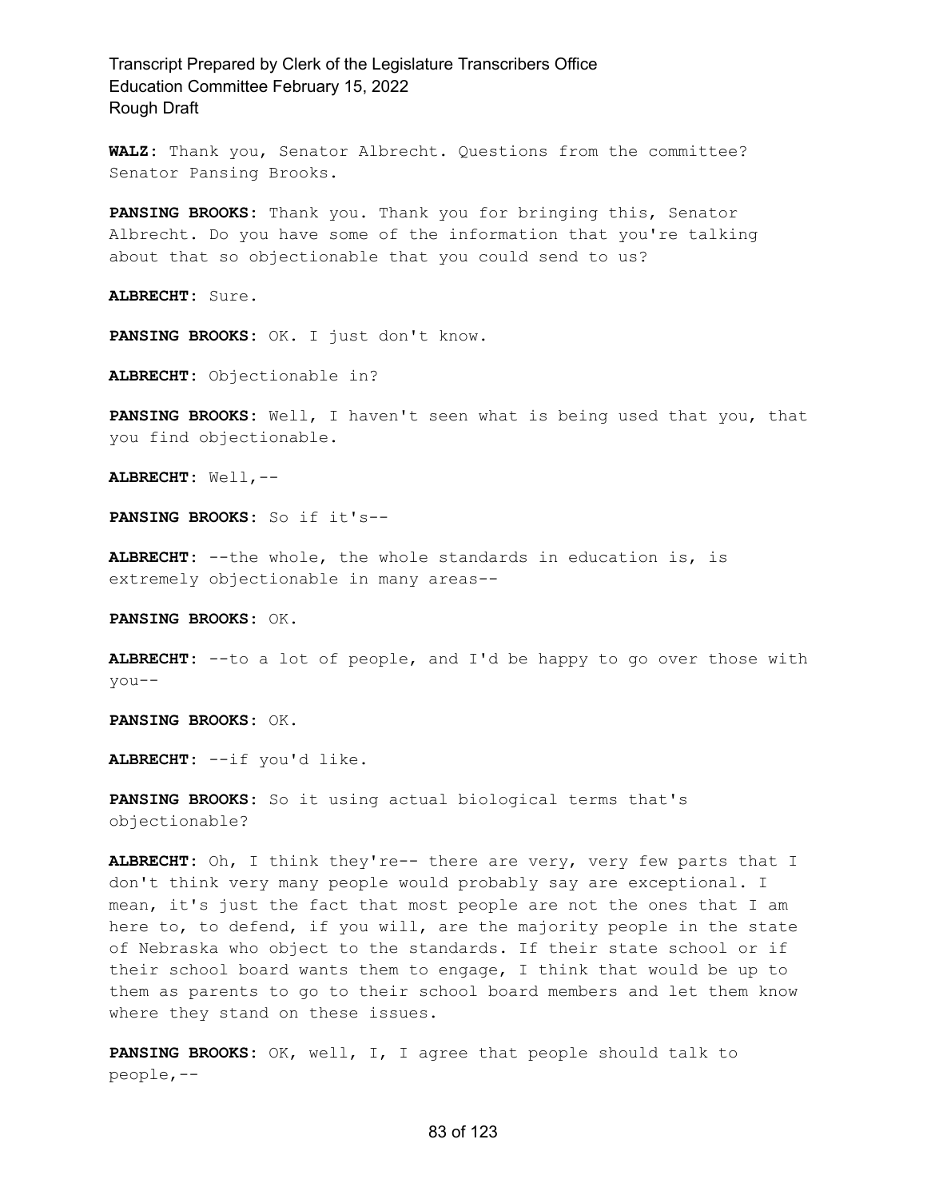**WALZ:** Thank you, Senator Albrecht. Questions from the committee? Senator Pansing Brooks.

**PANSING BROOKS:** Thank you. Thank you for bringing this, Senator Albrecht. Do you have some of the information that you're talking about that so objectionable that you could send to us?

**ALBRECHT:** Sure.

**PANSING BROOKS:** OK. I just don't know.

**ALBRECHT:** Objectionable in?

**PANSING BROOKS:** Well, I haven't seen what is being used that you, that you find objectionable.

**ALBRECHT:** Well,--

**PANSING BROOKS:** So if it's--

**ALBRECHT:** --the whole, the whole standards in education is, is extremely objectionable in many areas--

**PANSING BROOKS:** OK.

**ALBRECHT:** --to a lot of people, and I'd be happy to go over those with you--

**PANSING BROOKS:** OK.

**ALBRECHT:** --if you'd like.

**PANSING BROOKS:** So it using actual biological terms that's objectionable?

**ALBRECHT:** Oh, I think they're-- there are very, very few parts that I don't think very many people would probably say are exceptional. I mean, it's just the fact that most people are not the ones that I am here to, to defend, if you will, are the majority people in the state of Nebraska who object to the standards. If their state school or if their school board wants them to engage, I think that would be up to them as parents to go to their school board members and let them know where they stand on these issues.

**PANSING BROOKS:** OK, well, I, I agree that people should talk to people,--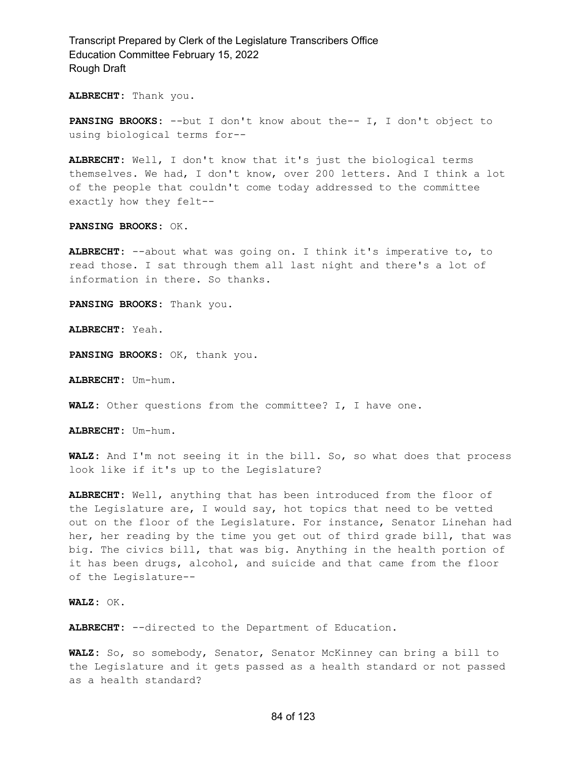**ALBRECHT:** Thank you.

**PANSING BROOKS:** --but I don't know about the-- I, I don't object to using biological terms for--

**ALBRECHT:** Well, I don't know that it's just the biological terms themselves. We had, I don't know, over 200 letters. And I think a lot of the people that couldn't come today addressed to the committee exactly how they felt--

**PANSING BROOKS:** OK.

**ALBRECHT:** --about what was going on. I think it's imperative to, to read those. I sat through them all last night and there's a lot of information in there. So thanks.

**PANSING BROOKS:** Thank you.

**ALBRECHT:** Yeah.

**PANSING BROOKS:** OK, thank you.

**ALBRECHT:** Um-hum.

**WALZ:** Other questions from the committee? I, I have one.

**ALBRECHT:** Um-hum.

**WALZ:** And I'm not seeing it in the bill. So, so what does that process look like if it's up to the Legislature?

**ALBRECHT:** Well, anything that has been introduced from the floor of the Legislature are, I would say, hot topics that need to be vetted out on the floor of the Legislature. For instance, Senator Linehan had her, her reading by the time you get out of third grade bill, that was big. The civics bill, that was big. Anything in the health portion of it has been drugs, alcohol, and suicide and that came from the floor of the Legislature--

**WALZ:** OK.

**ALBRECHT:** --directed to the Department of Education.

**WALZ:** So, so somebody, Senator, Senator McKinney can bring a bill to the Legislature and it gets passed as a health standard or not passed as a health standard?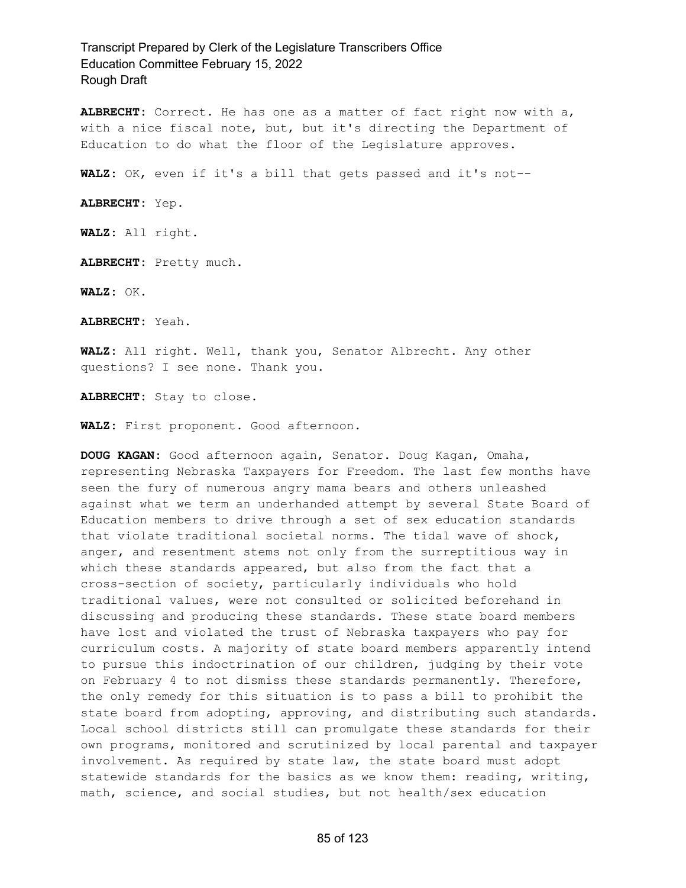**ALBRECHT:** Correct. He has one as a matter of fact right now with a, with a nice fiscal note, but, but it's directing the Department of Education to do what the floor of the Legislature approves.

**WALZ:** OK, even if it's a bill that gets passed and it's not--

**ALBRECHT:** Yep.

**WALZ:** All right.

**ALBRECHT:** Pretty much.

**WALZ:** OK.

**ALBRECHT:** Yeah.

**WALZ:** All right. Well, thank you, Senator Albrecht. Any other questions? I see none. Thank you.

**ALBRECHT:** Stay to close.

**WALZ:** First proponent. Good afternoon.

**DOUG KAGAN:** Good afternoon again, Senator. Doug Kagan, Omaha, representing Nebraska Taxpayers for Freedom. The last few months have seen the fury of numerous angry mama bears and others unleashed against what we term an underhanded attempt by several State Board of Education members to drive through a set of sex education standards that violate traditional societal norms. The tidal wave of shock, anger, and resentment stems not only from the surreptitious way in which these standards appeared, but also from the fact that a cross-section of society, particularly individuals who hold traditional values, were not consulted or solicited beforehand in discussing and producing these standards. These state board members have lost and violated the trust of Nebraska taxpayers who pay for curriculum costs. A majority of state board members apparently intend to pursue this indoctrination of our children, judging by their vote on February 4 to not dismiss these standards permanently. Therefore, the only remedy for this situation is to pass a bill to prohibit the state board from adopting, approving, and distributing such standards. Local school districts still can promulgate these standards for their own programs, monitored and scrutinized by local parental and taxpayer involvement. As required by state law, the state board must adopt statewide standards for the basics as we know them: reading, writing, math, science, and social studies, but not health/sex education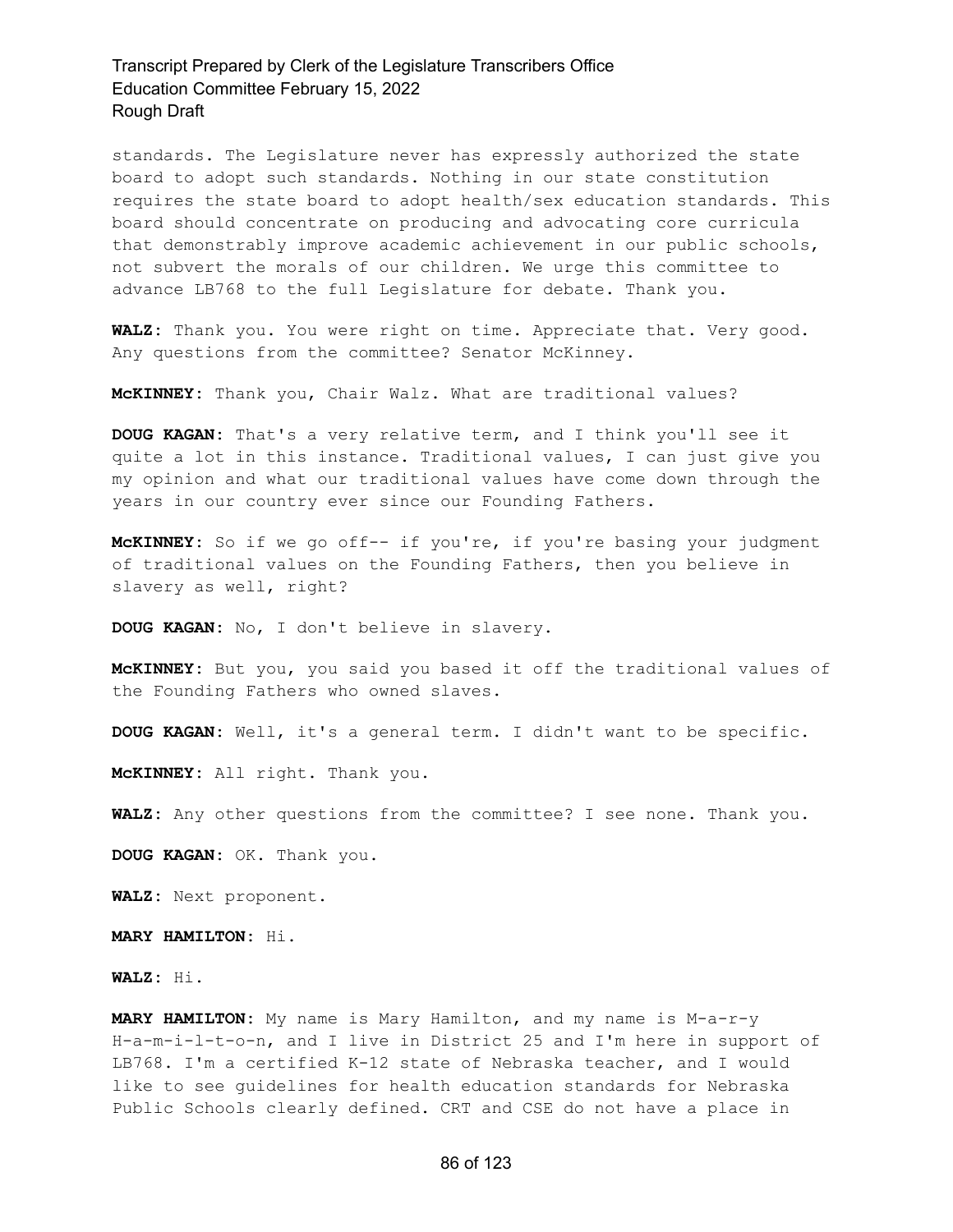standards. The Legislature never has expressly authorized the state board to adopt such standards. Nothing in our state constitution requires the state board to adopt health/sex education standards. This board should concentrate on producing and advocating core curricula that demonstrably improve academic achievement in our public schools, not subvert the morals of our children. We urge this committee to advance LB768 to the full Legislature for debate. Thank you.

**WALZ:** Thank you. You were right on time. Appreciate that. Very good. Any questions from the committee? Senator McKinney.

**McKINNEY:** Thank you, Chair Walz. What are traditional values?

**DOUG KAGAN:** That's a very relative term, and I think you'll see it quite a lot in this instance. Traditional values, I can just give you my opinion and what our traditional values have come down through the years in our country ever since our Founding Fathers.

**McKINNEY:** So if we go off-- if you're, if you're basing your judgment of traditional values on the Founding Fathers, then you believe in slavery as well, right?

**DOUG KAGAN:** No, I don't believe in slavery.

**McKINNEY:** But you, you said you based it off the traditional values of the Founding Fathers who owned slaves.

**DOUG KAGAN:** Well, it's a general term. I didn't want to be specific.

**McKINNEY:** All right. Thank you.

**WALZ:** Any other questions from the committee? I see none. Thank you.

**DOUG KAGAN:** OK. Thank you.

**WALZ:** Next proponent.

**MARY HAMILTON:** Hi.

**WALZ:** Hi.

**MARY HAMILTON:** My name is Mary Hamilton, and my name is M-a-r-y H-a-m-i-l-t-o-n, and I live in District 25 and I'm here in support of LB768. I'm a certified K-12 state of Nebraska teacher, and I would like to see guidelines for health education standards for Nebraska Public Schools clearly defined. CRT and CSE do not have a place in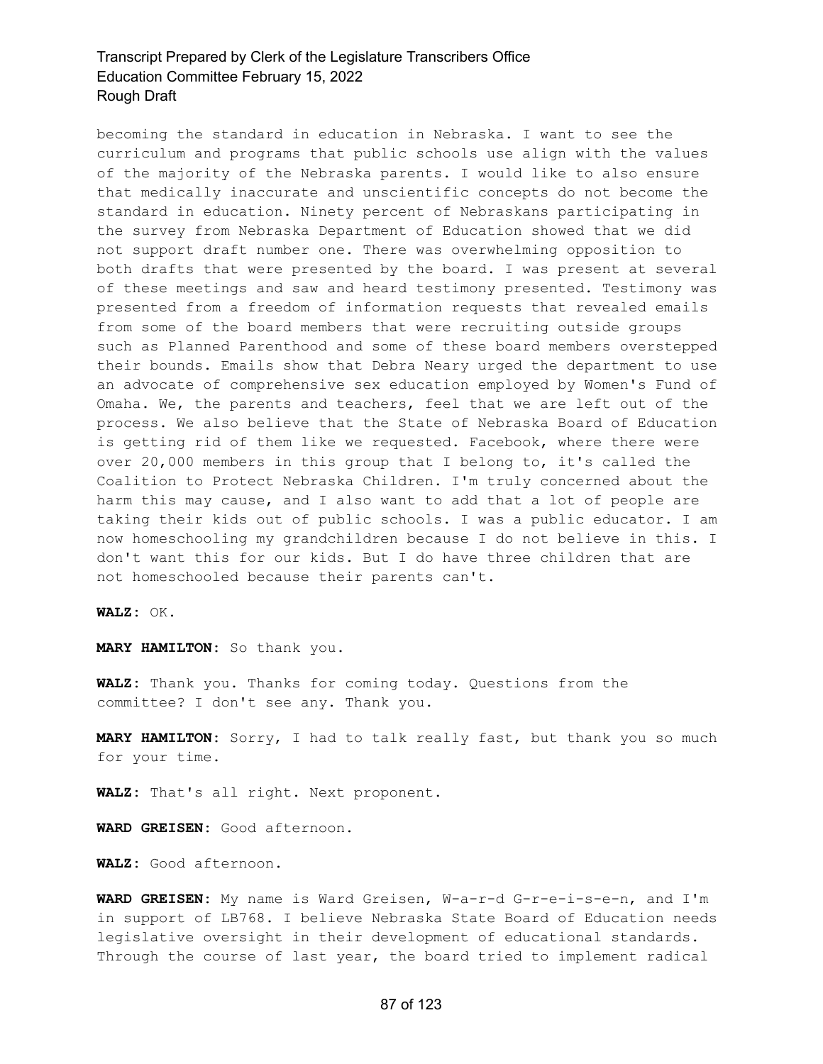becoming the standard in education in Nebraska. I want to see the curriculum and programs that public schools use align with the values of the majority of the Nebraska parents. I would like to also ensure that medically inaccurate and unscientific concepts do not become the standard in education. Ninety percent of Nebraskans participating in the survey from Nebraska Department of Education showed that we did not support draft number one. There was overwhelming opposition to both drafts that were presented by the board. I was present at several of these meetings and saw and heard testimony presented. Testimony was presented from a freedom of information requests that revealed emails from some of the board members that were recruiting outside groups such as Planned Parenthood and some of these board members overstepped their bounds. Emails show that Debra Neary urged the department to use an advocate of comprehensive sex education employed by Women's Fund of Omaha. We, the parents and teachers, feel that we are left out of the process. We also believe that the State of Nebraska Board of Education is getting rid of them like we requested. Facebook, where there were over 20,000 members in this group that I belong to, it's called the Coalition to Protect Nebraska Children. I'm truly concerned about the harm this may cause, and I also want to add that a lot of people are taking their kids out of public schools. I was a public educator. I am now homeschooling my grandchildren because I do not believe in this. I don't want this for our kids. But I do have three children that are not homeschooled because their parents can't.

**WALZ:** OK.

**MARY HAMILTON:** So thank you.

**WALZ:** Thank you. Thanks for coming today. Questions from the committee? I don't see any. Thank you.

**MARY HAMILTON:** Sorry, I had to talk really fast, but thank you so much for your time.

**WALZ:** That's all right. Next proponent.

**WARD GREISEN:** Good afternoon.

**WALZ:** Good afternoon.

**WARD GREISEN:** My name is Ward Greisen, W-a-r-d G-r-e-i-s-e-n, and I'm in support of LB768. I believe Nebraska State Board of Education needs legislative oversight in their development of educational standards. Through the course of last year, the board tried to implement radical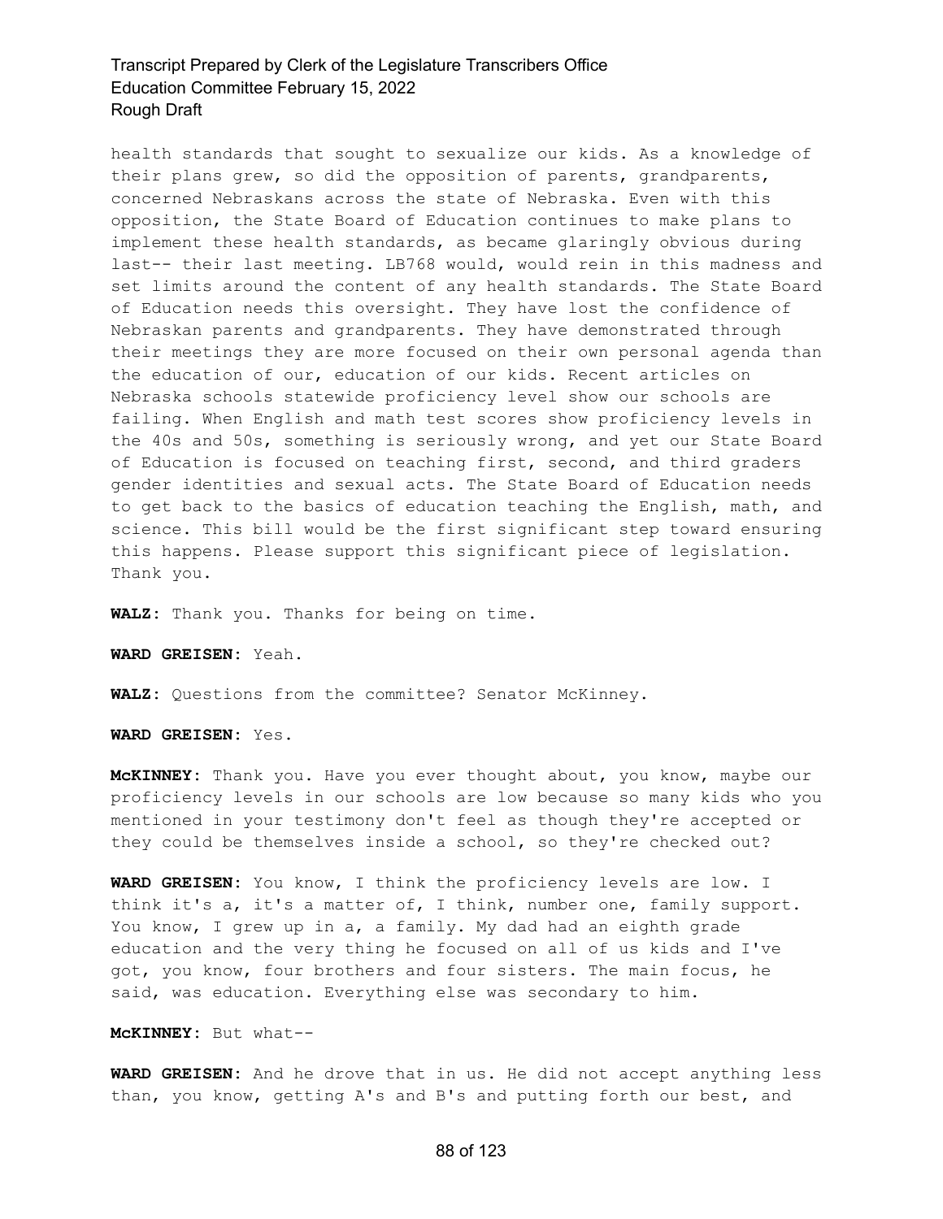health standards that sought to sexualize our kids. As a knowledge of their plans grew, so did the opposition of parents, grandparents, concerned Nebraskans across the state of Nebraska. Even with this opposition, the State Board of Education continues to make plans to implement these health standards, as became glaringly obvious during last-- their last meeting. LB768 would, would rein in this madness and set limits around the content of any health standards. The State Board of Education needs this oversight. They have lost the confidence of Nebraskan parents and grandparents. They have demonstrated through their meetings they are more focused on their own personal agenda than the education of our, education of our kids. Recent articles on Nebraska schools statewide proficiency level show our schools are failing. When English and math test scores show proficiency levels in the 40s and 50s, something is seriously wrong, and yet our State Board of Education is focused on teaching first, second, and third graders gender identities and sexual acts. The State Board of Education needs to get back to the basics of education teaching the English, math, and science. This bill would be the first significant step toward ensuring this happens. Please support this significant piece of legislation. Thank you.

**WALZ:** Thank you. Thanks for being on time.

**WARD GREISEN:** Yeah.

**WALZ:** Questions from the committee? Senator McKinney.

**WARD GREISEN:** Yes.

**McKINNEY:** Thank you. Have you ever thought about, you know, maybe our proficiency levels in our schools are low because so many kids who you mentioned in your testimony don't feel as though they're accepted or they could be themselves inside a school, so they're checked out?

**WARD GREISEN:** You know, I think the proficiency levels are low. I think it's a, it's a matter of, I think, number one, family support. You know, I grew up in a, a family. My dad had an eighth grade education and the very thing he focused on all of us kids and I've got, you know, four brothers and four sisters. The main focus, he said, was education. Everything else was secondary to him.

**McKINNEY:** But what--

**WARD GREISEN:** And he drove that in us. He did not accept anything less than, you know, getting A's and B's and putting forth our best, and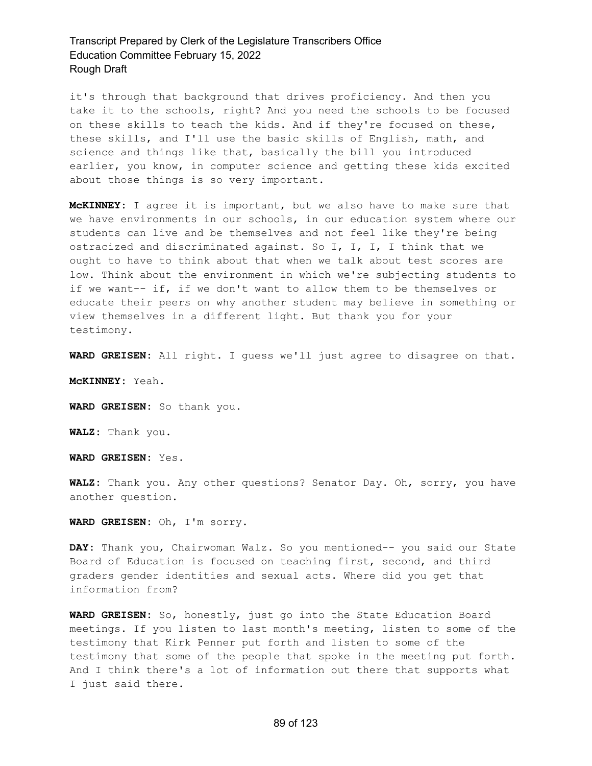it's through that background that drives proficiency. And then you take it to the schools, right? And you need the schools to be focused on these skills to teach the kids. And if they're focused on these, these skills, and I'll use the basic skills of English, math, and science and things like that, basically the bill you introduced earlier, you know, in computer science and getting these kids excited about those things is so very important.

**McKINNEY:** I agree it is important, but we also have to make sure that we have environments in our schools, in our education system where our students can live and be themselves and not feel like they're being ostracized and discriminated against. So I, I, I, I think that we ought to have to think about that when we talk about test scores are low. Think about the environment in which we're subjecting students to if we want-- if, if we don't want to allow them to be themselves or educate their peers on why another student may believe in something or view themselves in a different light. But thank you for your testimony.

**WARD GREISEN:** All right. I guess we'll just agree to disagree on that.

**McKINNEY:** Yeah.

**WARD GREISEN:** So thank you.

**WALZ:** Thank you.

**WARD GREISEN:** Yes.

**WALZ:** Thank you. Any other questions? Senator Day. Oh, sorry, you have another question.

**WARD GREISEN:** Oh, I'm sorry.

**DAY:** Thank you, Chairwoman Walz. So you mentioned-- you said our State Board of Education is focused on teaching first, second, and third graders gender identities and sexual acts. Where did you get that information from?

**WARD GREISEN:** So, honestly, just go into the State Education Board meetings. If you listen to last month's meeting, listen to some of the testimony that Kirk Penner put forth and listen to some of the testimony that some of the people that spoke in the meeting put forth. And I think there's a lot of information out there that supports what I just said there.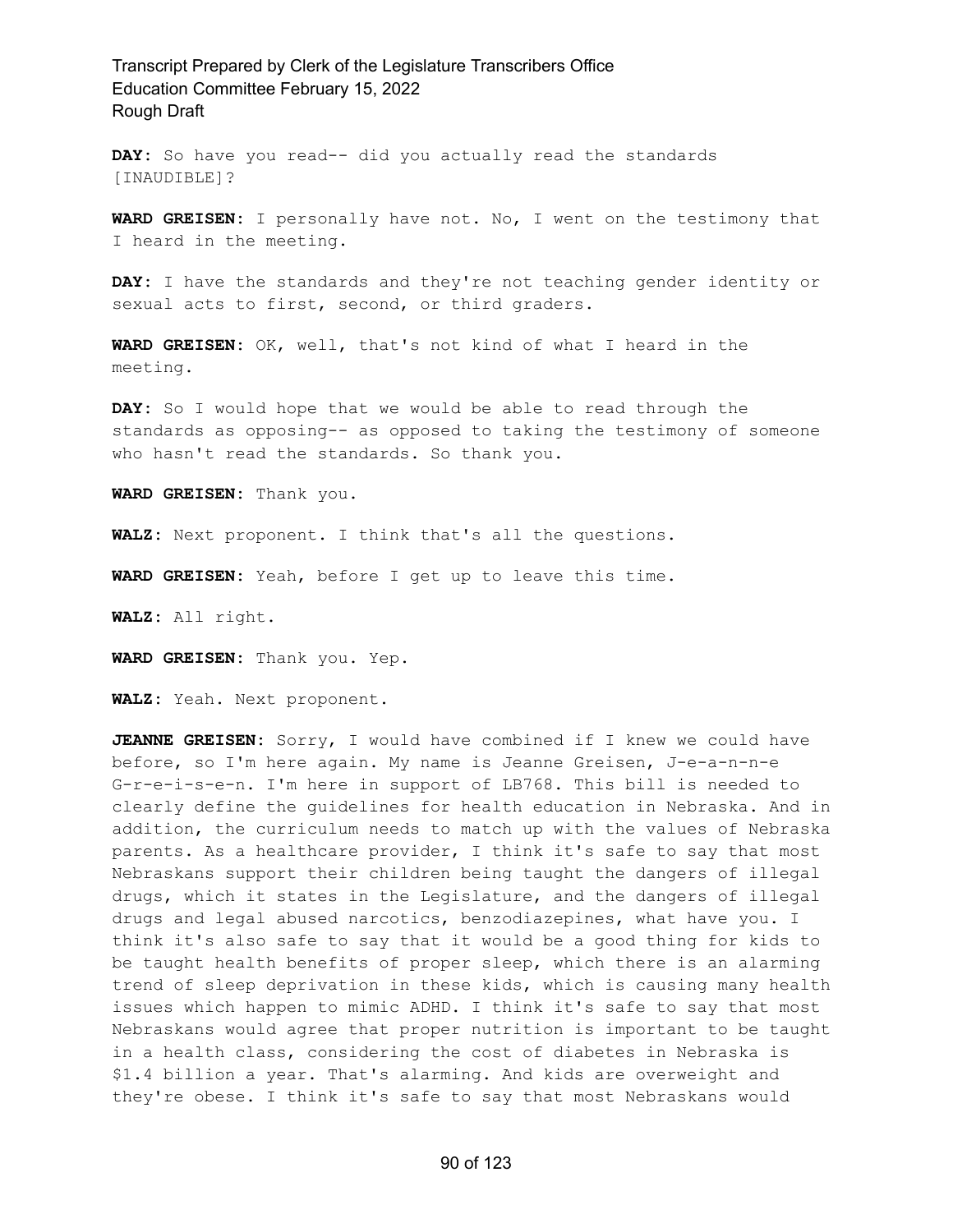**DAY:** So have you read-- did you actually read the standards [INAUDIBLE]?

**WARD GREISEN:** I personally have not. No, I went on the testimony that I heard in the meeting.

**DAY:** I have the standards and they're not teaching gender identity or sexual acts to first, second, or third graders.

**WARD GREISEN:** OK, well, that's not kind of what I heard in the meeting.

**DAY:** So I would hope that we would be able to read through the standards as opposing-- as opposed to taking the testimony of someone who hasn't read the standards. So thank you.

**WARD GREISEN:** Thank you.

**WALZ:** Next proponent. I think that's all the questions.

**WARD GREISEN:** Yeah, before I get up to leave this time.

**WALZ:** All right.

**WARD GREISEN:** Thank you. Yep.

**WALZ:** Yeah. Next proponent.

**JEANNE GREISEN:** Sorry, I would have combined if I knew we could have before, so I'm here again. My name is Jeanne Greisen, J-e-a-n-n-e G-r-e-i-s-e-n. I'm here in support of LB768. This bill is needed to clearly define the guidelines for health education in Nebraska. And in addition, the curriculum needs to match up with the values of Nebraska parents. As a healthcare provider, I think it's safe to say that most Nebraskans support their children being taught the dangers of illegal drugs, which it states in the Legislature, and the dangers of illegal drugs and legal abused narcotics, benzodiazepines, what have you. I think it's also safe to say that it would be a good thing for kids to be taught health benefits of proper sleep, which there is an alarming trend of sleep deprivation in these kids, which is causing many health issues which happen to mimic ADHD. I think it's safe to say that most Nebraskans would agree that proper nutrition is important to be taught in a health class, considering the cost of diabetes in Nebraska is $1.4 billion a year. That's alarming. And kids are overweight and they're obese. I think it's safe to say that most Nebraskans would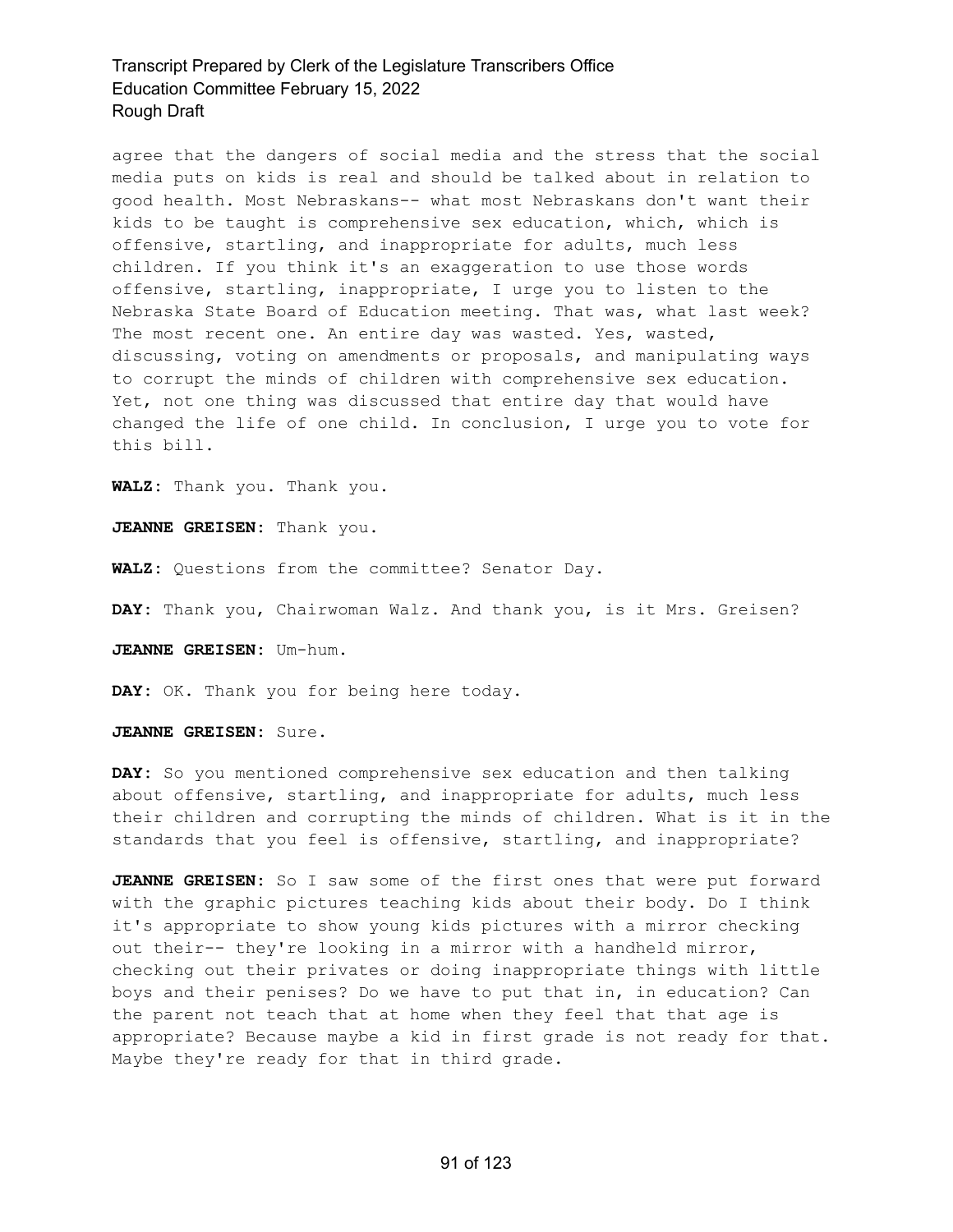agree that the dangers of social media and the stress that the social media puts on kids is real and should be talked about in relation to good health. Most Nebraskans-- what most Nebraskans don't want their kids to be taught is comprehensive sex education, which, which is offensive, startling, and inappropriate for adults, much less children. If you think it's an exaggeration to use those words offensive, startling, inappropriate, I urge you to listen to the Nebraska State Board of Education meeting. That was, what last week? The most recent one. An entire day was wasted. Yes, wasted, discussing, voting on amendments or proposals, and manipulating ways to corrupt the minds of children with comprehensive sex education. Yet, not one thing was discussed that entire day that would have changed the life of one child. In conclusion, I urge you to vote for this bill.

**WALZ:** Thank you. Thank you.

**JEANNE GREISEN:** Thank you.

**WALZ:** Questions from the committee? Senator Day.

**DAY:** Thank you, Chairwoman Walz. And thank you, is it Mrs. Greisen?

**JEANNE GREISEN:** Um-hum.

**DAY:** OK. Thank you for being here today.

**JEANNE GREISEN:** Sure.

**DAY:** So you mentioned comprehensive sex education and then talking about offensive, startling, and inappropriate for adults, much less their children and corrupting the minds of children. What is it in the standards that you feel is offensive, startling, and inappropriate?

**JEANNE GREISEN:** So I saw some of the first ones that were put forward with the graphic pictures teaching kids about their body. Do I think it's appropriate to show young kids pictures with a mirror checking out their-- they're looking in a mirror with a handheld mirror, checking out their privates or doing inappropriate things with little boys and their penises? Do we have to put that in, in education? Can the parent not teach that at home when they feel that that age is appropriate? Because maybe a kid in first grade is not ready for that. Maybe they're ready for that in third grade.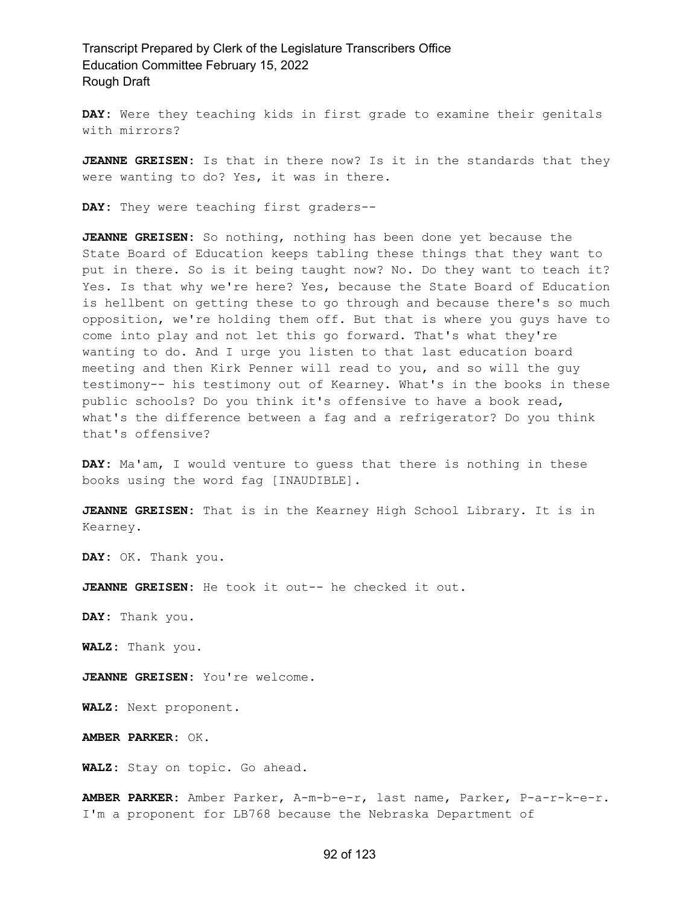**DAY:** Were they teaching kids in first grade to examine their genitals with mirrors?

**JEANNE GREISEN:** Is that in there now? Is it in the standards that they were wanting to do? Yes, it was in there.

**DAY:** They were teaching first graders--

**JEANNE GREISEN:** So nothing, nothing has been done yet because the State Board of Education keeps tabling these things that they want to put in there. So is it being taught now? No. Do they want to teach it? Yes. Is that why we're here? Yes, because the State Board of Education is hellbent on getting these to go through and because there's so much opposition, we're holding them off. But that is where you guys have to come into play and not let this go forward. That's what they're wanting to do. And I urge you listen to that last education board meeting and then Kirk Penner will read to you, and so will the guy testimony-- his testimony out of Kearney. What's in the books in these public schools? Do you think it's offensive to have a book read, what's the difference between a fag and a refrigerator? Do you think that's offensive?

**DAY:** Ma'am, I would venture to guess that there is nothing in these books using the word fag [INAUDIBLE].

**JEANNE GREISEN:** That is in the Kearney High School Library. It is in Kearney.

**DAY:** OK. Thank you.

**JEANNE GREISEN:** He took it out-- he checked it out.

**DAY:** Thank you.

**WALZ:** Thank you.

**JEANNE GREISEN:** You're welcome.

**WALZ:** Next proponent.

**AMBER PARKER:** OK.

**WALZ:** Stay on topic. Go ahead.

**AMBER PARKER:** Amber Parker, A-m-b-e-r, last name, Parker, P-a-r-k-e-r. I'm a proponent for LB768 because the Nebraska Department of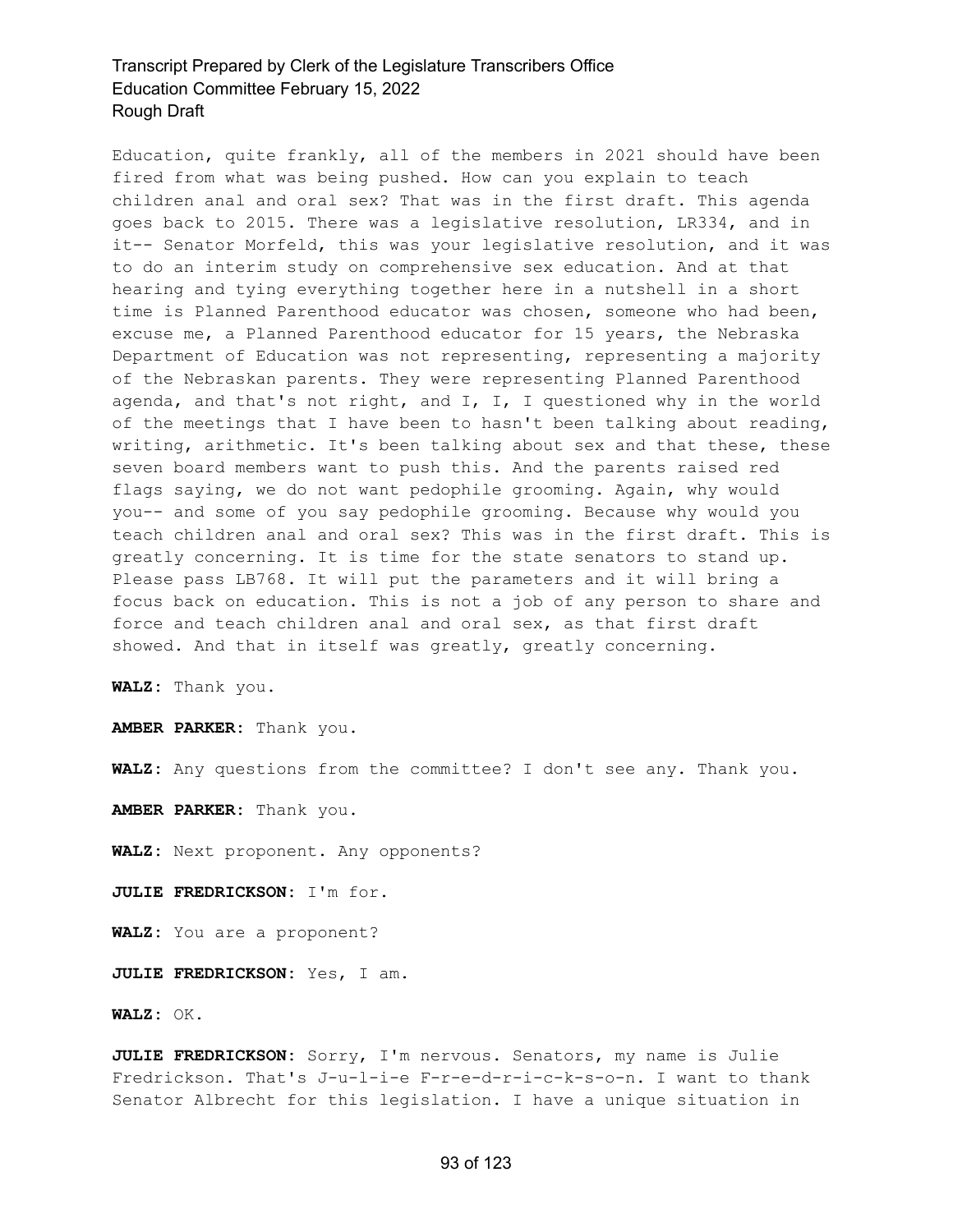Education, quite frankly, all of the members in 2021 should have been fired from what was being pushed. How can you explain to teach children anal and oral sex? That was in the first draft. This agenda goes back to 2015. There was a legislative resolution, LR334, and in it-- Senator Morfeld, this was your legislative resolution, and it was to do an interim study on comprehensive sex education. And at that hearing and tying everything together here in a nutshell in a short time is Planned Parenthood educator was chosen, someone who had been, excuse me, a Planned Parenthood educator for 15 years, the Nebraska Department of Education was not representing, representing a majority of the Nebraskan parents. They were representing Planned Parenthood agenda, and that's not right, and I, I, I questioned why in the world of the meetings that I have been to hasn't been talking about reading, writing, arithmetic. It's been talking about sex and that these, these seven board members want to push this. And the parents raised red flags saying, we do not want pedophile grooming. Again, why would you-- and some of you say pedophile grooming. Because why would you teach children anal and oral sex? This was in the first draft. This is greatly concerning. It is time for the state senators to stand up. Please pass LB768. It will put the parameters and it will bring a focus back on education. This is not a job of any person to share and force and teach children anal and oral sex, as that first draft showed. And that in itself was greatly, greatly concerning.

**WALZ:** Thank you.

**AMBER PARKER:** Thank you.

**WALZ:** Any questions from the committee? I don't see any. Thank you.

**AMBER PARKER:** Thank you.

**WALZ:** Next proponent. Any opponents?

**JULIE FREDRICKSON:** I'm for.

**WALZ:** You are a proponent?

**JULIE FREDRICKSON:** Yes, I am.

**WALZ:** OK.

**JULIE FREDRICKSON:** Sorry, I'm nervous. Senators, my name is Julie Fredrickson. That's J-u-l-i-e F-r-e-d-r-i-c-k-s-o-n. I want to thank Senator Albrecht for this legislation. I have a unique situation in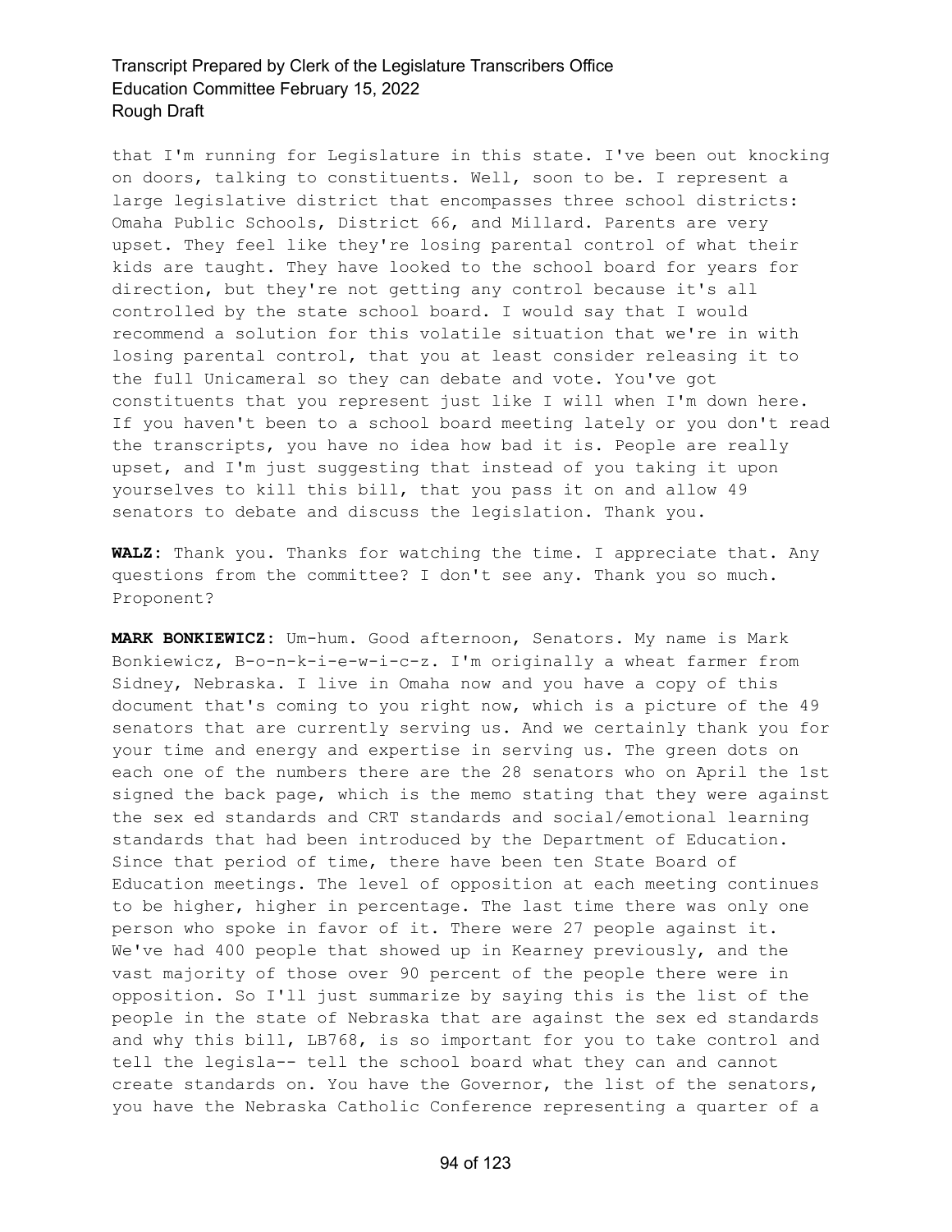that I'm running for Legislature in this state. I've been out knocking on doors, talking to constituents. Well, soon to be. I represent a large legislative district that encompasses three school districts: Omaha Public Schools, District 66, and Millard. Parents are very upset. They feel like they're losing parental control of what their kids are taught. They have looked to the school board for years for direction, but they're not getting any control because it's all controlled by the state school board. I would say that I would recommend a solution for this volatile situation that we're in with losing parental control, that you at least consider releasing it to the full Unicameral so they can debate and vote. You've got constituents that you represent just like I will when I'm down here. If you haven't been to a school board meeting lately or you don't read the transcripts, you have no idea how bad it is. People are really upset, and I'm just suggesting that instead of you taking it upon yourselves to kill this bill, that you pass it on and allow 49 senators to debate and discuss the legislation. Thank you.

**WALZ:** Thank you. Thanks for watching the time. I appreciate that. Any questions from the committee? I don't see any. Thank you so much. Proponent?

**MARK BONKIEWICZ:** Um-hum. Good afternoon, Senators. My name is Mark Bonkiewicz, B-o-n-k-i-e-w-i-c-z. I'm originally a wheat farmer from Sidney, Nebraska. I live in Omaha now and you have a copy of this document that's coming to you right now, which is a picture of the 49 senators that are currently serving us. And we certainly thank you for your time and energy and expertise in serving us. The green dots on each one of the numbers there are the 28 senators who on April the 1st signed the back page, which is the memo stating that they were against the sex ed standards and CRT standards and social/emotional learning standards that had been introduced by the Department of Education. Since that period of time, there have been ten State Board of Education meetings. The level of opposition at each meeting continues to be higher, higher in percentage. The last time there was only one person who spoke in favor of it. There were 27 people against it. We've had 400 people that showed up in Kearney previously, and the vast majority of those over 90 percent of the people there were in opposition. So I'll just summarize by saying this is the list of the people in the state of Nebraska that are against the sex ed standards and why this bill, LB768, is so important for you to take control and tell the legisla-- tell the school board what they can and cannot create standards on. You have the Governor, the list of the senators, you have the Nebraska Catholic Conference representing a quarter of a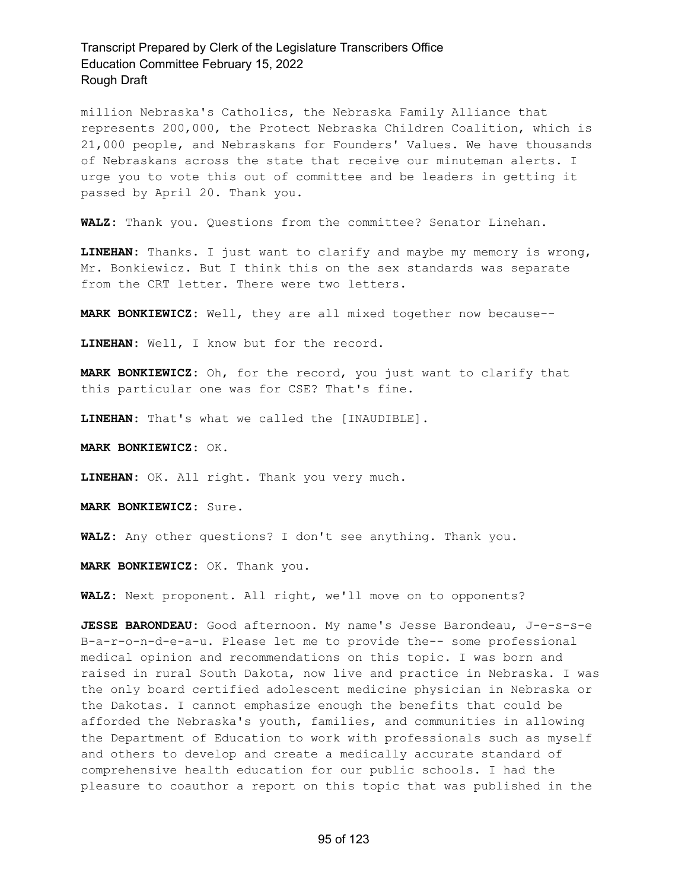million Nebraska's Catholics, the Nebraska Family Alliance that represents 200,000, the Protect Nebraska Children Coalition, which is 21,000 people, and Nebraskans for Founders' Values. We have thousands of Nebraskans across the state that receive our minuteman alerts. I urge you to vote this out of committee and be leaders in getting it passed by April 20. Thank you.

**WALZ:** Thank you. Questions from the committee? Senator Linehan.

**LINEHAN:** Thanks. I just want to clarify and maybe my memory is wrong, Mr. Bonkiewicz. But I think this on the sex standards was separate from the CRT letter. There were two letters.

**MARK BONKIEWICZ:** Well, they are all mixed together now because--

**LINEHAN:** Well, I know but for the record.

**MARK BONKIEWICZ:** Oh, for the record, you just want to clarify that this particular one was for CSE? That's fine.

**LINEHAN:** That's what we called the [INAUDIBLE].

**MARK BONKIEWICZ:** OK.

**LINEHAN:** OK. All right. Thank you very much.

**MARK BONKIEWICZ:** Sure.

**WALZ:** Any other questions? I don't see anything. Thank you.

**MARK BONKIEWICZ:** OK. Thank you.

**WALZ:** Next proponent. All right, we'll move on to opponents?

**JESSE BARONDEAU:** Good afternoon. My name's Jesse Barondeau, J-e-s-s-e B-a-r-o-n-d-e-a-u. Please let me to provide the-- some professional medical opinion and recommendations on this topic. I was born and raised in rural South Dakota, now live and practice in Nebraska. I was the only board certified adolescent medicine physician in Nebraska or the Dakotas. I cannot emphasize enough the benefits that could be afforded the Nebraska's youth, families, and communities in allowing the Department of Education to work with professionals such as myself and others to develop and create a medically accurate standard of comprehensive health education for our public schools. I had the pleasure to coauthor a report on this topic that was published in the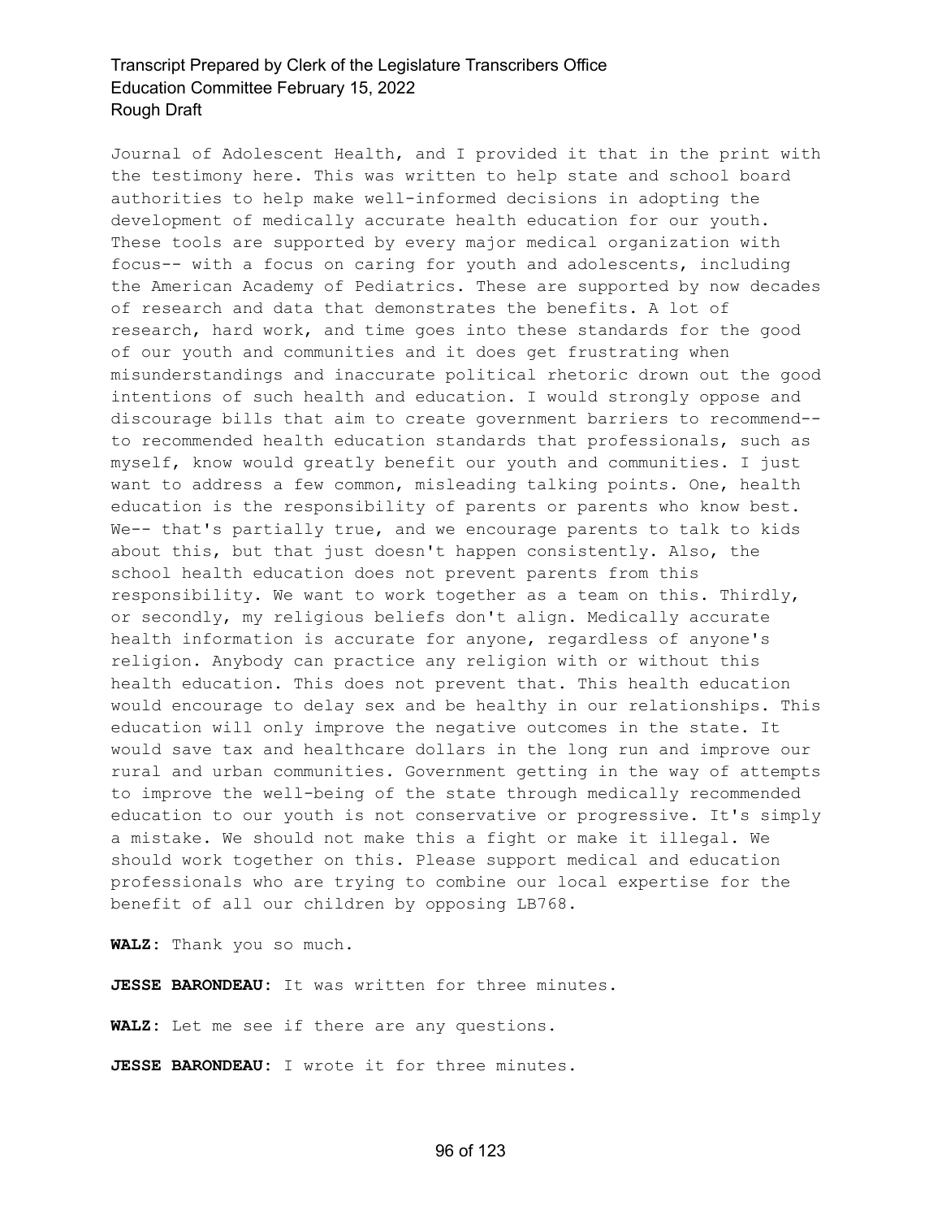Journal of Adolescent Health, and I provided it that in the print with the testimony here. This was written to help state and school board authorities to help make well-informed decisions in adopting the development of medically accurate health education for our youth. These tools are supported by every major medical organization with focus-- with a focus on caring for youth and adolescents, including the American Academy of Pediatrics. These are supported by now decades of research and data that demonstrates the benefits. A lot of research, hard work, and time goes into these standards for the good of our youth and communities and it does get frustrating when misunderstandings and inaccurate political rhetoric drown out the good intentions of such health and education. I would strongly oppose and discourage bills that aim to create government barriers to recommend-- to recommended health education standards that professionals, such as myself, know would greatly benefit our youth and communities. I just want to address a few common, misleading talking points. One, health education is the responsibility of parents or parents who know best. We-- that's partially true, and we encourage parents to talk to kids about this, but that just doesn't happen consistently. Also, the school health education does not prevent parents from this responsibility. We want to work together as a team on this. Thirdly, or secondly, my religious beliefs don't align. Medically accurate health information is accurate for anyone, regardless of anyone's religion. Anybody can practice any religion with or without this health education. This does not prevent that. This health education would encourage to delay sex and be healthy in our relationships. This education will only improve the negative outcomes in the state. It would save tax and healthcare dollars in the long run and improve our rural and urban communities. Government getting in the way of attempts to improve the well-being of the state through medically recommended education to our youth is not conservative or progressive. It's simply a mistake. We should not make this a fight or make it illegal. We should work together on this. Please support medical and education professionals who are trying to combine our local expertise for the benefit of all our children by opposing LB768.

**WALZ:** Thank you so much.

**JESSE BARONDEAU:** It was written for three minutes.

**WALZ:** Let me see if there are any questions.

**JESSE BARONDEAU:** I wrote it for three minutes.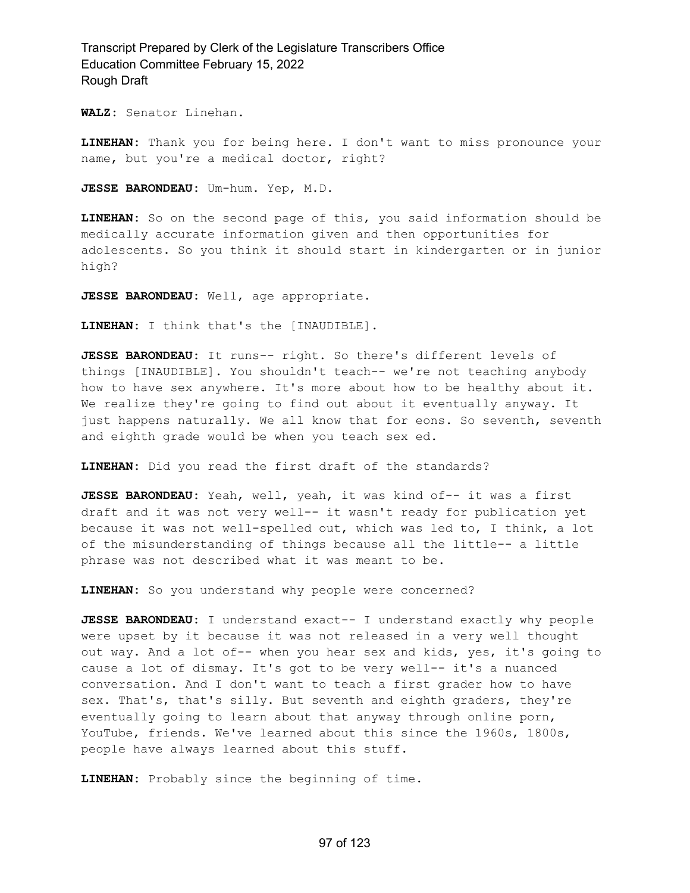**WALZ:** Senator Linehan.

**LINEHAN:** Thank you for being here. I don't want to miss pronounce your name, but you're a medical doctor, right?

**JESSE BARONDEAU:** Um-hum. Yep, M.D.

**LINEHAN:** So on the second page of this, you said information should be medically accurate information given and then opportunities for adolescents. So you think it should start in kindergarten or in junior high?

**JESSE BARONDEAU:** Well, age appropriate.

**LINEHAN:** I think that's the [INAUDIBLE].

**JESSE BARONDEAU:** It runs-- right. So there's different levels of things [INAUDIBLE]. You shouldn't teach-- we're not teaching anybody how to have sex anywhere. It's more about how to be healthy about it. We realize they're going to find out about it eventually anyway. It just happens naturally. We all know that for eons. So seventh, seventh and eighth grade would be when you teach sex ed.

**LINEHAN:** Did you read the first draft of the standards?

**JESSE BARONDEAU:** Yeah, well, yeah, it was kind of-- it was a first draft and it was not very well-- it wasn't ready for publication yet because it was not well-spelled out, which was led to, I think, a lot of the misunderstanding of things because all the little-- a little phrase was not described what it was meant to be.

**LINEHAN:** So you understand why people were concerned?

**JESSE BARONDEAU:** I understand exact-- I understand exactly why people were upset by it because it was not released in a very well thought out way. And a lot of-- when you hear sex and kids, yes, it's going to cause a lot of dismay. It's got to be very well-- it's a nuanced conversation. And I don't want to teach a first grader how to have sex. That's, that's silly. But seventh and eighth graders, they're eventually going to learn about that anyway through online porn, YouTube, friends. We've learned about this since the 1960s, 1800s, people have always learned about this stuff.

**LINEHAN:** Probably since the beginning of time.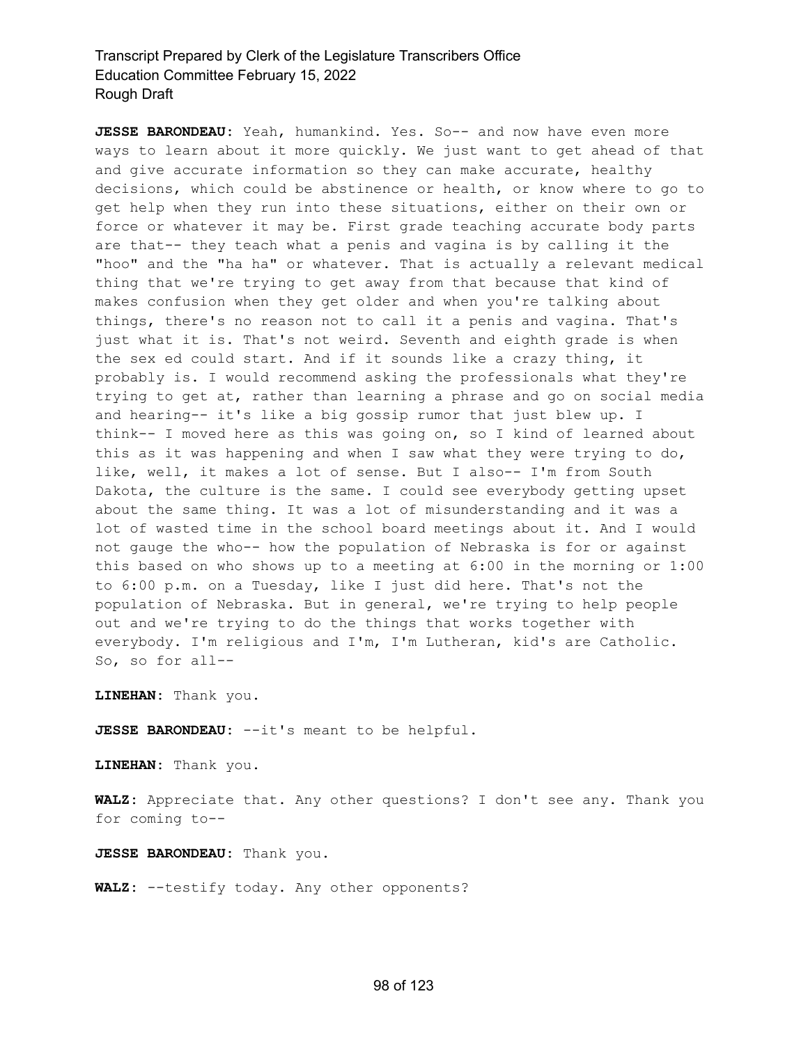**JESSE BARONDEAU:** Yeah, humankind. Yes. So-- and now have even more ways to learn about it more quickly. We just want to get ahead of that and give accurate information so they can make accurate, healthy decisions, which could be abstinence or health, or know where to go to get help when they run into these situations, either on their own or force or whatever it may be. First grade teaching accurate body parts are that-- they teach what a penis and vagina is by calling it the "hoo" and the "ha ha" or whatever. That is actually a relevant medical thing that we're trying to get away from that because that kind of makes confusion when they get older and when you're talking about things, there's no reason not to call it a penis and vagina. That's just what it is. That's not weird. Seventh and eighth grade is when the sex ed could start. And if it sounds like a crazy thing, it probably is. I would recommend asking the professionals what they're trying to get at, rather than learning a phrase and go on social media and hearing-- it's like a big gossip rumor that just blew up. I think-- I moved here as this was going on, so I kind of learned about this as it was happening and when I saw what they were trying to do, like, well, it makes a lot of sense. But I also-- I'm from South Dakota, the culture is the same. I could see everybody getting upset about the same thing. It was a lot of misunderstanding and it was a lot of wasted time in the school board meetings about it. And I would not gauge the who-- how the population of Nebraska is for or against this based on who shows up to a meeting at 6:00 in the morning or 1:00 to 6:00 p.m. on a Tuesday, like I just did here. That's not the population of Nebraska. But in general, we're trying to help people out and we're trying to do the things that works together with everybody. I'm religious and I'm, I'm Lutheran, kid's are Catholic. So, so for all--

**LINEHAN:** Thank you.

**JESSE BARONDEAU:** --it's meant to be helpful.

**LINEHAN:** Thank you.

**WALZ:** Appreciate that. Any other questions? I don't see any. Thank you for coming to--

**JESSE BARONDEAU:** Thank you.

**WALZ:** --testify today. Any other opponents?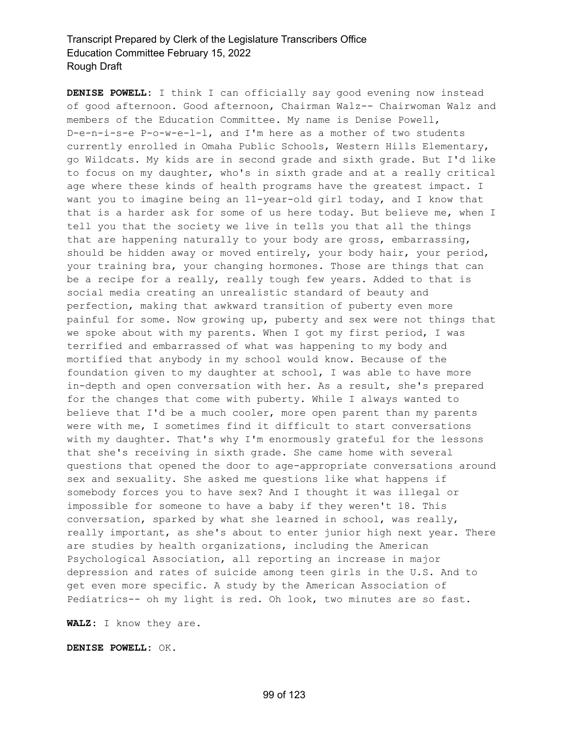**DENISE POWELL:** I think I can officially say good evening now instead of good afternoon. Good afternoon, Chairman Walz-- Chairwoman Walz and members of the Education Committee. My name is Denise Powell, D-e-n-i-s-e P-o-w-e-l-l, and I'm here as a mother of two students currently enrolled in Omaha Public Schools, Western Hills Elementary, go Wildcats. My kids are in second grade and sixth grade. But I'd like to focus on my daughter, who's in sixth grade and at a really critical age where these kinds of health programs have the greatest impact. I want you to imagine being an 11-year-old girl today, and I know that that is a harder ask for some of us here today. But believe me, when I tell you that the society we live in tells you that all the things that are happening naturally to your body are gross, embarrassing, should be hidden away or moved entirely, your body hair, your period, your training bra, your changing hormones. Those are things that can be a recipe for a really, really tough few years. Added to that is social media creating an unrealistic standard of beauty and perfection, making that awkward transition of puberty even more painful for some. Now growing up, puberty and sex were not things that we spoke about with my parents. When I got my first period, I was terrified and embarrassed of what was happening to my body and mortified that anybody in my school would know. Because of the foundation given to my daughter at school, I was able to have more in-depth and open conversation with her. As a result, she's prepared for the changes that come with puberty. While I always wanted to believe that I'd be a much cooler, more open parent than my parents were with me, I sometimes find it difficult to start conversations with my daughter. That's why I'm enormously grateful for the lessons that she's receiving in sixth grade. She came home with several questions that opened the door to age-appropriate conversations around sex and sexuality. She asked me questions like what happens if somebody forces you to have sex? And I thought it was illegal or impossible for someone to have a baby if they weren't 18. This conversation, sparked by what she learned in school, was really, really important, as she's about to enter junior high next year. There are studies by health organizations, including the American Psychological Association, all reporting an increase in major depression and rates of suicide among teen girls in the U.S. And to get even more specific. A study by the American Association of Pediatrics-- oh my light is red. Oh look, two minutes are so fast.

**WALZ:** I know they are.

**DENISE POWELL:** OK.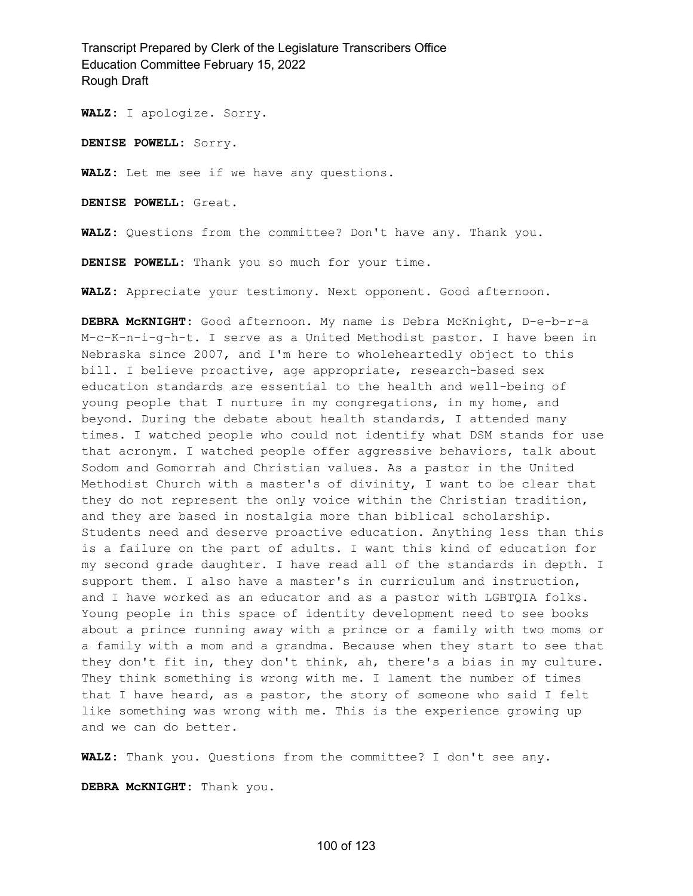**WALZ:** I apologize. Sorry.

**DENISE POWELL:** Sorry.

**WALZ:** Let me see if we have any questions.

**DENISE POWELL:** Great.

**WALZ:** Questions from the committee? Don't have any. Thank you.

**DENISE POWELL:** Thank you so much for your time.

**WALZ:** Appreciate your testimony. Next opponent. Good afternoon.

**DEBRA McKNIGHT:** Good afternoon. My name is Debra McKnight, D-e-b-r-a M-c-K-n-i-g-h-t. I serve as a United Methodist pastor. I have been in Nebraska since 2007, and I'm here to wholeheartedly object to this bill. I believe proactive, age appropriate, research-based sex education standards are essential to the health and well-being of young people that I nurture in my congregations, in my home, and beyond. During the debate about health standards, I attended many times. I watched people who could not identify what DSM stands for use that acronym. I watched people offer aggressive behaviors, talk about Sodom and Gomorrah and Christian values. As a pastor in the United Methodist Church with a master's of divinity, I want to be clear that they do not represent the only voice within the Christian tradition, and they are based in nostalgia more than biblical scholarship. Students need and deserve proactive education. Anything less than this is a failure on the part of adults. I want this kind of education for my second grade daughter. I have read all of the standards in depth. I support them. I also have a master's in curriculum and instruction, and I have worked as an educator and as a pastor with LGBTQIA folks. Young people in this space of identity development need to see books about a prince running away with a prince or a family with two moms or a family with a mom and a grandma. Because when they start to see that they don't fit in, they don't think, ah, there's a bias in my culture. They think something is wrong with me. I lament the number of times that I have heard, as a pastor, the story of someone who said I felt like something was wrong with me. This is the experience growing up and we can do better.

**WALZ:** Thank you. Questions from the committee? I don't see any.

**DEBRA McKNIGHT:** Thank you.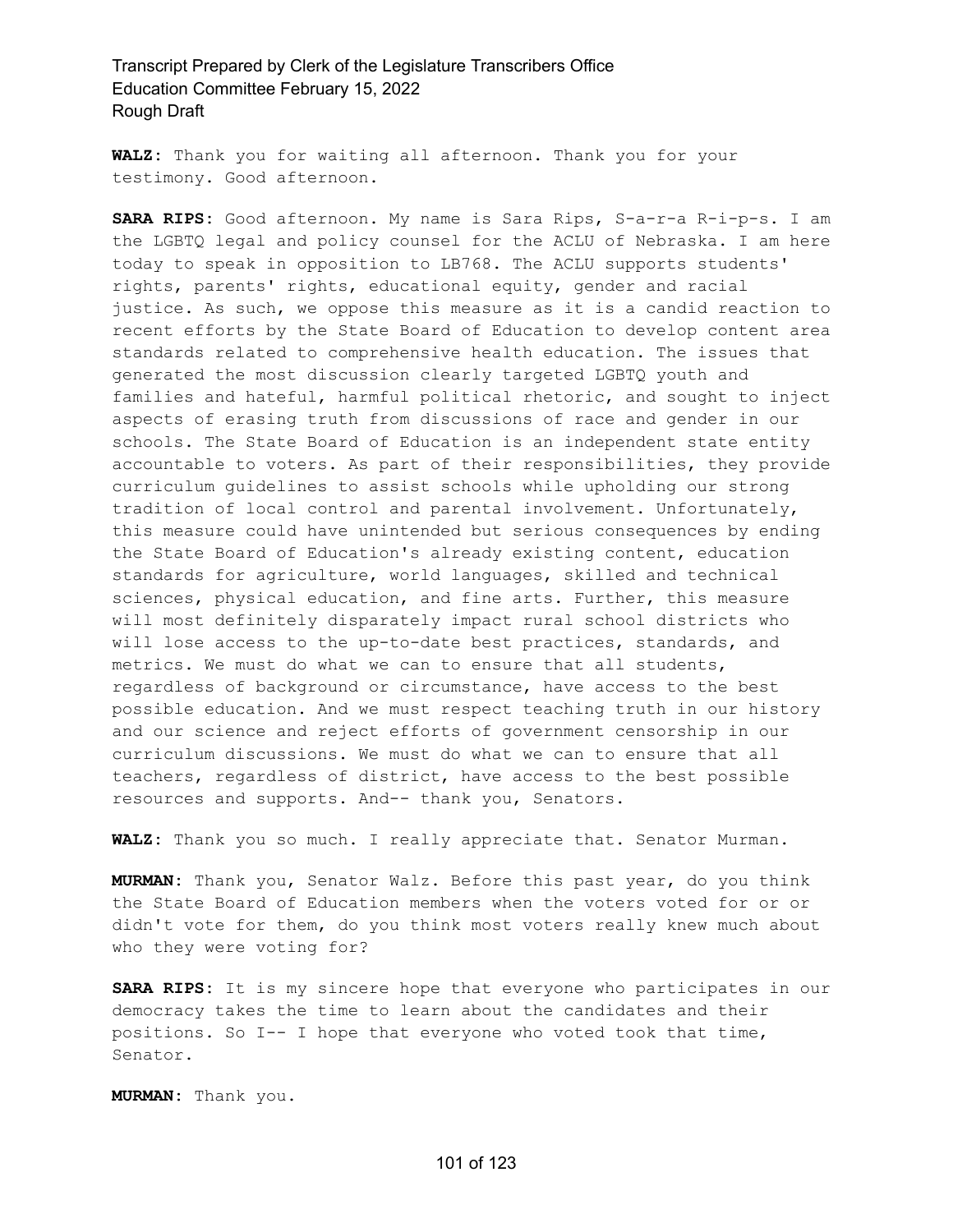**WALZ:** Thank you for waiting all afternoon. Thank you for your testimony. Good afternoon.

**SARA RIPS:** Good afternoon. My name is Sara Rips, S-a-r-a R-i-p-s. I am the LGBTQ legal and policy counsel for the ACLU of Nebraska. I am here today to speak in opposition to LB768. The ACLU supports students' rights, parents' rights, educational equity, gender and racial justice. As such, we oppose this measure as it is a candid reaction to recent efforts by the State Board of Education to develop content area standards related to comprehensive health education. The issues that generated the most discussion clearly targeted LGBTQ youth and families and hateful, harmful political rhetoric, and sought to inject aspects of erasing truth from discussions of race and gender in our schools. The State Board of Education is an independent state entity accountable to voters. As part of their responsibilities, they provide curriculum guidelines to assist schools while upholding our strong tradition of local control and parental involvement. Unfortunately, this measure could have unintended but serious consequences by ending the State Board of Education's already existing content, education standards for agriculture, world languages, skilled and technical sciences, physical education, and fine arts. Further, this measure will most definitely disparately impact rural school districts who will lose access to the up-to-date best practices, standards, and metrics. We must do what we can to ensure that all students, regardless of background or circumstance, have access to the best possible education. And we must respect teaching truth in our history and our science and reject efforts of government censorship in our curriculum discussions. We must do what we can to ensure that all teachers, regardless of district, have access to the best possible resources and supports. And-- thank you, Senators.

**WALZ:** Thank you so much. I really appreciate that. Senator Murman.

**MURMAN:** Thank you, Senator Walz. Before this past year, do you think the State Board of Education members when the voters voted for or or didn't vote for them, do you think most voters really knew much about who they were voting for?

**SARA RIPS:** It is my sincere hope that everyone who participates in our democracy takes the time to learn about the candidates and their positions. So I-- I hope that everyone who voted took that time, Senator.

**MURMAN:** Thank you.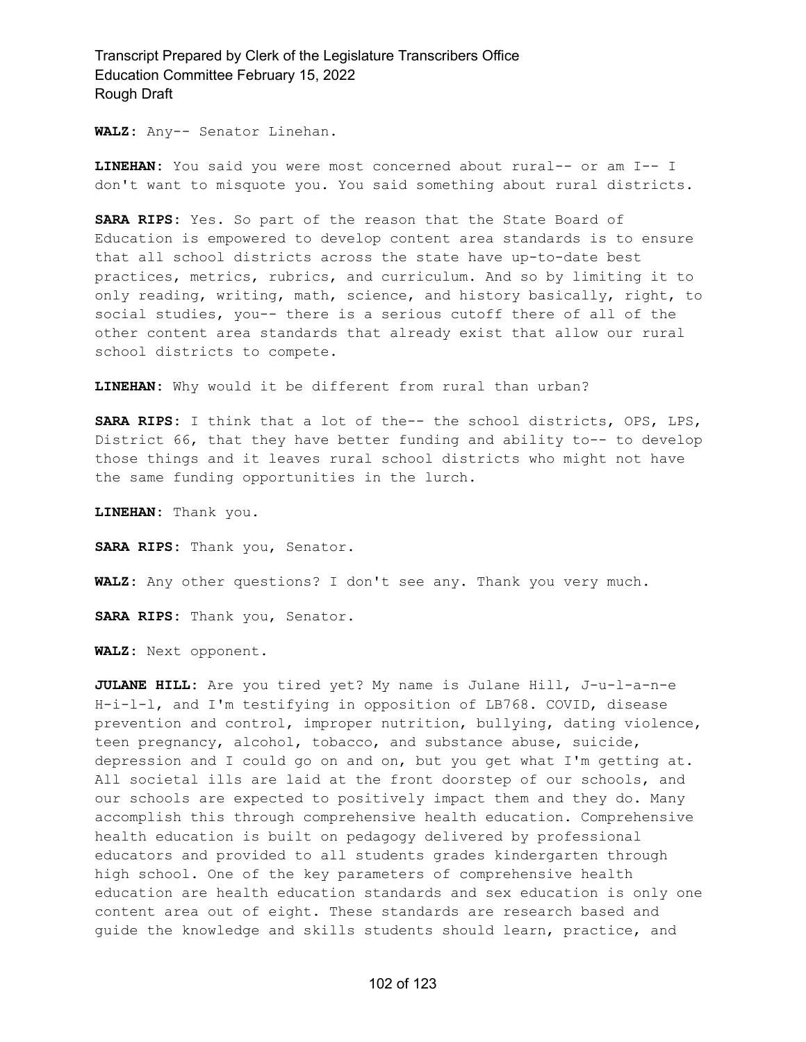**WALZ:** Any-- Senator Linehan.

**LINEHAN:** You said you were most concerned about rural-- or am I-- I don't want to misquote you. You said something about rural districts.

**SARA RIPS:** Yes. So part of the reason that the State Board of Education is empowered to develop content area standards is to ensure that all school districts across the state have up-to-date best practices, metrics, rubrics, and curriculum. And so by limiting it to only reading, writing, math, science, and history basically, right, to social studies, you-- there is a serious cutoff there of all of the other content area standards that already exist that allow our rural school districts to compete.

**LINEHAN:** Why would it be different from rural than urban?

**SARA RIPS:** I think that a lot of the-- the school districts, OPS, LPS, District 66, that they have better funding and ability to-- to develop those things and it leaves rural school districts who might not have the same funding opportunities in the lurch.

**LINEHAN:** Thank you.

**SARA RIPS:** Thank you, Senator.

**WALZ:** Any other questions? I don't see any. Thank you very much.

**SARA RIPS:** Thank you, Senator.

**WALZ:** Next opponent.

**JULANE HILL:** Are you tired yet? My name is Julane Hill, J-u-l-a-n-e H-i-l-l, and I'm testifying in opposition of LB768. COVID, disease prevention and control, improper nutrition, bullying, dating violence, teen pregnancy, alcohol, tobacco, and substance abuse, suicide, depression and I could go on and on, but you get what I'm getting at. All societal ills are laid at the front doorstep of our schools, and our schools are expected to positively impact them and they do. Many accomplish this through comprehensive health education. Comprehensive health education is built on pedagogy delivered by professional educators and provided to all students grades kindergarten through high school. One of the key parameters of comprehensive health education are health education standards and sex education is only one content area out of eight. These standards are research based and guide the knowledge and skills students should learn, practice, and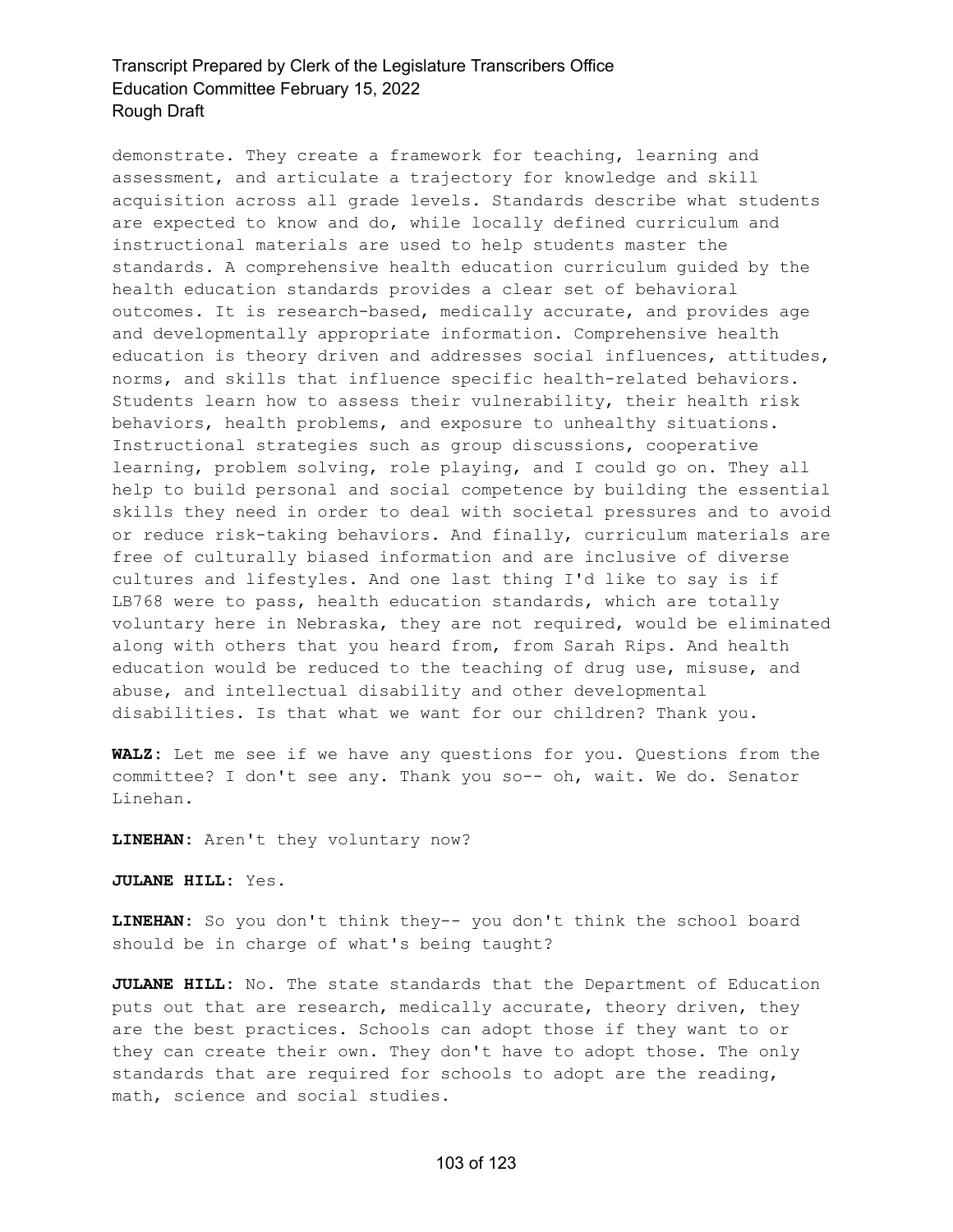demonstrate. They create a framework for teaching, learning and assessment, and articulate a trajectory for knowledge and skill acquisition across all grade levels. Standards describe what students are expected to know and do, while locally defined curriculum and instructional materials are used to help students master the standards. A comprehensive health education curriculum guided by the health education standards provides a clear set of behavioral outcomes. It is research-based, medically accurate, and provides age and developmentally appropriate information. Comprehensive health education is theory driven and addresses social influences, attitudes, norms, and skills that influence specific health-related behaviors. Students learn how to assess their vulnerability, their health risk behaviors, health problems, and exposure to unhealthy situations. Instructional strategies such as group discussions, cooperative learning, problem solving, role playing, and I could go on. They all help to build personal and social competence by building the essential skills they need in order to deal with societal pressures and to avoid or reduce risk-taking behaviors. And finally, curriculum materials are free of culturally biased information and are inclusive of diverse cultures and lifestyles. And one last thing I'd like to say is if LB768 were to pass, health education standards, which are totally voluntary here in Nebraska, they are not required, would be eliminated along with others that you heard from, from Sarah Rips. And health education would be reduced to the teaching of drug use, misuse, and abuse, and intellectual disability and other developmental disabilities. Is that what we want for our children? Thank you.

**WALZ:** Let me see if we have any questions for you. Questions from the committee? I don't see any. Thank you so-- oh, wait. We do. Senator Linehan.

**LINEHAN:** Aren't they voluntary now?

**JULANE HILL:** Yes.

**LINEHAN:** So you don't think they-- you don't think the school board should be in charge of what's being taught?

**JULANE HILL:** No. The state standards that the Department of Education puts out that are research, medically accurate, theory driven, they are the best practices. Schools can adopt those if they want to or they can create their own. They don't have to adopt those. The only standards that are required for schools to adopt are the reading, math, science and social studies.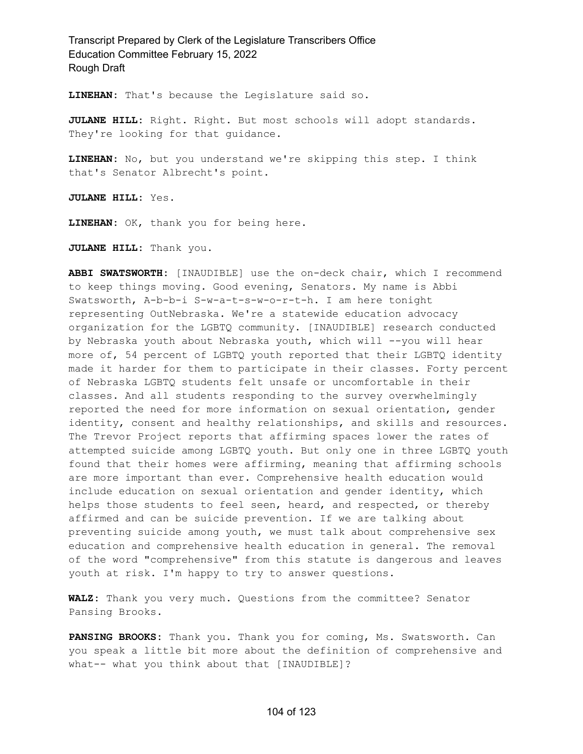**LINEHAN:** That's because the Legislature said so.

**JULANE HILL:** Right. Right. But most schools will adopt standards. They're looking for that guidance.

**LINEHAN:** No, but you understand we're skipping this step. I think that's Senator Albrecht's point.

**JULANE HILL:** Yes.

**LINEHAN:** OK, thank you for being here.

**JULANE HILL:** Thank you.

**ABBI SWATSWORTH:** [INAUDIBLE] use the on-deck chair, which I recommend to keep things moving. Good evening, Senators. My name is Abbi Swatsworth, A-b-b-i S-w-a-t-s-w-o-r-t-h. I am here tonight representing OutNebraska. We're a statewide education advocacy organization for the LGBTQ community. [INAUDIBLE] research conducted by Nebraska youth about Nebraska youth, which will --you will hear more of, 54 percent of LGBTQ youth reported that their LGBTQ identity made it harder for them to participate in their classes. Forty percent of Nebraska LGBTQ students felt unsafe or uncomfortable in their classes. And all students responding to the survey overwhelmingly reported the need for more information on sexual orientation, gender identity, consent and healthy relationships, and skills and resources. The Trevor Project reports that affirming spaces lower the rates of attempted suicide among LGBTQ youth. But only one in three LGBTQ youth found that their homes were affirming, meaning that affirming schools are more important than ever. Comprehensive health education would include education on sexual orientation and gender identity, which helps those students to feel seen, heard, and respected, or thereby affirmed and can be suicide prevention. If we are talking about preventing suicide among youth, we must talk about comprehensive sex education and comprehensive health education in general. The removal of the word "comprehensive" from this statute is dangerous and leaves youth at risk. I'm happy to try to answer questions.

**WALZ:** Thank you very much. Questions from the committee? Senator Pansing Brooks.

**PANSING BROOKS:** Thank you. Thank you for coming, Ms. Swatsworth. Can you speak a little bit more about the definition of comprehensive and what-- what you think about that [INAUDIBLE]?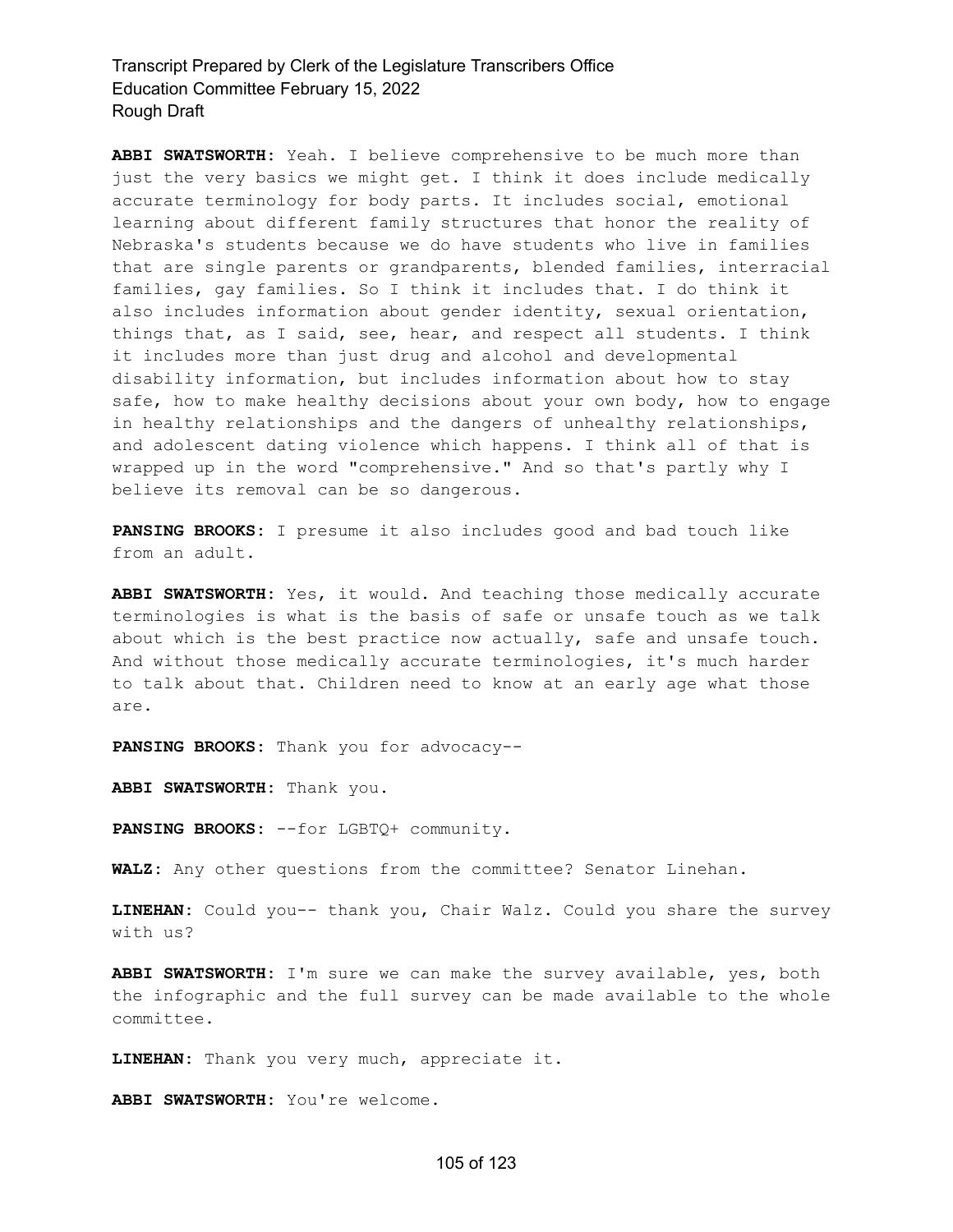**ABBI SWATSWORTH:** Yeah. I believe comprehensive to be much more than just the very basics we might get. I think it does include medically accurate terminology for body parts. It includes social, emotional learning about different family structures that honor the reality of Nebraska's students because we do have students who live in families that are single parents or grandparents, blended families, interracial families, gay families. So I think it includes that. I do think it also includes information about gender identity, sexual orientation, things that, as I said, see, hear, and respect all students. I think it includes more than just drug and alcohol and developmental disability information, but includes information about how to stay safe, how to make healthy decisions about your own body, how to engage in healthy relationships and the dangers of unhealthy relationships, and adolescent dating violence which happens. I think all of that is wrapped up in the word "comprehensive." And so that's partly why I believe its removal can be so dangerous.

**PANSING BROOKS:** I presume it also includes good and bad touch like from an adult.

**ABBI SWATSWORTH:** Yes, it would. And teaching those medically accurate terminologies is what is the basis of safe or unsafe touch as we talk about which is the best practice now actually, safe and unsafe touch. And without those medically accurate terminologies, it's much harder to talk about that. Children need to know at an early age what those are.

**PANSING BROOKS:** Thank you for advocacy--

**ABBI SWATSWORTH:** Thank you.

**PANSING BROOKS:** --for LGBTQ+ community.

**WALZ:** Any other questions from the committee? Senator Linehan.

**LINEHAN:** Could you-- thank you, Chair Walz. Could you share the survey with us?

**ABBI SWATSWORTH:** I'm sure we can make the survey available, yes, both the infographic and the full survey can be made available to the whole committee.

**LINEHAN:** Thank you very much, appreciate it.

**ABBI SWATSWORTH:** You're welcome.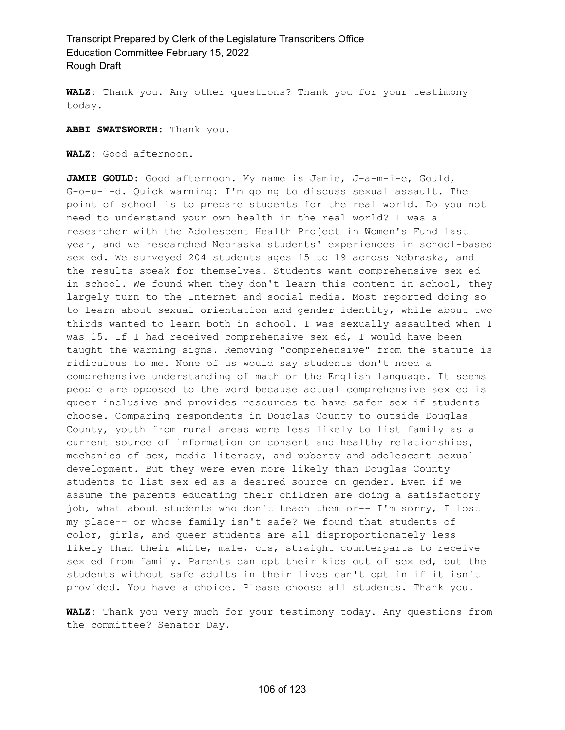**WALZ:** Thank you. Any other questions? Thank you for your testimony today.

**ABBI SWATSWORTH:** Thank you.

**WALZ:** Good afternoon.

**JAMIE GOULD:** Good afternoon. My name is Jamie, J-a-m-i-e, Gould, G-o-u-l-d. Quick warning: I'm going to discuss sexual assault. The point of school is to prepare students for the real world. Do you not need to understand your own health in the real world? I was a researcher with the Adolescent Health Project in Women's Fund last year, and we researched Nebraska students' experiences in school-based sex ed. We surveyed 204 students ages 15 to 19 across Nebraska, and the results speak for themselves. Students want comprehensive sex ed in school. We found when they don't learn this content in school, they largely turn to the Internet and social media. Most reported doing so to learn about sexual orientation and gender identity, while about two thirds wanted to learn both in school. I was sexually assaulted when I was 15. If I had received comprehensive sex ed, I would have been taught the warning signs. Removing "comprehensive" from the statute is ridiculous to me. None of us would say students don't need a comprehensive understanding of math or the English language. It seems people are opposed to the word because actual comprehensive sex ed is queer inclusive and provides resources to have safer sex if students choose. Comparing respondents in Douglas County to outside Douglas County, youth from rural areas were less likely to list family as a current source of information on consent and healthy relationships, mechanics of sex, media literacy, and puberty and adolescent sexual development. But they were even more likely than Douglas County students to list sex ed as a desired source on gender. Even if we assume the parents educating their children are doing a satisfactory job, what about students who don't teach them or-- I'm sorry, I lost my place-- or whose family isn't safe? We found that students of color, girls, and queer students are all disproportionately less likely than their white, male, cis, straight counterparts to receive sex ed from family. Parents can opt their kids out of sex ed, but the students without safe adults in their lives can't opt in if it isn't provided. You have a choice. Please choose all students. Thank you.

**WALZ:** Thank you very much for your testimony today. Any questions from the committee? Senator Day.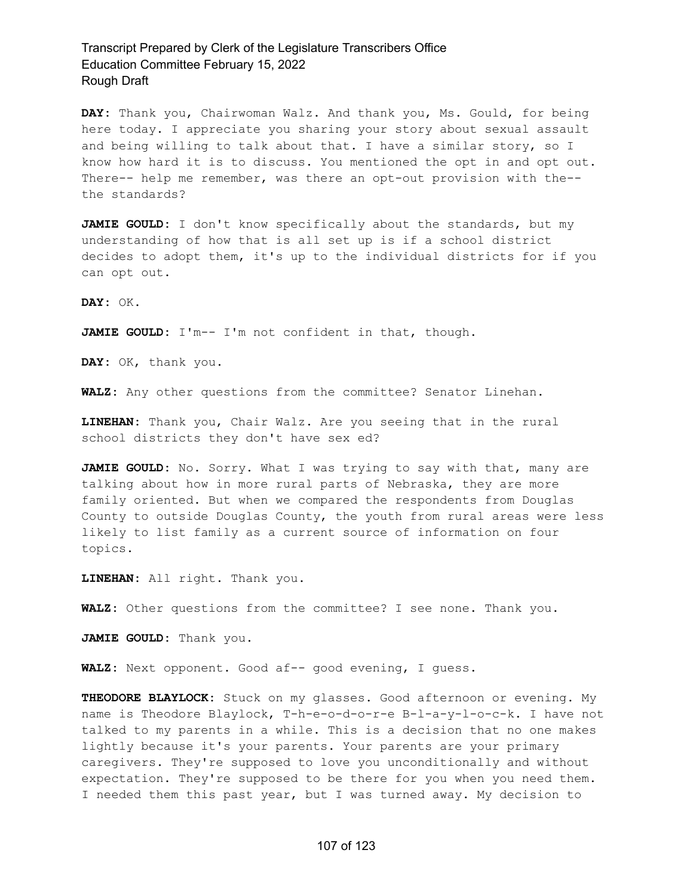**DAY:** Thank you, Chairwoman Walz. And thank you, Ms. Gould, for being here today. I appreciate you sharing your story about sexual assault and being willing to talk about that. I have a similar story, so I know how hard it is to discuss. You mentioned the opt in and opt out. There-- help me remember, was there an opt-out provision with the-- the standards?

**JAMIE GOULD:** I don't know specifically about the standards, but my understanding of how that is all set up is if a school district decides to adopt them, it's up to the individual districts for if you can opt out.

**DAY:** OK.

**JAMIE GOULD:** I'm-- I'm not confident in that, though.

**DAY:** OK, thank you.

**WALZ:** Any other questions from the committee? Senator Linehan.

**LINEHAN:** Thank you, Chair Walz. Are you seeing that in the rural school districts they don't have sex ed?

**JAMIE GOULD:** No. Sorry. What I was trying to say with that, many are talking about how in more rural parts of Nebraska, they are more family oriented. But when we compared the respondents from Douglas County to outside Douglas County, the youth from rural areas were less likely to list family as a current source of information on four topics.

**LINEHAN:** All right. Thank you.

**WALZ:** Other questions from the committee? I see none. Thank you.

**JAMIE GOULD:** Thank you.

**WALZ:** Next opponent. Good af-- good evening, I guess.

**THEODORE BLAYLOCK:** Stuck on my glasses. Good afternoon or evening. My name is Theodore Blaylock, T-h-e-o-d-o-r-e B-l-a-y-l-o-c-k. I have not talked to my parents in a while. This is a decision that no one makes lightly because it's your parents. Your parents are your primary caregivers. They're supposed to love you unconditionally and without expectation. They're supposed to be there for you when you need them. I needed them this past year, but I was turned away. My decision to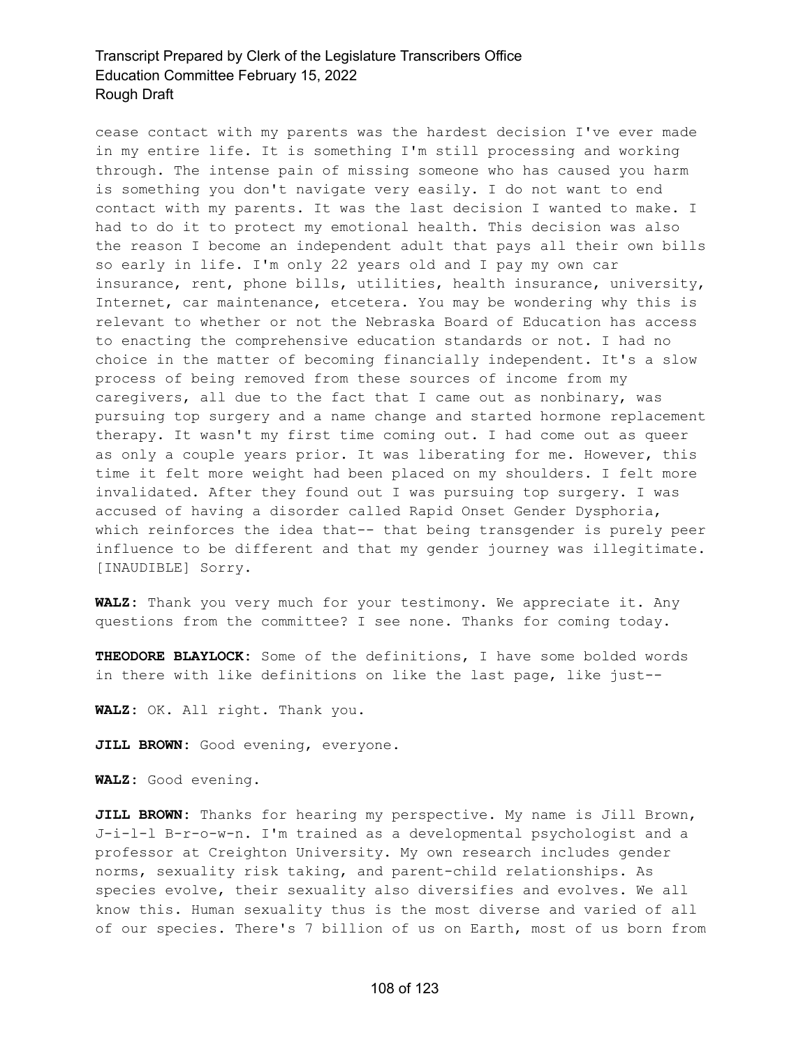cease contact with my parents was the hardest decision I've ever made in my entire life. It is something I'm still processing and working through. The intense pain of missing someone who has caused you harm is something you don't navigate very easily. I do not want to end contact with my parents. It was the last decision I wanted to make. I had to do it to protect my emotional health. This decision was also the reason I become an independent adult that pays all their own bills so early in life. I'm only 22 years old and I pay my own car insurance, rent, phone bills, utilities, health insurance, university, Internet, car maintenance, etcetera. You may be wondering why this is relevant to whether or not the Nebraska Board of Education has access to enacting the comprehensive education standards or not. I had no choice in the matter of becoming financially independent. It's a slow process of being removed from these sources of income from my caregivers, all due to the fact that I came out as nonbinary, was pursuing top surgery and a name change and started hormone replacement therapy. It wasn't my first time coming out. I had come out as queer as only a couple years prior. It was liberating for me. However, this time it felt more weight had been placed on my shoulders. I felt more invalidated. After they found out I was pursuing top surgery. I was accused of having a disorder called Rapid Onset Gender Dysphoria, which reinforces the idea that-- that being transgender is purely peer influence to be different and that my gender journey was illegitimate. [INAUDIBLE] Sorry.

**WALZ:** Thank you very much for your testimony. We appreciate it. Any questions from the committee? I see none. Thanks for coming today.

**THEODORE BLAYLOCK:** Some of the definitions, I have some bolded words in there with like definitions on like the last page, like just--

**WALZ:** OK. All right. Thank you.

**JILL BROWN:** Good evening, everyone.

**WALZ:** Good evening.

**JILL BROWN:** Thanks for hearing my perspective. My name is Jill Brown, J-i-l-l B-r-o-w-n. I'm trained as a developmental psychologist and a professor at Creighton University. My own research includes gender norms, sexuality risk taking, and parent-child relationships. As species evolve, their sexuality also diversifies and evolves. We all know this. Human sexuality thus is the most diverse and varied of all of our species. There's 7 billion of us on Earth, most of us born from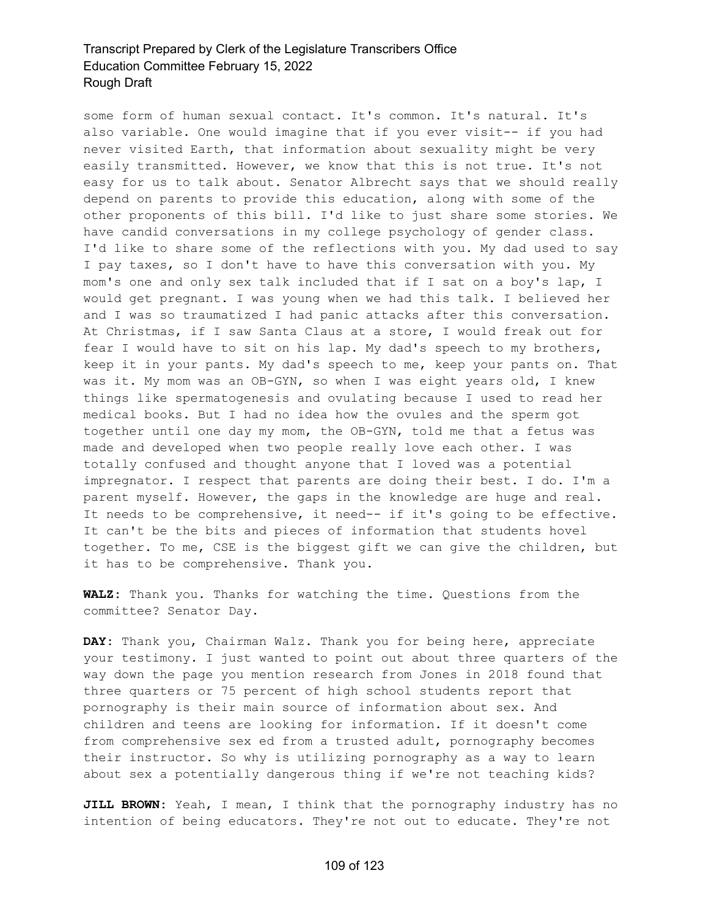some form of human sexual contact. It's common. It's natural. It's also variable. One would imagine that if you ever visit-- if you had never visited Earth, that information about sexuality might be very easily transmitted. However, we know that this is not true. It's not easy for us to talk about. Senator Albrecht says that we should really depend on parents to provide this education, along with some of the other proponents of this bill. I'd like to just share some stories. We have candid conversations in my college psychology of gender class. I'd like to share some of the reflections with you. My dad used to say I pay taxes, so I don't have to have this conversation with you. My mom's one and only sex talk included that if I sat on a boy's lap, I would get pregnant. I was young when we had this talk. I believed her and I was so traumatized I had panic attacks after this conversation. At Christmas, if I saw Santa Claus at a store, I would freak out for fear I would have to sit on his lap. My dad's speech to my brothers, keep it in your pants. My dad's speech to me, keep your pants on. That was it. My mom was an OB-GYN, so when I was eight years old, I knew things like spermatogenesis and ovulating because I used to read her medical books. But I had no idea how the ovules and the sperm got together until one day my mom, the OB-GYN, told me that a fetus was made and developed when two people really love each other. I was totally confused and thought anyone that I loved was a potential impregnator. I respect that parents are doing their best. I do. I'm a parent myself. However, the gaps in the knowledge are huge and real. It needs to be comprehensive, it need-- if it's going to be effective. It can't be the bits and pieces of information that students hovel together. To me, CSE is the biggest gift we can give the children, but it has to be comprehensive. Thank you.

**WALZ:** Thank you. Thanks for watching the time. Questions from the committee? Senator Day.

**DAY:** Thank you, Chairman Walz. Thank you for being here, appreciate your testimony. I just wanted to point out about three quarters of the way down the page you mention research from Jones in 2018 found that three quarters or 75 percent of high school students report that pornography is their main source of information about sex. And children and teens are looking for information. If it doesn't come from comprehensive sex ed from a trusted adult, pornography becomes their instructor. So why is utilizing pornography as a way to learn about sex a potentially dangerous thing if we're not teaching kids?

**JILL BROWN:** Yeah, I mean, I think that the pornography industry has no intention of being educators. They're not out to educate. They're not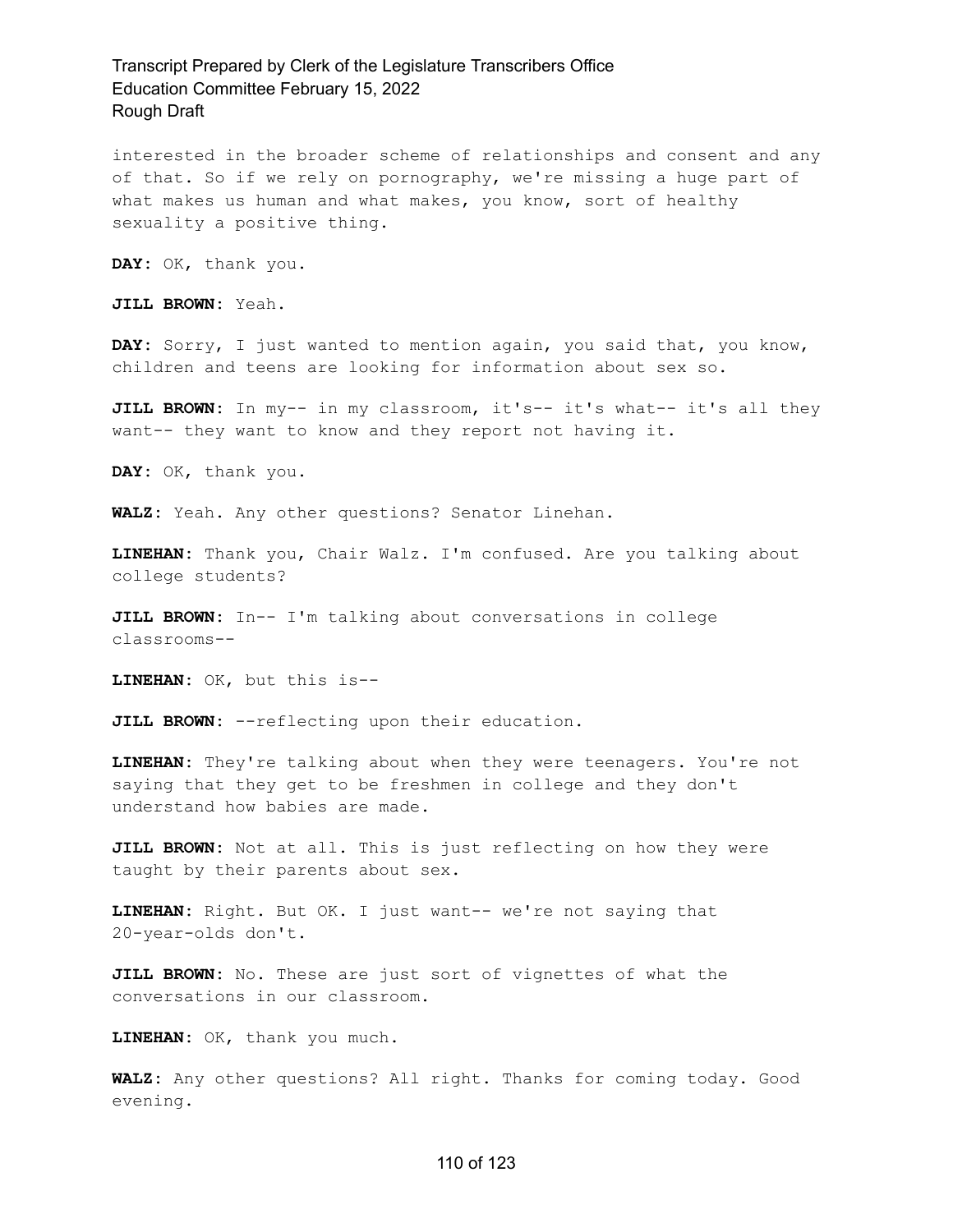interested in the broader scheme of relationships and consent and any of that. So if we rely on pornography, we're missing a huge part of what makes us human and what makes, you know, sort of healthy sexuality a positive thing.

**DAY:** OK, thank you.

**JILL BROWN:** Yeah.

**DAY:** Sorry, I just wanted to mention again, you said that, you know, children and teens are looking for information about sex so.

**JILL BROWN:** In my-- in my classroom, it's-- it's what-- it's all they want-- they want to know and they report not having it.

**DAY:** OK, thank you.

**WALZ:** Yeah. Any other questions? Senator Linehan.

**LINEHAN:** Thank you, Chair Walz. I'm confused. Are you talking about college students?

**JILL BROWN:** In-- I'm talking about conversations in college classrooms--

**LINEHAN:** OK, but this is--

**JILL BROWN:** --reflecting upon their education.

**LINEHAN:** They're talking about when they were teenagers. You're not saying that they get to be freshmen in college and they don't understand how babies are made.

**JILL BROWN:** Not at all. This is just reflecting on how they were taught by their parents about sex.

**LINEHAN:** Right. But OK. I just want-- we're not saying that 20-year-olds don't.

**JILL BROWN:** No. These are just sort of vignettes of what the conversations in our classroom.

**LINEHAN:** OK, thank you much.

**WALZ:** Any other questions? All right. Thanks for coming today. Good evening.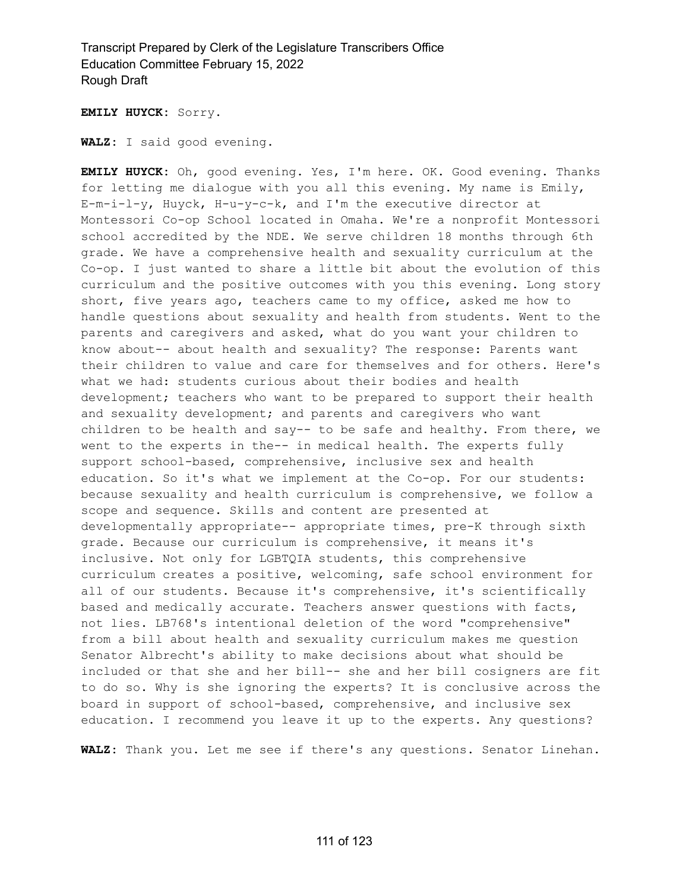**EMILY HUYCK:** Sorry.

**WALZ:** I said good evening.

**EMILY HUYCK:** Oh, good evening. Yes, I'm here. OK. Good evening. Thanks for letting me dialogue with you all this evening. My name is Emily, E-m-i-l-y, Huyck, H-u-y-c-k, and I'm the executive director at Montessori Co-op School located in Omaha. We're a nonprofit Montessori school accredited by the NDE. We serve children 18 months through 6th grade. We have a comprehensive health and sexuality curriculum at the Co-op. I just wanted to share a little bit about the evolution of this curriculum and the positive outcomes with you this evening. Long story short, five years ago, teachers came to my office, asked me how to handle questions about sexuality and health from students. Went to the parents and caregivers and asked, what do you want your children to know about-- about health and sexuality? The response: Parents want their children to value and care for themselves and for others. Here's what we had: students curious about their bodies and health development; teachers who want to be prepared to support their health and sexuality development; and parents and caregivers who want children to be health and say-- to be safe and healthy. From there, we went to the experts in the-- in medical health. The experts fully support school-based, comprehensive, inclusive sex and health education. So it's what we implement at the Co-op. For our students: because sexuality and health curriculum is comprehensive, we follow a scope and sequence. Skills and content are presented at developmentally appropriate-- appropriate times, pre-K through sixth grade. Because our curriculum is comprehensive, it means it's inclusive. Not only for LGBTQIA students, this comprehensive curriculum creates a positive, welcoming, safe school environment for all of our students. Because it's comprehensive, it's scientifically based and medically accurate. Teachers answer questions with facts, not lies. LB768's intentional deletion of the word "comprehensive" from a bill about health and sexuality curriculum makes me question Senator Albrecht's ability to make decisions about what should be included or that she and her bill-- she and her bill cosigners are fit to do so. Why is she ignoring the experts? It is conclusive across the board in support of school-based, comprehensive, and inclusive sex education. I recommend you leave it up to the experts. Any questions?

**WALZ:** Thank you. Let me see if there's any questions. Senator Linehan.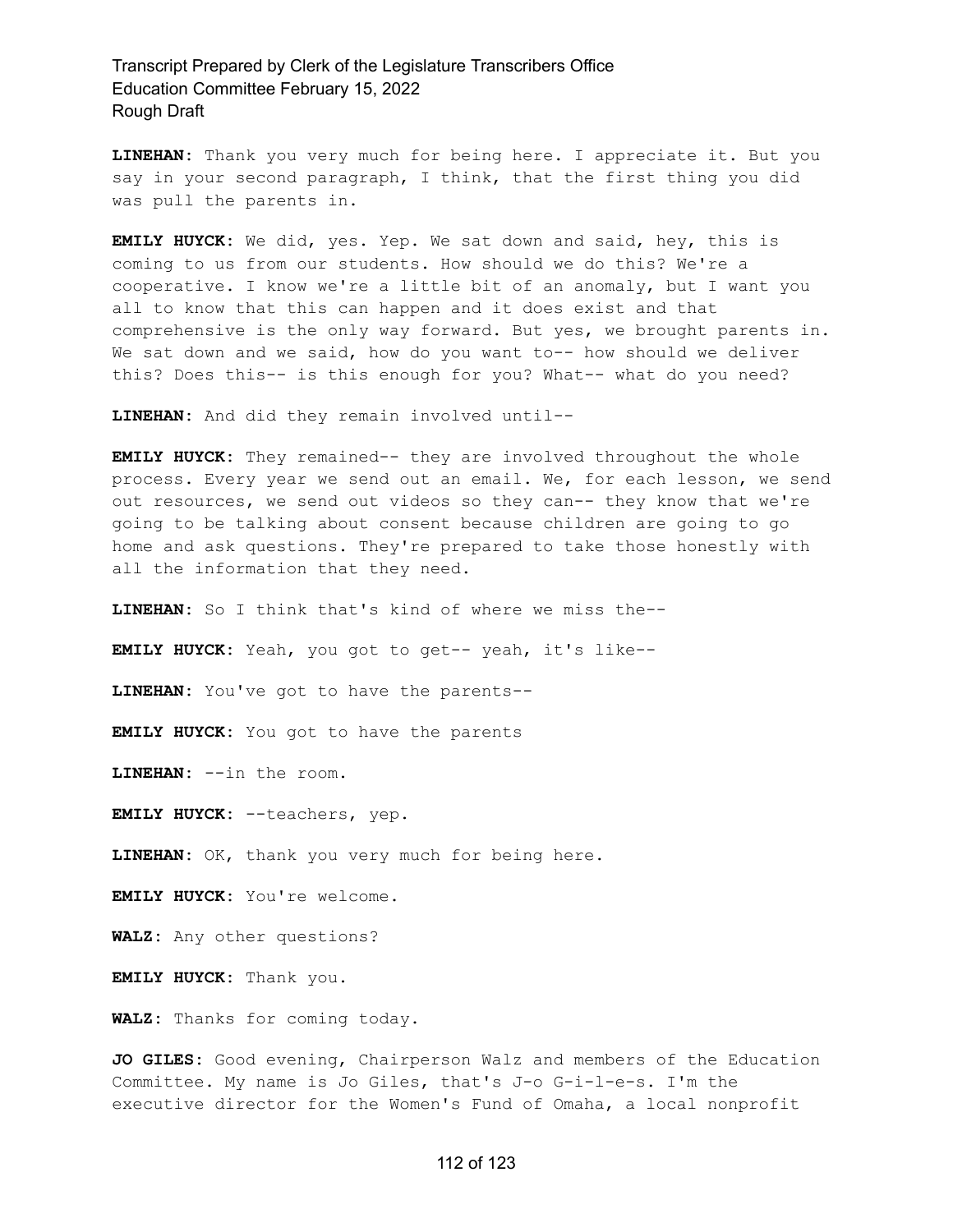**LINEHAN:** Thank you very much for being here. I appreciate it. But you say in your second paragraph, I think, that the first thing you did was pull the parents in.

**EMILY HUYCK:** We did, yes. Yep. We sat down and said, hey, this is coming to us from our students. How should we do this? We're a cooperative. I know we're a little bit of an anomaly, but I want you all to know that this can happen and it does exist and that comprehensive is the only way forward. But yes, we brought parents in. We sat down and we said, how do you want to-- how should we deliver this? Does this-- is this enough for you? What-- what do you need?

**LINEHAN:** And did they remain involved until--

**EMILY HUYCK:** They remained-- they are involved throughout the whole process. Every year we send out an email. We, for each lesson, we send out resources, we send out videos so they can-- they know that we're going to be talking about consent because children are going to go home and ask questions. They're prepared to take those honestly with all the information that they need.

**LINEHAN:** So I think that's kind of where we miss the--

**EMILY HUYCK:** Yeah, you got to get-- yeah, it's like--

**LINEHAN:** You've got to have the parents--

**EMILY HUYCK:** You got to have the parents

**LINEHAN:** --in the room.

**EMILY HUYCK:** --teachers, yep.

**LINEHAN:** OK, thank you very much for being here.

**EMILY HUYCK:** You're welcome.

**WALZ:** Any other questions?

**EMILY HUYCK:** Thank you.

**WALZ:** Thanks for coming today.

**JO GILES:** Good evening, Chairperson Walz and members of the Education Committee. My name is Jo Giles, that's J-o G-i-l-e-s. I'm the executive director for the Women's Fund of Omaha, a local nonprofit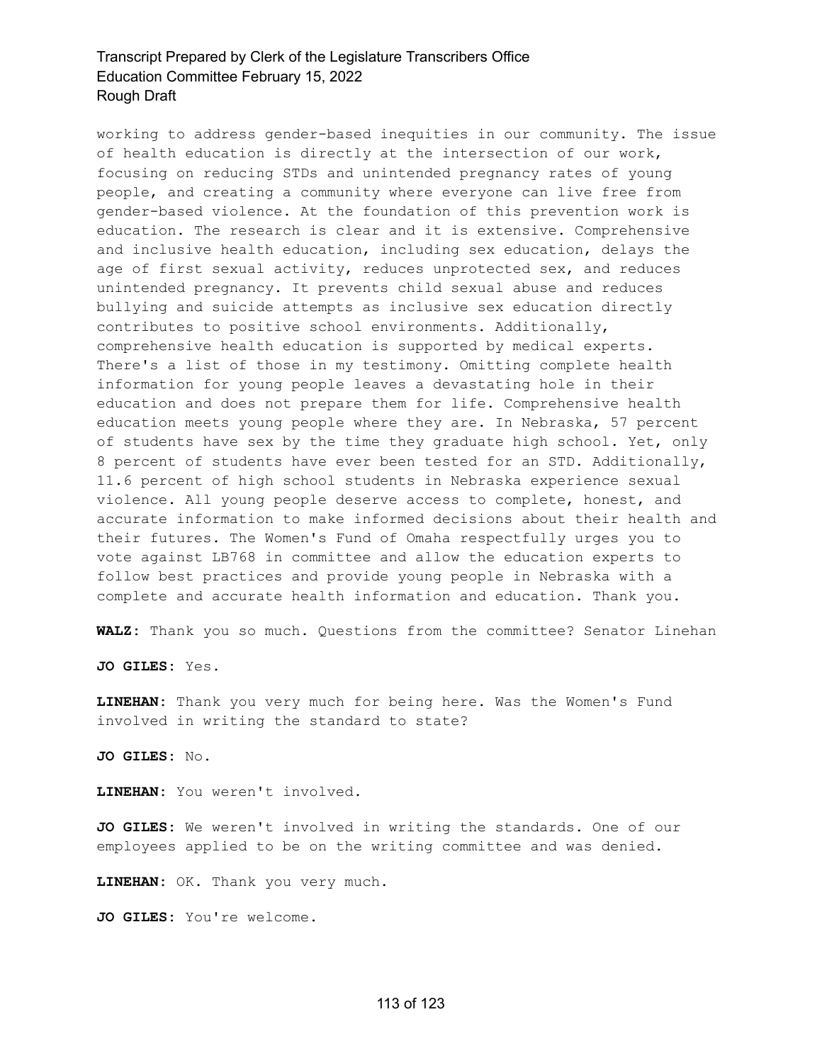working to address gender-based inequities in our community. The issue of health education is directly at the intersection of our work, focusing on reducing STDs and unintended pregnancy rates of young people, and creating a community where everyone can live free from gender-based violence. At the foundation of this prevention work is education. The research is clear and it is extensive. Comprehensive and inclusive health education, including sex education, delays the age of first sexual activity, reduces unprotected sex, and reduces unintended pregnancy. It prevents child sexual abuse and reduces bullying and suicide attempts as inclusive sex education directly contributes to positive school environments. Additionally, comprehensive health education is supported by medical experts. There's a list of those in my testimony. Omitting complete health information for young people leaves a devastating hole in their education and does not prepare them for life. Comprehensive health education meets young people where they are. In Nebraska, 57 percent of students have sex by the time they graduate high school. Yet, only 8 percent of students have ever been tested for an STD. Additionally, 11.6 percent of high school students in Nebraska experience sexual violence. All young people deserve access to complete, honest, and accurate information to make informed decisions about their health and their futures. The Women's Fund of Omaha respectfully urges you to vote against LB768 in committee and allow the education experts to follow best practices and provide young people in Nebraska with a complete and accurate health information and education. Thank you.

**WALZ:** Thank you so much. Questions from the committee? Senator Linehan

**JO GILES:** Yes.

**LINEHAN:** Thank you very much for being here. Was the Women's Fund involved in writing the standard to state?

**JO GILES:** No.

**LINEHAN:** You weren't involved.

**JO GILES:** We weren't involved in writing the standards. One of our employees applied to be on the writing committee and was denied.

**LINEHAN:** OK. Thank you very much.

**JO GILES:** You're welcome.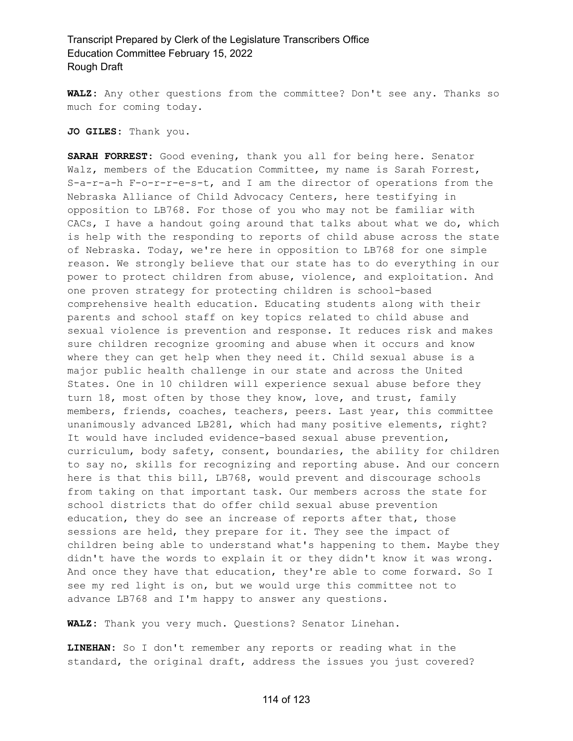**WALZ:** Any other questions from the committee? Don't see any. Thanks so much for coming today.

**JO GILES:** Thank you.

**SARAH FORREST:** Good evening, thank you all for being here. Senator Walz, members of the Education Committee, my name is Sarah Forrest, S-a-r-a-h F-o-r-r-e-s-t, and I am the director of operations from the Nebraska Alliance of Child Advocacy Centers, here testifying in opposition to LB768. For those of you who may not be familiar with CACs, I have a handout going around that talks about what we do, which is help with the responding to reports of child abuse across the state of Nebraska. Today, we're here in opposition to LB768 for one simple reason. We strongly believe that our state has to do everything in our power to protect children from abuse, violence, and exploitation. And one proven strategy for protecting children is school-based comprehensive health education. Educating students along with their parents and school staff on key topics related to child abuse and sexual violence is prevention and response. It reduces risk and makes sure children recognize grooming and abuse when it occurs and know where they can get help when they need it. Child sexual abuse is a major public health challenge in our state and across the United States. One in 10 children will experience sexual abuse before they turn 18, most often by those they know, love, and trust, family members, friends, coaches, teachers, peers. Last year, this committee unanimously advanced LB281, which had many positive elements, right? It would have included evidence-based sexual abuse prevention, curriculum, body safety, consent, boundaries, the ability for children to say no, skills for recognizing and reporting abuse. And our concern here is that this bill, LB768, would prevent and discourage schools from taking on that important task. Our members across the state for school districts that do offer child sexual abuse prevention education, they do see an increase of reports after that, those sessions are held, they prepare for it. They see the impact of children being able to understand what's happening to them. Maybe they didn't have the words to explain it or they didn't know it was wrong. And once they have that education, they're able to come forward. So I see my red light is on, but we would urge this committee not to advance LB768 and I'm happy to answer any questions.

**WALZ:** Thank you very much. Questions? Senator Linehan.

**LINEHAN:** So I don't remember any reports or reading what in the standard, the original draft, address the issues you just covered?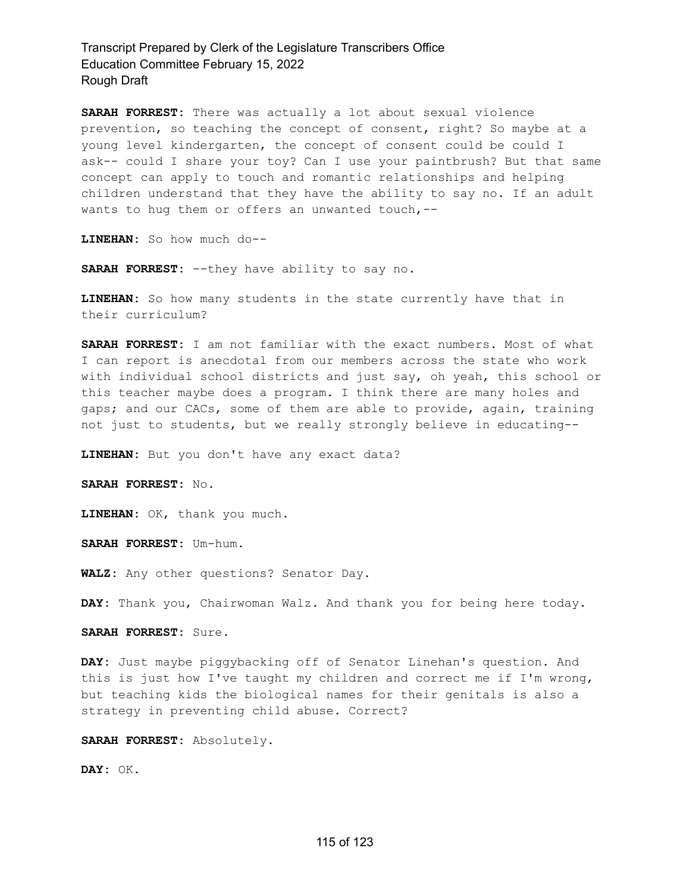**SARAH FORREST:** There was actually a lot about sexual violence prevention, so teaching the concept of consent, right? So maybe at a young level kindergarten, the concept of consent could be could I ask-- could I share your toy? Can I use your paintbrush? But that same concept can apply to touch and romantic relationships and helping children understand that they have the ability to say no. If an adult wants to hug them or offers an unwanted touch,--

**LINEHAN:** So how much do--

**SARAH FORREST:** --they have ability to say no.

**LINEHAN:** So how many students in the state currently have that in their curriculum?

**SARAH FORREST:** I am not familiar with the exact numbers. Most of what I can report is anecdotal from our members across the state who work with individual school districts and just say, oh yeah, this school or this teacher maybe does a program. I think there are many holes and gaps; and our CACs, some of them are able to provide, again, training not just to students, but we really strongly believe in educating--

**LINEHAN:** But you don't have any exact data?

**SARAH FORREST:** No.

**LINEHAN:** OK, thank you much.

**SARAH FORREST:** Um-hum.

**WALZ:** Any other questions? Senator Day.

**DAY:** Thank you, Chairwoman Walz. And thank you for being here today.

**SARAH FORREST:** Sure.

**DAY:** Just maybe piggybacking off of Senator Linehan's question. And this is just how I've taught my children and correct me if I'm wrong, but teaching kids the biological names for their genitals is also a strategy in preventing child abuse. Correct?

**SARAH FORREST:** Absolutely.

**DAY:** OK.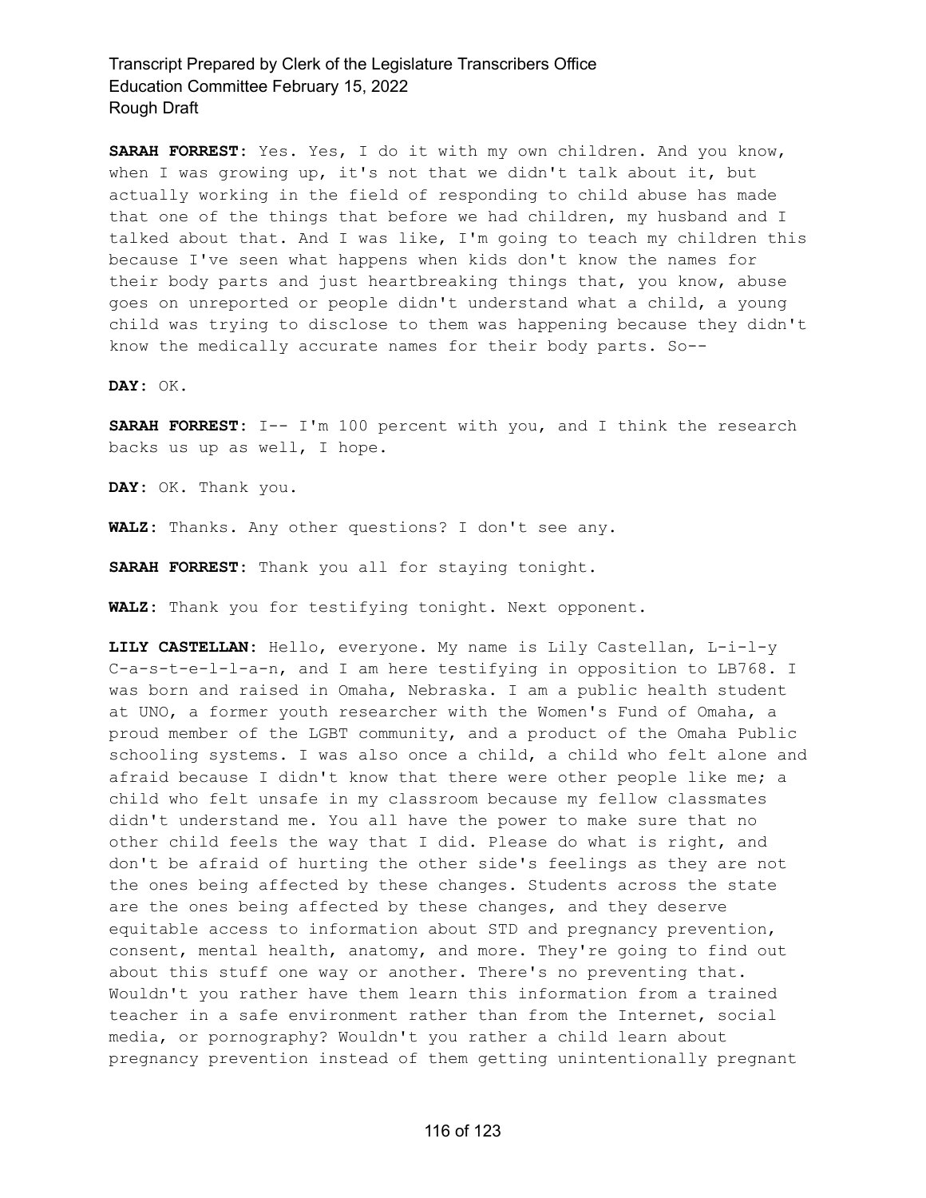**SARAH FORREST:** Yes. Yes, I do it with my own children. And you know, when I was growing up, it's not that we didn't talk about it, but actually working in the field of responding to child abuse has made that one of the things that before we had children, my husband and I talked about that. And I was like, I'm going to teach my children this because I've seen what happens when kids don't know the names for their body parts and just heartbreaking things that, you know, abuse goes on unreported or people didn't understand what a child, a young child was trying to disclose to them was happening because they didn't know the medically accurate names for their body parts. So--

**DAY:** OK.

**SARAH FORREST:** I-- I'm 100 percent with you, and I think the research backs us up as well, I hope.

**DAY:** OK. Thank you.

**WALZ:** Thanks. Any other questions? I don't see any.

**SARAH FORREST:** Thank you all for staying tonight.

**WALZ:** Thank you for testifying tonight. Next opponent.

**LILY CASTELLAN:** Hello, everyone. My name is Lily Castellan, L-i-l-y C-a-s-t-e-l-l-a-n, and I am here testifying in opposition to LB768. I was born and raised in Omaha, Nebraska. I am a public health student at UNO, a former youth researcher with the Women's Fund of Omaha, a proud member of the LGBT community, and a product of the Omaha Public schooling systems. I was also once a child, a child who felt alone and afraid because I didn't know that there were other people like me; a child who felt unsafe in my classroom because my fellow classmates didn't understand me. You all have the power to make sure that no other child feels the way that I did. Please do what is right, and don't be afraid of hurting the other side's feelings as they are not the ones being affected by these changes. Students across the state are the ones being affected by these changes, and they deserve equitable access to information about STD and pregnancy prevention, consent, mental health, anatomy, and more. They're going to find out about this stuff one way or another. There's no preventing that. Wouldn't you rather have them learn this information from a trained teacher in a safe environment rather than from the Internet, social media, or pornography? Wouldn't you rather a child learn about pregnancy prevention instead of them getting unintentionally pregnant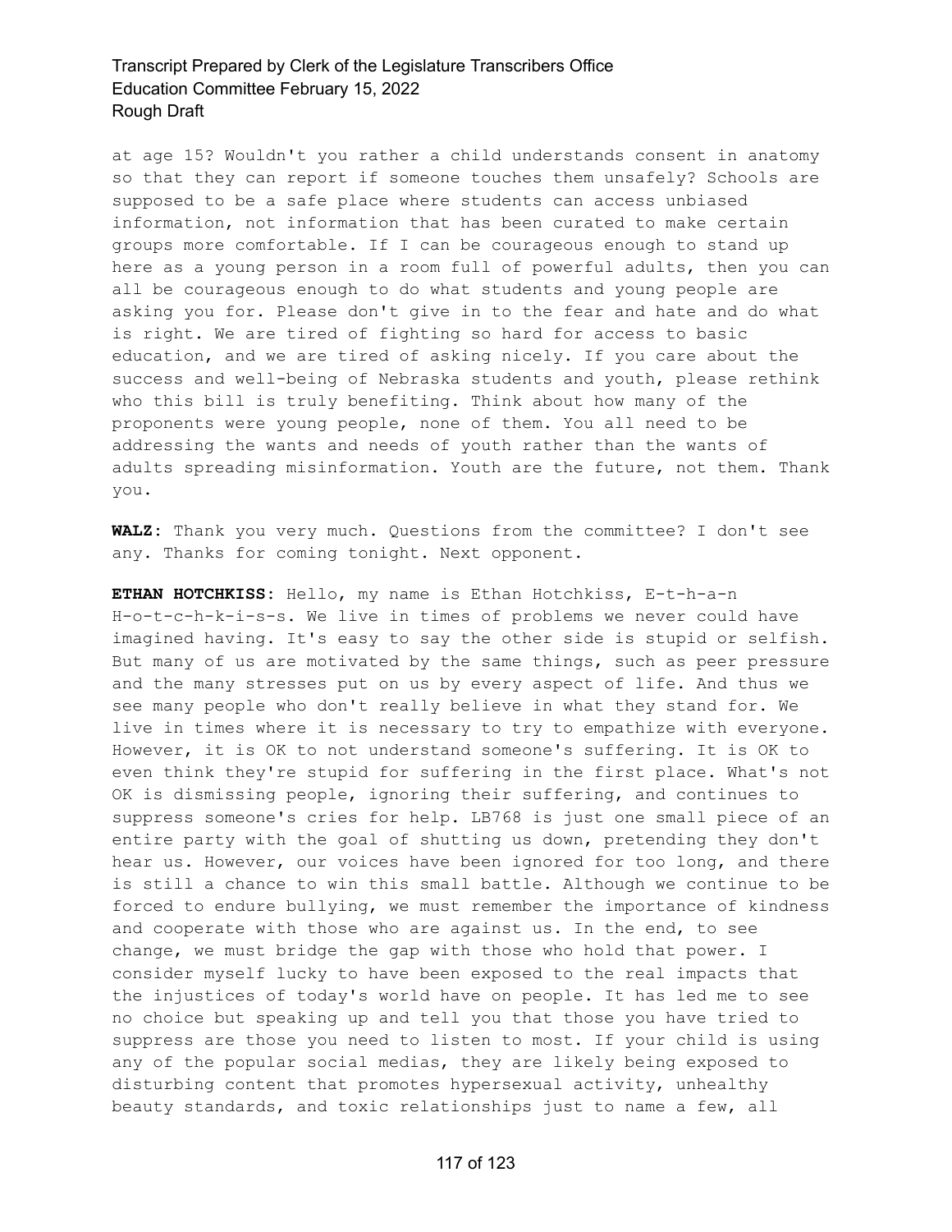at age 15? Wouldn't you rather a child understands consent in anatomy so that they can report if someone touches them unsafely? Schools are supposed to be a safe place where students can access unbiased information, not information that has been curated to make certain groups more comfortable. If I can be courageous enough to stand up here as a young person in a room full of powerful adults, then you can all be courageous enough to do what students and young people are asking you for. Please don't give in to the fear and hate and do what is right. We are tired of fighting so hard for access to basic education, and we are tired of asking nicely. If you care about the success and well-being of Nebraska students and youth, please rethink who this bill is truly benefiting. Think about how many of the proponents were young people, none of them. You all need to be addressing the wants and needs of youth rather than the wants of adults spreading misinformation. Youth are the future, not them. Thank you.

**WALZ:** Thank you very much. Questions from the committee? I don't see any. Thanks for coming tonight. Next opponent.

**ETHAN HOTCHKISS:** Hello, my name is Ethan Hotchkiss, E-t-h-a-n H-o-t-c-h-k-i-s-s. We live in times of problems we never could have imagined having. It's easy to say the other side is stupid or selfish. But many of us are motivated by the same things, such as peer pressure and the many stresses put on us by every aspect of life. And thus we see many people who don't really believe in what they stand for. We live in times where it is necessary to try to empathize with everyone. However, it is OK to not understand someone's suffering. It is OK to even think they're stupid for suffering in the first place. What's not OK is dismissing people, ignoring their suffering, and continues to suppress someone's cries for help. LB768 is just one small piece of an entire party with the goal of shutting us down, pretending they don't hear us. However, our voices have been ignored for too long, and there is still a chance to win this small battle. Although we continue to be forced to endure bullying, we must remember the importance of kindness and cooperate with those who are against us. In the end, to see change, we must bridge the gap with those who hold that power. I consider myself lucky to have been exposed to the real impacts that the injustices of today's world have on people. It has led me to see no choice but speaking up and tell you that those you have tried to suppress are those you need to listen to most. If your child is using any of the popular social medias, they are likely being exposed to disturbing content that promotes hypersexual activity, unhealthy beauty standards, and toxic relationships just to name a few, all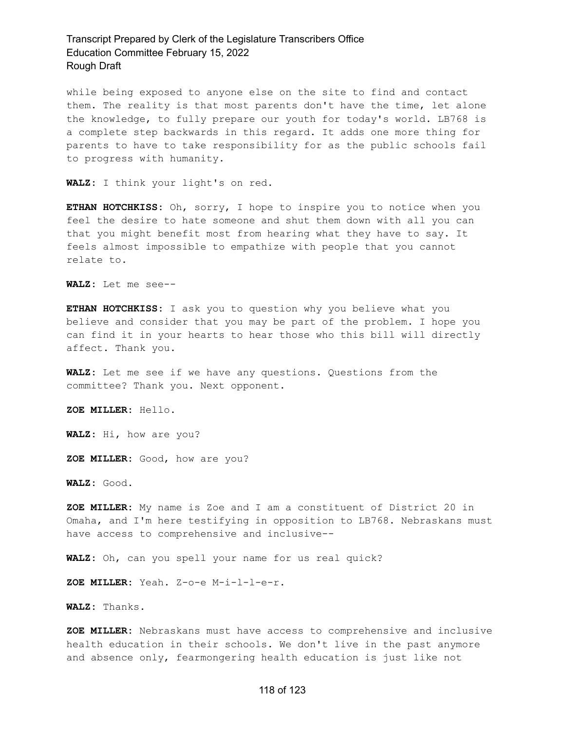while being exposed to anyone else on the site to find and contact them. The reality is that most parents don't have the time, let alone the knowledge, to fully prepare our youth for today's world. LB768 is a complete step backwards in this regard. It adds one more thing for parents to have to take responsibility for as the public schools fail to progress with humanity.

**WALZ:** I think your light's on red.

**ETHAN HOTCHKISS:** Oh, sorry, I hope to inspire you to notice when you feel the desire to hate someone and shut them down with all you can that you might benefit most from hearing what they have to say. It feels almost impossible to empathize with people that you cannot relate to.

**WALZ:** Let me see--

**ETHAN HOTCHKISS:** I ask you to question why you believe what you believe and consider that you may be part of the problem. I hope you can find it in your hearts to hear those who this bill will directly affect. Thank you.

**WALZ:** Let me see if we have any questions. Questions from the committee? Thank you. Next opponent.

**ZOE MILLER:** Hello.

**WALZ:** Hi, how are you?

**ZOE MILLER:** Good, how are you?

**WALZ:** Good.

**ZOE MILLER:** My name is Zoe and I am a constituent of District 20 in Omaha, and I'm here testifying in opposition to LB768. Nebraskans must have access to comprehensive and inclusive--

**WALZ:** Oh, can you spell your name for us real quick?

**ZOE MILLER:** Yeah. Z-o-e M-i-l-l-e-r.

**WALZ:** Thanks.

**ZOE MILLER:** Nebraskans must have access to comprehensive and inclusive health education in their schools. We don't live in the past anymore and absence only, fearmongering health education is just like not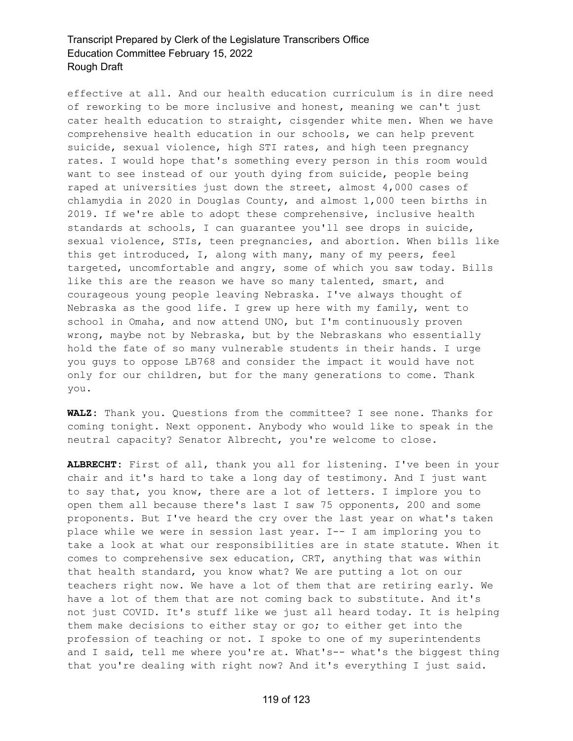effective at all. And our health education curriculum is in dire need of reworking to be more inclusive and honest, meaning we can't just cater health education to straight, cisgender white men. When we have comprehensive health education in our schools, we can help prevent suicide, sexual violence, high STI rates, and high teen pregnancy rates. I would hope that's something every person in this room would want to see instead of our youth dying from suicide, people being raped at universities just down the street, almost 4,000 cases of chlamydia in 2020 in Douglas County, and almost 1,000 teen births in 2019. If we're able to adopt these comprehensive, inclusive health standards at schools, I can guarantee you'll see drops in suicide, sexual violence, STIs, teen pregnancies, and abortion. When bills like this get introduced, I, along with many, many of my peers, feel targeted, uncomfortable and angry, some of which you saw today. Bills like this are the reason we have so many talented, smart, and courageous young people leaving Nebraska. I've always thought of Nebraska as the good life. I grew up here with my family, went to school in Omaha, and now attend UNO, but I'm continuously proven wrong, maybe not by Nebraska, but by the Nebraskans who essentially hold the fate of so many vulnerable students in their hands. I urge you guys to oppose LB768 and consider the impact it would have not only for our children, but for the many generations to come. Thank you.

**WALZ:** Thank you. Questions from the committee? I see none. Thanks for coming tonight. Next opponent. Anybody who would like to speak in the neutral capacity? Senator Albrecht, you're welcome to close.

**ALBRECHT:** First of all, thank you all for listening. I've been in your chair and it's hard to take a long day of testimony. And I just want to say that, you know, there are a lot of letters. I implore you to open them all because there's last I saw 75 opponents, 200 and some proponents. But I've heard the cry over the last year on what's taken place while we were in session last year. I-- I am imploring you to take a look at what our responsibilities are in state statute. When it comes to comprehensive sex education, CRT, anything that was within that health standard, you know what? We are putting a lot on our teachers right now. We have a lot of them that are retiring early. We have a lot of them that are not coming back to substitute. And it's not just COVID. It's stuff like we just all heard today. It is helping them make decisions to either stay or go; to either get into the profession of teaching or not. I spoke to one of my superintendents and I said, tell me where you're at. What's-- what's the biggest thing that you're dealing with right now? And it's everything I just said.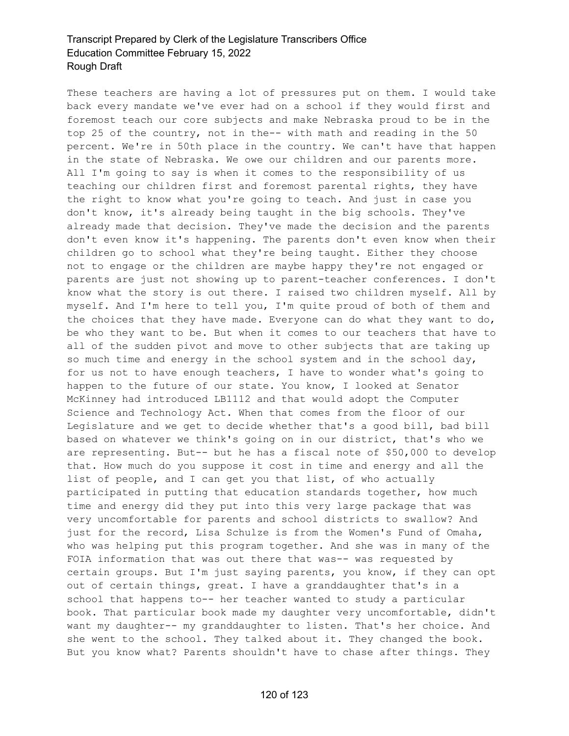These teachers are having a lot of pressures put on them. I would take back every mandate we've ever had on a school if they would first and foremost teach our core subjects and make Nebraska proud to be in the top 25 of the country, not in the-- with math and reading in the 50 percent. We're in 50th place in the country. We can't have that happen in the state of Nebraska. We owe our children and our parents more. All I'm going to say is when it comes to the responsibility of us teaching our children first and foremost parental rights, they have the right to know what you're going to teach. And just in case you don't know, it's already being taught in the big schools. They've already made that decision. They've made the decision and the parents don't even know it's happening. The parents don't even know when their children go to school what they're being taught. Either they choose not to engage or the children are maybe happy they're not engaged or parents are just not showing up to parent-teacher conferences. I don't know what the story is out there. I raised two children myself. All by myself. And I'm here to tell you, I'm quite proud of both of them and the choices that they have made. Everyone can do what they want to do, be who they want to be. But when it comes to our teachers that have to all of the sudden pivot and move to other subjects that are taking up so much time and energy in the school system and in the school day, for us not to have enough teachers, I have to wonder what's going to happen to the future of our state. You know, I looked at Senator McKinney had introduced LB1112 and that would adopt the Computer Science and Technology Act. When that comes from the floor of our Legislature and we get to decide whether that's a good bill, bad bill based on whatever we think's going on in our district, that's who we are representing. But-- but he has a fiscal note of $50,000 to develop that. How much do you suppose it cost in time and energy and all the list of people, and I can get you that list, of who actually participated in putting that education standards together, how much time and energy did they put into this very large package that was very uncomfortable for parents and school districts to swallow? And just for the record, Lisa Schulze is from the Women's Fund of Omaha, who was helping put this program together. And she was in many of the FOIA information that was out there that was-- was requested by certain groups. But I'm just saying parents, you know, if they can opt out of certain things, great. I have a granddaughter that's in a school that happens to-- her teacher wanted to study a particular book. That particular book made my daughter very uncomfortable, didn't want my daughter-- my granddaughter to listen. That's her choice. And she went to the school. They talked about it. They changed the book. But you know what? Parents shouldn't have to chase after things. They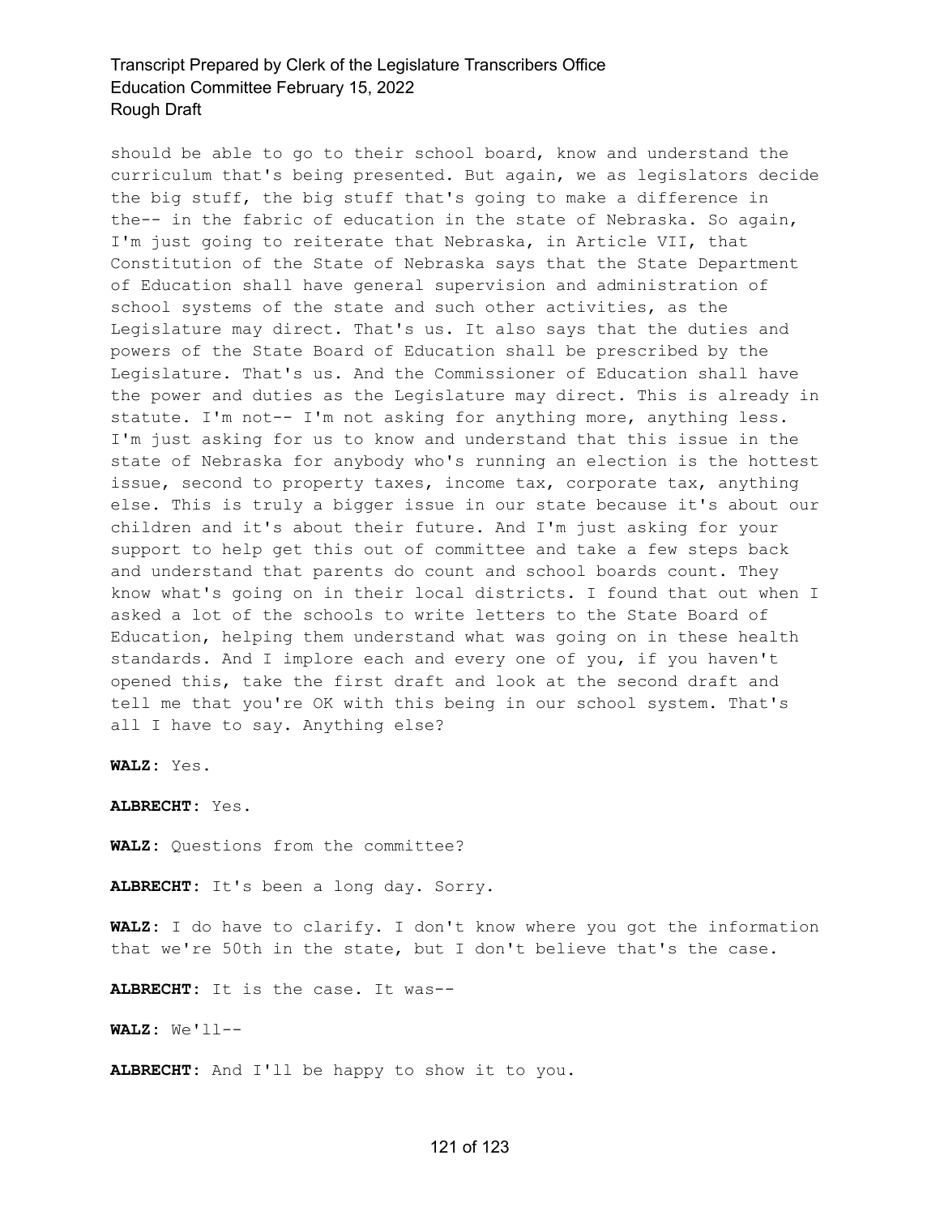should be able to go to their school board, know and understand the curriculum that's being presented. But again, we as legislators decide the big stuff, the big stuff that's going to make a difference in the-- in the fabric of education in the state of Nebraska. So again, I'm just going to reiterate that Nebraska, in Article VII, that Constitution of the State of Nebraska says that the State Department of Education shall have general supervision and administration of school systems of the state and such other activities, as the Legislature may direct. That's us. It also says that the duties and powers of the State Board of Education shall be prescribed by the Legislature. That's us. And the Commissioner of Education shall have the power and duties as the Legislature may direct. This is already in statute. I'm not-- I'm not asking for anything more, anything less. I'm just asking for us to know and understand that this issue in the state of Nebraska for anybody who's running an election is the hottest issue, second to property taxes, income tax, corporate tax, anything else. This is truly a bigger issue in our state because it's about our children and it's about their future. And I'm just asking for your support to help get this out of committee and take a few steps back and understand that parents do count and school boards count. They know what's going on in their local districts. I found that out when I asked a lot of the schools to write letters to the State Board of Education, helping them understand what was going on in these health standards. And I implore each and every one of you, if you haven't opened this, take the first draft and look at the second draft and tell me that you're OK with this being in our school system. That's all I have to say. Anything else?

**WALZ:** Yes.

**ALBRECHT:** Yes.

**WALZ:** Questions from the committee?

**ALBRECHT:** It's been a long day. Sorry.

**WALZ:** I do have to clarify. I don't know where you got the information that we're 50th in the state, but I don't believe that's the case.

**ALBRECHT:** It is the case. It was--

**WALZ:** We'll--

**ALBRECHT:** And I'll be happy to show it to you.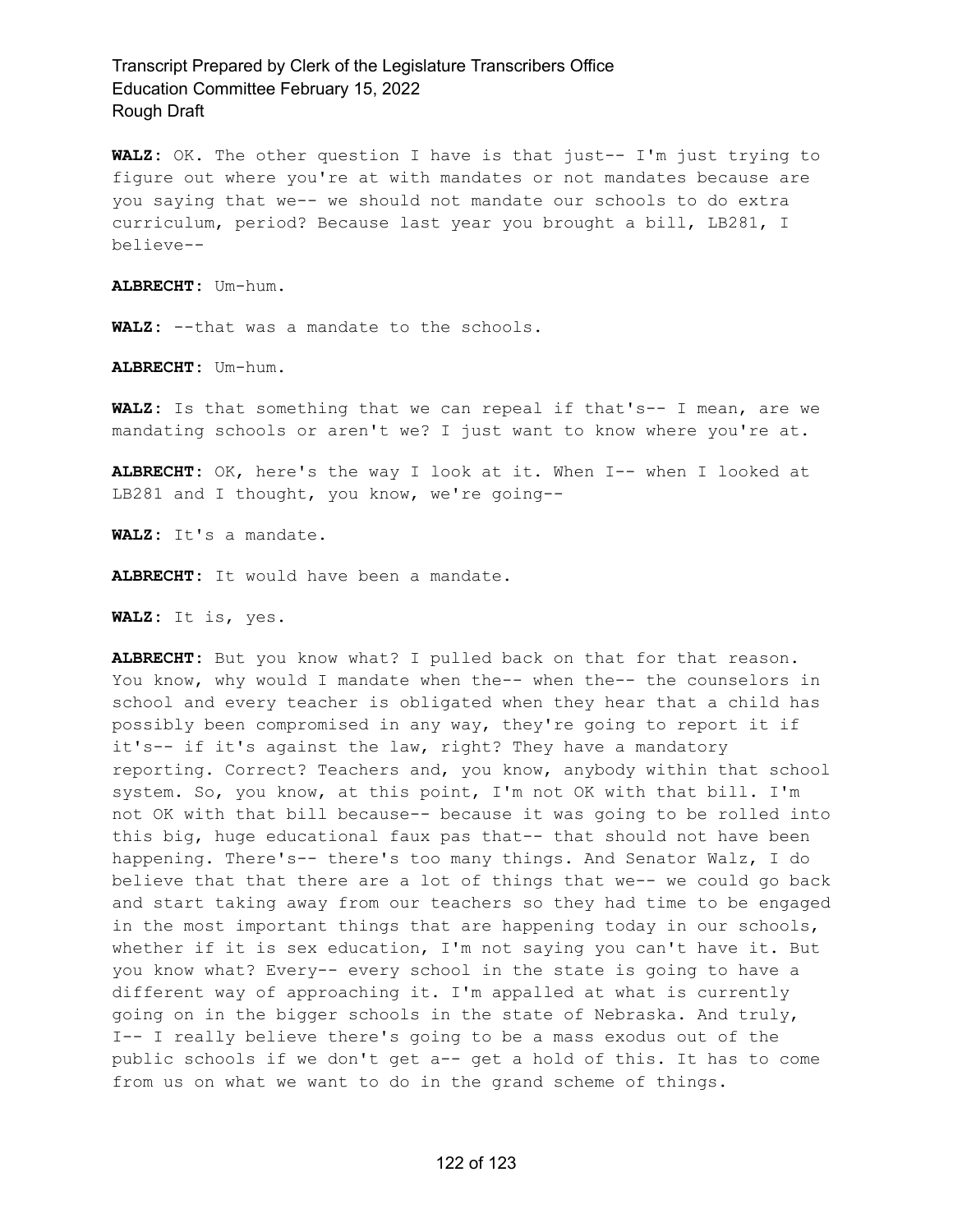**WALZ:** OK. The other question I have is that just-- I'm just trying to figure out where you're at with mandates or not mandates because are you saying that we-- we should not mandate our schools to do extra curriculum, period? Because last year you brought a bill, LB281, I believe--

**ALBRECHT:** Um-hum.

**WALZ:** --that was a mandate to the schools.

**ALBRECHT:** Um-hum.

**WALZ:** Is that something that we can repeal if that's-- I mean, are we mandating schools or aren't we? I just want to know where you're at.

**ALBRECHT:** OK, here's the way I look at it. When I-- when I looked at LB281 and I thought, you know, we're going--

**WALZ:** It's a mandate.

**ALBRECHT:** It would have been a mandate.

**WALZ:** It is, yes.

**ALBRECHT:** But you know what? I pulled back on that for that reason. You know, why would I mandate when the-- when the-- the counselors in school and every teacher is obligated when they hear that a child has possibly been compromised in any way, they're going to report it if it's-- if it's against the law, right? They have a mandatory reporting. Correct? Teachers and, you know, anybody within that school system. So, you know, at this point, I'm not OK with that bill. I'm not OK with that bill because-- because it was going to be rolled into this big, huge educational faux pas that-- that should not have been happening. There's-- there's too many things. And Senator Walz, I do believe that that there are a lot of things that we-- we could go back and start taking away from our teachers so they had time to be engaged in the most important things that are happening today in our schools, whether if it is sex education, I'm not saying you can't have it. But you know what? Every-- every school in the state is going to have a different way of approaching it. I'm appalled at what is currently going on in the bigger schools in the state of Nebraska. And truly, I-- I really believe there's going to be a mass exodus out of the public schools if we don't get a-- get a hold of this. It has to come from us on what we want to do in the grand scheme of things.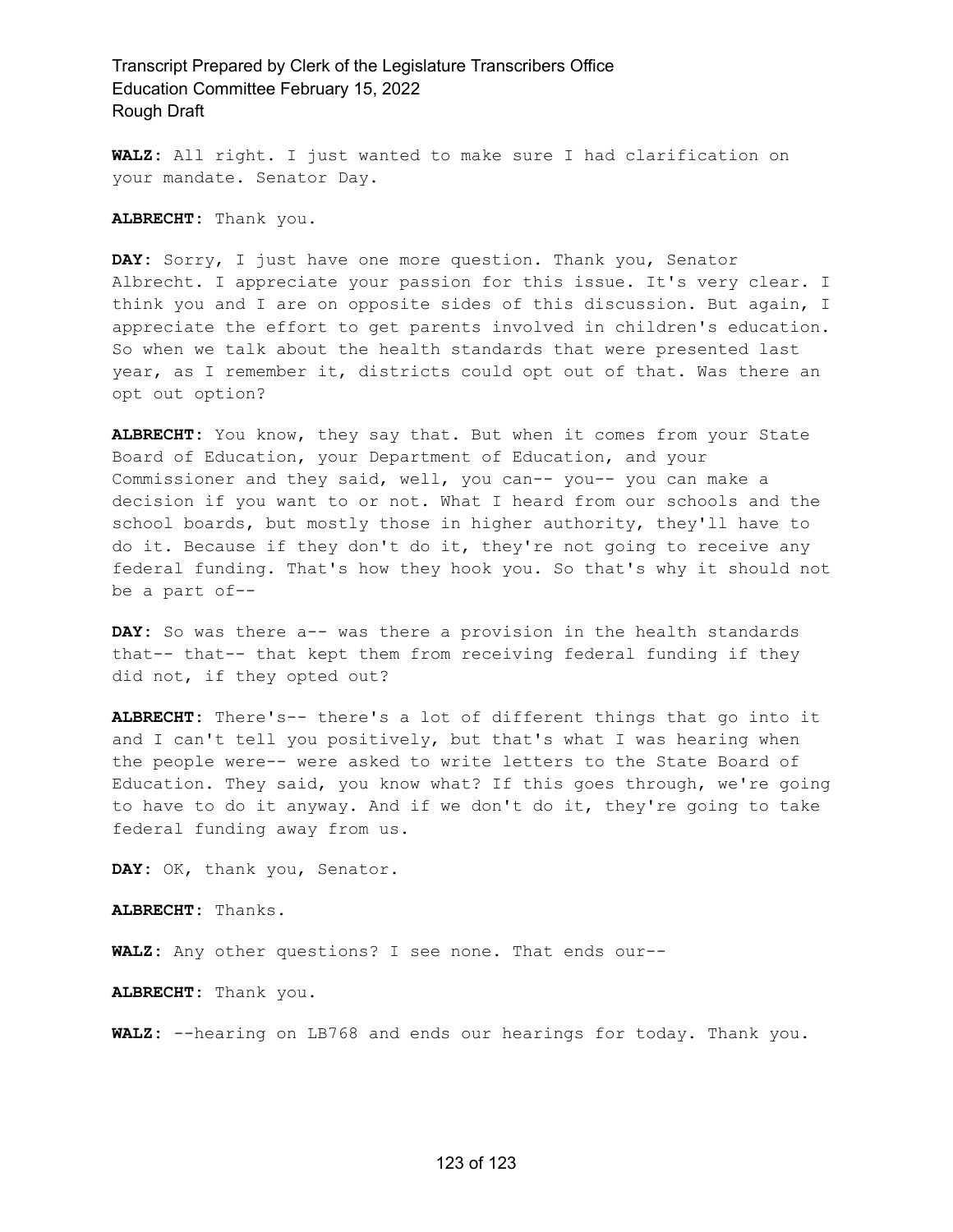**WALZ:** All right. I just wanted to make sure I had clarification on your mandate. Senator Day.

**ALBRECHT:** Thank you.

**DAY:** Sorry, I just have one more question. Thank you, Senator Albrecht. I appreciate your passion for this issue. It's very clear. I think you and I are on opposite sides of this discussion. But again, I appreciate the effort to get parents involved in children's education. So when we talk about the health standards that were presented last year, as I remember it, districts could opt out of that. Was there an opt out option?

**ALBRECHT:** You know, they say that. But when it comes from your State Board of Education, your Department of Education, and your Commissioner and they said, well, you can-- you-- you can make a decision if you want to or not. What I heard from our schools and the school boards, but mostly those in higher authority, they'll have to do it. Because if they don't do it, they're not going to receive any federal funding. That's how they hook you. So that's why it should not be a part of--

**DAY:** So was there a-- was there a provision in the health standards that-- that-- that kept them from receiving federal funding if they did not, if they opted out?

**ALBRECHT:** There's-- there's a lot of different things that go into it and I can't tell you positively, but that's what I was hearing when the people were-- were asked to write letters to the State Board of Education. They said, you know what? If this goes through, we're going to have to do it anyway. And if we don't do it, they're going to take federal funding away from us.

**DAY:** OK, thank you, Senator.

**ALBRECHT:** Thanks.

**WALZ:** Any other questions? I see none. That ends our--

**ALBRECHT:** Thank you.

**WALZ:** --hearing on LB768 and ends our hearings for today. Thank you.